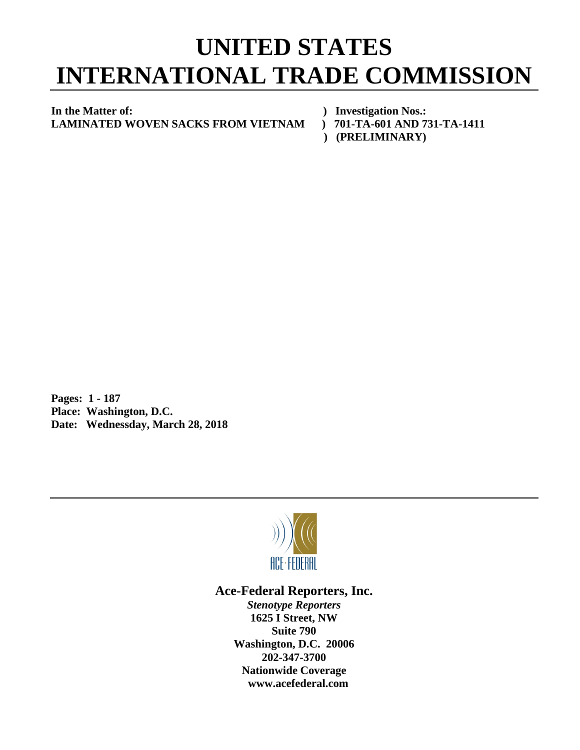# UNITED STATES INTERNATIONAL TRADE COMMISSION

**In the Matter of:** ) **Investigation Nos.:**
**LAMINATED WOVEN SACKS FROM VIETNAM** ) **701-TA-601 AND 731-TA-1411**
) **(PRELIMINARY)**

**Pages: 1 - 187**
**Place: Washington, D.C.**
**Date: Wednessday, March 28, 2018**

**Ace-Federal Reporters, Inc.**
***Stenotype Reporters***
**1625 I Street, NW**
**Suite 790**
**Washington, D.C. 20006**
**202-347-3700**
**Nationwide Coverage**
**www.acefederal.com**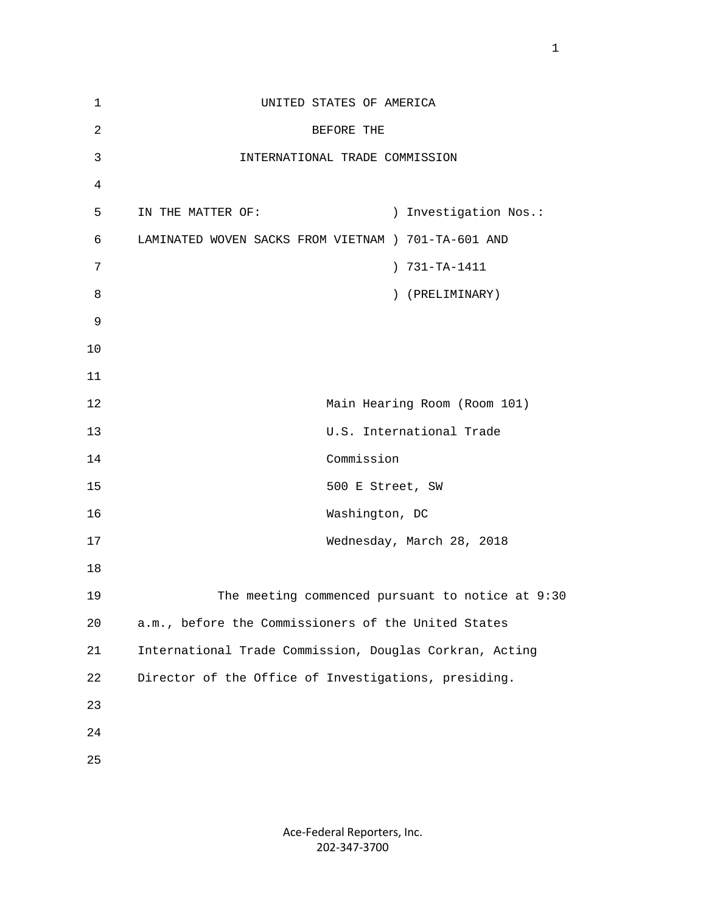UNITED STATES OF AMERICA

BEFORE THE

INTERNATIONAL TRADE COMMISSION

IN THE MATTER OF: ) Investigation Nos.:
LAMINATED WOVEN SACKS FROM VIETNAM ) 701-TA-601 AND
) 731-TA-1411
) (PRELIMINARY)

Main Hearing Room (Room 101)
U.S. International Trade
Commission
500 E Street, SW
Washington, DC
Wednesday, March 28, 2018

The meeting commenced pursuant to notice at 9:30 a.m., before the Commissioners of the United States International Trade Commission, Douglas Corkran, Acting Director of the Office of Investigations, presiding.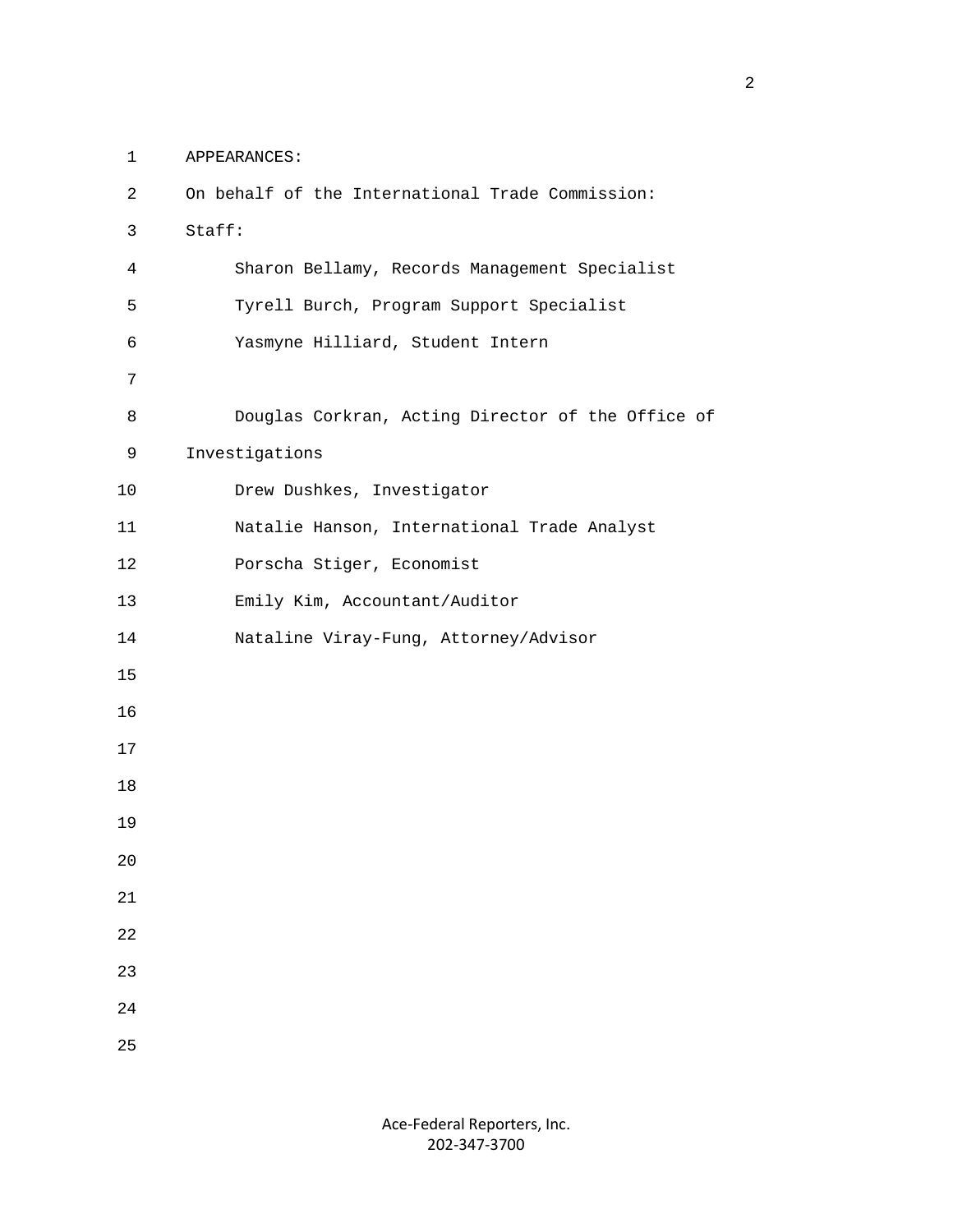APPEARANCES:

On behalf of the International Trade Commission:

Staff:

Sharon Bellamy, Records Management Specialist

Tyrell Burch, Program Support Specialist

Yasmyne Hilliard, Student Intern

Douglas Corkran, Acting Director of the Office of Investigations

Drew Dushkes, Investigator

Natalie Hanson, International Trade Analyst

Porscha Stiger, Economist

Emily Kim, Accountant/Auditor

Nataline Viray-Fung, Attorney/Advisor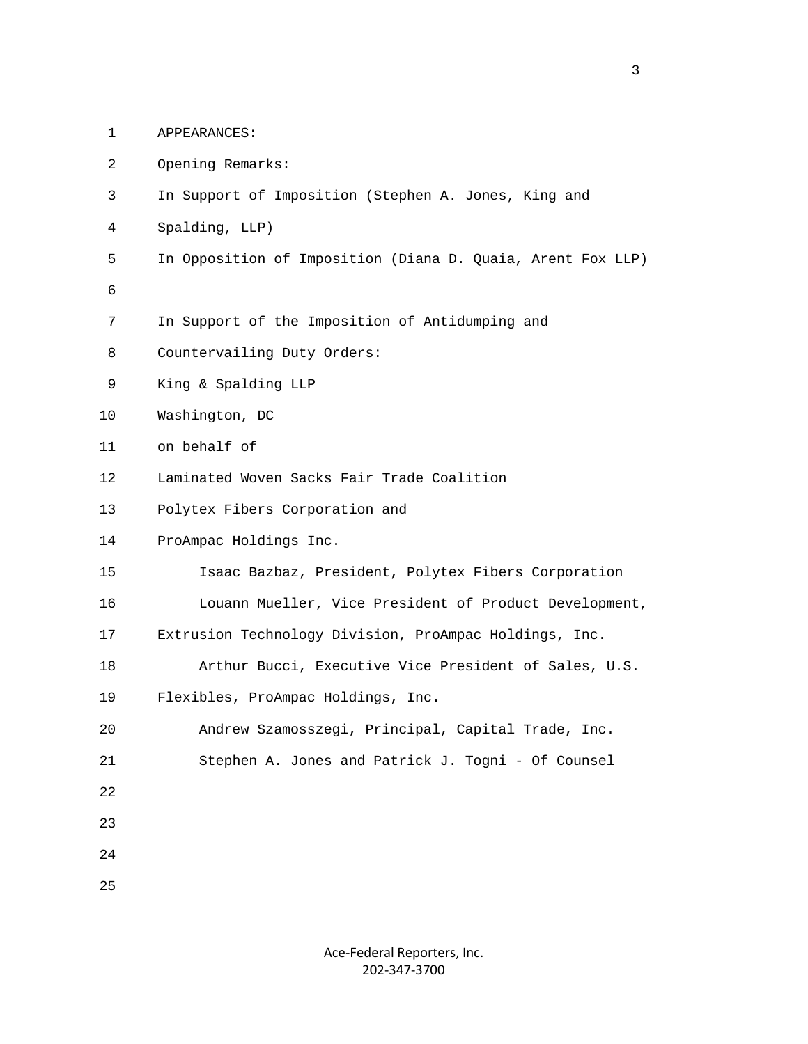APPEARANCES:

Opening Remarks:

In Support of Imposition (Stephen A. Jones, King and Spalding, LLP)

In Opposition of Imposition (Diana D. Quaia, Arent Fox LLP)

In Support of the Imposition of Antidumping and Countervailing Duty Orders:

King & Spalding LLP
Washington, DC
on behalf of

Laminated Woven Sacks Fair Trade Coalition
Polytex Fibers Corporation and
ProAmpac Holdings Inc.

Isaac Bazbaz, President, Polytex Fibers Corporation

Louann Mueller, Vice President of Product Development, Extrusion Technology Division, ProAmpac Holdings, Inc.

Arthur Bucci, Executive Vice President of Sales, U.S. Flexibles, ProAmpac Holdings, Inc.

Andrew Szamosszegi, Principal, Capital Trade, Inc.

Stephen A. Jones and Patrick J. Togni - Of Counsel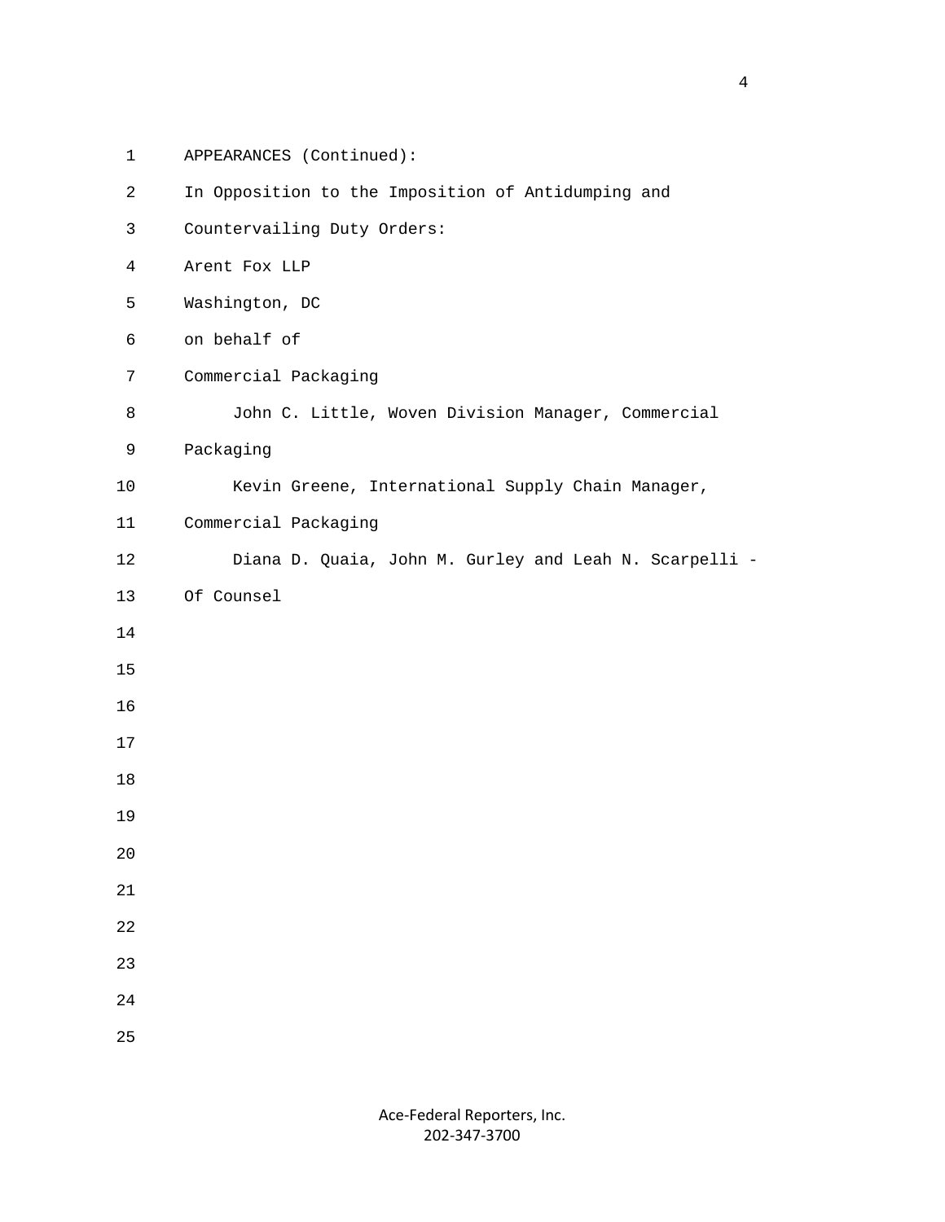APPEARANCES (Continued):

In Opposition to the Imposition of Antidumping and Countervailing Duty Orders:

Arent Fox LLP
Washington, DC
on behalf of

Commercial Packaging

John C. Little, Woven Division Manager, Commercial Packaging

Kevin Greene, International Supply Chain Manager, Commercial Packaging

Diana D. Quaia, John M. Gurley and Leah N. Scarpelli - Of Counsel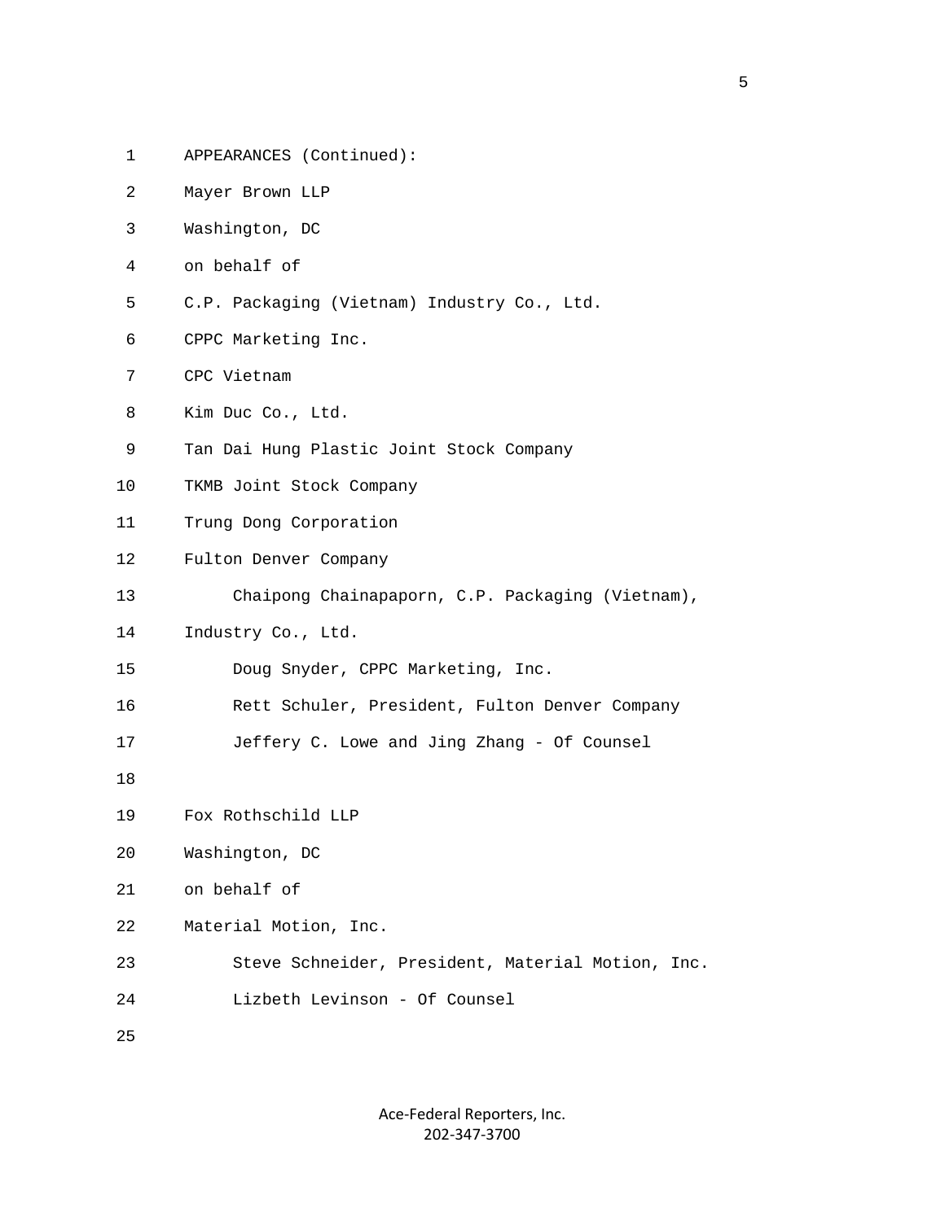APPEARANCES (Continued):

Mayer Brown LLP
Washington, DC
on behalf of
C.P. Packaging (Vietnam) Industry Co., Ltd.
CPPC Marketing Inc.
CPC Vietnam
Kim Duc Co., Ltd.
Tan Dai Hung Plastic Joint Stock Company
TKMB Joint Stock Company
Trung Dong Corporation
Fulton Denver Company

Chaipong Chainapaporn, C.P. Packaging (Vietnam), Industry Co., Ltd.
Doug Snyder, CPPC Marketing, Inc.
Rett Schuler, President, Fulton Denver Company
Jeffery C. Lowe and Jing Zhang - Of Counsel

Fox Rothschild LLP
Washington, DC
on behalf of
Material Motion, Inc.

Steve Schneider, President, Material Motion, Inc.
Lizbeth Levinson - Of Counsel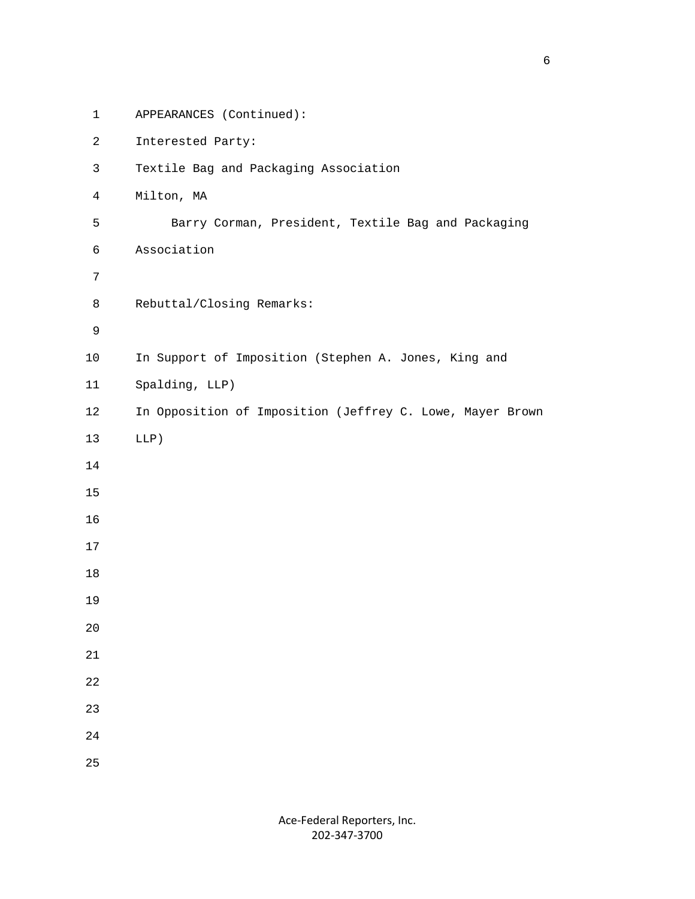APPEARANCES (Continued):

Interested Party:

Textile Bag and Packaging Association

Milton, MA

Barry Corman, President, Textile Bag and Packaging Association

Rebuttal/Closing Remarks:

In Support of Imposition (Stephen A. Jones, King and Spalding, LLP)

In Opposition of Imposition (Jeffrey C. Lowe, Mayer Brown LLP)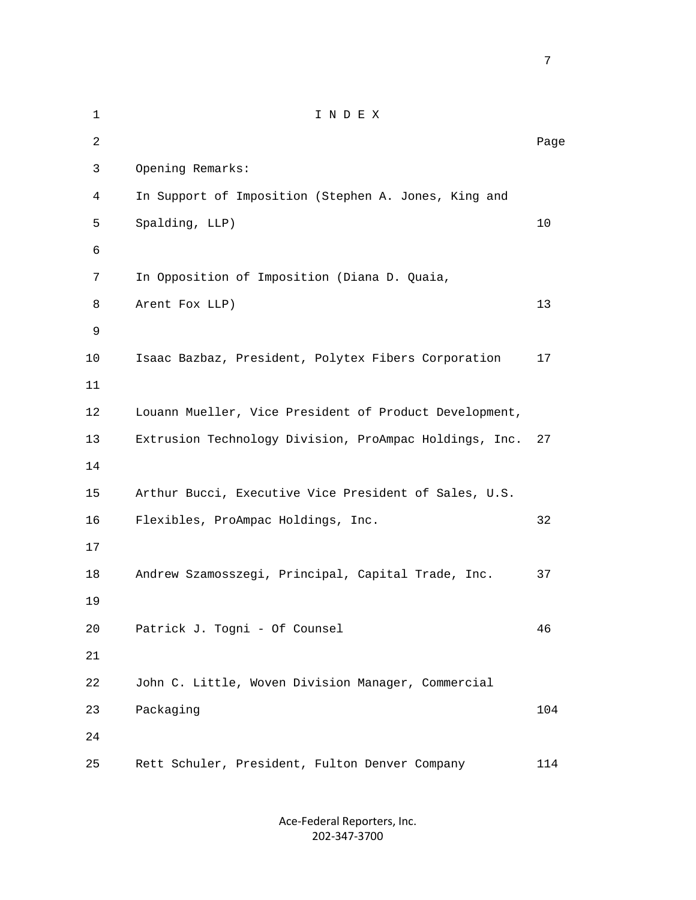# I N D E X

| | Page |
|---|---|
| Opening Remarks: | |
| In Support of Imposition (Stephen A. Jones, King and Spalding, LLP) | 10 |
| In Opposition of Imposition (Diana D. Quaia, Arent Fox LLP) | 13 |
| Isaac Bazbaz, President, Polytex Fibers Corporation | 17 |
| Louann Mueller, Vice President of Product Development, Extrusion Technology Division, ProAmpac Holdings, Inc. | 27 |
| Arthur Bucci, Executive Vice President of Sales, U.S. Flexibles, ProAmpac Holdings, Inc. | 32 |
| Andrew Szamosszegi, Principal, Capital Trade, Inc. | 37 |
| Patrick J. Togni - Of Counsel | 46 |
| John C. Little, Woven Division Manager, Commercial Packaging | 104 |
| Rett Schuler, President, Fulton Denver Company | 114 |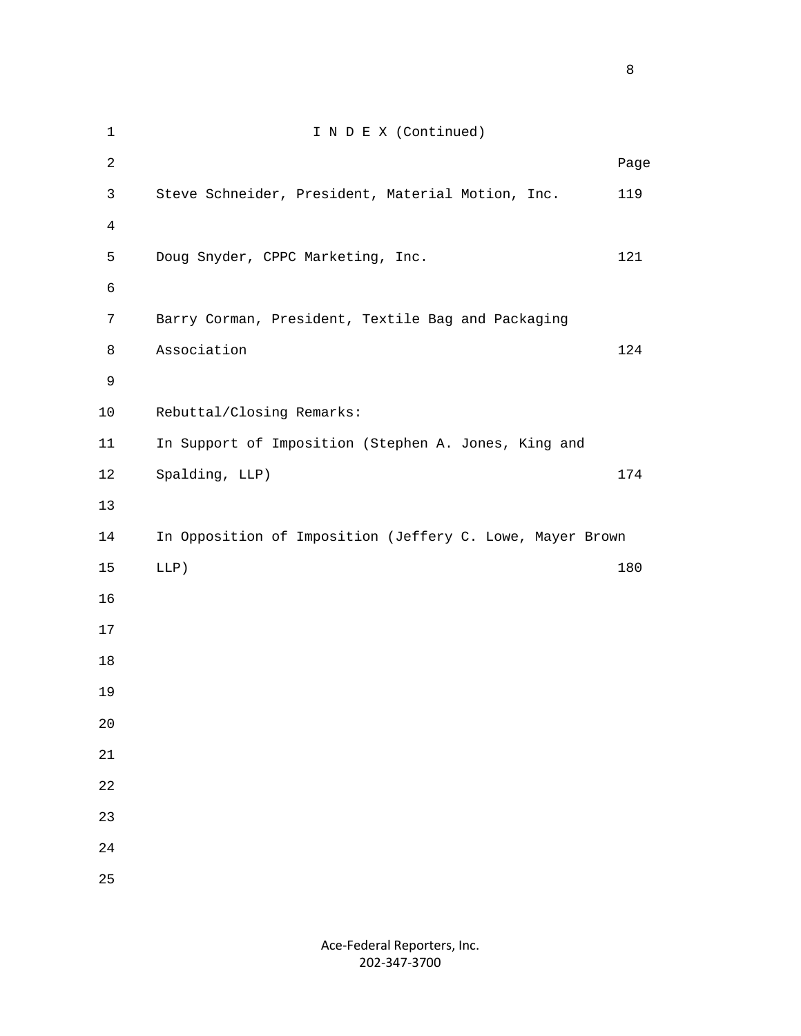# I N D E X (Continued)

| | Page |
|---|---|
| Steve Schneider, President, Material Motion, Inc. | 119 |
| Doug Snyder, CPPC Marketing, Inc. | 121 |
| Barry Corman, President, Textile Bag and Packaging Association | 124 |

Rebuttal/Closing Remarks:

| | |
|---|---|
| In Support of Imposition (Stephen A. Jones, King and Spalding, LLP) | 174 |
| In Opposition of Imposition (Jeffery C. Lowe, Mayer Brown LLP) | 180 |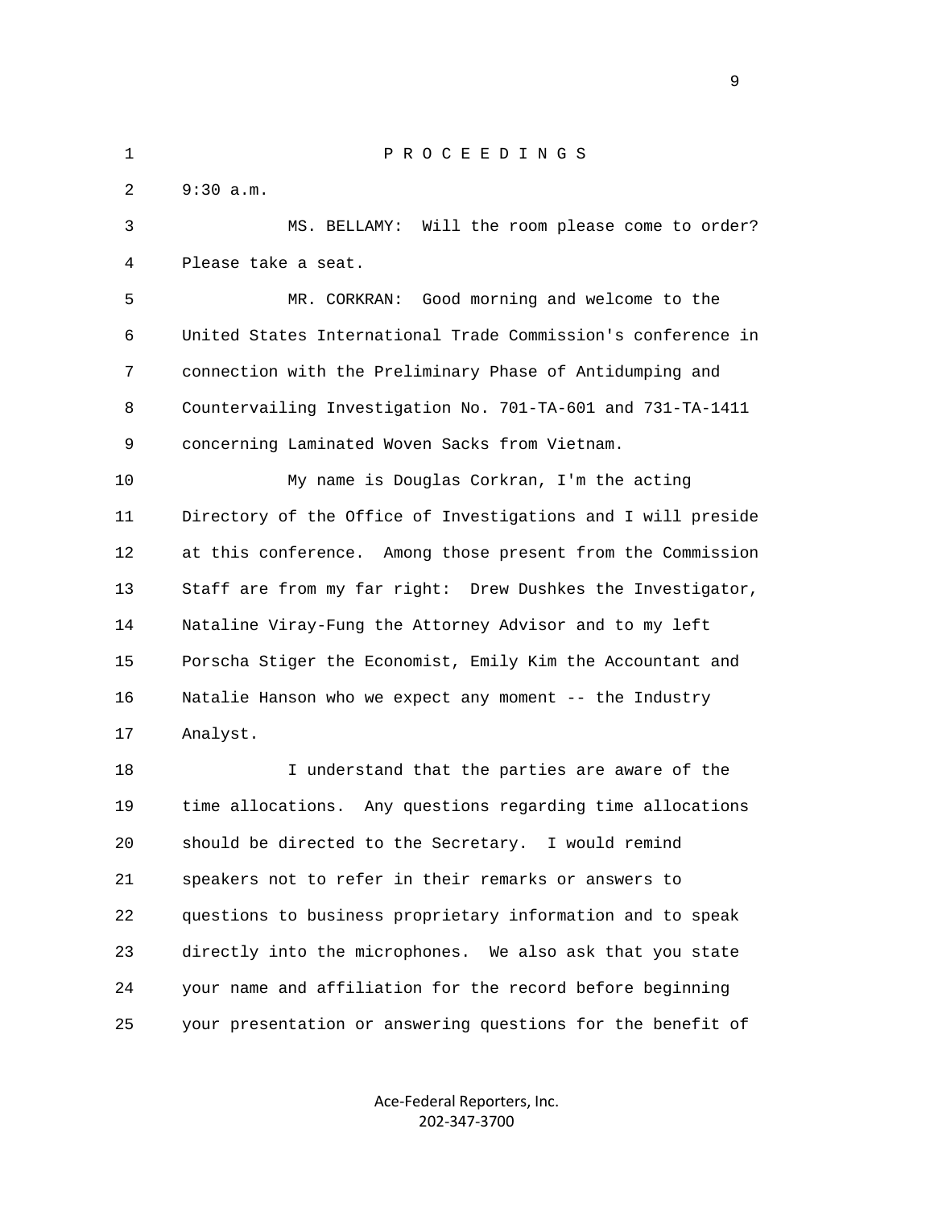P R O C E E D I N G S

9:30 a.m.

MS. BELLAMY: Will the room please come to order? Please take a seat.

MR. CORKRAN: Good morning and welcome to the United States International Trade Commission's conference in connection with the Preliminary Phase of Antidumping and Countervailing Investigation No. 701-TA-601 and 731-TA-1411 concerning Laminated Woven Sacks from Vietnam.

My name is Douglas Corkran, I'm the acting Directory of the Office of Investigations and I will preside at this conference. Among those present from the Commission Staff are from my far right: Drew Dushkes the Investigator, Nataline Viray-Fung the Attorney Advisor and to my left Porscha Stiger the Economist, Emily Kim the Accountant and Natalie Hanson who we expect any moment -- the Industry Analyst.

I understand that the parties are aware of the time allocations. Any questions regarding time allocations should be directed to the Secretary. I would remind speakers not to refer in their remarks or answers to questions to business proprietary information and to speak directly into the microphones. We also ask that you state your name and affiliation for the record before beginning your presentation or answering questions for the benefit of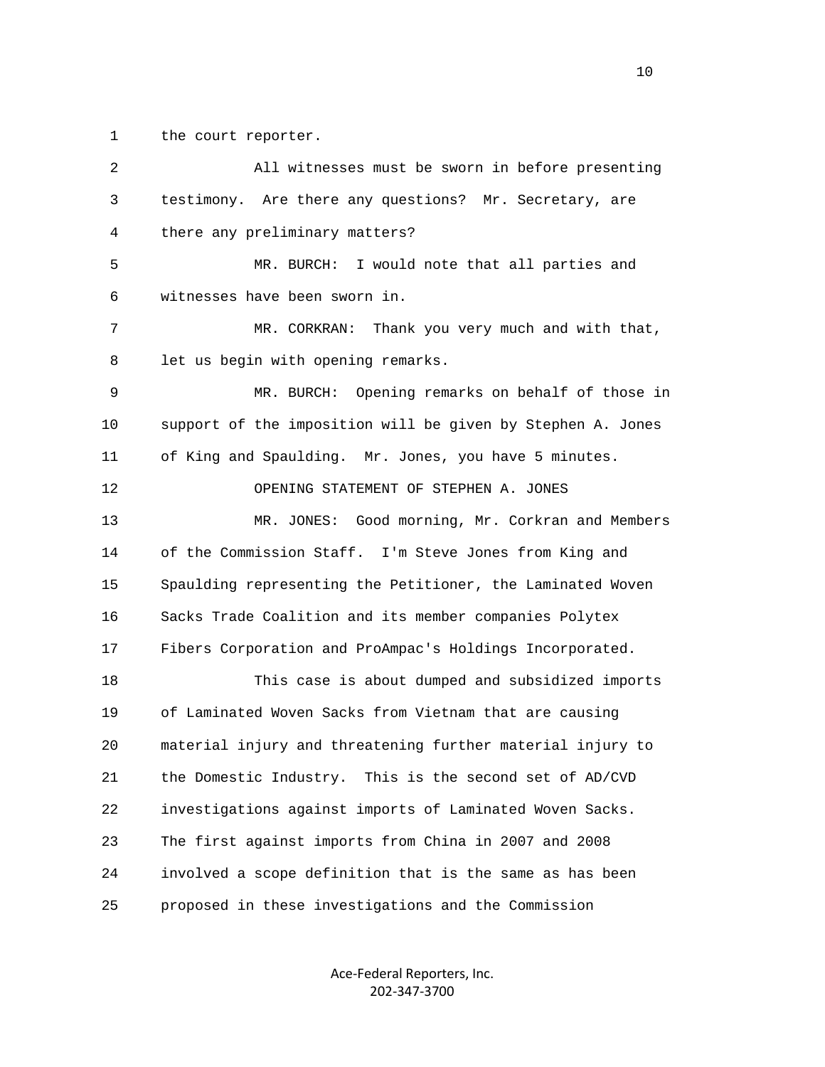the court reporter.

All witnesses must be sworn in before presenting testimony. Are there any questions? Mr. Secretary, are there any preliminary matters?

MR. BURCH: I would note that all parties and witnesses have been sworn in.

MR. CORKRAN: Thank you very much and with that, let us begin with opening remarks.

MR. BURCH: Opening remarks on behalf of those in support of the imposition will be given by Stephen A. Jones of King and Spaulding. Mr. Jones, you have 5 minutes.

OPENING STATEMENT OF STEPHEN A. JONES

MR. JONES: Good morning, Mr. Corkran and Members of the Commission Staff. I'm Steve Jones from King and Spaulding representing the Petitioner, the Laminated Woven Sacks Trade Coalition and its member companies Polytex Fibers Corporation and ProAmpac's Holdings Incorporated.

This case is about dumped and subsidized imports of Laminated Woven Sacks from Vietnam that are causing material injury and threatening further material injury to the Domestic Industry. This is the second set of AD/CVD investigations against imports of Laminated Woven Sacks. The first against imports from China in 2007 and 2008 involved a scope definition that is the same as has been proposed in these investigations and the Commission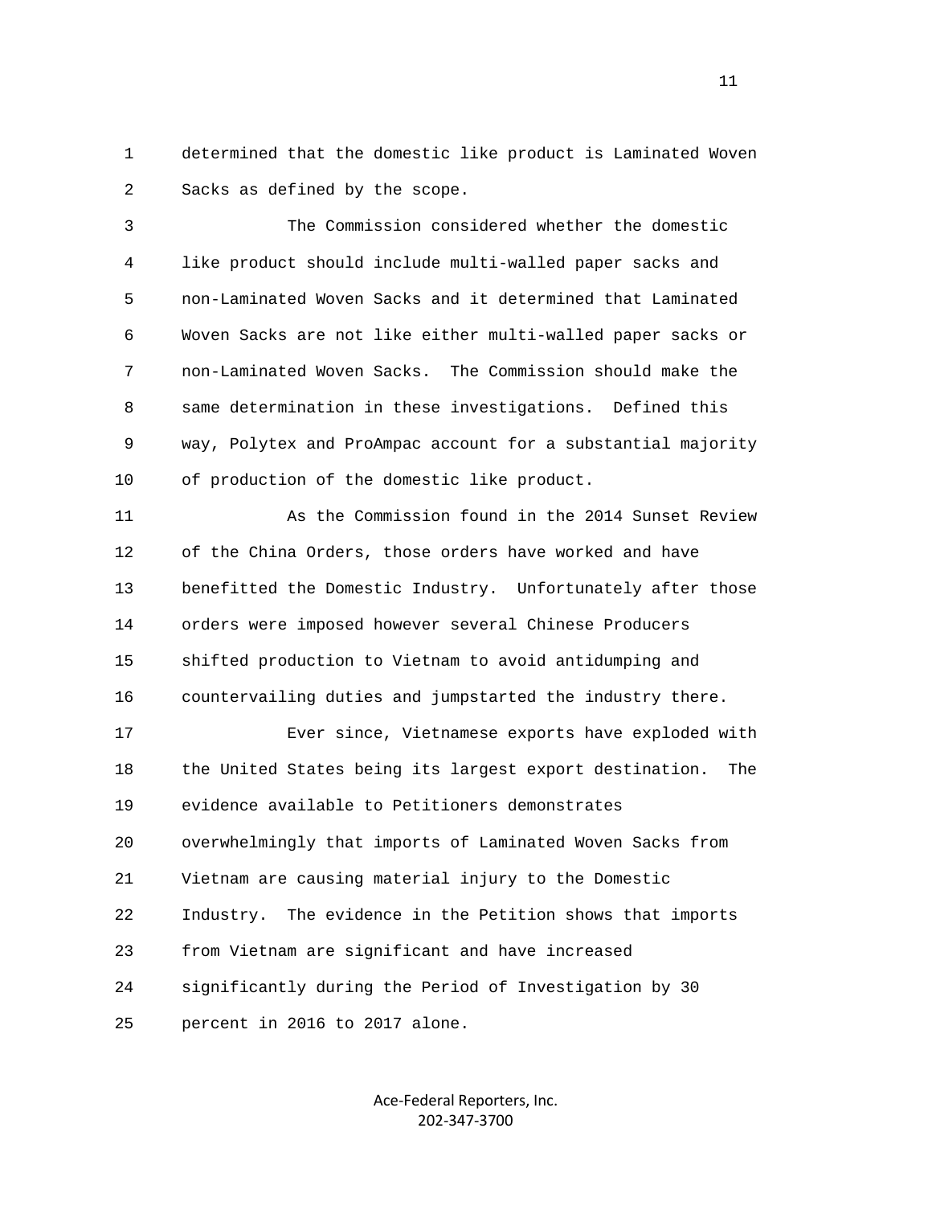determined that the domestic like product is Laminated Woven Sacks as defined by the scope.

The Commission considered whether the domestic like product should include multi-walled paper sacks and non-Laminated Woven Sacks and it determined that Laminated Woven Sacks are not like either multi-walled paper sacks or non-Laminated Woven Sacks. The Commission should make the same determination in these investigations. Defined this way, Polytex and ProAmpac account for a substantial majority of production of the domestic like product.

As the Commission found in the 2014 Sunset Review of the China Orders, those orders have worked and have benefitted the Domestic Industry. Unfortunately after those orders were imposed however several Chinese Producers shifted production to Vietnam to avoid antidumping and countervailing duties and jumpstarted the industry there.

Ever since, Vietnamese exports have exploded with the United States being its largest export destination. The evidence available to Petitioners demonstrates overwhelmingly that imports of Laminated Woven Sacks from Vietnam are causing material injury to the Domestic Industry. The evidence in the Petition shows that imports from Vietnam are significant and have increased significantly during the Period of Investigation by 30 percent in 2016 to 2017 alone.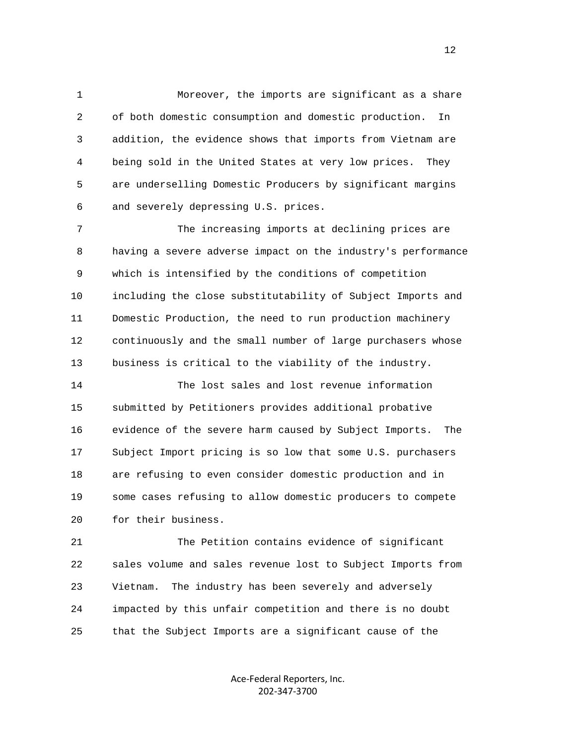Moreover, the imports are significant as a share of both domestic consumption and domestic production. In addition, the evidence shows that imports from Vietnam are being sold in the United States at very low prices. They are underselling Domestic Producers by significant margins and severely depressing U.S. prices.

The increasing imports at declining prices are having a severe adverse impact on the industry's performance which is intensified by the conditions of competition including the close substitutability of Subject Imports and Domestic Production, the need to run production machinery continuously and the small number of large purchasers whose business is critical to the viability of the industry.

The lost sales and lost revenue information submitted by Petitioners provides additional probative evidence of the severe harm caused by Subject Imports. The Subject Import pricing is so low that some U.S. purchasers are refusing to even consider domestic production and in some cases refusing to allow domestic producers to compete for their business.

The Petition contains evidence of significant sales volume and sales revenue lost to Subject Imports from Vietnam. The industry has been severely and adversely impacted by this unfair competition and there is no doubt that the Subject Imports are a significant cause of the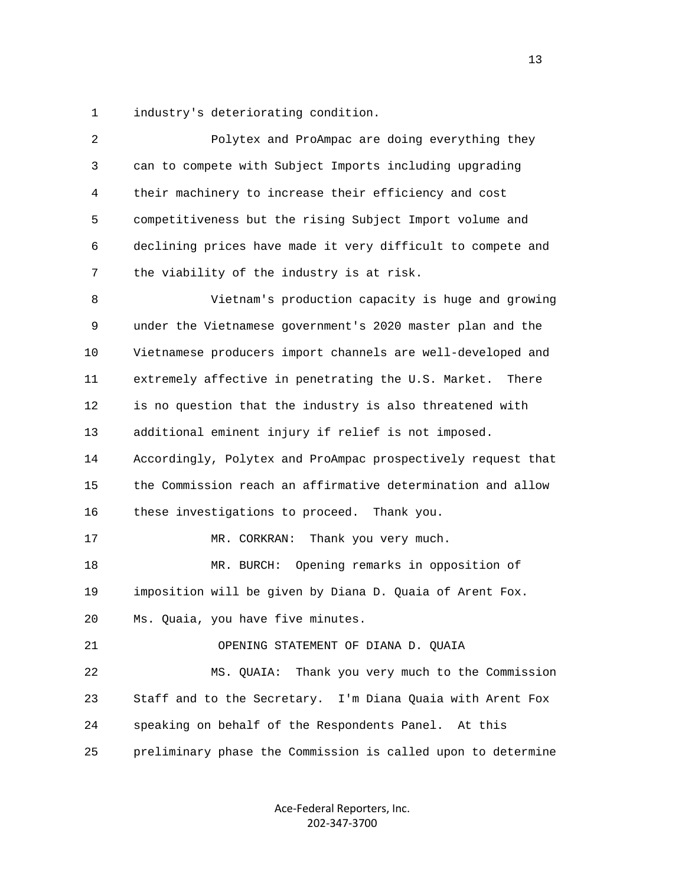industry's deteriorating condition.

Polytex and ProAmpac are doing everything they can to compete with Subject Imports including upgrading their machinery to increase their efficiency and cost competitiveness but the rising Subject Import volume and declining prices have made it very difficult to compete and the viability of the industry is at risk.

Vietnam's production capacity is huge and growing under the Vietnamese government's 2020 master plan and the Vietnamese producers import channels are well-developed and extremely affective in penetrating the U.S. Market. There is no question that the industry is also threatened with additional eminent injury if relief is not imposed. Accordingly, Polytex and ProAmpac prospectively request that the Commission reach an affirmative determination and allow these investigations to proceed. Thank you.

MR. CORKRAN: Thank you very much.

MR. BURCH: Opening remarks in opposition of imposition will be given by Diana D. Quaia of Arent Fox. Ms. Quaia, you have five minutes.

OPENING STATEMENT OF DIANA D. QUAIA

MS. QUAIA: Thank you very much to the Commission Staff and to the Secretary. I'm Diana Quaia with Arent Fox speaking on behalf of the Respondents Panel. At this preliminary phase the Commission is called upon to determine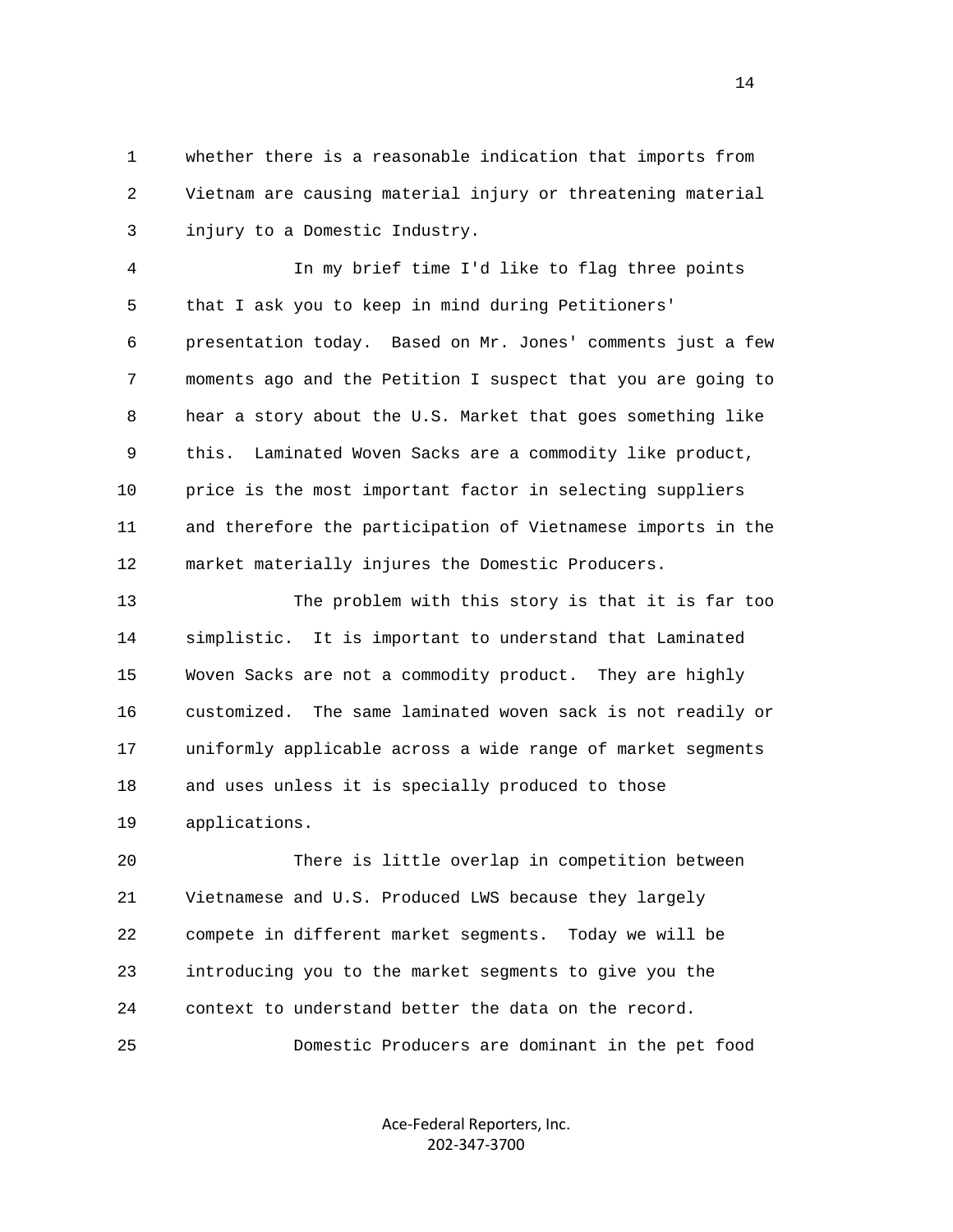whether there is a reasonable indication that imports from Vietnam are causing material injury or threatening material injury to a Domestic Industry.

In my brief time I'd like to flag three points that I ask you to keep in mind during Petitioners' presentation today. Based on Mr. Jones' comments just a few moments ago and the Petition I suspect that you are going to hear a story about the U.S. Market that goes something like this. Laminated Woven Sacks are a commodity like product, price is the most important factor in selecting suppliers and therefore the participation of Vietnamese imports in the market materially injures the Domestic Producers.

The problem with this story is that it is far too simplistic. It is important to understand that Laminated Woven Sacks are not a commodity product. They are highly customized. The same laminated woven sack is not readily or uniformly applicable across a wide range of market segments and uses unless it is specially produced to those applications.

There is little overlap in competition between Vietnamese and U.S. Produced LWS because they largely compete in different market segments. Today we will be introducing you to the market segments to give you the context to understand better the data on the record.

Domestic Producers are dominant in the pet food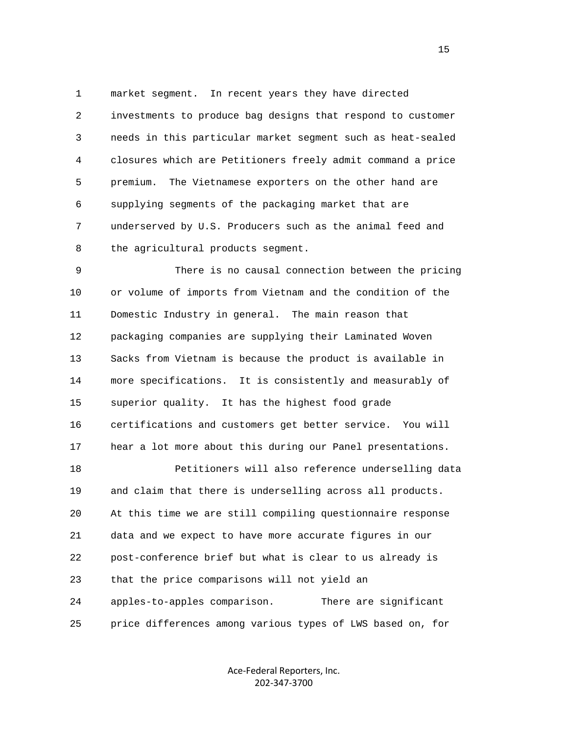market segment. In recent years they have directed investments to produce bag designs that respond to customer needs in this particular market segment such as heat-sealed closures which are Petitioners freely admit command a price premium. The Vietnamese exporters on the other hand are supplying segments of the packaging market that are underserved by U.S. Producers such as the animal feed and the agricultural products segment.

There is no causal connection between the pricing or volume of imports from Vietnam and the condition of the Domestic Industry in general. The main reason that packaging companies are supplying their Laminated Woven Sacks from Vietnam is because the product is available in more specifications. It is consistently and measurably of superior quality. It has the highest food grade certifications and customers get better service. You will hear a lot more about this during our Panel presentations.

Petitioners will also reference underselling data and claim that there is underselling across all products. At this time we are still compiling questionnaire response data and we expect to have more accurate figures in our post-conference brief but what is clear to us already is that the price comparisons will not yield an apples-to-apples comparison. There are significant price differences among various types of LWS based on, for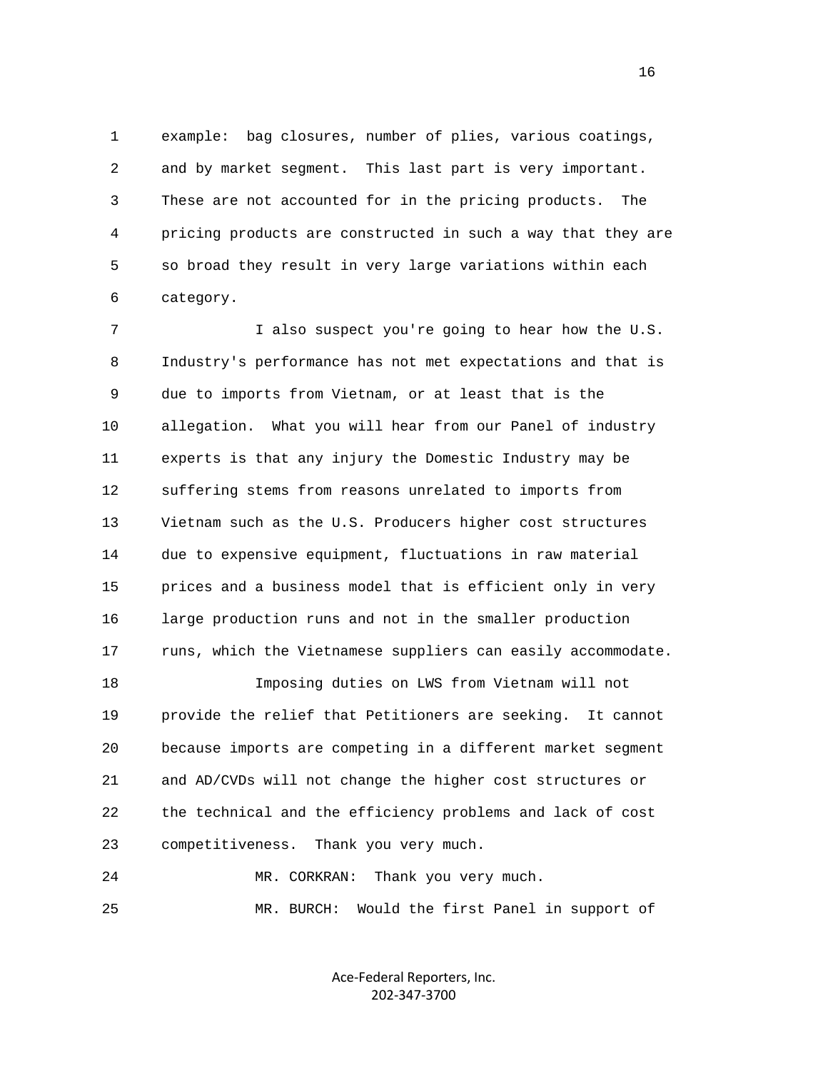example: bag closures, number of plies, various coatings, and by market segment. This last part is very important. These are not accounted for in the pricing products. The pricing products are constructed in such a way that they are so broad they result in very large variations within each category.

I also suspect you're going to hear how the U.S. Industry's performance has not met expectations and that is due to imports from Vietnam, or at least that is the allegation. What you will hear from our Panel of industry experts is that any injury the Domestic Industry may be suffering stems from reasons unrelated to imports from Vietnam such as the U.S. Producers higher cost structures due to expensive equipment, fluctuations in raw material prices and a business model that is efficient only in very large production runs and not in the smaller production runs, which the Vietnamese suppliers can easily accommodate.

Imposing duties on LWS from Vietnam will not provide the relief that Petitioners are seeking. It cannot because imports are competing in a different market segment and AD/CVDs will not change the higher cost structures or the technical and the efficiency problems and lack of cost competitiveness. Thank you very much.

MR. CORKRAN: Thank you very much.

MR. BURCH: Would the first Panel in support of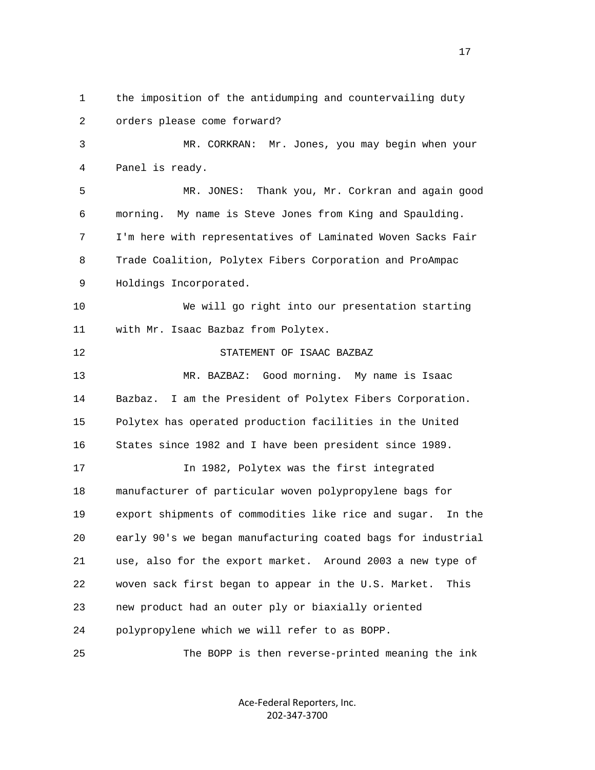the imposition of the antidumping and countervailing duty orders please come forward?

MR. CORKRAN: Mr. Jones, you may begin when your Panel is ready.

MR. JONES: Thank you, Mr. Corkran and again good morning. My name is Steve Jones from King and Spaulding. I'm here with representatives of Laminated Woven Sacks Fair Trade Coalition, Polytex Fibers Corporation and ProAmpac Holdings Incorporated.

We will go right into our presentation starting with Mr. Isaac Bazbaz from Polytex.

STATEMENT OF ISAAC BAZBAZ

MR. BAZBAZ: Good morning. My name is Isaac Bazbaz. I am the President of Polytex Fibers Corporation. Polytex has operated production facilities in the United States since 1982 and I have been president since 1989.

In 1982, Polytex was the first integrated manufacturer of particular woven polypropylene bags for export shipments of commodities like rice and sugar. In the early 90's we began manufacturing coated bags for industrial use, also for the export market. Around 2003 a new type of woven sack first began to appear in the U.S. Market. This new product had an outer ply or biaxially oriented polypropylene which we will refer to as BOPP.

The BOPP is then reverse-printed meaning the ink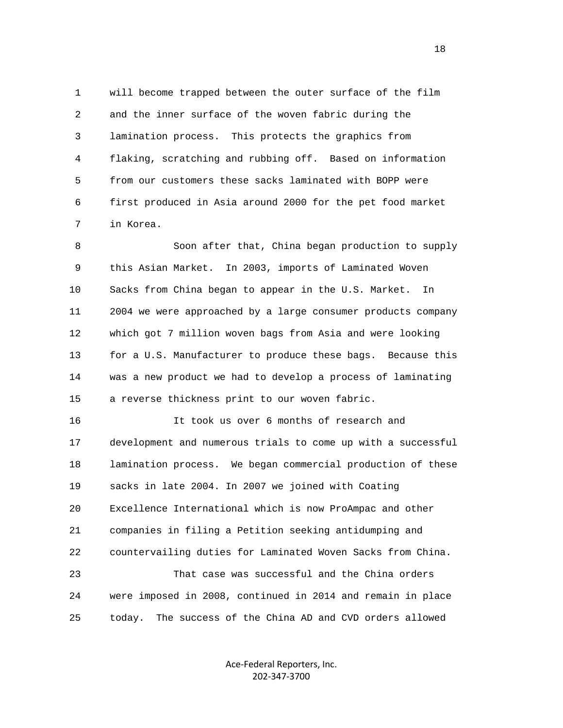will become trapped between the outer surface of the film and the inner surface of the woven fabric during the lamination process. This protects the graphics from flaking, scratching and rubbing off. Based on information from our customers these sacks laminated with BOPP were first produced in Asia around 2000 for the pet food market in Korea.

Soon after that, China began production to supply this Asian Market. In 2003, imports of Laminated Woven Sacks from China began to appear in the U.S. Market. In 2004 we were approached by a large consumer products company which got 7 million woven bags from Asia and were looking for a U.S. Manufacturer to produce these bags. Because this was a new product we had to develop a process of laminating a reverse thickness print to our woven fabric.

It took us over 6 months of research and development and numerous trials to come up with a successful lamination process. We began commercial production of these sacks in late 2004. In 2007 we joined with Coating Excellence International which is now ProAmpac and other companies in filing a Petition seeking antidumping and countervailing duties for Laminated Woven Sacks from China.

That case was successful and the China orders were imposed in 2008, continued in 2014 and remain in place today. The success of the China AD and CVD orders allowed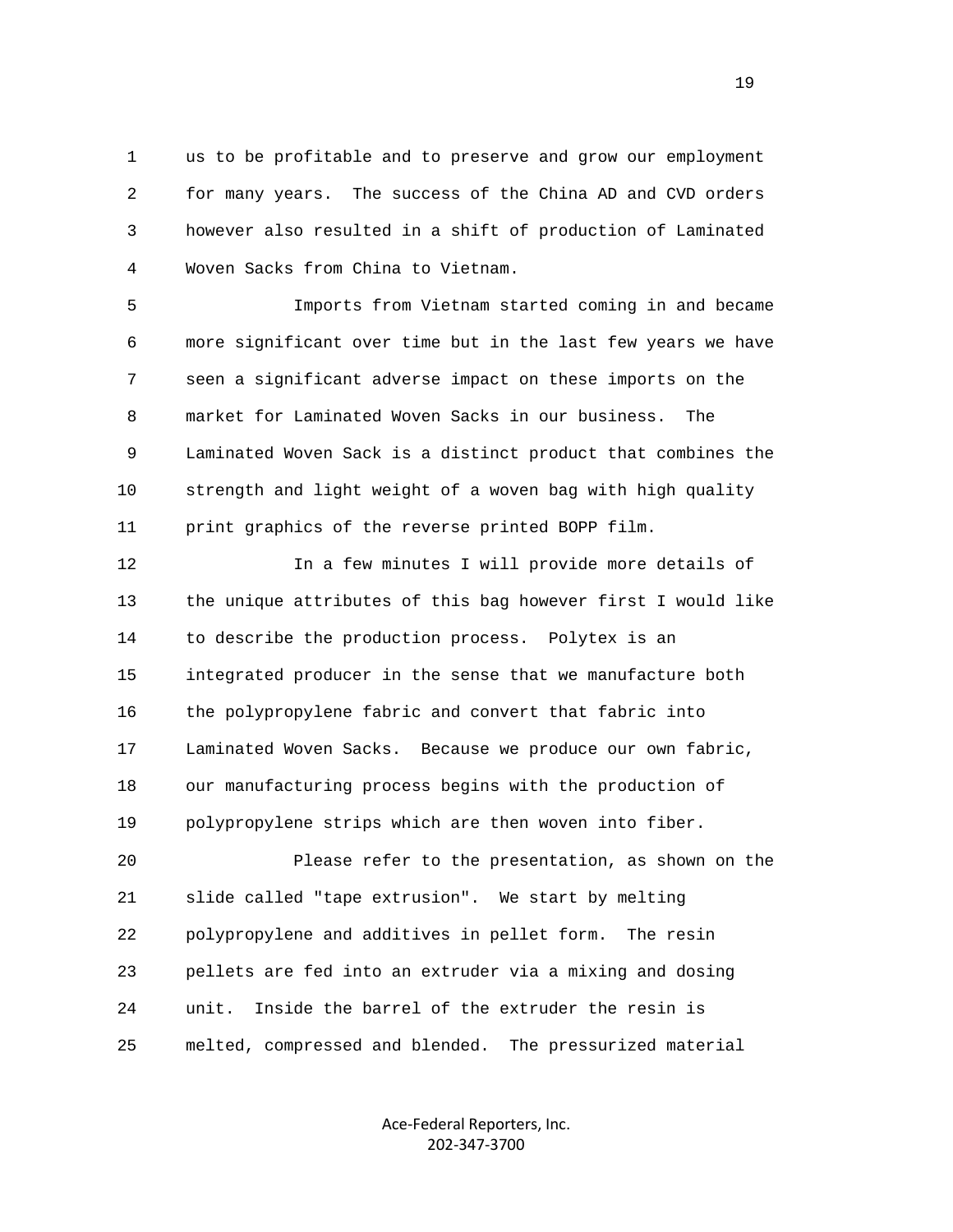us to be profitable and to preserve and grow our employment for many years. The success of the China AD and CVD orders however also resulted in a shift of production of Laminated Woven Sacks from China to Vietnam.

Imports from Vietnam started coming in and became more significant over time but in the last few years we have seen a significant adverse impact on these imports on the market for Laminated Woven Sacks in our business. The Laminated Woven Sack is a distinct product that combines the strength and light weight of a woven bag with high quality print graphics of the reverse printed BOPP film.

In a few minutes I will provide more details of the unique attributes of this bag however first I would like to describe the production process. Polytex is an integrated producer in the sense that we manufacture both the polypropylene fabric and convert that fabric into Laminated Woven Sacks. Because we produce our own fabric, our manufacturing process begins with the production of polypropylene strips which are then woven into fiber.

Please refer to the presentation, as shown on the slide called "tape extrusion". We start by melting polypropylene and additives in pellet form. The resin pellets are fed into an extruder via a mixing and dosing unit. Inside the barrel of the extruder the resin is melted, compressed and blended. The pressurized material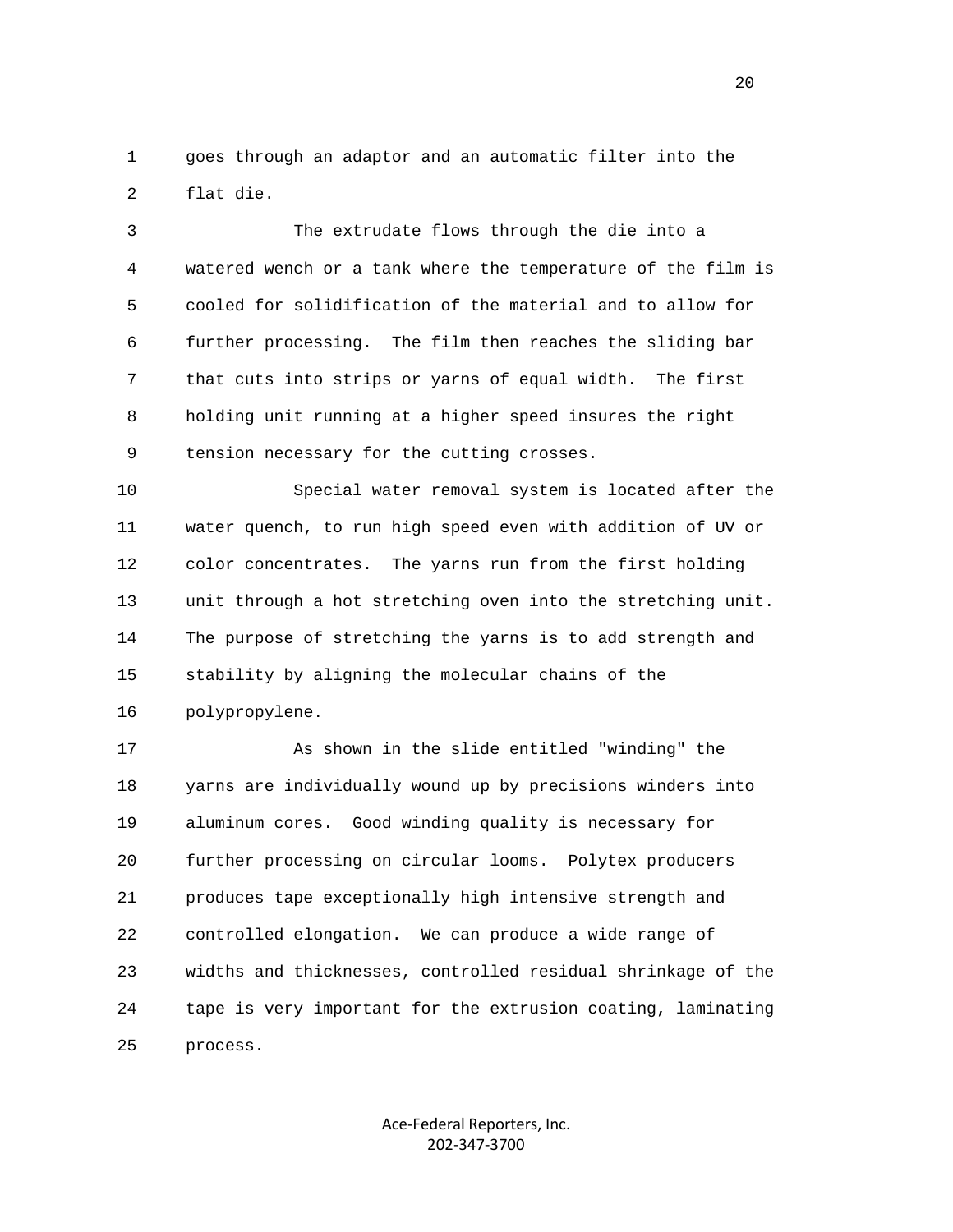goes through an adaptor and an automatic filter into the flat die.

The extrudate flows through the die into a watered wench or a tank where the temperature of the film is cooled for solidification of the material and to allow for further processing. The film then reaches the sliding bar that cuts into strips or yarns of equal width. The first holding unit running at a higher speed insures the right tension necessary for the cutting crosses.

Special water removal system is located after the water quench, to run high speed even with addition of UV or color concentrates. The yarns run from the first holding unit through a hot stretching oven into the stretching unit. The purpose of stretching the yarns is to add strength and stability by aligning the molecular chains of the polypropylene.

As shown in the slide entitled "winding" the yarns are individually wound up by precisions winders into aluminum cores. Good winding quality is necessary for further processing on circular looms. Polytex producers produces tape exceptionally high intensive strength and controlled elongation. We can produce a wide range of widths and thicknesses, controlled residual shrinkage of the tape is very important for the extrusion coating, laminating process.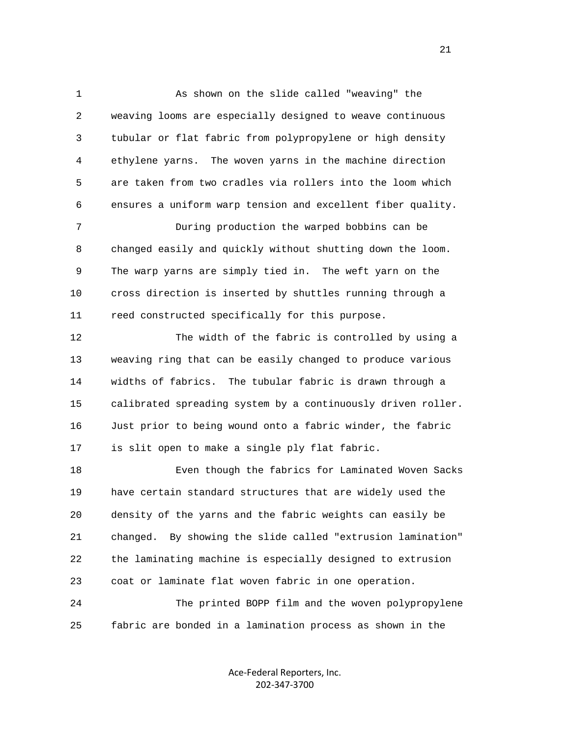As shown on the slide called "weaving" the weaving looms are especially designed to weave continuous tubular or flat fabric from polypropylene or high density ethylene yarns. The woven yarns in the machine direction are taken from two cradles via rollers into the loom which ensures a uniform warp tension and excellent fiber quality.

During production the warped bobbins can be changed easily and quickly without shutting down the loom. The warp yarns are simply tied in. The weft yarn on the cross direction is inserted by shuttles running through a reed constructed specifically for this purpose.

The width of the fabric is controlled by using a weaving ring that can be easily changed to produce various widths of fabrics. The tubular fabric is drawn through a calibrated spreading system by a continuously driven roller. Just prior to being wound onto a fabric winder, the fabric is slit open to make a single ply flat fabric.

Even though the fabrics for Laminated Woven Sacks have certain standard structures that are widely used the density of the yarns and the fabric weights can easily be changed. By showing the slide called "extrusion lamination" the laminating machine is especially designed to extrusion coat or laminate flat woven fabric in one operation.

The printed BOPP film and the woven polypropylene fabric are bonded in a lamination process as shown in the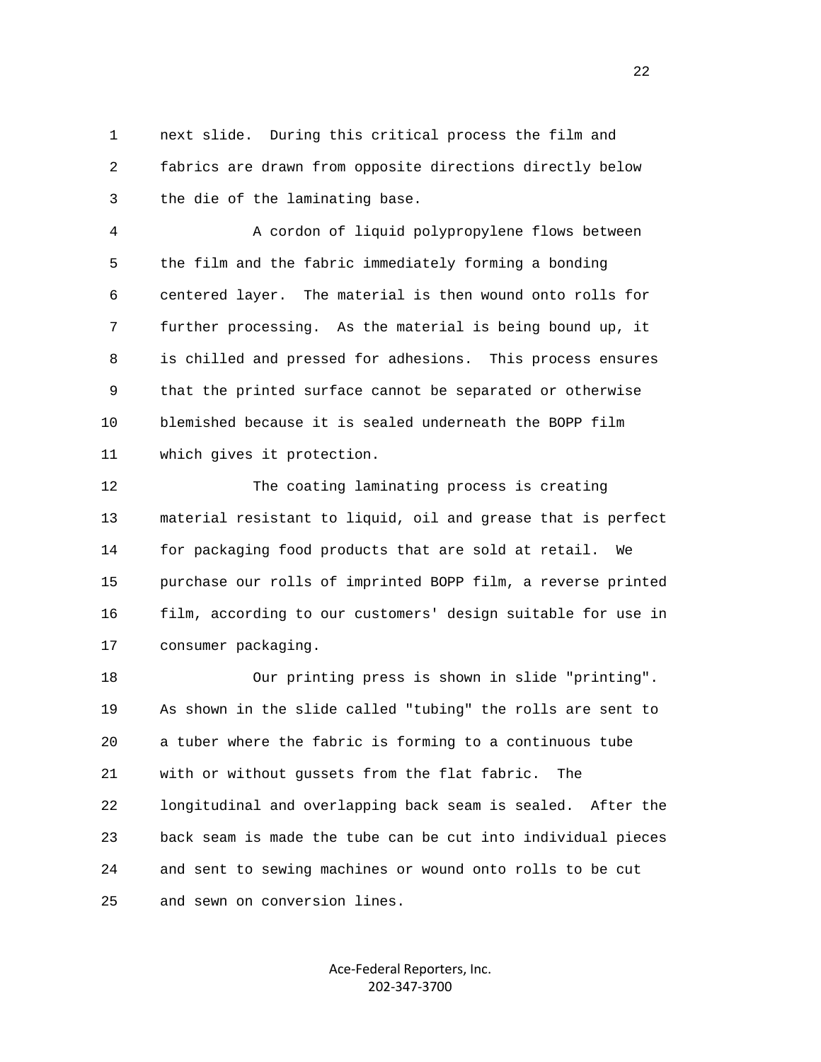next slide. During this critical process the film and fabrics are drawn from opposite directions directly below the die of the laminating base.

A cordon of liquid polypropylene flows between the film and the fabric immediately forming a bonding centered layer. The material is then wound onto rolls for further processing. As the material is being bound up, it is chilled and pressed for adhesions. This process ensures that the printed surface cannot be separated or otherwise blemished because it is sealed underneath the BOPP film which gives it protection.

The coating laminating process is creating material resistant to liquid, oil and grease that is perfect for packaging food products that are sold at retail. We purchase our rolls of imprinted BOPP film, a reverse printed film, according to our customers' design suitable for use in consumer packaging.

Our printing press is shown in slide "printing". As shown in the slide called "tubing" the rolls are sent to a tuber where the fabric is forming to a continuous tube with or without gussets from the flat fabric. The longitudinal and overlapping back seam is sealed. After the back seam is made the tube can be cut into individual pieces and sent to sewing machines or wound onto rolls to be cut and sewn on conversion lines.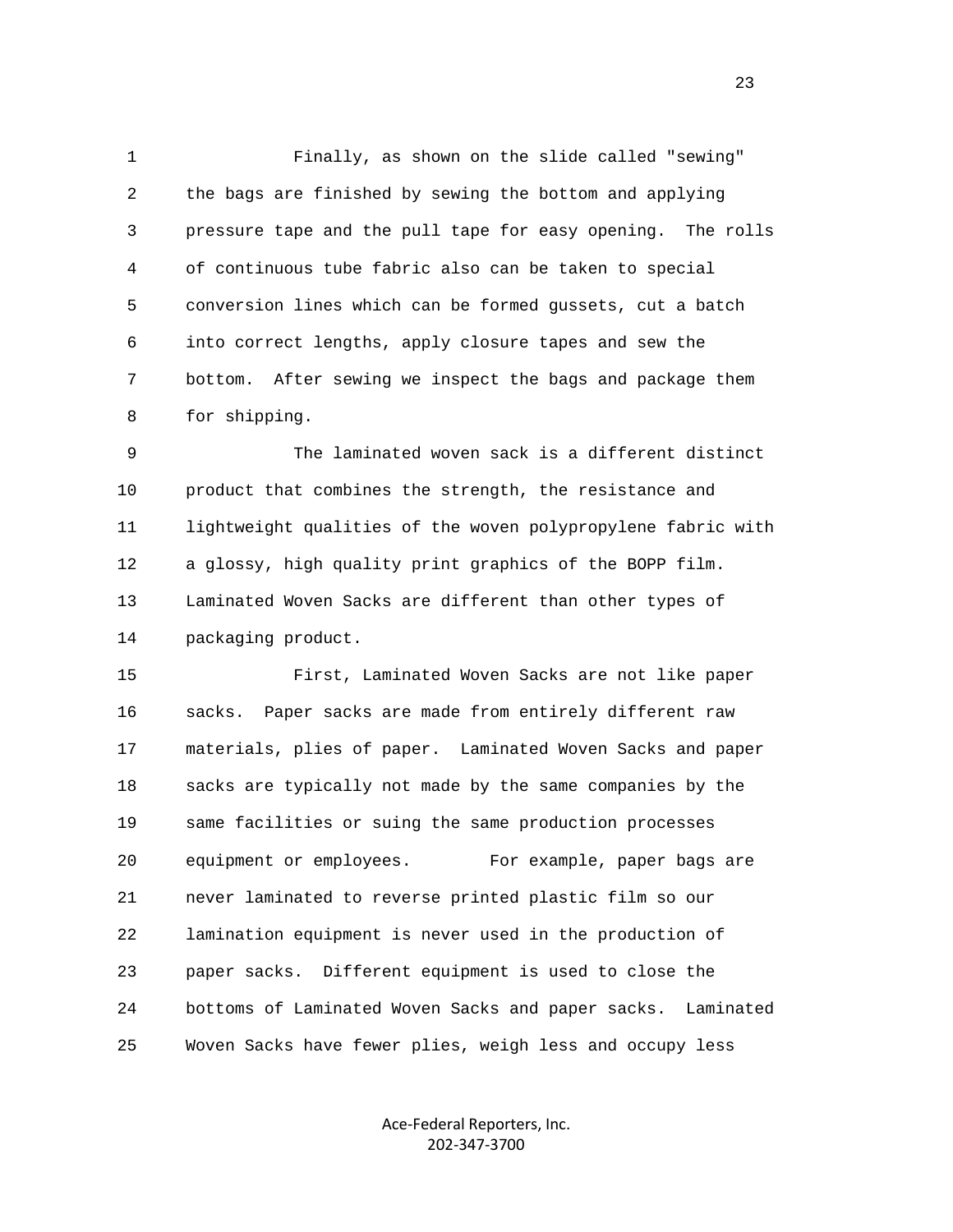Finally, as shown on the slide called "sewing" the bags are finished by sewing the bottom and applying pressure tape and the pull tape for easy opening. The rolls of continuous tube fabric also can be taken to special conversion lines which can be formed gussets, cut a batch into correct lengths, apply closure tapes and sew the bottom. After sewing we inspect the bags and package them for shipping.

The laminated woven sack is a different distinct product that combines the strength, the resistance and lightweight qualities of the woven polypropylene fabric with a glossy, high quality print graphics of the BOPP film. Laminated Woven Sacks are different than other types of packaging product.

First, Laminated Woven Sacks are not like paper sacks. Paper sacks are made from entirely different raw materials, plies of paper. Laminated Woven Sacks and paper sacks are typically not made by the same companies by the same facilities or suing the same production processes equipment or employees. For example, paper bags are never laminated to reverse printed plastic film so our lamination equipment is never used in the production of paper sacks. Different equipment is used to close the bottoms of Laminated Woven Sacks and paper sacks. Laminated Woven Sacks have fewer plies, weigh less and occupy less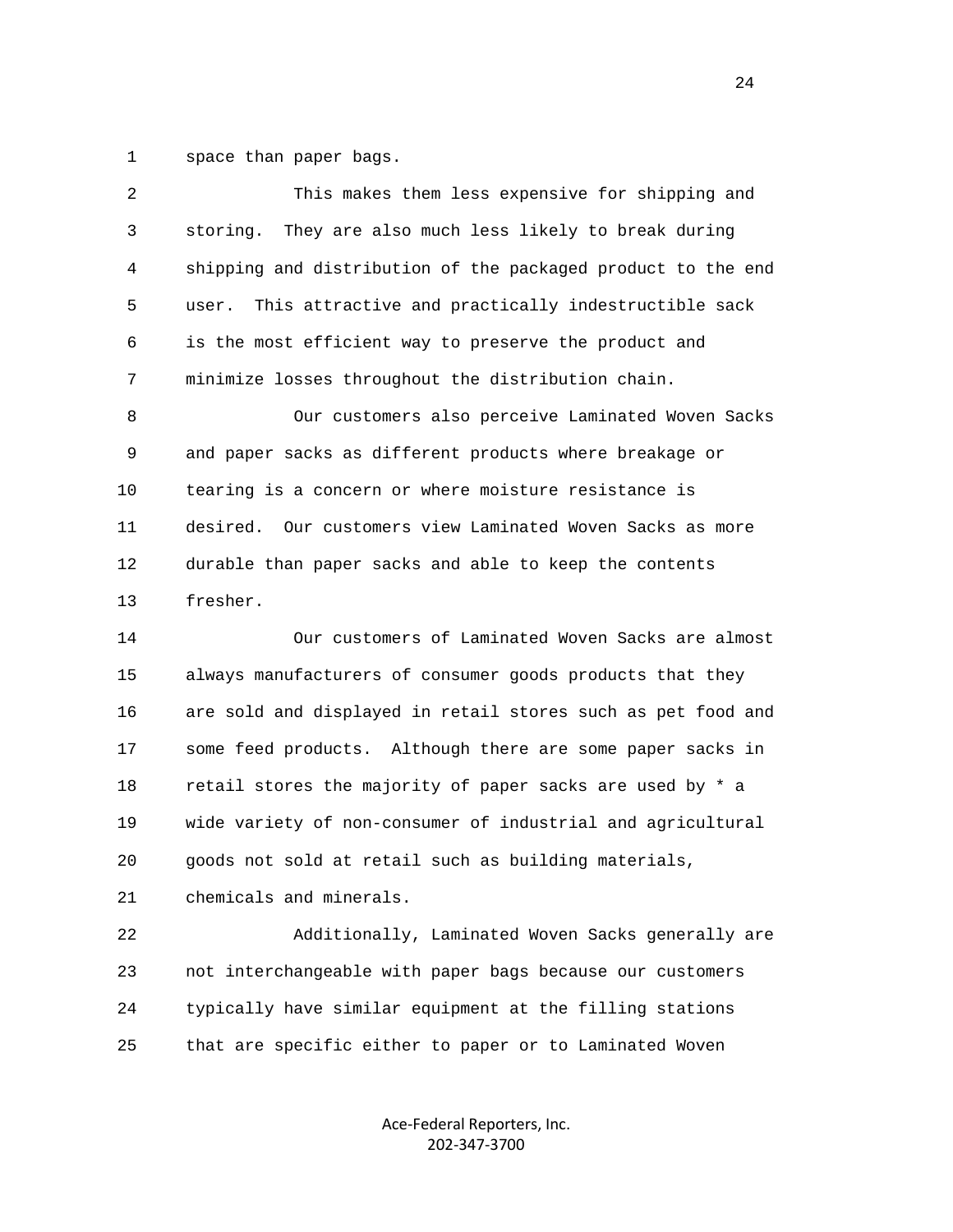space than paper bags.

This makes them less expensive for shipping and storing. They are also much less likely to break during shipping and distribution of the packaged product to the end user. This attractive and practically indestructible sack is the most efficient way to preserve the product and minimize losses throughout the distribution chain.

Our customers also perceive Laminated Woven Sacks and paper sacks as different products where breakage or tearing is a concern or where moisture resistance is desired. Our customers view Laminated Woven Sacks as more durable than paper sacks and able to keep the contents fresher.

Our customers of Laminated Woven Sacks are almost always manufacturers of consumer goods products that they are sold and displayed in retail stores such as pet food and some feed products. Although there are some paper sacks in retail stores the majority of paper sacks are used by * a wide variety of non-consumer of industrial and agricultural goods not sold at retail such as building materials, chemicals and minerals.

Additionally, Laminated Woven Sacks generally are not interchangeable with paper bags because our customers typically have similar equipment at the filling stations that are specific either to paper or to Laminated Woven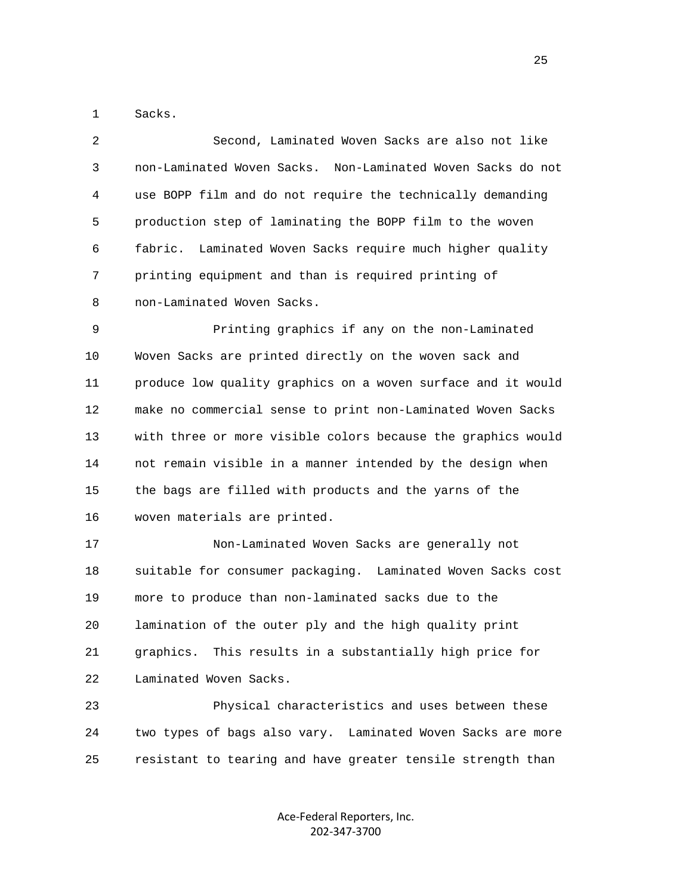Sacks.

Second, Laminated Woven Sacks are also not like non-Laminated Woven Sacks. Non-Laminated Woven Sacks do not use BOPP film and do not require the technically demanding production step of laminating the BOPP film to the woven fabric. Laminated Woven Sacks require much higher quality printing equipment and than is required printing of non-Laminated Woven Sacks.

Printing graphics if any on the non-Laminated Woven Sacks are printed directly on the woven sack and produce low quality graphics on a woven surface and it would make no commercial sense to print non-Laminated Woven Sacks with three or more visible colors because the graphics would not remain visible in a manner intended by the design when the bags are filled with products and the yarns of the woven materials are printed.

Non-Laminated Woven Sacks are generally not suitable for consumer packaging. Laminated Woven Sacks cost more to produce than non-laminated sacks due to the lamination of the outer ply and the high quality print graphics. This results in a substantially high price for Laminated Woven Sacks.

Physical characteristics and uses between these two types of bags also vary. Laminated Woven Sacks are more resistant to tearing and have greater tensile strength than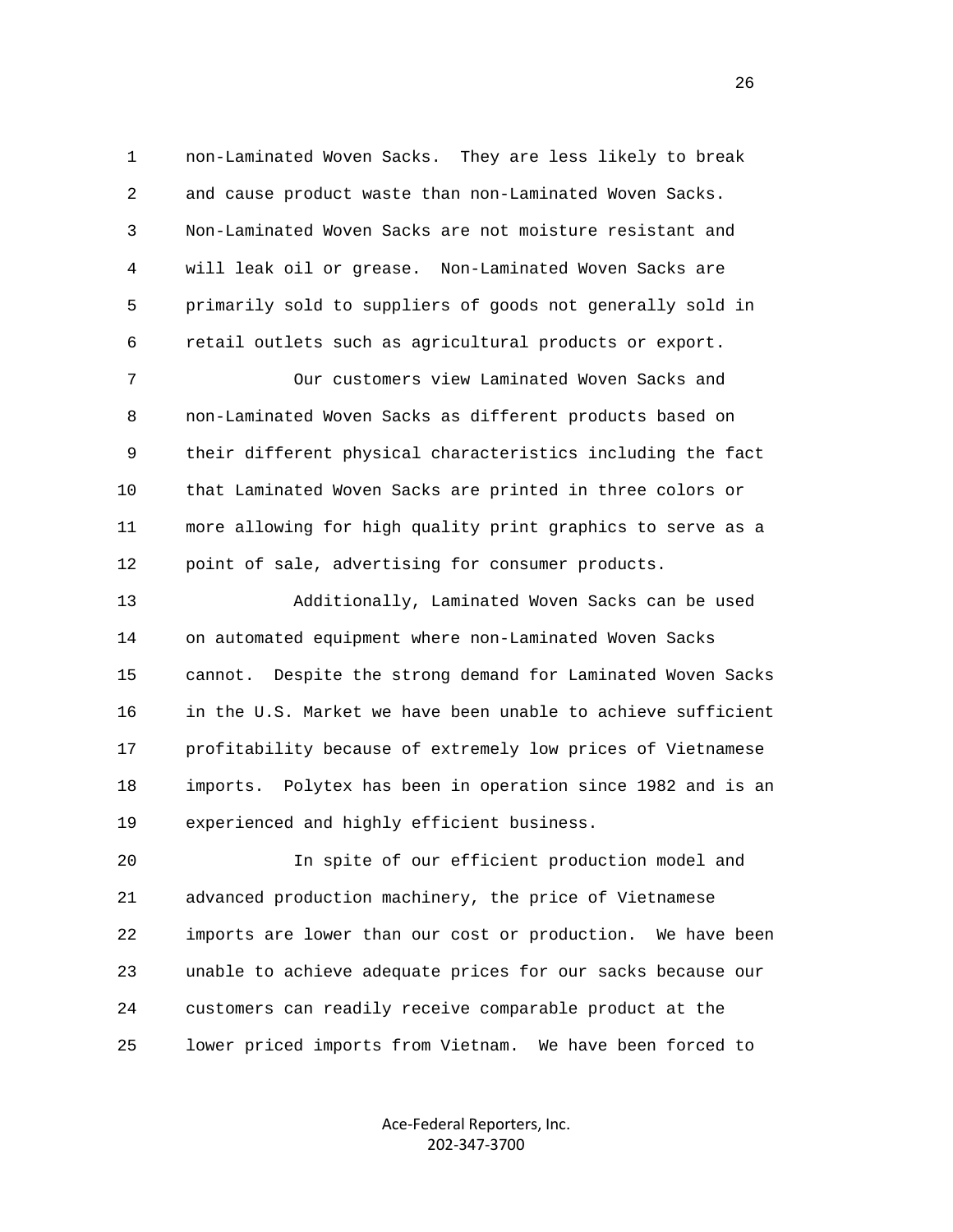non-Laminated Woven Sacks. They are less likely to break and cause product waste than non-Laminated Woven Sacks. Non-Laminated Woven Sacks are not moisture resistant and will leak oil or grease. Non-Laminated Woven Sacks are primarily sold to suppliers of goods not generally sold in retail outlets such as agricultural products or export.

Our customers view Laminated Woven Sacks and non-Laminated Woven Sacks as different products based on their different physical characteristics including the fact that Laminated Woven Sacks are printed in three colors or more allowing for high quality print graphics to serve as a point of sale, advertising for consumer products.

Additionally, Laminated Woven Sacks can be used on automated equipment where non-Laminated Woven Sacks cannot. Despite the strong demand for Laminated Woven Sacks in the U.S. Market we have been unable to achieve sufficient profitability because of extremely low prices of Vietnamese imports. Polytex has been in operation since 1982 and is an experienced and highly efficient business.

In spite of our efficient production model and advanced production machinery, the price of Vietnamese imports are lower than our cost or production. We have been unable to achieve adequate prices for our sacks because our customers can readily receive comparable product at the lower priced imports from Vietnam. We have been forced to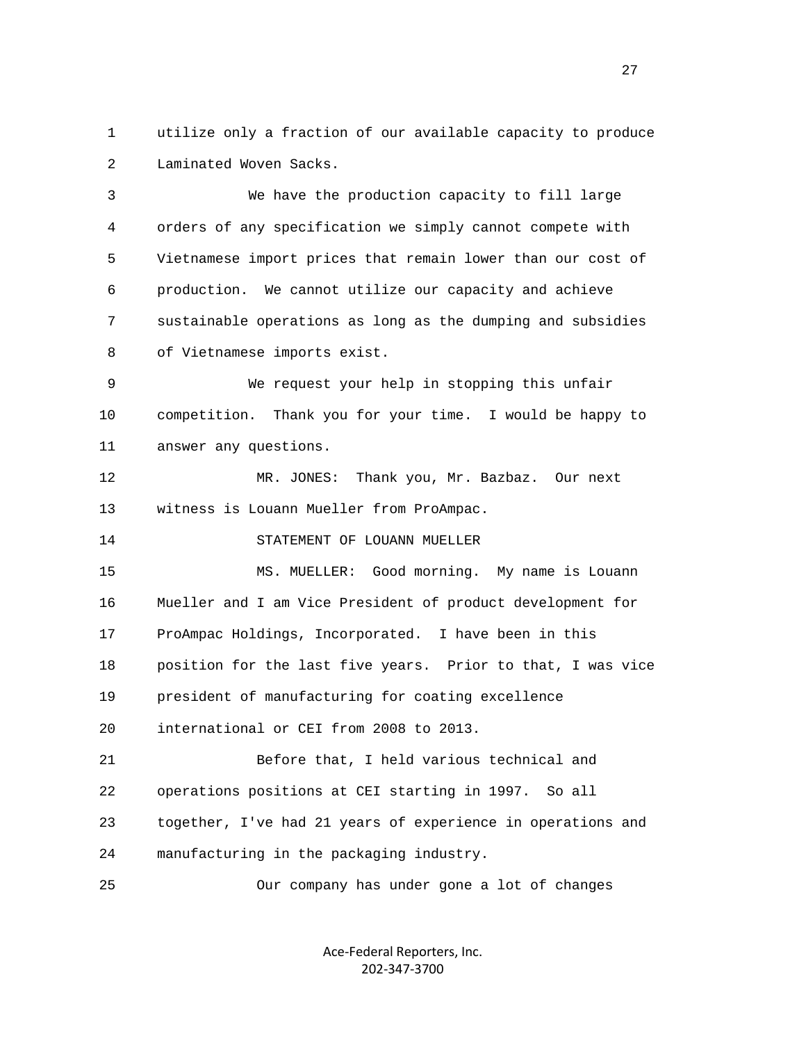utilize only a fraction of our available capacity to produce Laminated Woven Sacks.

We have the production capacity to fill large orders of any specification we simply cannot compete with Vietnamese import prices that remain lower than our cost of production. We cannot utilize our capacity and achieve sustainable operations as long as the dumping and subsidies of Vietnamese imports exist.

We request your help in stopping this unfair competition. Thank you for your time. I would be happy to answer any questions.

MR. JONES: Thank you, Mr. Bazbaz. Our next witness is Louann Mueller from ProAmpac.

STATEMENT OF LOUANN MUELLER

MS. MUELLER: Good morning. My name is Louann Mueller and I am Vice President of product development for ProAmpac Holdings, Incorporated. I have been in this position for the last five years. Prior to that, I was vice president of manufacturing for coating excellence international or CEI from 2008 to 2013.

Before that, I held various technical and operations positions at CEI starting in 1997. So all together, I've had 21 years of experience in operations and manufacturing in the packaging industry.

Our company has under gone a lot of changes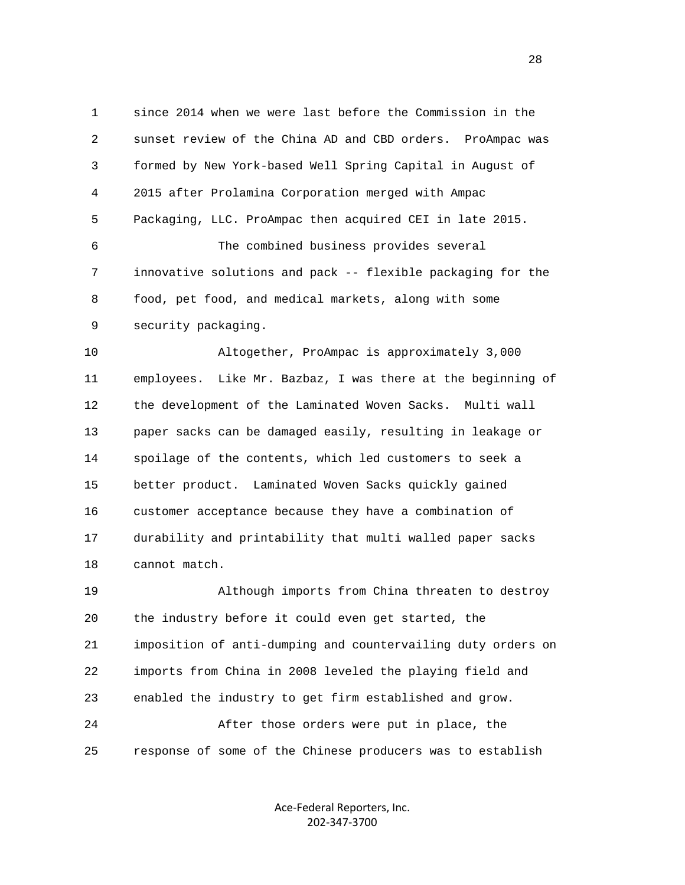since 2014 when we were last before the Commission in the sunset review of the China AD and CBD orders. ProAmpac was formed by New York-based Well Spring Capital in August of 2015 after Prolamina Corporation merged with Ampac Packaging, LLC. ProAmpac then acquired CEI in late 2015.

The combined business provides several innovative solutions and pack -- flexible packaging for the food, pet food, and medical markets, along with some security packaging.

Altogether, ProAmpac is approximately 3,000 employees. Like Mr. Bazbaz, I was there at the beginning of the development of the Laminated Woven Sacks. Multi wall paper sacks can be damaged easily, resulting in leakage or spoilage of the contents, which led customers to seek a better product. Laminated Woven Sacks quickly gained customer acceptance because they have a combination of durability and printability that multi walled paper sacks cannot match.

Although imports from China threaten to destroy the industry before it could even get started, the imposition of anti-dumping and countervailing duty orders on imports from China in 2008 leveled the playing field and enabled the industry to get firm established and grow.

After those orders were put in place, the response of some of the Chinese producers was to establish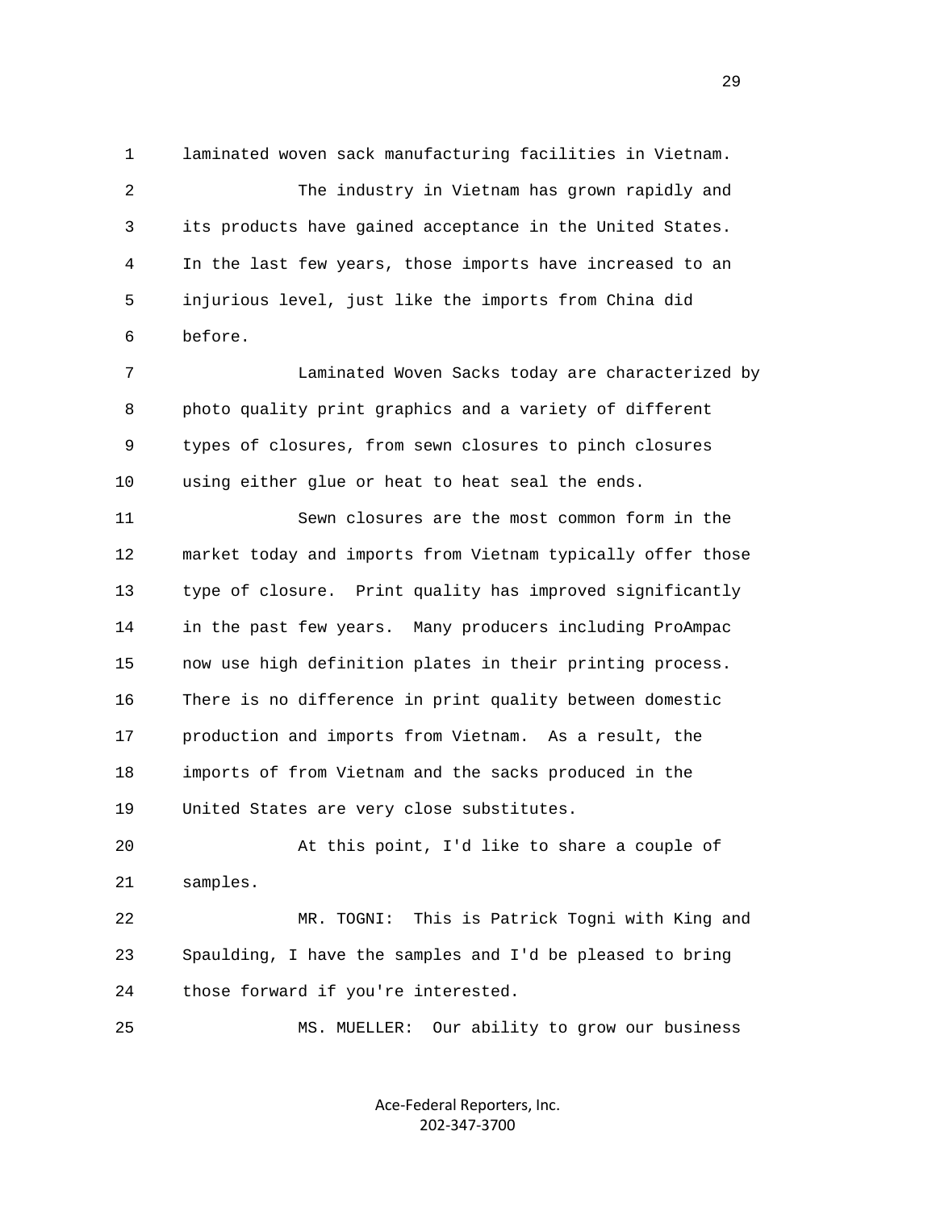laminated woven sack manufacturing facilities in Vietnam.

The industry in Vietnam has grown rapidly and its products have gained acceptance in the United States. In the last few years, those imports have increased to an injurious level, just like the imports from China did before.

Laminated Woven Sacks today are characterized by photo quality print graphics and a variety of different types of closures, from sewn closures to pinch closures using either glue or heat to heat seal the ends.

Sewn closures are the most common form in the market today and imports from Vietnam typically offer those type of closure. Print quality has improved significantly in the past few years. Many producers including ProAmpac now use high definition plates in their printing process. There is no difference in print quality between domestic production and imports from Vietnam. As a result, the imports of from Vietnam and the sacks produced in the United States are very close substitutes.

At this point, I'd like to share a couple of samples.

MR. TOGNI: This is Patrick Togni with King and Spaulding, I have the samples and I'd be pleased to bring those forward if you're interested.

MS. MUELLER: Our ability to grow our business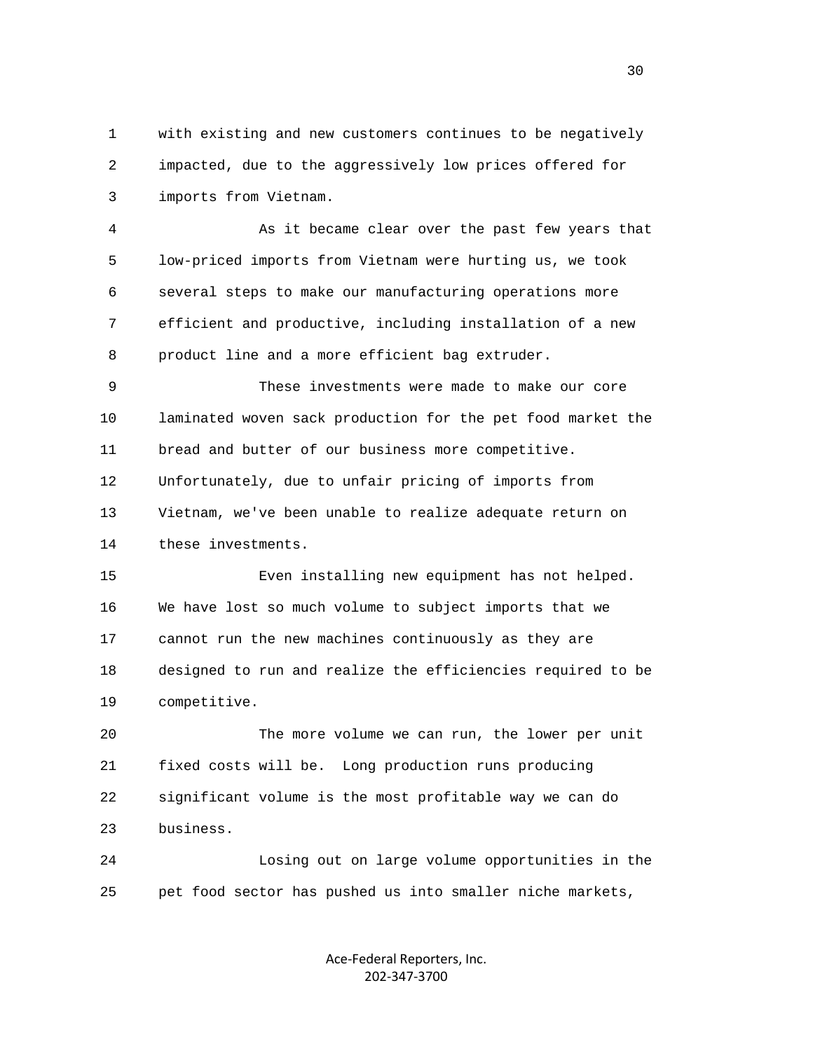with existing and new customers continues to be negatively impacted, due to the aggressively low prices offered for imports from Vietnam.

As it became clear over the past few years that low-priced imports from Vietnam were hurting us, we took several steps to make our manufacturing operations more efficient and productive, including installation of a new product line and a more efficient bag extruder.

These investments were made to make our core laminated woven sack production for the pet food market the bread and butter of our business more competitive. Unfortunately, due to unfair pricing of imports from Vietnam, we've been unable to realize adequate return on these investments.

Even installing new equipment has not helped. We have lost so much volume to subject imports that we cannot run the new machines continuously as they are designed to run and realize the efficiencies required to be competitive.

The more volume we can run, the lower per unit fixed costs will be. Long production runs producing significant volume is the most profitable way we can do business.

Losing out on large volume opportunities in the pet food sector has pushed us into smaller niche markets,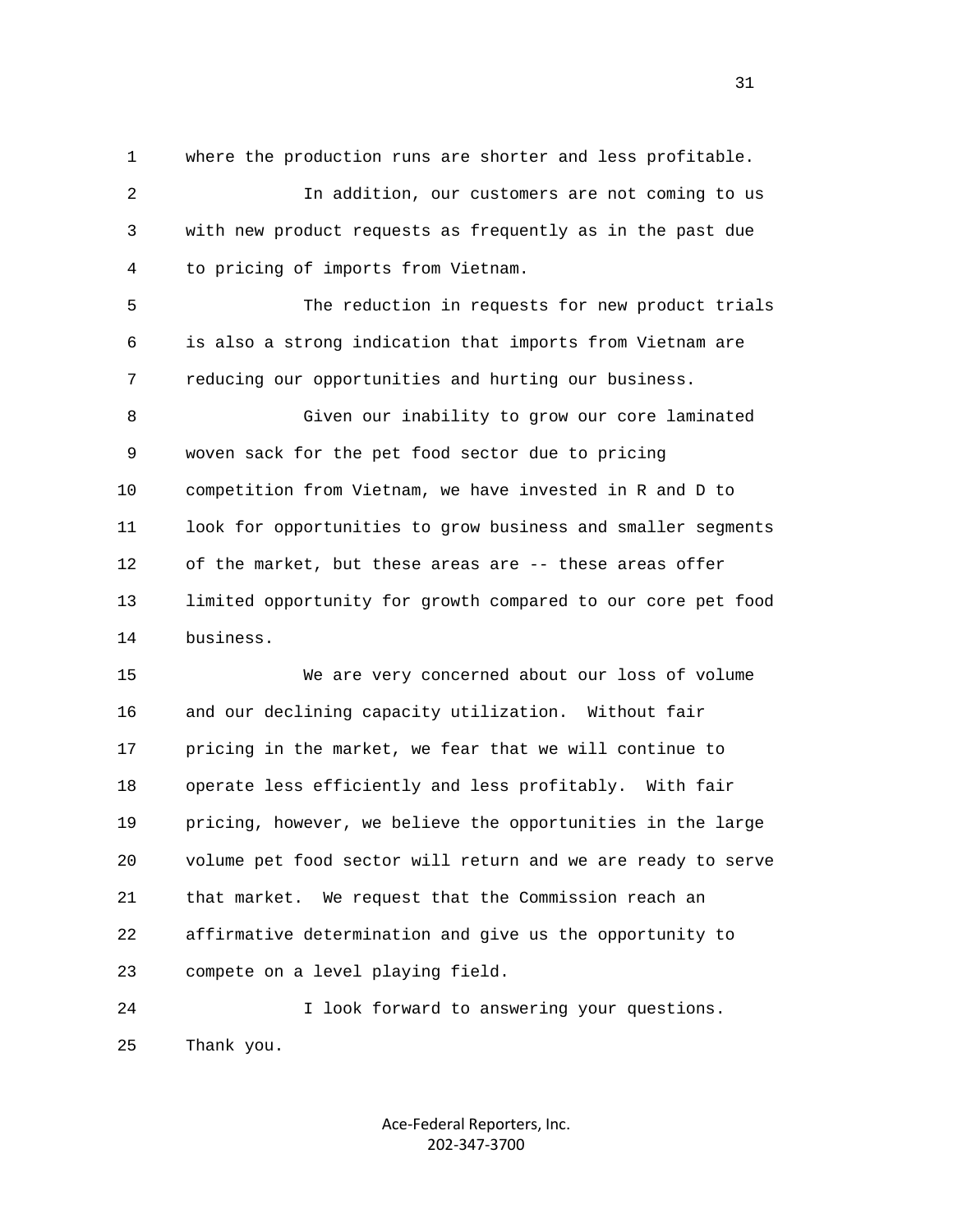where the production runs are shorter and less profitable.

In addition, our customers are not coming to us with new product requests as frequently as in the past due to pricing of imports from Vietnam.

The reduction in requests for new product trials is also a strong indication that imports from Vietnam are reducing our opportunities and hurting our business.

Given our inability to grow our core laminated woven sack for the pet food sector due to pricing competition from Vietnam, we have invested in R and D to look for opportunities to grow business and smaller segments of the market, but these areas are -- these areas offer limited opportunity for growth compared to our core pet food business.

We are very concerned about our loss of volume and our declining capacity utilization. Without fair pricing in the market, we fear that we will continue to operate less efficiently and less profitably. With fair pricing, however, we believe the opportunities in the large volume pet food sector will return and we are ready to serve that market. We request that the Commission reach an affirmative determination and give us the opportunity to compete on a level playing field.

I look forward to answering your questions. Thank you.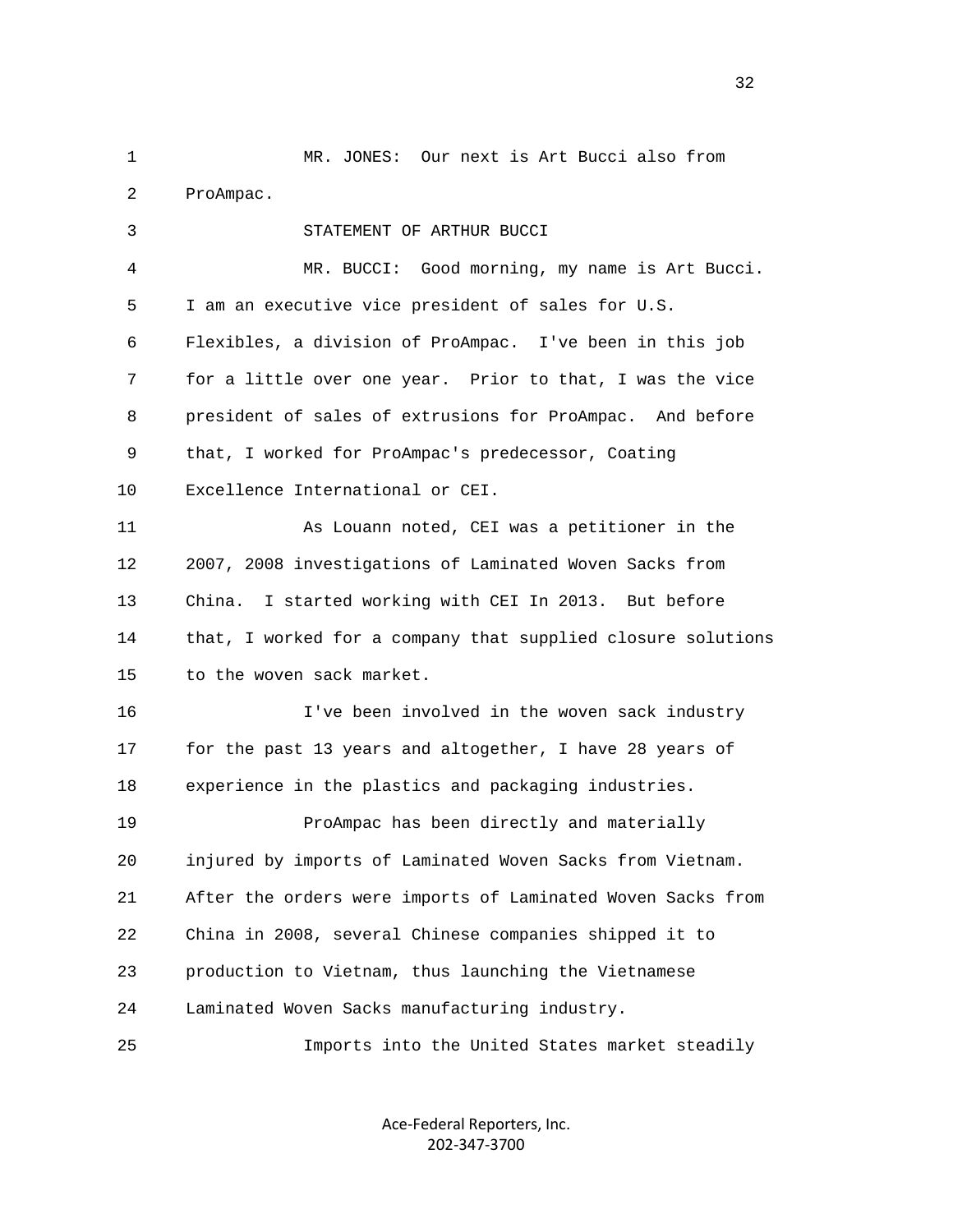MR. JONES: Our next is Art Bucci also from ProAmpac.

STATEMENT OF ARTHUR BUCCI

MR. BUCCI: Good morning, my name is Art Bucci. I am an executive vice president of sales for U.S. Flexibles, a division of ProAmpac. I've been in this job for a little over one year. Prior to that, I was the vice president of sales of extrusions for ProAmpac. And before that, I worked for ProAmpac's predecessor, Coating Excellence International or CEI.

As Louann noted, CEI was a petitioner in the 2007, 2008 investigations of Laminated Woven Sacks from China. I started working with CEI In 2013. But before that, I worked for a company that supplied closure solutions to the woven sack market.

I've been involved in the woven sack industry for the past 13 years and altogether, I have 28 years of experience in the plastics and packaging industries.

ProAmpac has been directly and materially injured by imports of Laminated Woven Sacks from Vietnam. After the orders were imports of Laminated Woven Sacks from China in 2008, several Chinese companies shipped it to production to Vietnam, thus launching the Vietnamese Laminated Woven Sacks manufacturing industry.

Imports into the United States market steadily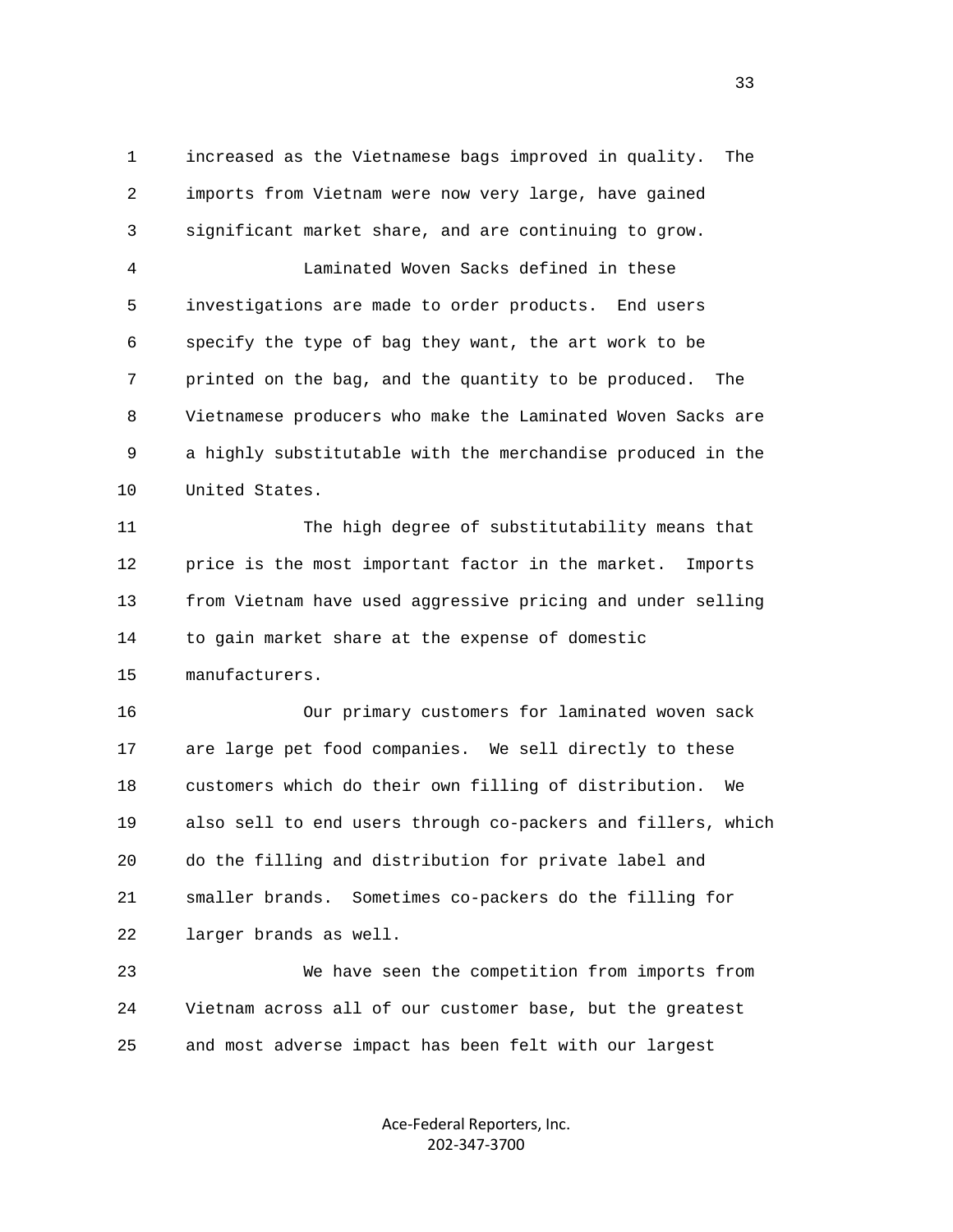increased as the Vietnamese bags improved in quality. The imports from Vietnam were now very large, have gained significant market share, and are continuing to grow.

Laminated Woven Sacks defined in these investigations are made to order products. End users specify the type of bag they want, the art work to be printed on the bag, and the quantity to be produced. The Vietnamese producers who make the Laminated Woven Sacks are a highly substitutable with the merchandise produced in the United States.

The high degree of substitutability means that price is the most important factor in the market. Imports from Vietnam have used aggressive pricing and under selling to gain market share at the expense of domestic manufacturers.

Our primary customers for laminated woven sack are large pet food companies. We sell directly to these customers which do their own filling of distribution. We also sell to end users through co-packers and fillers, which do the filling and distribution for private label and smaller brands. Sometimes co-packers do the filling for larger brands as well.

We have seen the competition from imports from Vietnam across all of our customer base, but the greatest and most adverse impact has been felt with our largest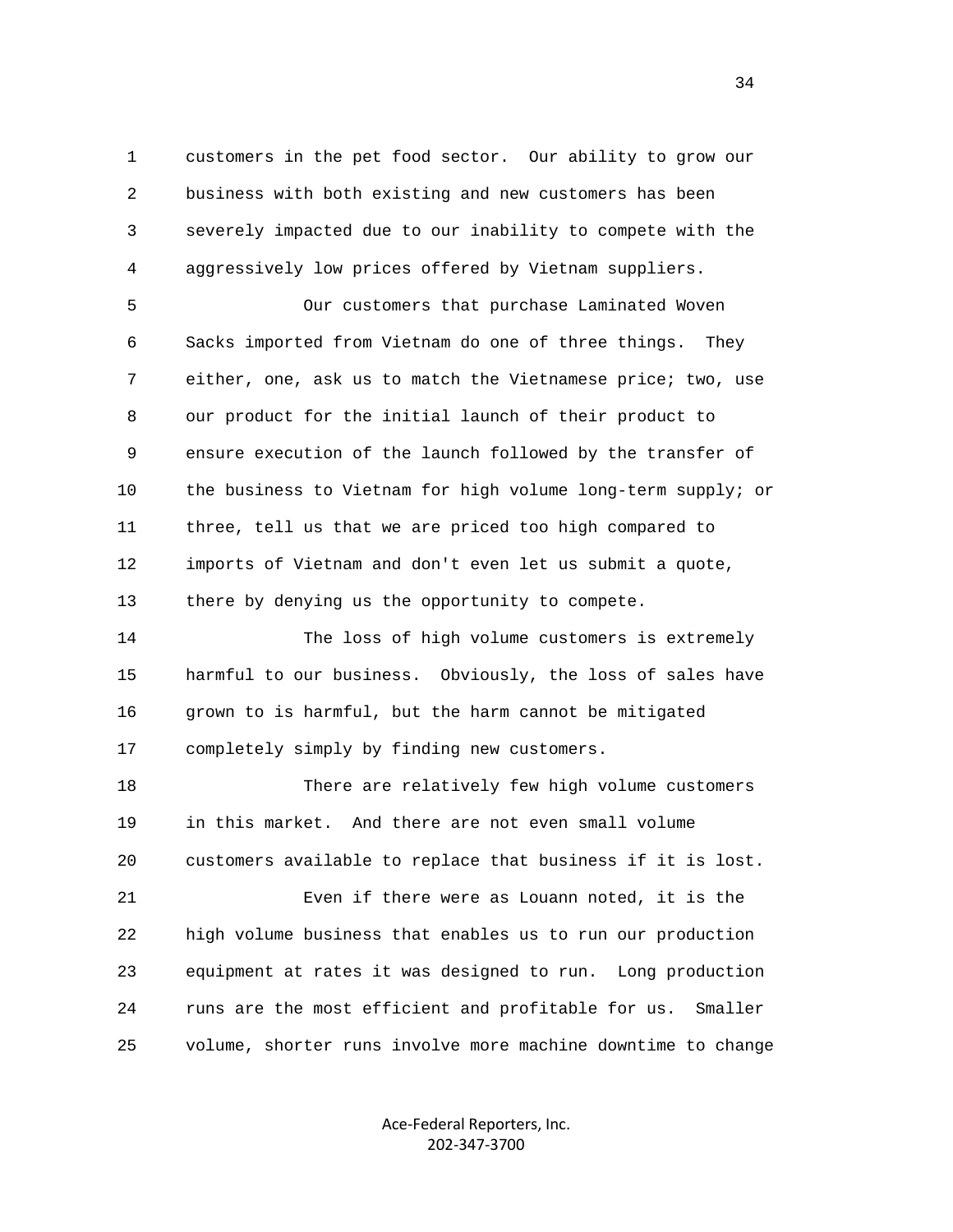customers in the pet food sector. Our ability to grow our business with both existing and new customers has been severely impacted due to our inability to compete with the aggressively low prices offered by Vietnam suppliers.

Our customers that purchase Laminated Woven Sacks imported from Vietnam do one of three things. They either, one, ask us to match the Vietnamese price; two, use our product for the initial launch of their product to ensure execution of the launch followed by the transfer of the business to Vietnam for high volume long-term supply; or three, tell us that we are priced too high compared to imports of Vietnam and don't even let us submit a quote, there by denying us the opportunity to compete.

The loss of high volume customers is extremely harmful to our business. Obviously, the loss of sales have grown to is harmful, but the harm cannot be mitigated completely simply by finding new customers.

There are relatively few high volume customers in this market. And there are not even small volume customers available to replace that business if it is lost.

Even if there were as Louann noted, it is the high volume business that enables us to run our production equipment at rates it was designed to run. Long production runs are the most efficient and profitable for us. Smaller volume, shorter runs involve more machine downtime to change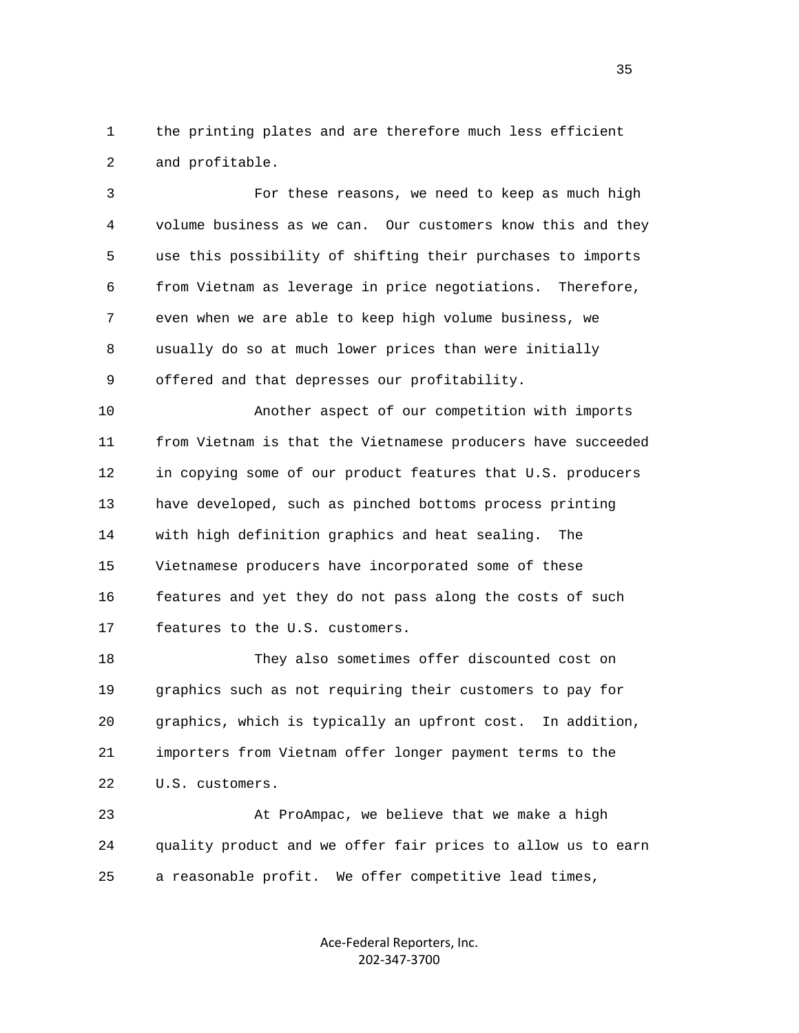the printing plates and are therefore much less efficient and profitable.

For these reasons, we need to keep as much high volume business as we can. Our customers know this and they use this possibility of shifting their purchases to imports from Vietnam as leverage in price negotiations. Therefore, even when we are able to keep high volume business, we usually do so at much lower prices than were initially offered and that depresses our profitability.

Another aspect of our competition with imports from Vietnam is that the Vietnamese producers have succeeded in copying some of our product features that U.S. producers have developed, such as pinched bottoms process printing with high definition graphics and heat sealing. The Vietnamese producers have incorporated some of these features and yet they do not pass along the costs of such features to the U.S. customers.

They also sometimes offer discounted cost on graphics such as not requiring their customers to pay for graphics, which is typically an upfront cost. In addition, importers from Vietnam offer longer payment terms to the U.S. customers.

At ProAmpac, we believe that we make a high quality product and we offer fair prices to allow us to earn a reasonable profit. We offer competitive lead times,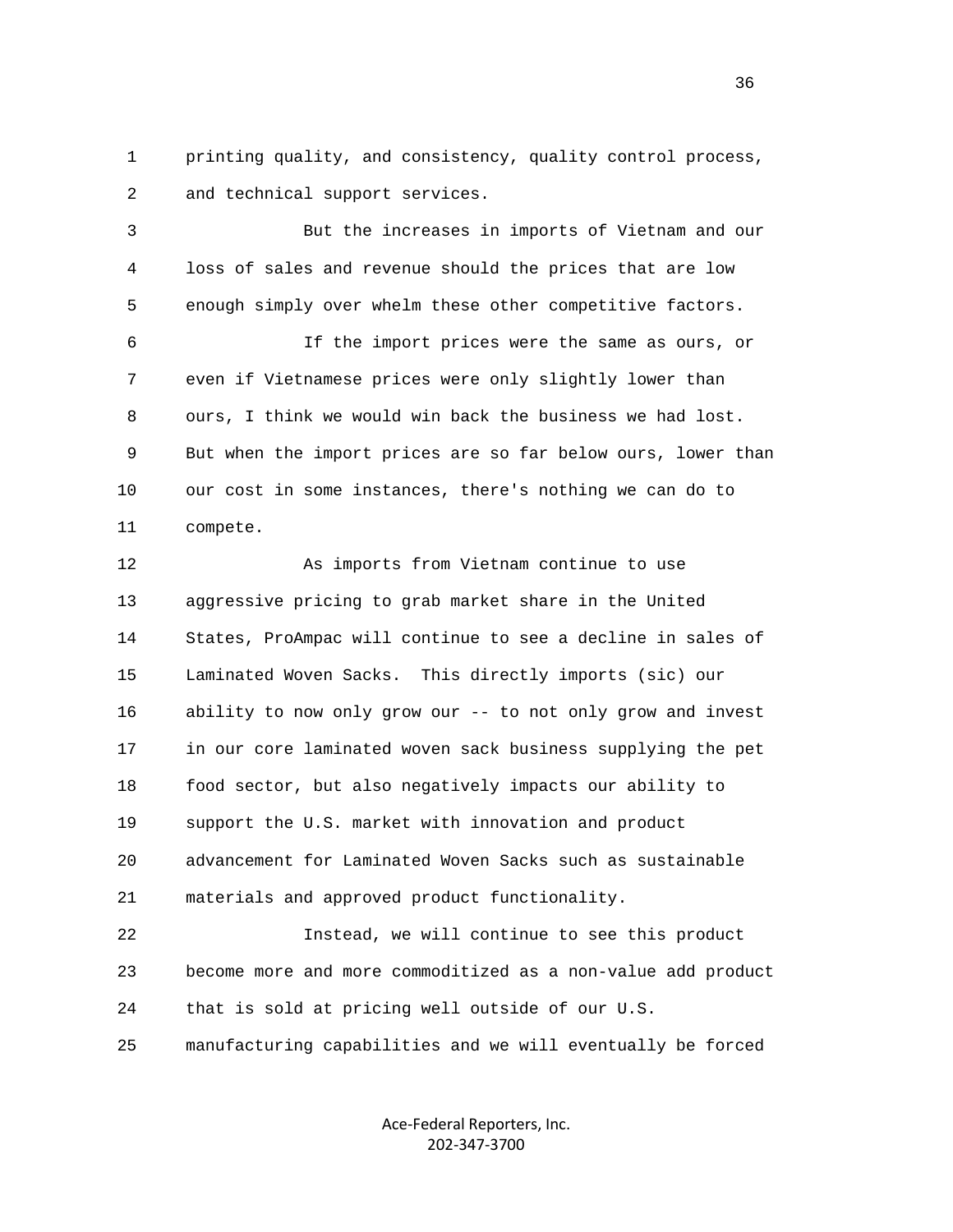printing quality, and consistency, quality control process, and technical support services.

But the increases in imports of Vietnam and our loss of sales and revenue should the prices that are low enough simply over whelm these other competitive factors.

If the import prices were the same as ours, or even if Vietnamese prices were only slightly lower than ours, I think we would win back the business we had lost. But when the import prices are so far below ours, lower than our cost in some instances, there's nothing we can do to compete.

As imports from Vietnam continue to use aggressive pricing to grab market share in the United States, ProAmpac will continue to see a decline in sales of Laminated Woven Sacks. This directly imports (sic) our ability to now only grow our -- to not only grow and invest in our core laminated woven sack business supplying the pet food sector, but also negatively impacts our ability to support the U.S. market with innovation and product advancement for Laminated Woven Sacks such as sustainable materials and approved product functionality.

Instead, we will continue to see this product become more and more commoditized as a non-value add product that is sold at pricing well outside of our U.S. manufacturing capabilities and we will eventually be forced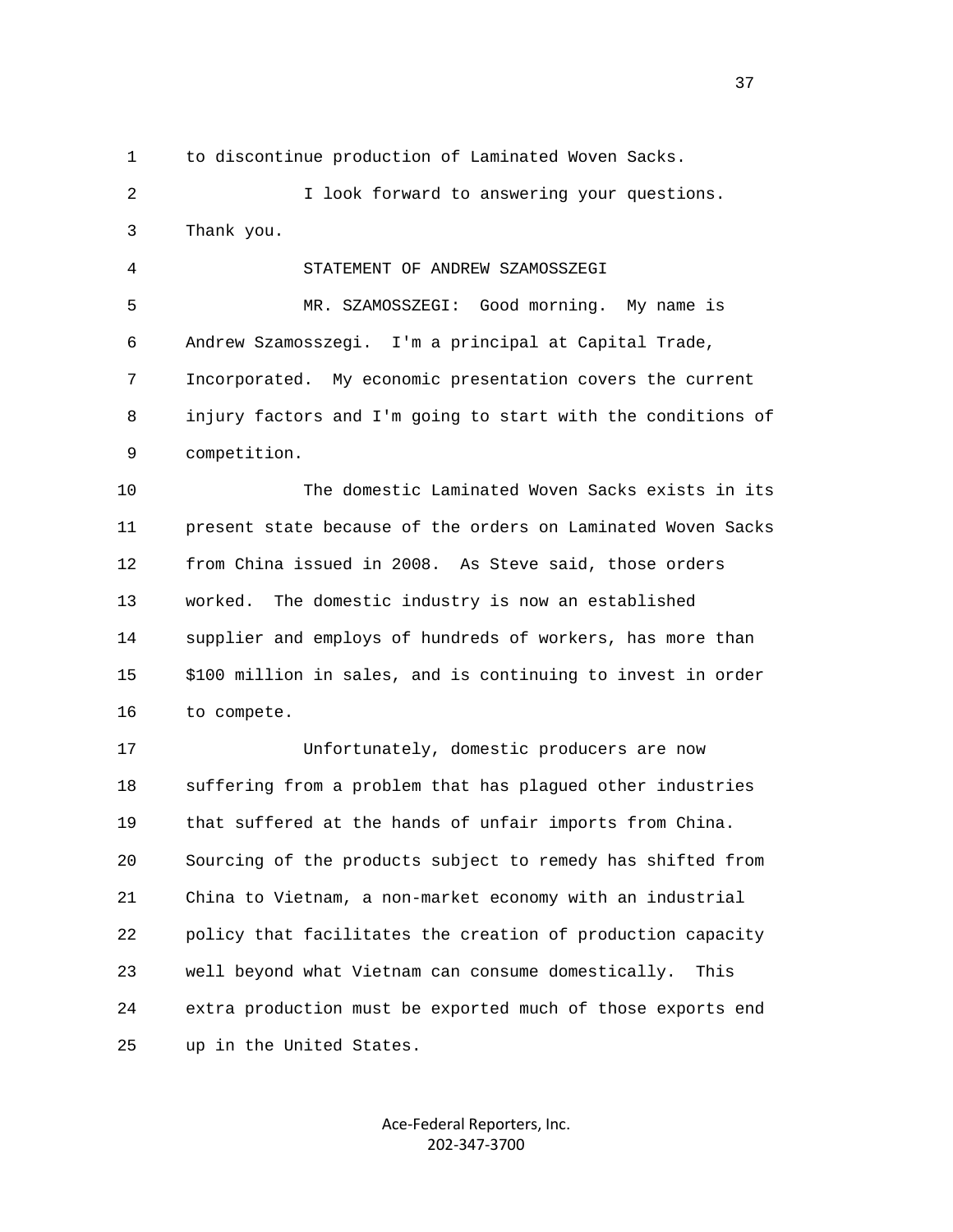to discontinue production of Laminated Woven Sacks.

I look forward to answering your questions. Thank you.

STATEMENT OF ANDREW SZAMOSSZEGI

MR. SZAMOSSZEGI: Good morning. My name is Andrew Szamosszegi. I'm a principal at Capital Trade, Incorporated. My economic presentation covers the current injury factors and I'm going to start with the conditions of competition.

The domestic Laminated Woven Sacks exists in its present state because of the orders on Laminated Woven Sacks from China issued in 2008. As Steve said, those orders worked. The domestic industry is now an established supplier and employs of hundreds of workers, has more than $100 million in sales, and is continuing to invest in order to compete.

Unfortunately, domestic producers are now suffering from a problem that has plagued other industries that suffered at the hands of unfair imports from China. Sourcing of the products subject to remedy has shifted from China to Vietnam, a non-market economy with an industrial policy that facilitates the creation of production capacity well beyond what Vietnam can consume domestically. This extra production must be exported much of those exports end up in the United States.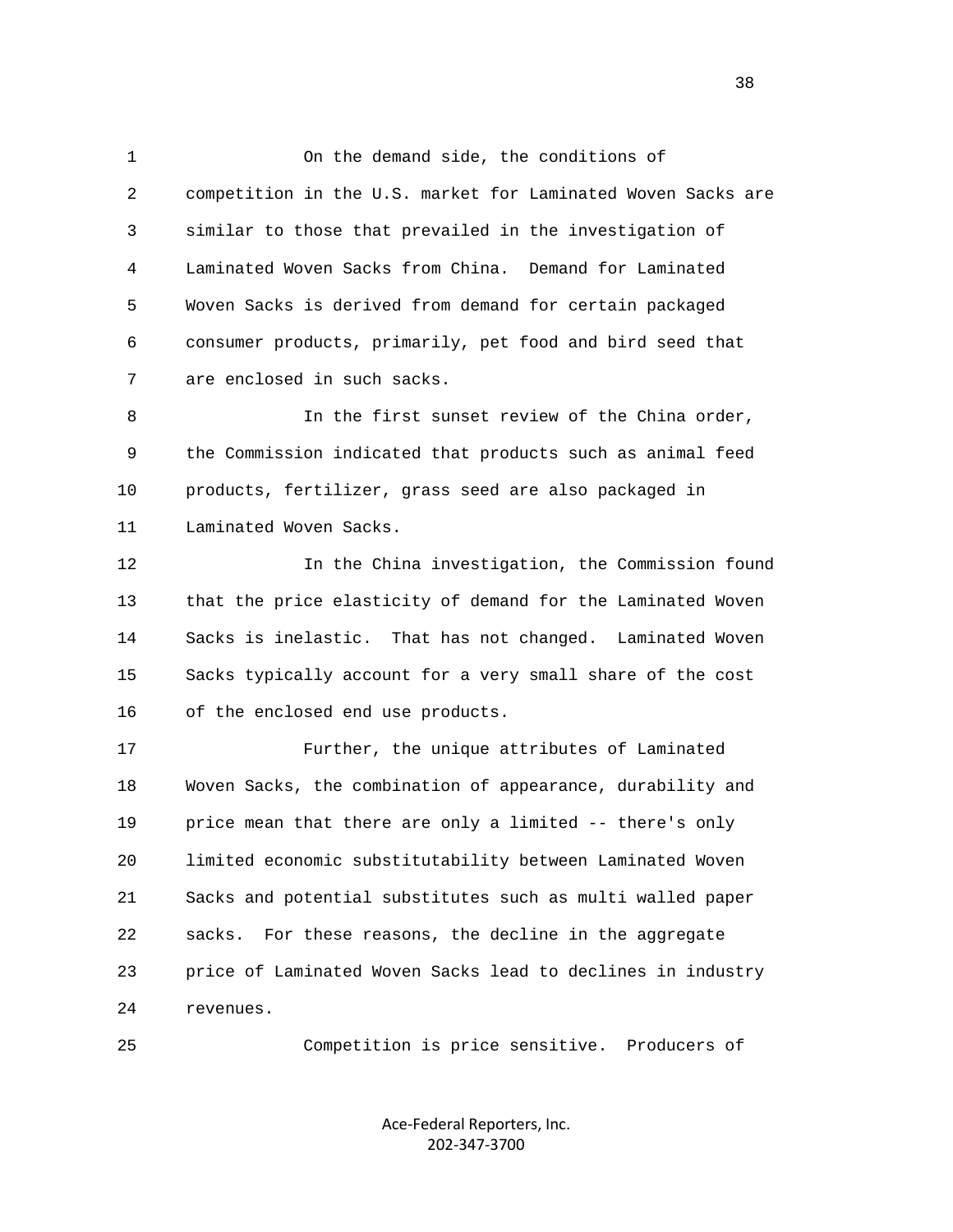On the demand side, the conditions of competition in the U.S. market for Laminated Woven Sacks are similar to those that prevailed in the investigation of Laminated Woven Sacks from China. Demand for Laminated Woven Sacks is derived from demand for certain packaged consumer products, primarily, pet food and bird seed that are enclosed in such sacks.

In the first sunset review of the China order, the Commission indicated that products such as animal feed products, fertilizer, grass seed are also packaged in Laminated Woven Sacks.

In the China investigation, the Commission found that the price elasticity of demand for the Laminated Woven Sacks is inelastic. That has not changed. Laminated Woven Sacks typically account for a very small share of the cost of the enclosed end use products.

Further, the unique attributes of Laminated Woven Sacks, the combination of appearance, durability and price mean that there are only a limited -- there's only limited economic substitutability between Laminated Woven Sacks and potential substitutes such as multi walled paper sacks. For these reasons, the decline in the aggregate price of Laminated Woven Sacks lead to declines in industry revenues.

Competition is price sensitive. Producers of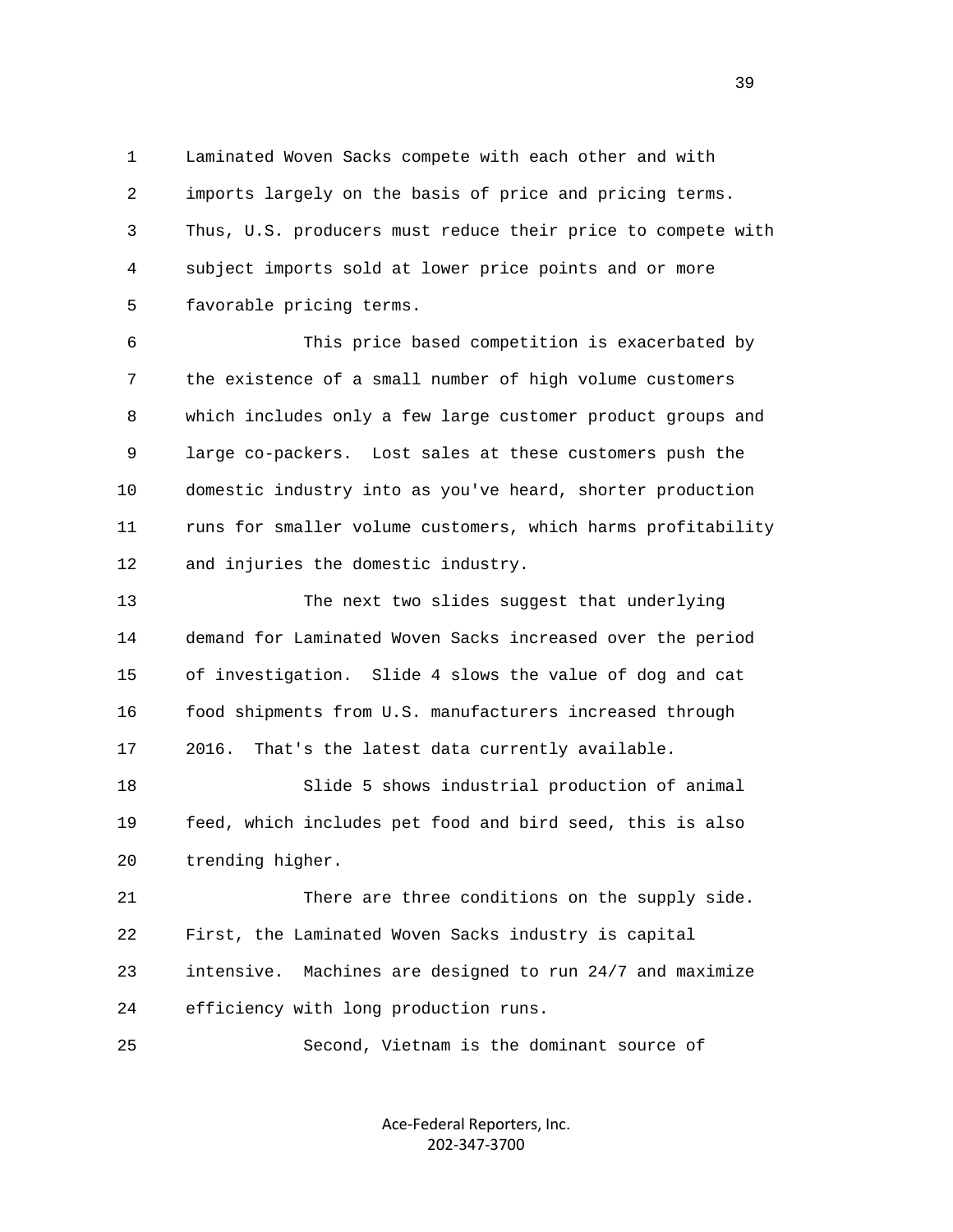Laminated Woven Sacks compete with each other and with imports largely on the basis of price and pricing terms. Thus, U.S. producers must reduce their price to compete with subject imports sold at lower price points and or more favorable pricing terms.

This price based competition is exacerbated by the existence of a small number of high volume customers which includes only a few large customer product groups and large co-packers. Lost sales at these customers push the domestic industry into as you've heard, shorter production runs for smaller volume customers, which harms profitability and injuries the domestic industry.

The next two slides suggest that underlying demand for Laminated Woven Sacks increased over the period of investigation. Slide 4 slows the value of dog and cat food shipments from U.S. manufacturers increased through 2016. That's the latest data currently available.

Slide 5 shows industrial production of animal feed, which includes pet food and bird seed, this is also trending higher.

There are three conditions on the supply side. First, the Laminated Woven Sacks industry is capital intensive. Machines are designed to run 24/7 and maximize efficiency with long production runs.

Second, Vietnam is the dominant source of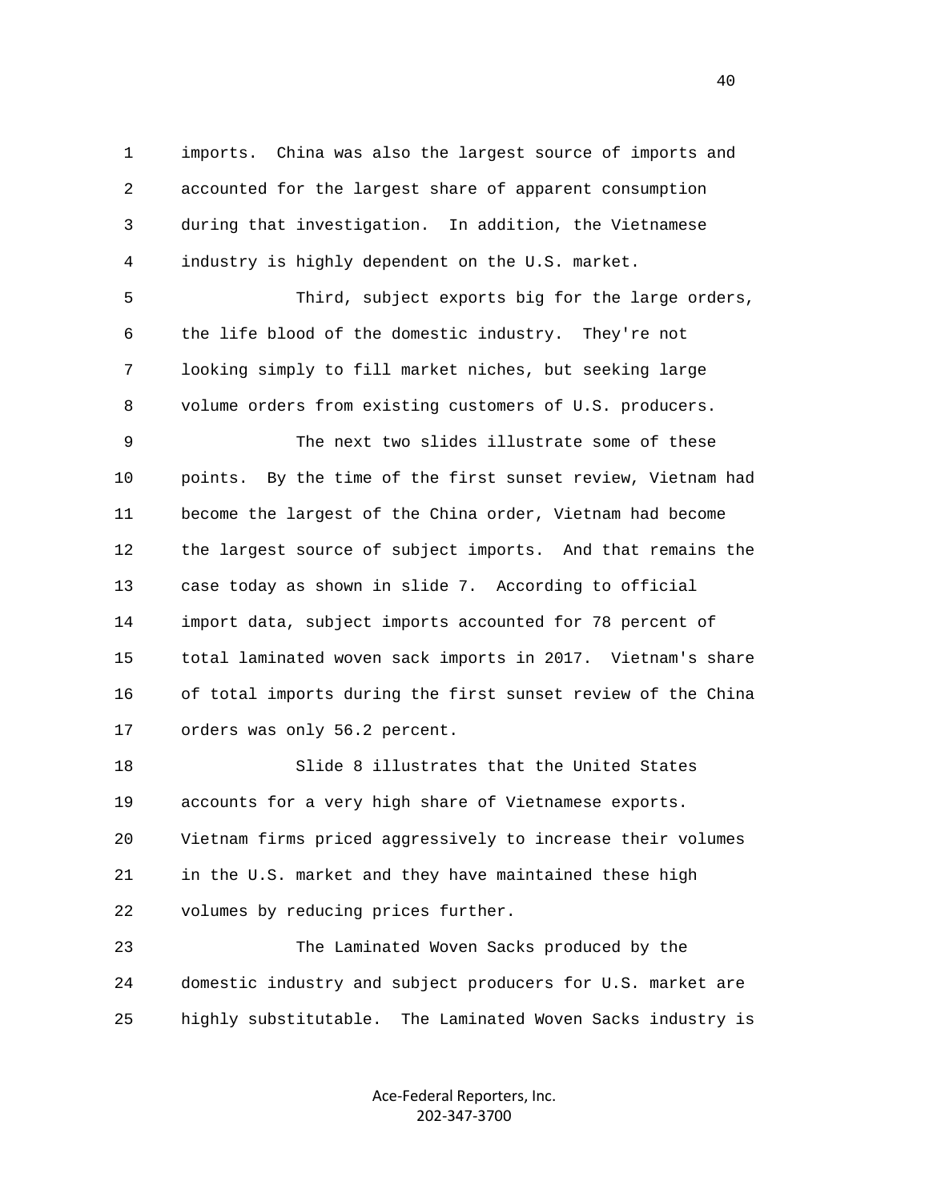1 imports. China was also the largest source of imports and
2 accounted for the largest share of apparent consumption
3 during that investigation. In addition, the Vietnamese
4 industry is highly dependent on the U.S. market.

5 Third, subject exports big for the large orders,
6 the life blood of the domestic industry. They're not
7 looking simply to fill market niches, but seeking large
8 volume orders from existing customers of U.S. producers.

9 The next two slides illustrate some of these
10 points. By the time of the first sunset review, Vietnam had
11 become the largest of the China order, Vietnam had become
12 the largest source of subject imports. And that remains the
13 case today as shown in slide 7. According to official
14 import data, subject imports accounted for 78 percent of
15 total laminated woven sack imports in 2017. Vietnam's share
16 of total imports during the first sunset review of the China
17 orders was only 56.2 percent.

18 Slide 8 illustrates that the United States
19 accounts for a very high share of Vietnamese exports.
20 Vietnam firms priced aggressively to increase their volumes
21 in the U.S. market and they have maintained these high
22 volumes by reducing prices further.

23 The Laminated Woven Sacks produced by the
24 domestic industry and subject producers for U.S. market are
25 highly substitutable. The Laminated Woven Sacks industry is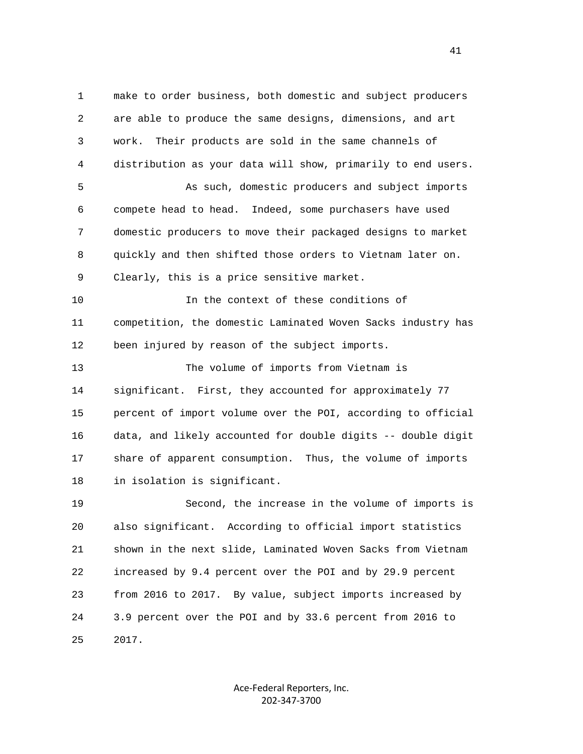make to order business, both domestic and subject producers are able to produce the same designs, dimensions, and art work. Their products are sold in the same channels of distribution as your data will show, primarily to end users.

As such, domestic producers and subject imports compete head to head. Indeed, some purchasers have used domestic producers to move their packaged designs to market quickly and then shifted those orders to Vietnam later on. Clearly, this is a price sensitive market.

In the context of these conditions of competition, the domestic Laminated Woven Sacks industry has been injured by reason of the subject imports.

The volume of imports from Vietnam is significant. First, they accounted for approximately 77 percent of import volume over the POI, according to official data, and likely accounted for double digits -- double digit share of apparent consumption. Thus, the volume of imports in isolation is significant.

Second, the increase in the volume of imports is also significant. According to official import statistics shown in the next slide, Laminated Woven Sacks from Vietnam increased by 9.4 percent over the POI and by 29.9 percent from 2016 to 2017. By value, subject imports increased by 3.9 percent over the POI and by 33.6 percent from 2016 to 2017.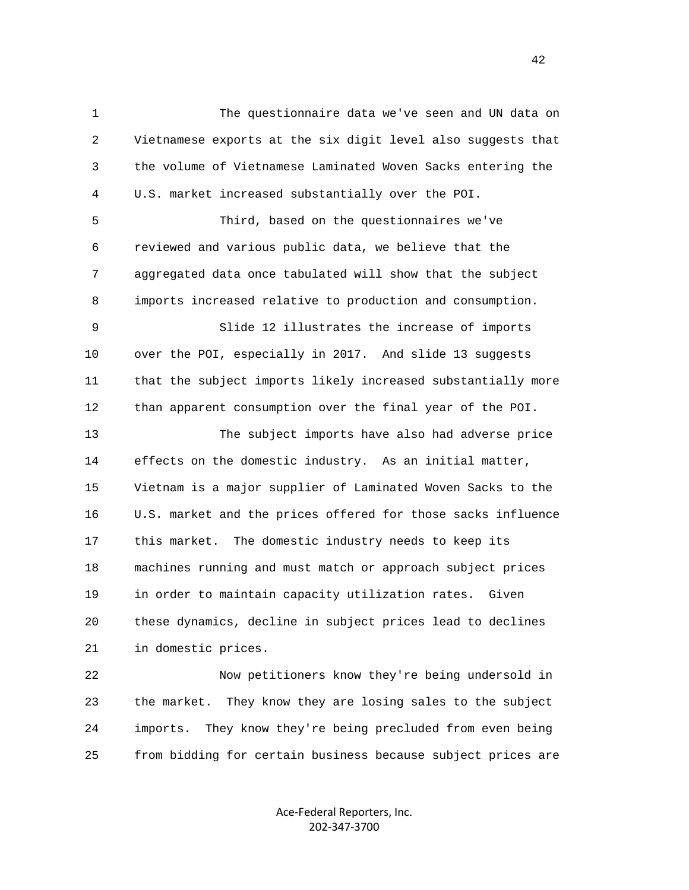The questionnaire data we've seen and UN data on Vietnamese exports at the six digit level also suggests that the volume of Vietnamese Laminated Woven Sacks entering the U.S. market increased substantially over the POI.

Third, based on the questionnaires we've reviewed and various public data, we believe that the aggregated data once tabulated will show that the subject imports increased relative to production and consumption.

Slide 12 illustrates the increase of imports over the POI, especially in 2017. And slide 13 suggests that the subject imports likely increased substantially more than apparent consumption over the final year of the POI.

The subject imports have also had adverse price effects on the domestic industry. As an initial matter, Vietnam is a major supplier of Laminated Woven Sacks to the U.S. market and the prices offered for those sacks influence this market. The domestic industry needs to keep its machines running and must match or approach subject prices in order to maintain capacity utilization rates. Given these dynamics, decline in subject prices lead to declines in domestic prices.

Now petitioners know they're being undersold in the market. They know they are losing sales to the subject imports. They know they're being precluded from even being from bidding for certain business because subject prices are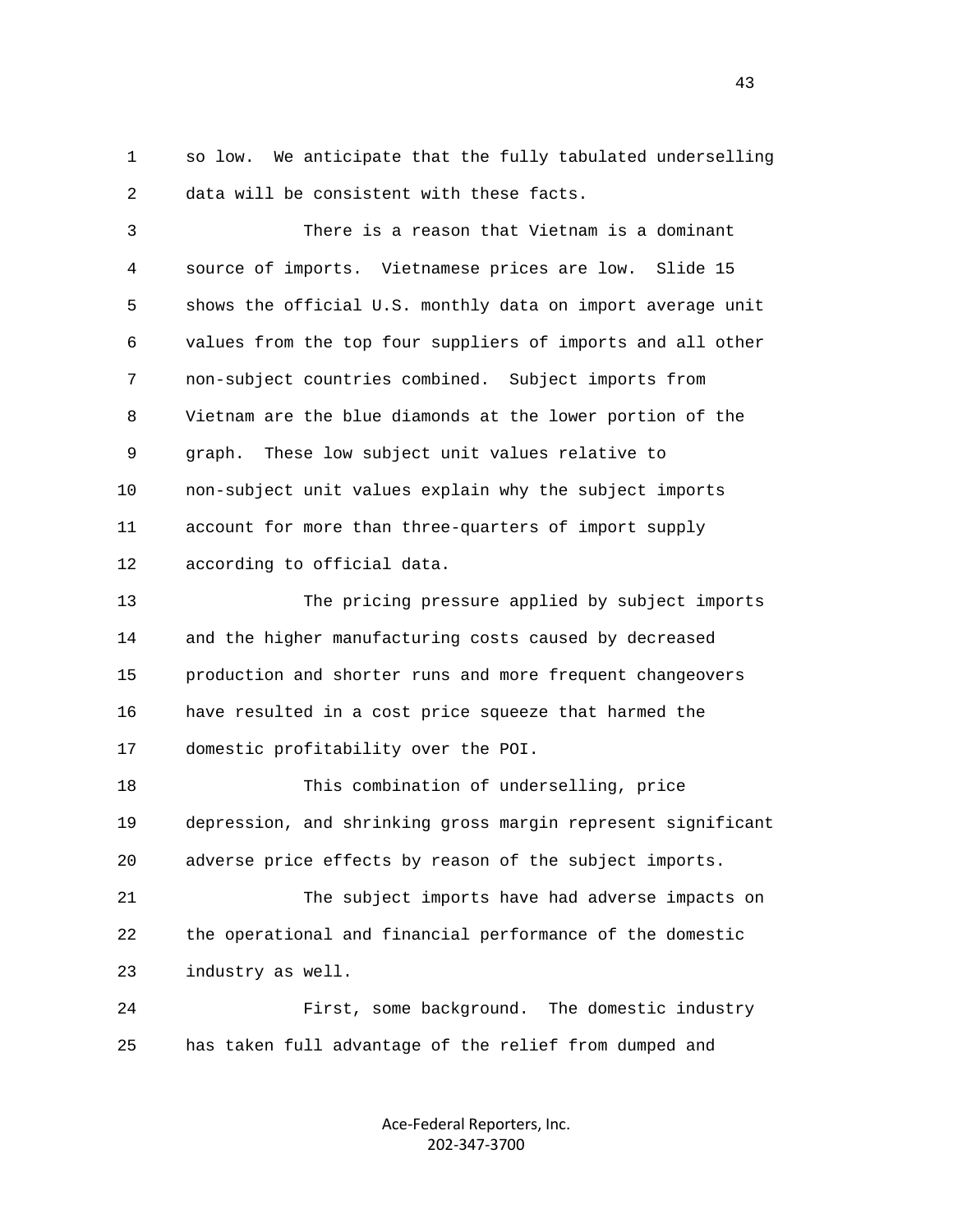so low. We anticipate that the fully tabulated underselling data will be consistent with these facts.

There is a reason that Vietnam is a dominant source of imports. Vietnamese prices are low. Slide 15 shows the official U.S. monthly data on import average unit values from the top four suppliers of imports and all other non-subject countries combined. Subject imports from Vietnam are the blue diamonds at the lower portion of the graph. These low subject unit values relative to non-subject unit values explain why the subject imports account for more than three-quarters of import supply according to official data.

The pricing pressure applied by subject imports and the higher manufacturing costs caused by decreased production and shorter runs and more frequent changeovers have resulted in a cost price squeeze that harmed the domestic profitability over the POI.

This combination of underselling, price depression, and shrinking gross margin represent significant adverse price effects by reason of the subject imports.

The subject imports have had adverse impacts on the operational and financial performance of the domestic industry as well.

First, some background. The domestic industry has taken full advantage of the relief from dumped and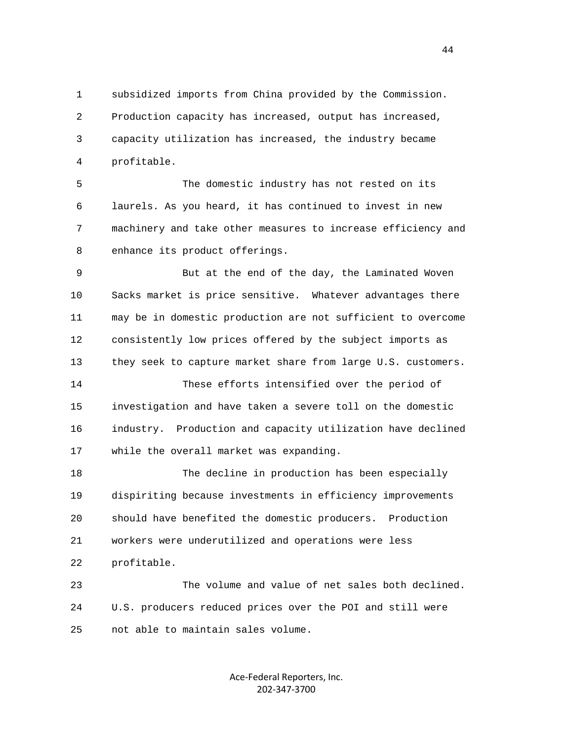subsidized imports from China provided by the Commission. Production capacity has increased, output has increased, capacity utilization has increased, the industry became profitable.

The domestic industry has not rested on its laurels. As you heard, it has continued to invest in new machinery and take other measures to increase efficiency and enhance its product offerings.

But at the end of the day, the Laminated Woven Sacks market is price sensitive. Whatever advantages there may be in domestic production are not sufficient to overcome consistently low prices offered by the subject imports as they seek to capture market share from large U.S. customers.

These efforts intensified over the period of investigation and have taken a severe toll on the domestic industry. Production and capacity utilization have declined while the overall market was expanding.

The decline in production has been especially dispiriting because investments in efficiency improvements should have benefited the domestic producers. Production workers were underutilized and operations were less profitable.

The volume and value of net sales both declined. U.S. producers reduced prices over the POI and still were not able to maintain sales volume.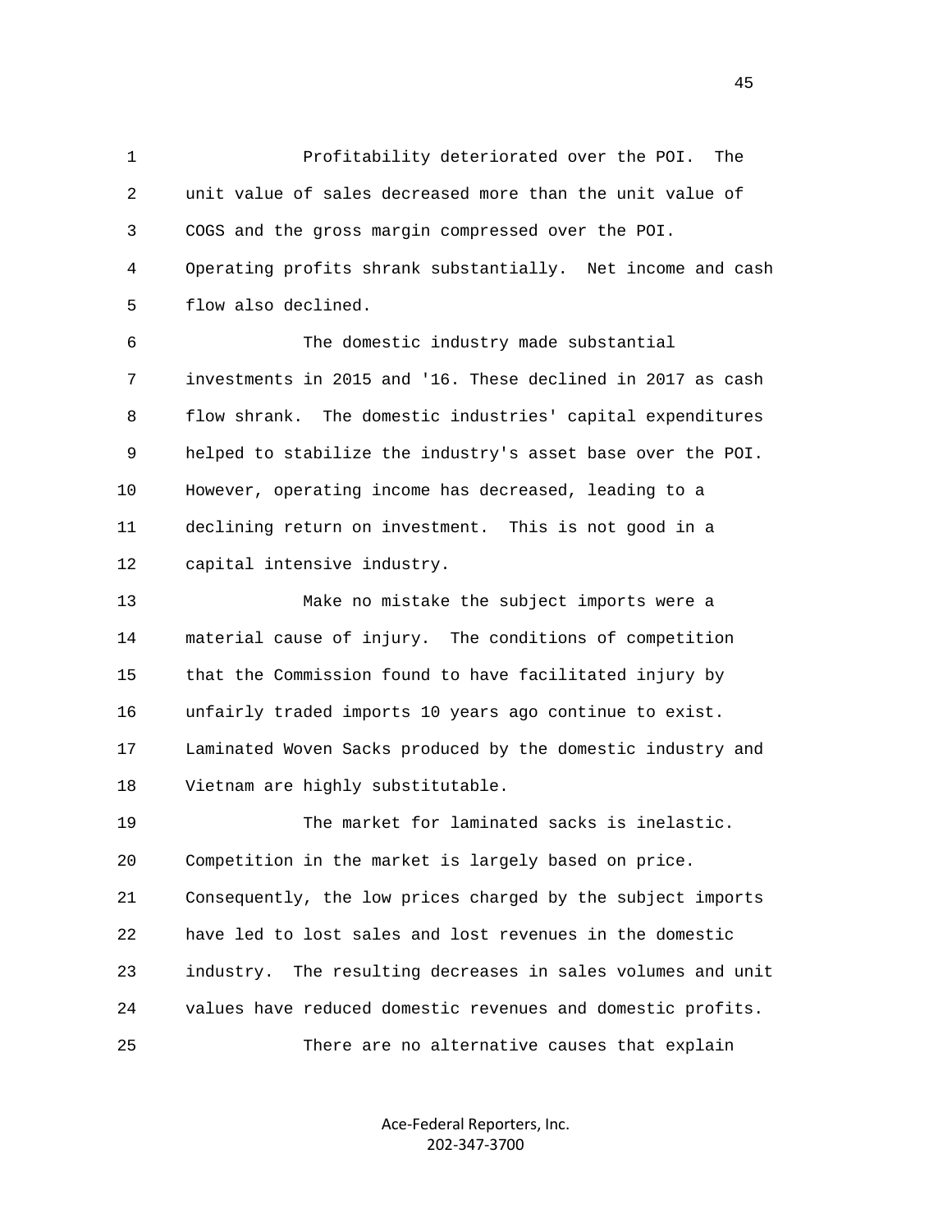Profitability deteriorated over the POI. The unit value of sales decreased more than the unit value of COGS and the gross margin compressed over the POI. Operating profits shrank substantially. Net income and cash flow also declined.

The domestic industry made substantial investments in 2015 and '16. These declined in 2017 as cash flow shrank. The domestic industries' capital expenditures helped to stabilize the industry's asset base over the POI. However, operating income has decreased, leading to a declining return on investment. This is not good in a capital intensive industry.

Make no mistake the subject imports were a material cause of injury. The conditions of competition that the Commission found to have facilitated injury by unfairly traded imports 10 years ago continue to exist. Laminated Woven Sacks produced by the domestic industry and Vietnam are highly substitutable.

The market for laminated sacks is inelastic. Competition in the market is largely based on price. Consequently, the low prices charged by the subject imports have led to lost sales and lost revenues in the domestic industry. The resulting decreases in sales volumes and unit values have reduced domestic revenues and domestic profits.

There are no alternative causes that explain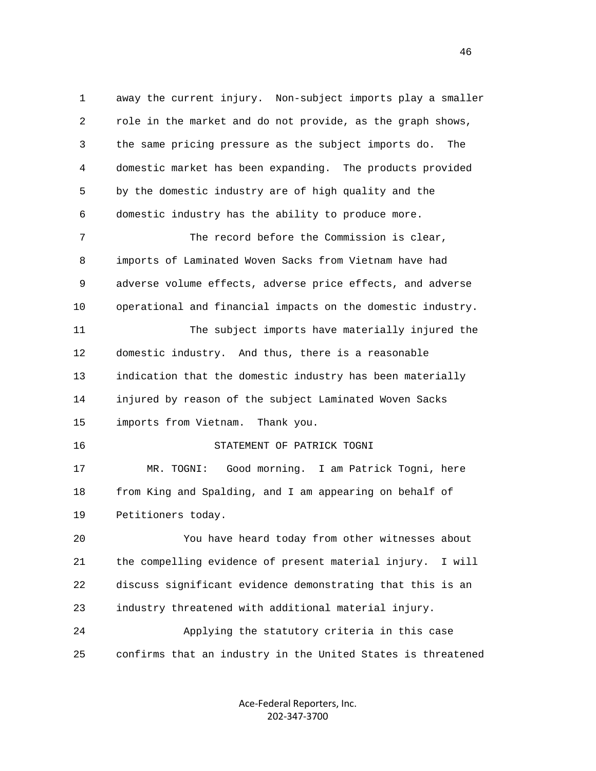away the current injury. Non-subject imports play a smaller role in the market and do not provide, as the graph shows, the same pricing pressure as the subject imports do. The domestic market has been expanding. The products provided by the domestic industry are of high quality and the domestic industry has the ability to produce more.

The record before the Commission is clear, imports of Laminated Woven Sacks from Vietnam have had adverse volume effects, adverse price effects, and adverse operational and financial impacts on the domestic industry.

The subject imports have materially injured the domestic industry. And thus, there is a reasonable indication that the domestic industry has been materially injured by reason of the subject Laminated Woven Sacks imports from Vietnam. Thank you.

STATEMENT OF PATRICK TOGNI

MR. TOGNI: Good morning. I am Patrick Togni, here from King and Spalding, and I am appearing on behalf of Petitioners today.

You have heard today from other witnesses about the compelling evidence of present material injury. I will discuss significant evidence demonstrating that this is an industry threatened with additional material injury.

Applying the statutory criteria in this case confirms that an industry in the United States is threatened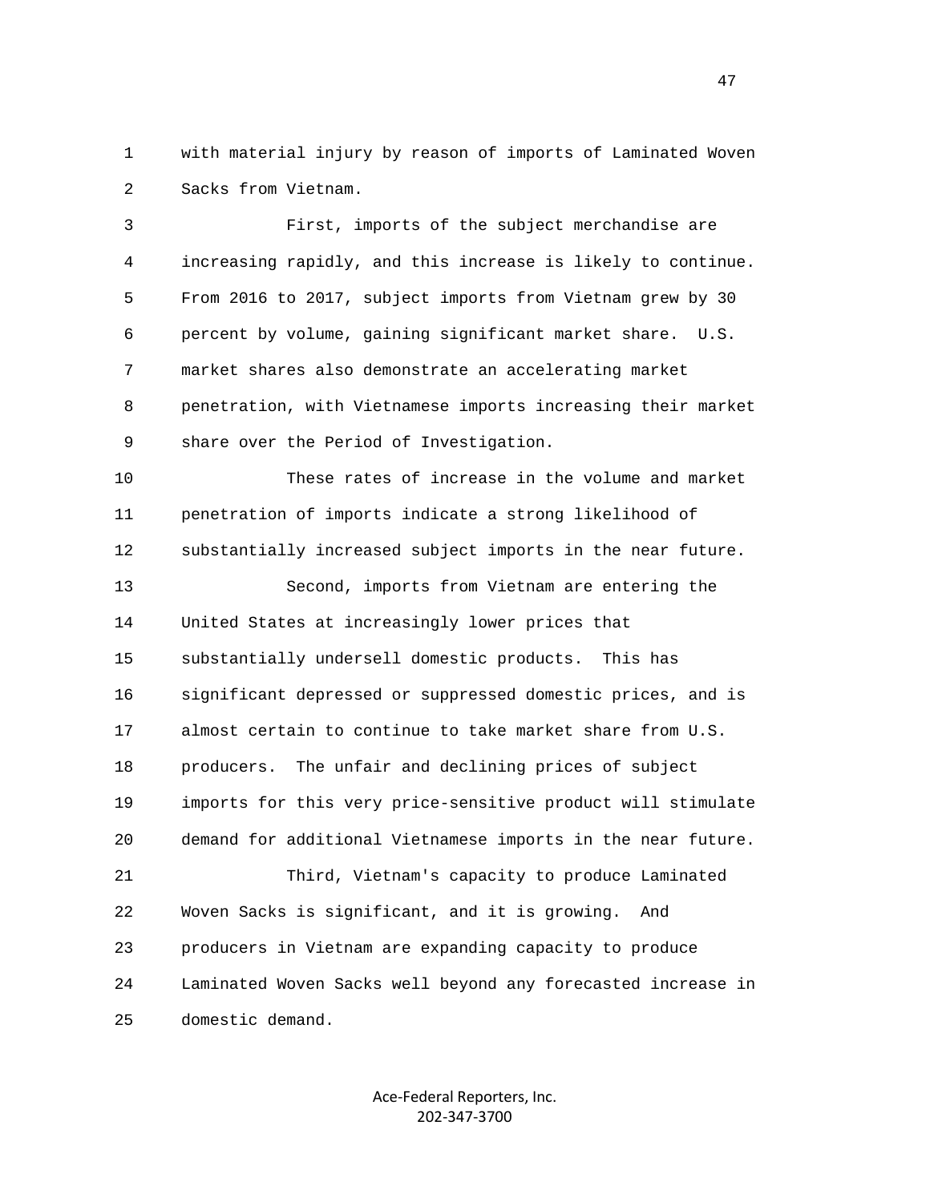with material injury by reason of imports of Laminated Woven Sacks from Vietnam.

First, imports of the subject merchandise are increasing rapidly, and this increase is likely to continue. From 2016 to 2017, subject imports from Vietnam grew by 30 percent by volume, gaining significant market share. U.S. market shares also demonstrate an accelerating market penetration, with Vietnamese imports increasing their market share over the Period of Investigation.

These rates of increase in the volume and market penetration of imports indicate a strong likelihood of substantially increased subject imports in the near future.

Second, imports from Vietnam are entering the United States at increasingly lower prices that substantially undersell domestic products. This has significant depressed or suppressed domestic prices, and is almost certain to continue to take market share from U.S. producers. The unfair and declining prices of subject imports for this very price-sensitive product will stimulate demand for additional Vietnamese imports in the near future.

Third, Vietnam's capacity to produce Laminated Woven Sacks is significant, and it is growing. And producers in Vietnam are expanding capacity to produce Laminated Woven Sacks well beyond any forecasted increase in domestic demand.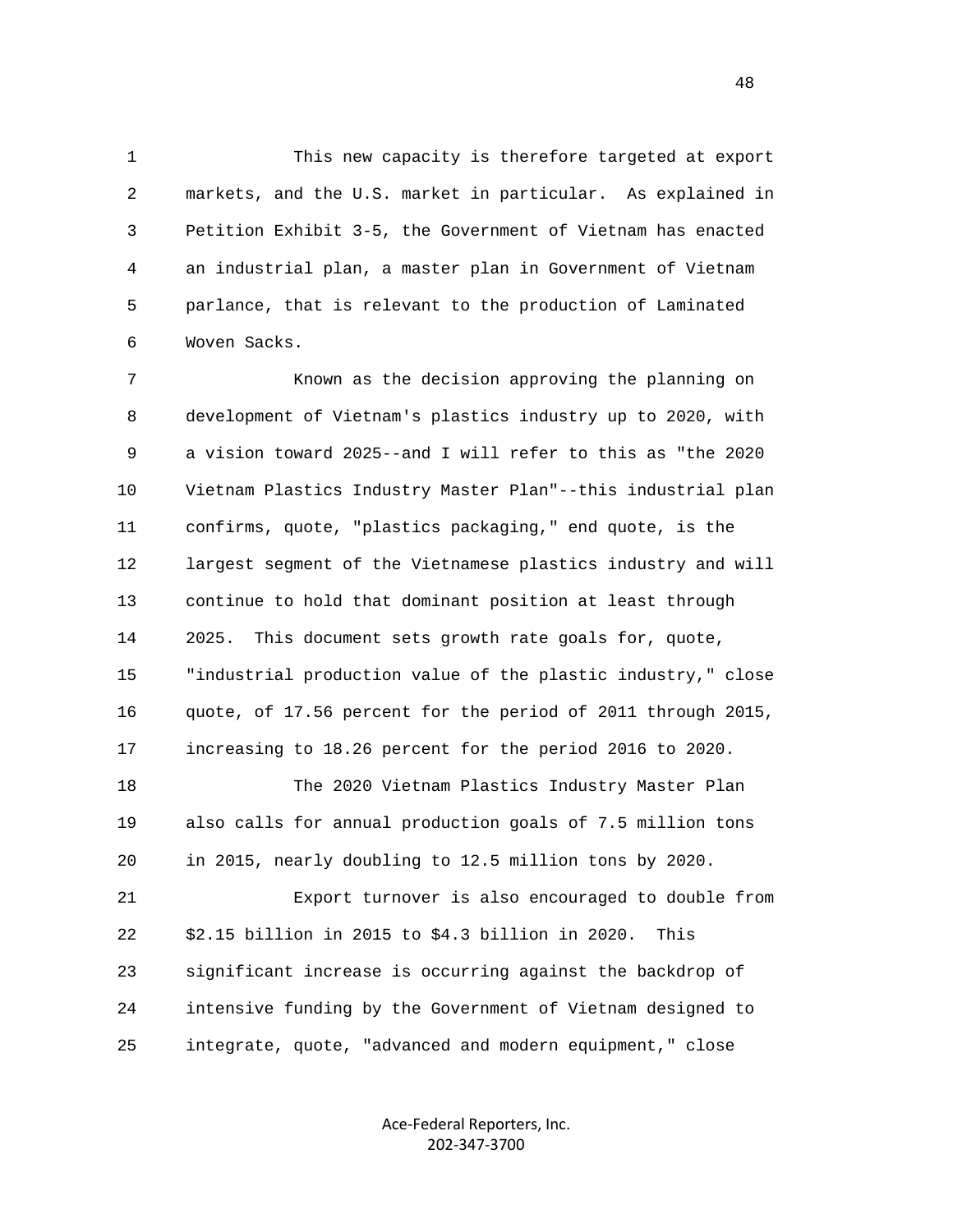This new capacity is therefore targeted at export markets, and the U.S. market in particular. As explained in Petition Exhibit 3-5, the Government of Vietnam has enacted an industrial plan, a master plan in Government of Vietnam parlance, that is relevant to the production of Laminated Woven Sacks.

Known as the decision approving the planning on development of Vietnam's plastics industry up to 2020, with a vision toward 2025--and I will refer to this as "the 2020 Vietnam Plastics Industry Master Plan"--this industrial plan confirms, quote, "plastics packaging," end quote, is the largest segment of the Vietnamese plastics industry and will continue to hold that dominant position at least through 2025. This document sets growth rate goals for, quote, "industrial production value of the plastic industry," close quote, of 17.56 percent for the period of 2011 through 2015, increasing to 18.26 percent for the period 2016 to 2020.

The 2020 Vietnam Plastics Industry Master Plan also calls for annual production goals of 7.5 million tons in 2015, nearly doubling to 12.5 million tons by 2020.

Export turnover is also encouraged to double from $2.15 billion in 2015 to $4.3 billion in 2020. This significant increase is occurring against the backdrop of intensive funding by the Government of Vietnam designed to integrate, quote, "advanced and modern equipment," close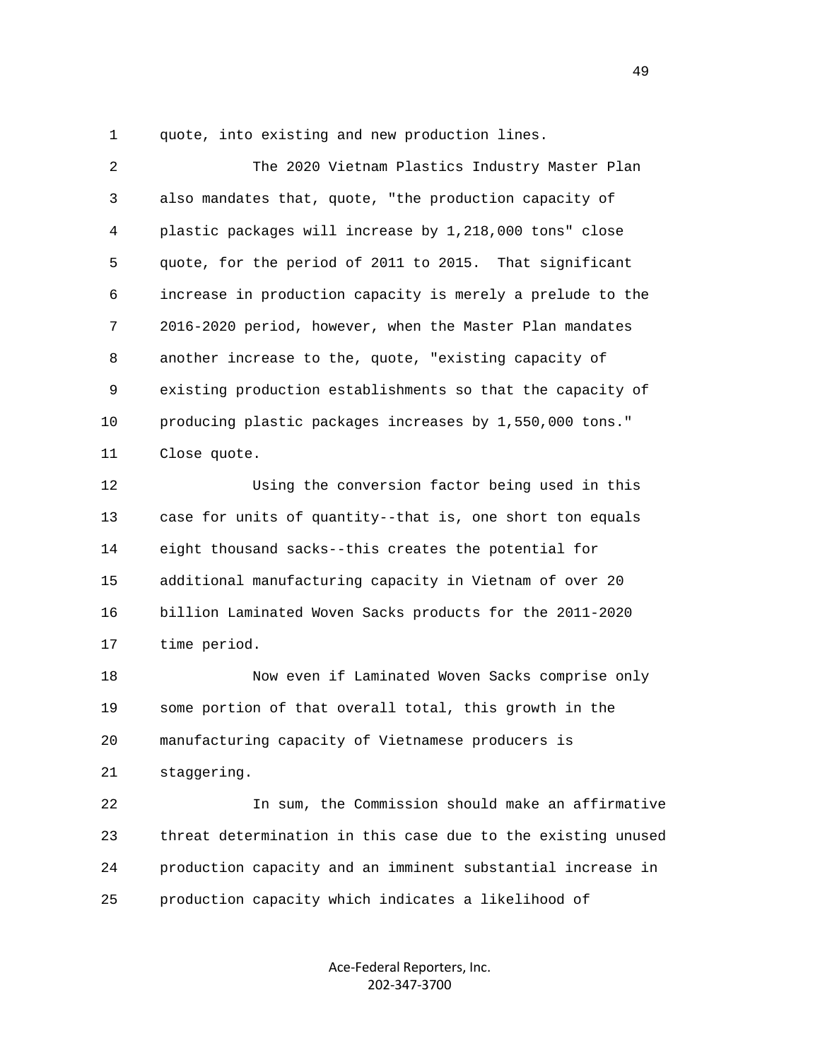quote, into existing and new production lines.

The 2020 Vietnam Plastics Industry Master Plan also mandates that, quote, "the production capacity of plastic packages will increase by 1,218,000 tons" close quote, for the period of 2011 to 2015. That significant increase in production capacity is merely a prelude to the 2016-2020 period, however, when the Master Plan mandates another increase to the, quote, "existing capacity of existing production establishments so that the capacity of producing plastic packages increases by 1,550,000 tons." Close quote.

Using the conversion factor being used in this case for units of quantity--that is, one short ton equals eight thousand sacks--this creates the potential for additional manufacturing capacity in Vietnam of over 20 billion Laminated Woven Sacks products for the 2011-2020 time period.

Now even if Laminated Woven Sacks comprise only some portion of that overall total, this growth in the manufacturing capacity of Vietnamese producers is staggering.

In sum, the Commission should make an affirmative threat determination in this case due to the existing unused production capacity and an imminent substantial increase in production capacity which indicates a likelihood of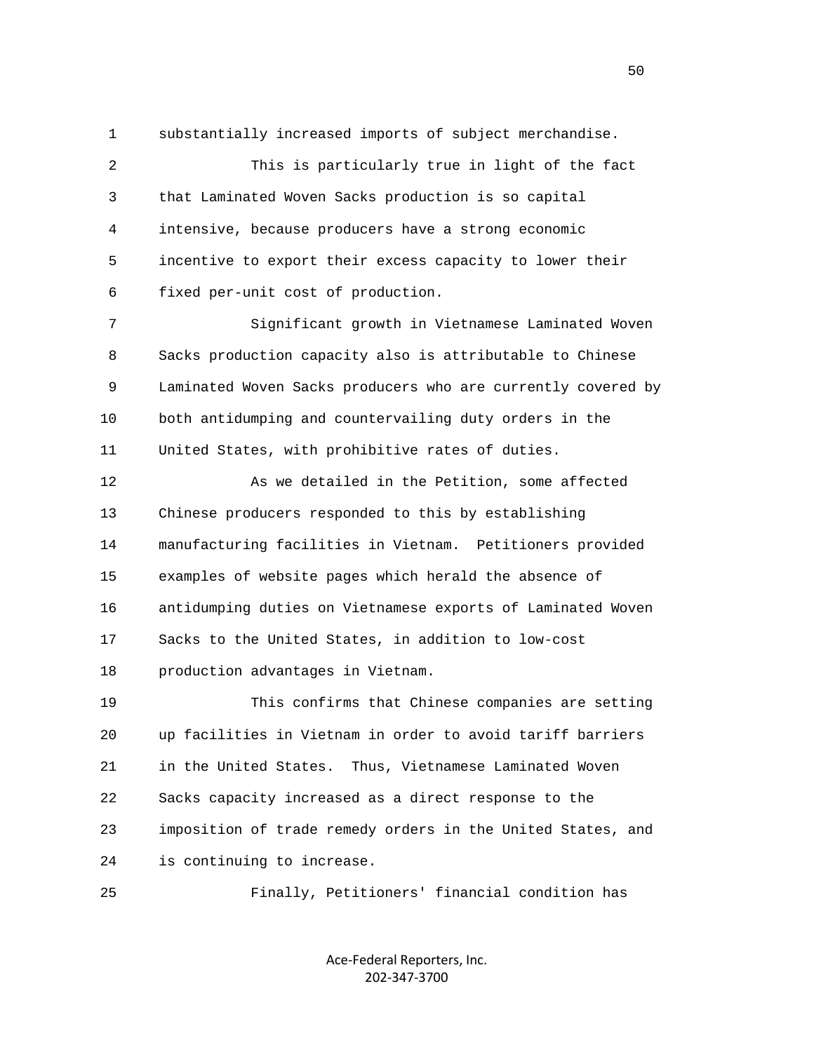substantially increased imports of subject merchandise.

This is particularly true in light of the fact that Laminated Woven Sacks production is so capital intensive, because producers have a strong economic incentive to export their excess capacity to lower their fixed per-unit cost of production.

Significant growth in Vietnamese Laminated Woven Sacks production capacity also is attributable to Chinese Laminated Woven Sacks producers who are currently covered by both antidumping and countervailing duty orders in the United States, with prohibitive rates of duties.

As we detailed in the Petition, some affected Chinese producers responded to this by establishing manufacturing facilities in Vietnam. Petitioners provided examples of website pages which herald the absence of antidumping duties on Vietnamese exports of Laminated Woven Sacks to the United States, in addition to low-cost production advantages in Vietnam.

This confirms that Chinese companies are setting up facilities in Vietnam in order to avoid tariff barriers in the United States. Thus, Vietnamese Laminated Woven Sacks capacity increased as a direct response to the imposition of trade remedy orders in the United States, and is continuing to increase.

Finally, Petitioners' financial condition has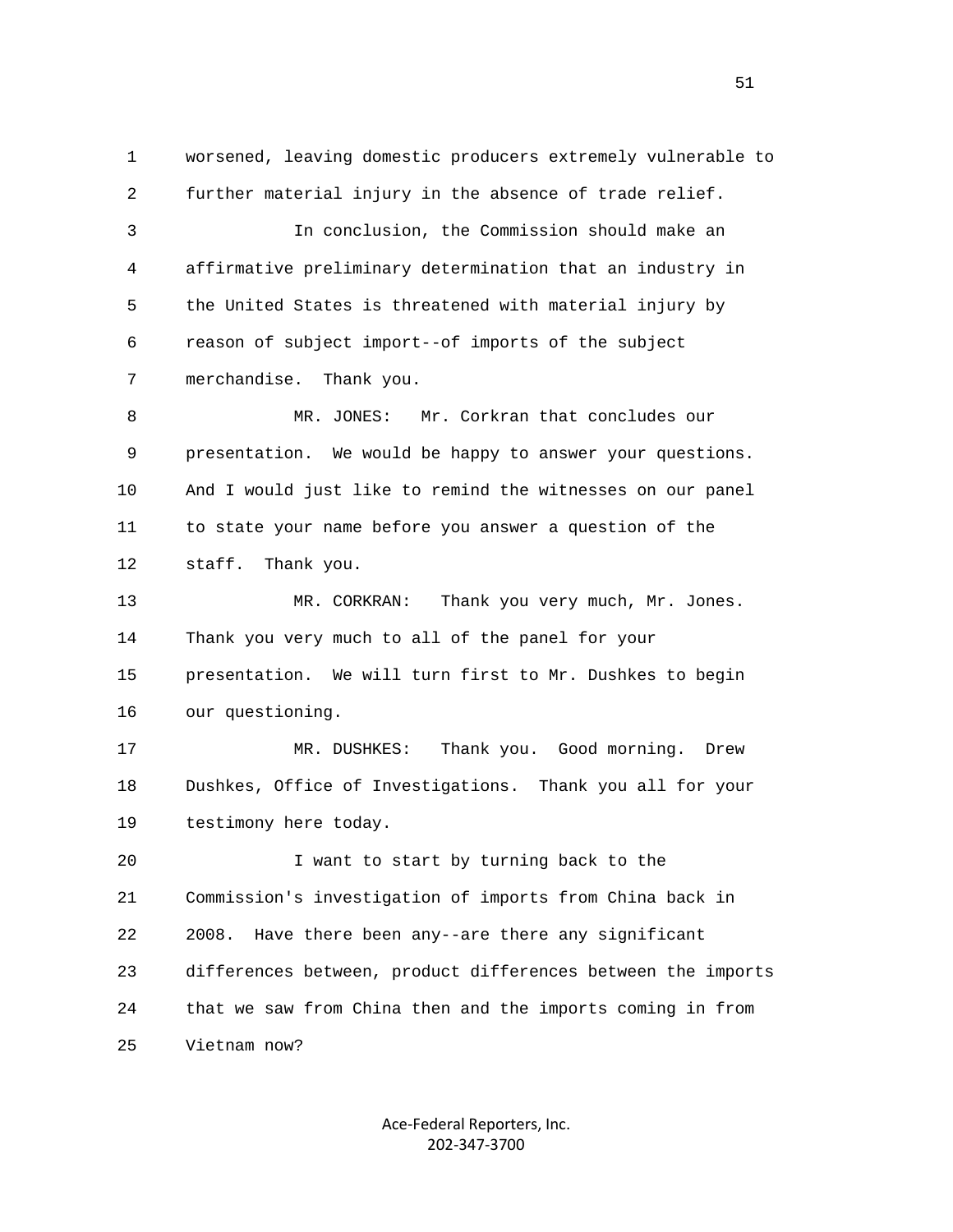worsened, leaving domestic producers extremely vulnerable to further material injury in the absence of trade relief.

In conclusion, the Commission should make an affirmative preliminary determination that an industry in the United States is threatened with material injury by reason of subject import--of imports of the subject merchandise. Thank you.

MR. JONES: Mr. Corkran that concludes our presentation. We would be happy to answer your questions. And I would just like to remind the witnesses on our panel to state your name before you answer a question of the staff. Thank you.

MR. CORKRAN: Thank you very much, Mr. Jones. Thank you very much to all of the panel for your presentation. We will turn first to Mr. Dushkes to begin our questioning.

MR. DUSHKES: Thank you. Good morning. Drew Dushkes, Office of Investigations. Thank you all for your testimony here today.

I want to start by turning back to the Commission's investigation of imports from China back in 2008. Have there been any--are there any significant differences between, product differences between the imports that we saw from China then and the imports coming in from Vietnam now?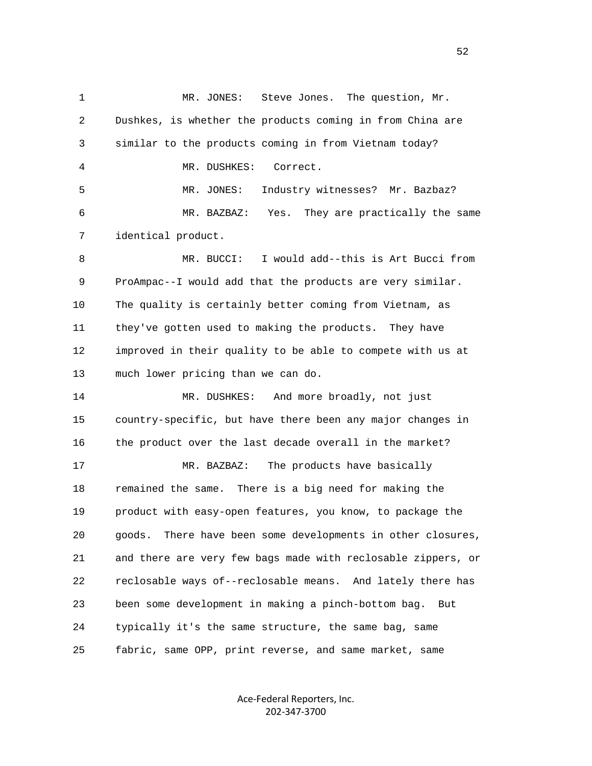MR. JONES: Steve Jones. The question, Mr. Dushkes, is whether the products coming in from China are similar to the products coming in from Vietnam today?

MR. DUSHKES: Correct.

MR. JONES: Industry witnesses? Mr. Bazbaz?

MR. BAZBAZ: Yes. They are practically the same identical product.

MR. BUCCI: I would add--this is Art Bucci from ProAmpac--I would add that the products are very similar. The quality is certainly better coming from Vietnam, as they've gotten used to making the products. They have improved in their quality to be able to compete with us at much lower pricing than we can do.

MR. DUSHKES: And more broadly, not just country-specific, but have there been any major changes in the product over the last decade overall in the market?

MR. BAZBAZ: The products have basically remained the same. There is a big need for making the product with easy-open features, you know, to package the goods. There have been some developments in other closures, and there are very few bags made with reclosable zippers, or reclosable ways of--reclosable means. And lately there has been some development in making a pinch-bottom bag. But typically it's the same structure, the same bag, same fabric, same OPP, print reverse, and same market, same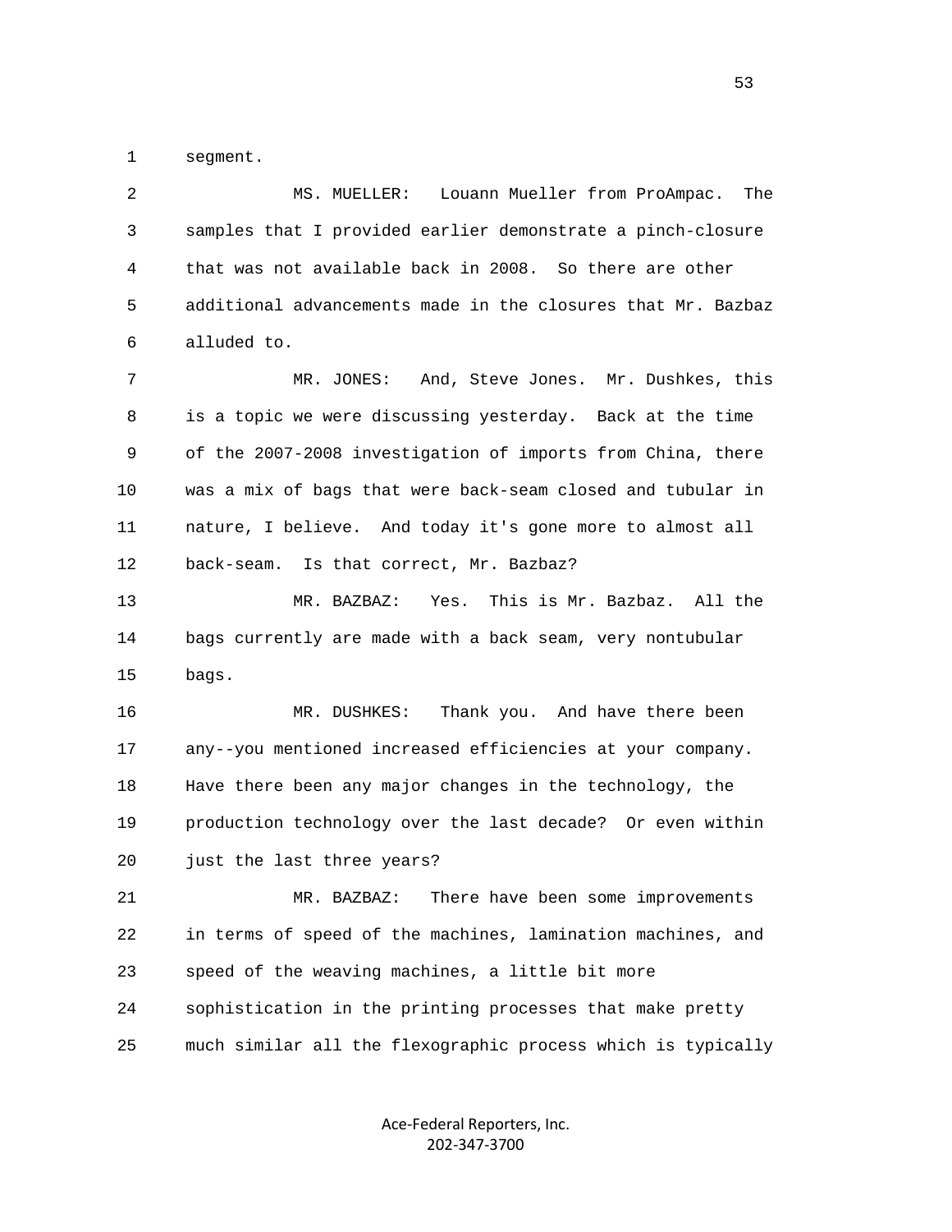segment.

MS. MUELLER: Louann Mueller from ProAmpac. The samples that I provided earlier demonstrate a pinch-closure that was not available back in 2008. So there are other additional advancements made in the closures that Mr. Bazbaz alluded to.

MR. JONES: And, Steve Jones. Mr. Dushkes, this is a topic we were discussing yesterday. Back at the time of the 2007-2008 investigation of imports from China, there was a mix of bags that were back-seam closed and tubular in nature, I believe. And today it's gone more to almost all back-seam. Is that correct, Mr. Bazbaz?

MR. BAZBAZ: Yes. This is Mr. Bazbaz. All the bags currently are made with a back seam, very nontubular bags.

MR. DUSHKES: Thank you. And have there been any--you mentioned increased efficiencies at your company. Have there been any major changes in the technology, the production technology over the last decade? Or even within just the last three years?

MR. BAZBAZ: There have been some improvements in terms of speed of the machines, lamination machines, and speed of the weaving machines, a little bit more sophistication in the printing processes that make pretty much similar all the flexographic process which is typically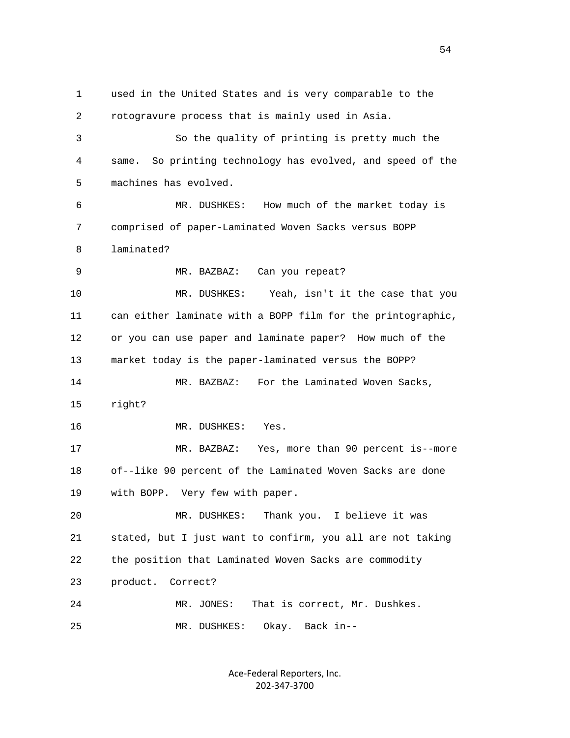used in the United States and is very comparable to the rotogravure process that is mainly used in Asia.

So the quality of printing is pretty much the same. So printing technology has evolved, and speed of the machines has evolved.

MR. DUSHKES: How much of the market today is comprised of paper-Laminated Woven Sacks versus BOPP laminated?

MR. BAZBAZ: Can you repeat?

MR. DUSHKES: Yeah, isn't it the case that you can either laminate with a BOPP film for the printographic, or you can use paper and laminate paper? How much of the market today is the paper-laminated versus the BOPP?

MR. BAZBAZ: For the Laminated Woven Sacks, right?

MR. DUSHKES: Yes.

MR. BAZBAZ: Yes, more than 90 percent is--more of--like 90 percent of the Laminated Woven Sacks are done with BOPP. Very few with paper.

MR. DUSHKES: Thank you. I believe it was stated, but I just want to confirm, you all are not taking the position that Laminated Woven Sacks are commodity product. Correct?

MR. JONES: That is correct, Mr. Dushkes.

MR. DUSHKES: Okay. Back in--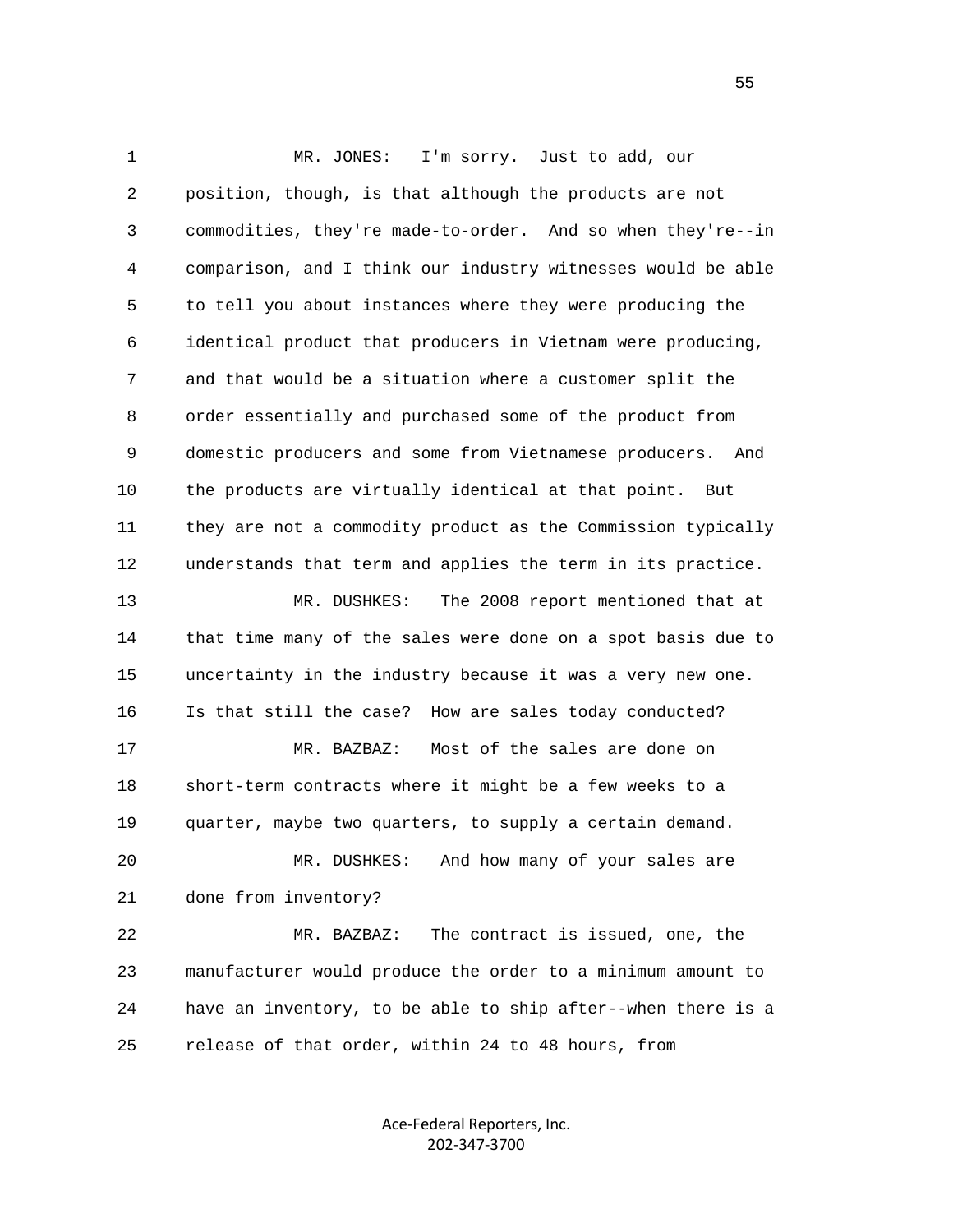MR. JONES: I'm sorry. Just to add, our position, though, is that although the products are not commodities, they're made-to-order. And so when they're--in comparison, and I think our industry witnesses would be able to tell you about instances where they were producing the identical product that producers in Vietnam were producing, and that would be a situation where a customer split the order essentially and purchased some of the product from domestic producers and some from Vietnamese producers. And the products are virtually identical at that point. But they are not a commodity product as the Commission typically understands that term and applies the term in its practice.

MR. DUSHKES: The 2008 report mentioned that at that time many of the sales were done on a spot basis due to uncertainty in the industry because it was a very new one. Is that still the case? How are sales today conducted?

MR. BAZBAZ: Most of the sales are done on short-term contracts where it might be a few weeks to a quarter, maybe two quarters, to supply a certain demand.

MR. DUSHKES: And how many of your sales are done from inventory?

MR. BAZBAZ: The contract is issued, one, the manufacturer would produce the order to a minimum amount to have an inventory, to be able to ship after--when there is a release of that order, within 24 to 48 hours, from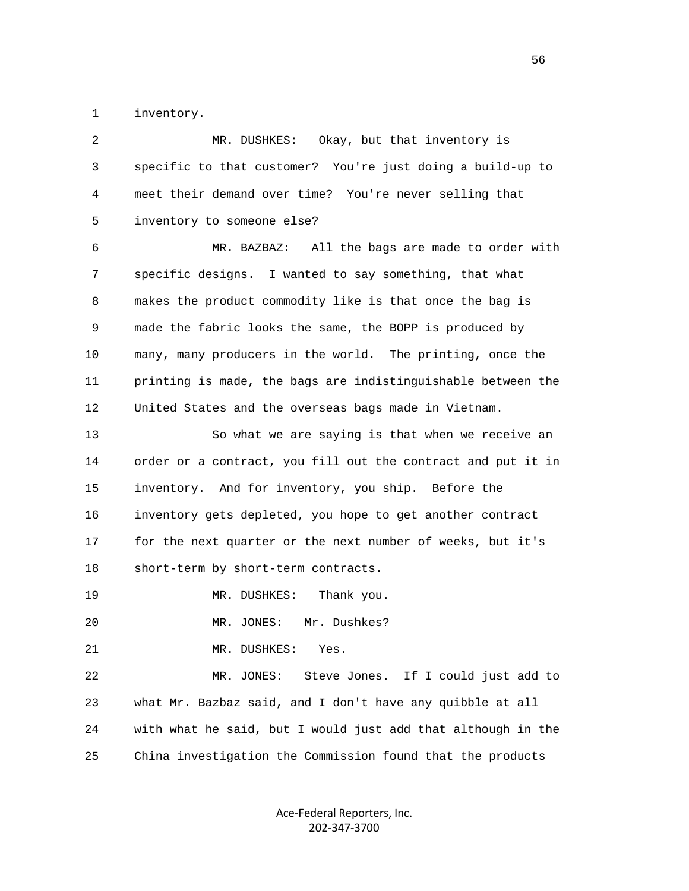inventory.

MR. DUSHKES: Okay, but that inventory is specific to that customer? You're just doing a build-up to meet their demand over time? You're never selling that inventory to someone else?

MR. BAZBAZ: All the bags are made to order with specific designs. I wanted to say something, that what makes the product commodity like is that once the bag is made the fabric looks the same, the BOPP is produced by many, many producers in the world. The printing, once the printing is made, the bags are indistinguishable between the United States and the overseas bags made in Vietnam.

So what we are saying is that when we receive an order or a contract, you fill out the contract and put it in inventory. And for inventory, you ship. Before the inventory gets depleted, you hope to get another contract for the next quarter or the next number of weeks, but it's short-term by short-term contracts.

MR. DUSHKES: Thank you.

MR. JONES: Mr. Dushkes?

MR. DUSHKES: Yes.

MR. JONES: Steve Jones. If I could just add to what Mr. Bazbaz said, and I don't have any quibble at all with what he said, but I would just add that although in the China investigation the Commission found that the products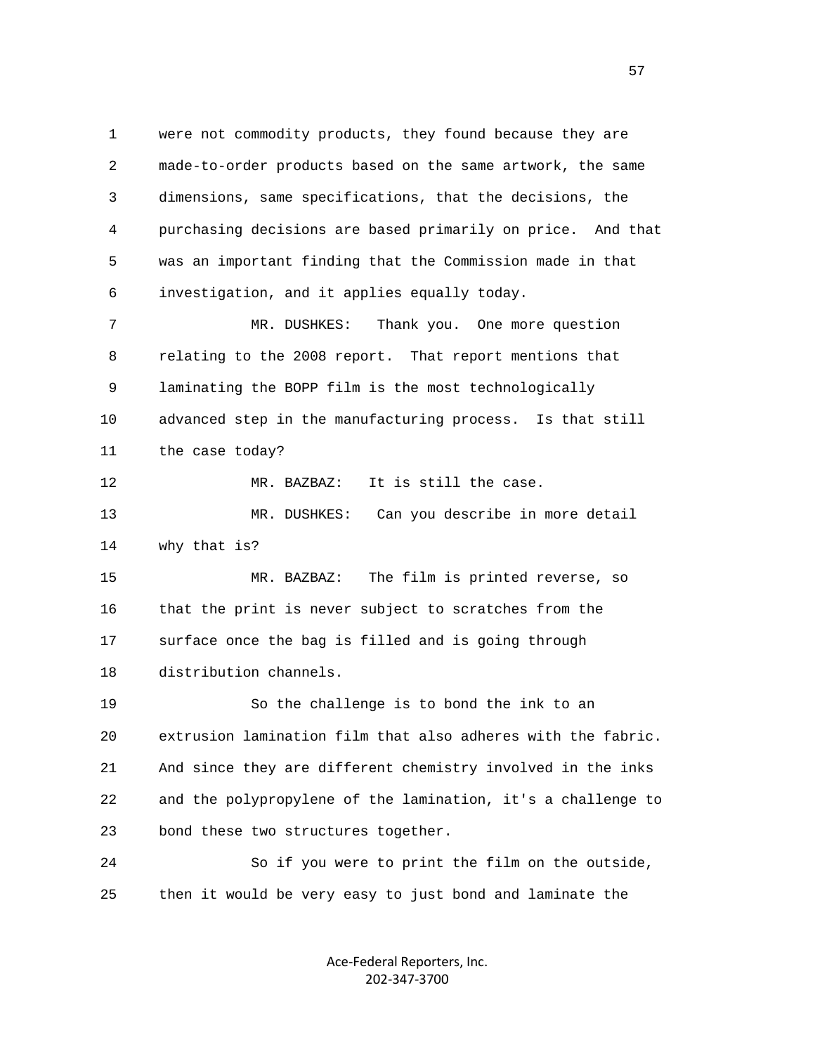were not commodity products, they found because they are made-to-order products based on the same artwork, the same dimensions, same specifications, that the decisions, the purchasing decisions are based primarily on price. And that was an important finding that the Commission made in that investigation, and it applies equally today.

MR. DUSHKES: Thank you. One more question relating to the 2008 report. That report mentions that laminating the BOPP film is the most technologically advanced step in the manufacturing process. Is that still the case today?

MR. BAZBAZ: It is still the case.

MR. DUSHKES: Can you describe in more detail why that is?

MR. BAZBAZ: The film is printed reverse, so that the print is never subject to scratches from the surface once the bag is filled and is going through distribution channels.

So the challenge is to bond the ink to an extrusion lamination film that also adheres with the fabric. And since they are different chemistry involved in the inks and the polypropylene of the lamination, it's a challenge to bond these two structures together.

So if you were to print the film on the outside, then it would be very easy to just bond and laminate the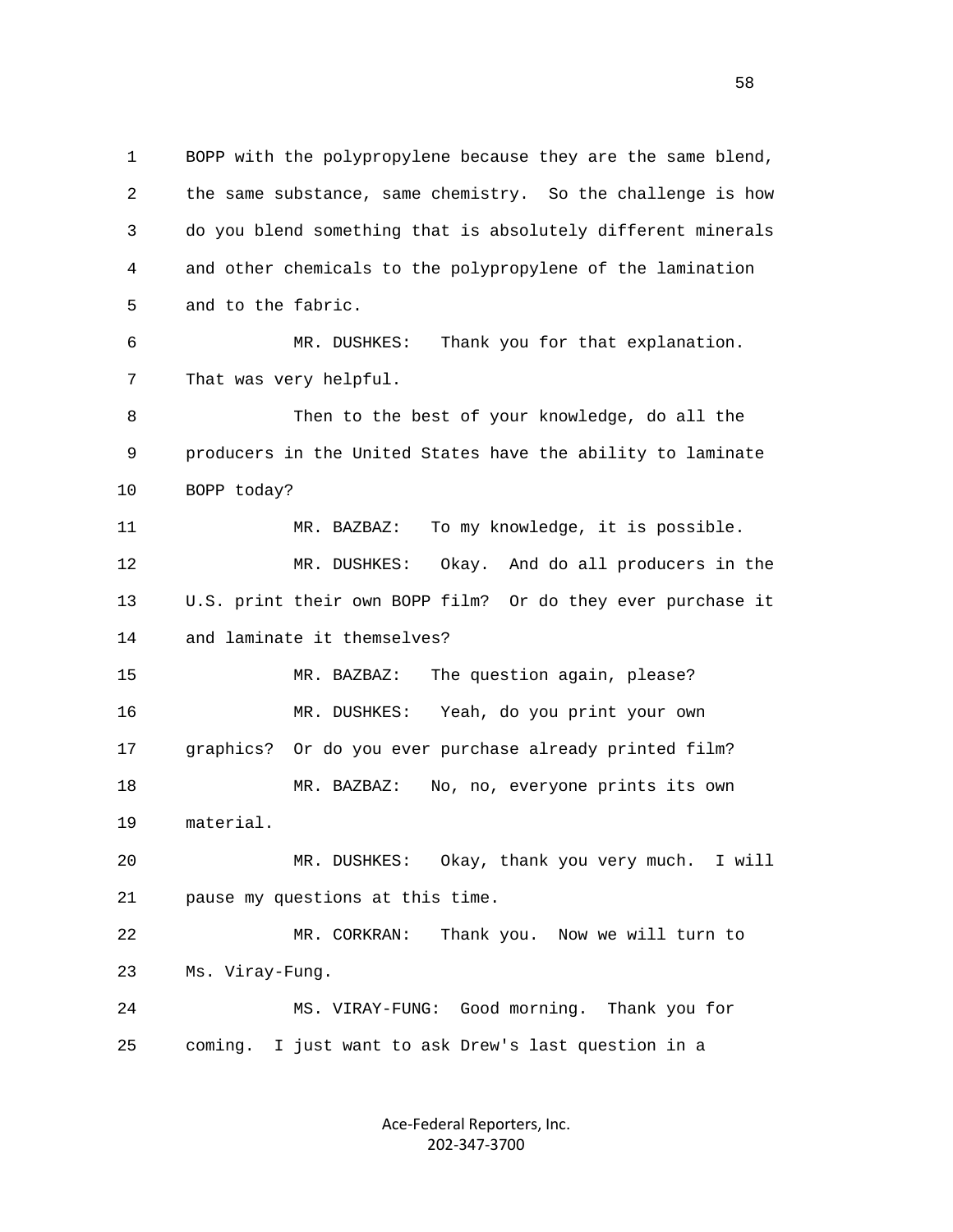BOPP with the polypropylene because they are the same blend, the same substance, same chemistry. So the challenge is how do you blend something that is absolutely different minerals and other chemicals to the polypropylene of the lamination and to the fabric.

MR. DUSHKES: Thank you for that explanation. That was very helpful.

Then to the best of your knowledge, do all the producers in the United States have the ability to laminate BOPP today?

MR. BAZBAZ: To my knowledge, it is possible.

MR. DUSHKES: Okay. And do all producers in the U.S. print their own BOPP film? Or do they ever purchase it and laminate it themselves?

MR. BAZBAZ: The question again, please?

MR. DUSHKES: Yeah, do you print your own graphics? Or do you ever purchase already printed film?

MR. BAZBAZ: No, no, everyone prints its own material.

MR. DUSHKES: Okay, thank you very much. I will pause my questions at this time.

MR. CORKRAN: Thank you. Now we will turn to Ms. Viray-Fung.

MS. VIRAY-FUNG: Good morning. Thank you for coming. I just want to ask Drew's last question in a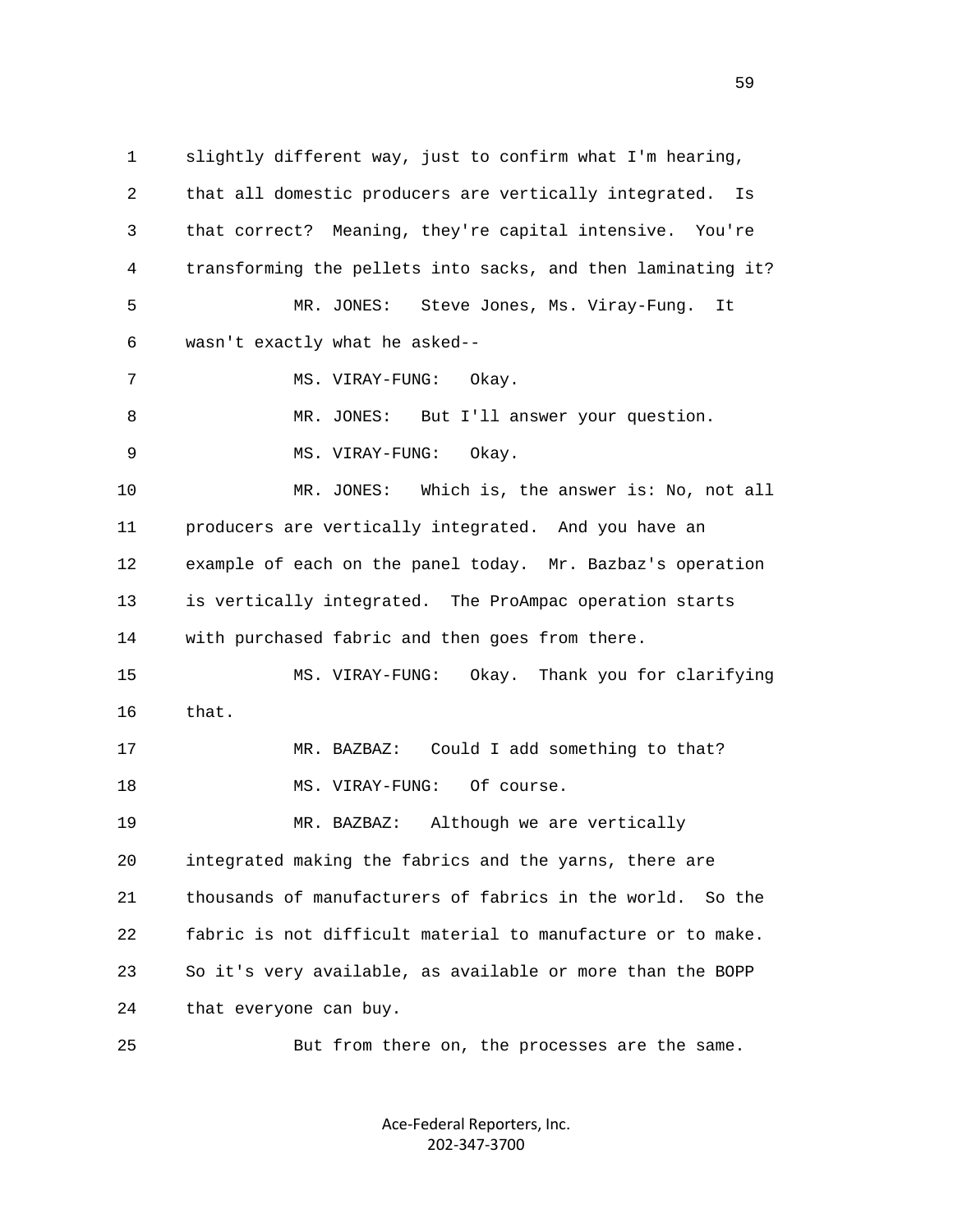slightly different way, just to confirm what I'm hearing, that all domestic producers are vertically integrated. Is that correct? Meaning, they're capital intensive. You're transforming the pellets into sacks, and then laminating it?

MR. JONES: Steve Jones, Ms. Viray-Fung. It wasn't exactly what he asked--

MS. VIRAY-FUNG: Okay.

MR. JONES: But I'll answer your question.

MS. VIRAY-FUNG: Okay.

MR. JONES: Which is, the answer is: No, not all producers are vertically integrated. And you have an example of each on the panel today. Mr. Bazbaz's operation is vertically integrated. The ProAmpac operation starts with purchased fabric and then goes from there.

MS. VIRAY-FUNG: Okay. Thank you for clarifying that.

MR. BAZBAZ: Could I add something to that?

MS. VIRAY-FUNG: Of course.

MR. BAZBAZ: Although we are vertically integrated making the fabrics and the yarns, there are thousands of manufacturers of fabrics in the world. So the fabric is not difficult material to manufacture or to make. So it's very available, as available or more than the BOPP that everyone can buy.

But from there on, the processes are the same.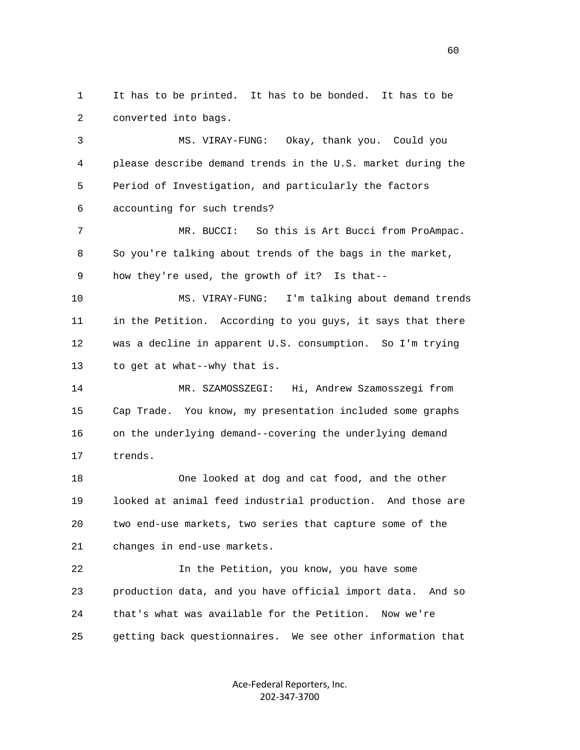1 It has to be printed. It has to be bonded. It has to be
2 converted into bags.

3 MS. VIRAY-FUNG: Okay, thank you. Could you
4 please describe demand trends in the U.S. market during the
5 Period of Investigation, and particularly the factors
6 accounting for such trends?

7 MR. BUCCI: So this is Art Bucci from ProAmpac.
8 So you're talking about trends of the bags in the market,
9 how they're used, the growth of it? Is that--

10 MS. VIRAY-FUNG: I'm talking about demand trends
11 in the Petition. According to you guys, it says that there
12 was a decline in apparent U.S. consumption. So I'm trying
13 to get at what--why that is.

14 MR. SZAMOSSZEGI: Hi, Andrew Szamosszegi from
15 Cap Trade. You know, my presentation included some graphs
16 on the underlying demand--covering the underlying demand
17 trends.

18 One looked at dog and cat food, and the other
19 looked at animal feed industrial production. And those are
20 two end-use markets, two series that capture some of the
21 changes in end-use markets.

22 In the Petition, you know, you have some
23 production data, and you have official import data. And so
24 that's what was available for the Petition. Now we're
25 getting back questionnaires. We see other information that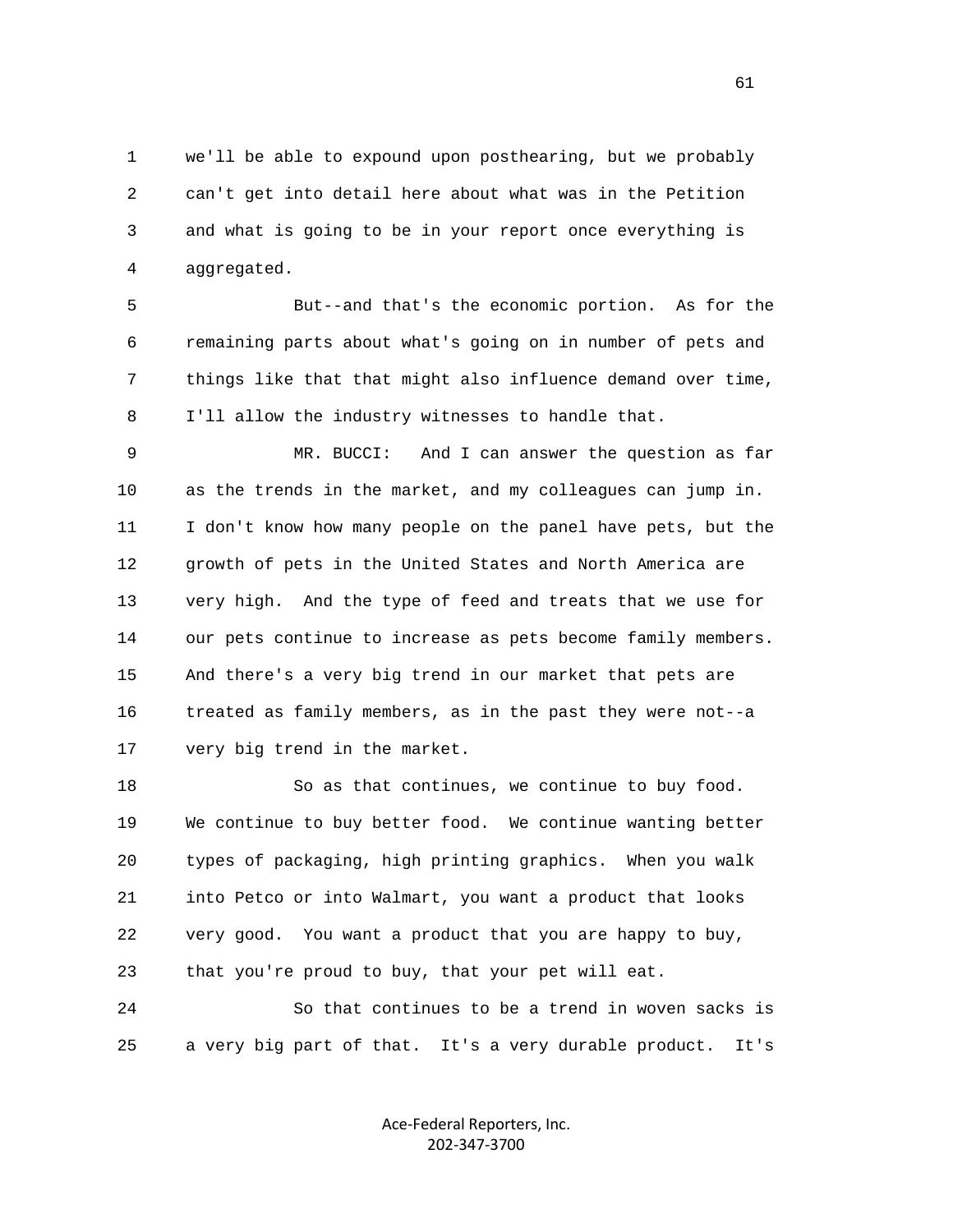we'll be able to expound upon posthearing, but we probably can't get into detail here about what was in the Petition and what is going to be in your report once everything is aggregated.

But--and that's the economic portion. As for the remaining parts about what's going on in number of pets and things like that that might also influence demand over time, I'll allow the industry witnesses to handle that.

MR. BUCCI: And I can answer the question as far as the trends in the market, and my colleagues can jump in. I don't know how many people on the panel have pets, but the growth of pets in the United States and North America are very high. And the type of feed and treats that we use for our pets continue to increase as pets become family members. And there's a very big trend in our market that pets are treated as family members, as in the past they were not--a very big trend in the market.

So as that continues, we continue to buy food. We continue to buy better food. We continue wanting better types of packaging, high printing graphics. When you walk into Petco or into Walmart, you want a product that looks very good. You want a product that you are happy to buy, that you're proud to buy, that your pet will eat.

So that continues to be a trend in woven sacks is a very big part of that. It's a very durable product. It's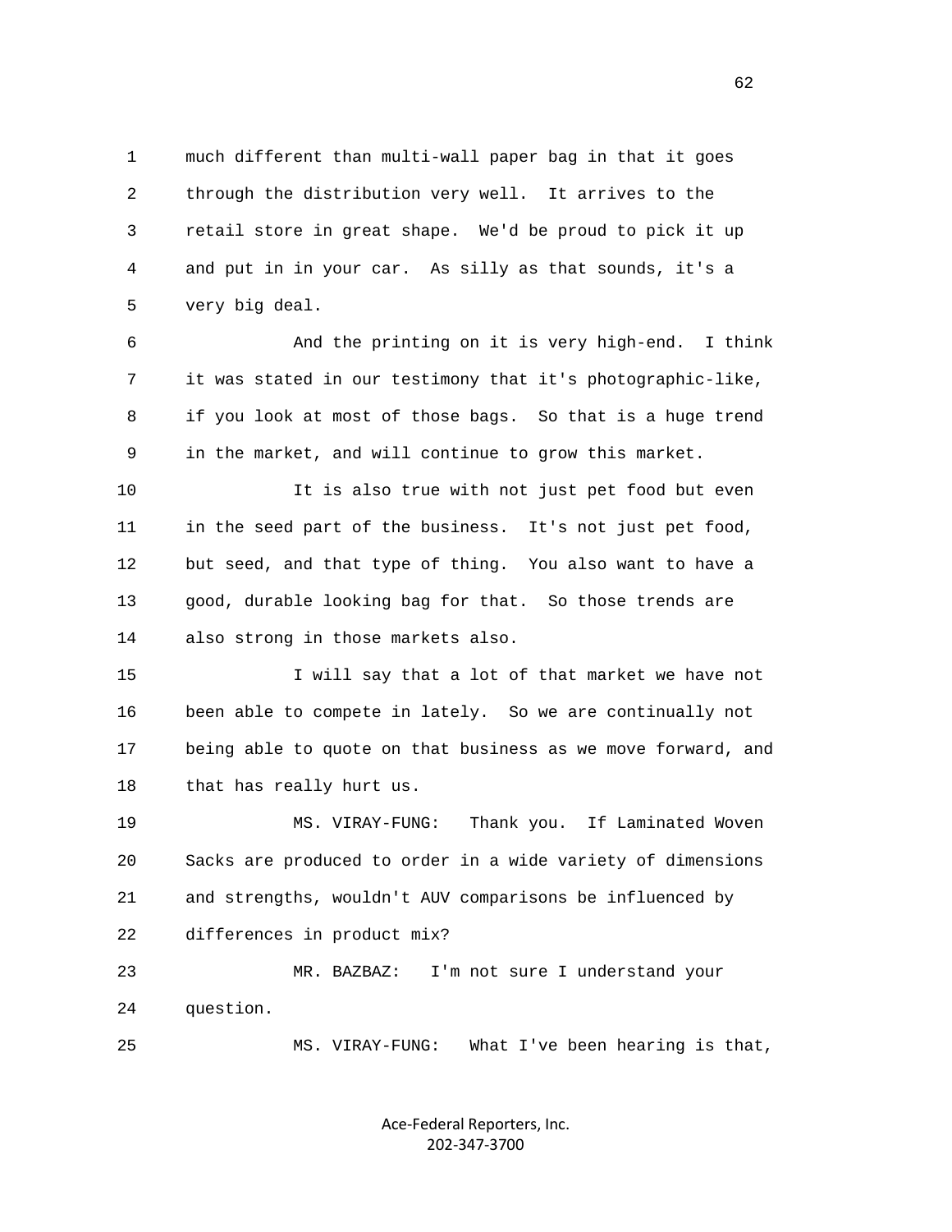much different than multi-wall paper bag in that it goes through the distribution very well. It arrives to the retail store in great shape. We'd be proud to pick it up and put in in your car. As silly as that sounds, it's a very big deal.

And the printing on it is very high-end. I think it was stated in our testimony that it's photographic-like, if you look at most of those bags. So that is a huge trend in the market, and will continue to grow this market.

It is also true with not just pet food but even in the seed part of the business. It's not just pet food, but seed, and that type of thing. You also want to have a good, durable looking bag for that. So those trends are also strong in those markets also.

I will say that a lot of that market we have not been able to compete in lately. So we are continually not being able to quote on that business as we move forward, and that has really hurt us.

MS. VIRAY-FUNG: Thank you. If Laminated Woven Sacks are produced to order in a wide variety of dimensions and strengths, wouldn't AUV comparisons be influenced by differences in product mix?

MR. BAZBAZ: I'm not sure I understand your question.

MS. VIRAY-FUNG: What I've been hearing is that,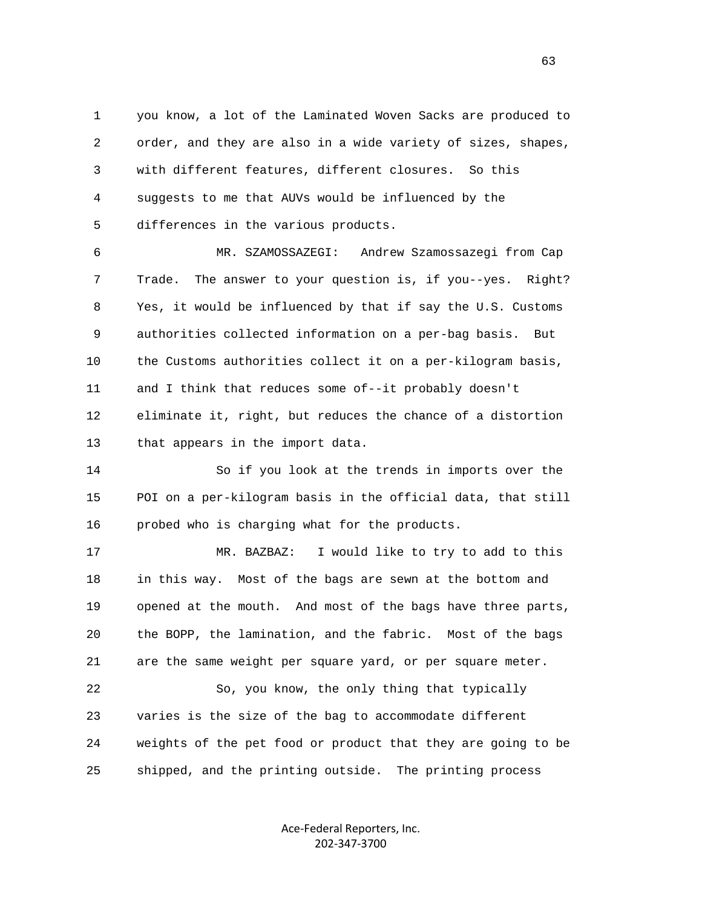you know, a lot of the Laminated Woven Sacks are produced to order, and they are also in a wide variety of sizes, shapes, with different features, different closures. So this suggests to me that AUVs would be influenced by the differences in the various products.

MR. SZAMOSSAZEGI: Andrew Szamossazegi from Cap Trade. The answer to your question is, if you--yes. Right? Yes, it would be influenced by that if say the U.S. Customs authorities collected information on a per-bag basis. But the Customs authorities collect it on a per-kilogram basis, and I think that reduces some of--it probably doesn't eliminate it, right, but reduces the chance of a distortion that appears in the import data.

So if you look at the trends in imports over the POI on a per-kilogram basis in the official data, that still probed who is charging what for the products.

MR. BAZBAZ: I would like to try to add to this in this way. Most of the bags are sewn at the bottom and opened at the mouth. And most of the bags have three parts, the BOPP, the lamination, and the fabric. Most of the bags are the same weight per square yard, or per square meter.

So, you know, the only thing that typically varies is the size of the bag to accommodate different weights of the pet food or product that they are going to be shipped, and the printing outside. The printing process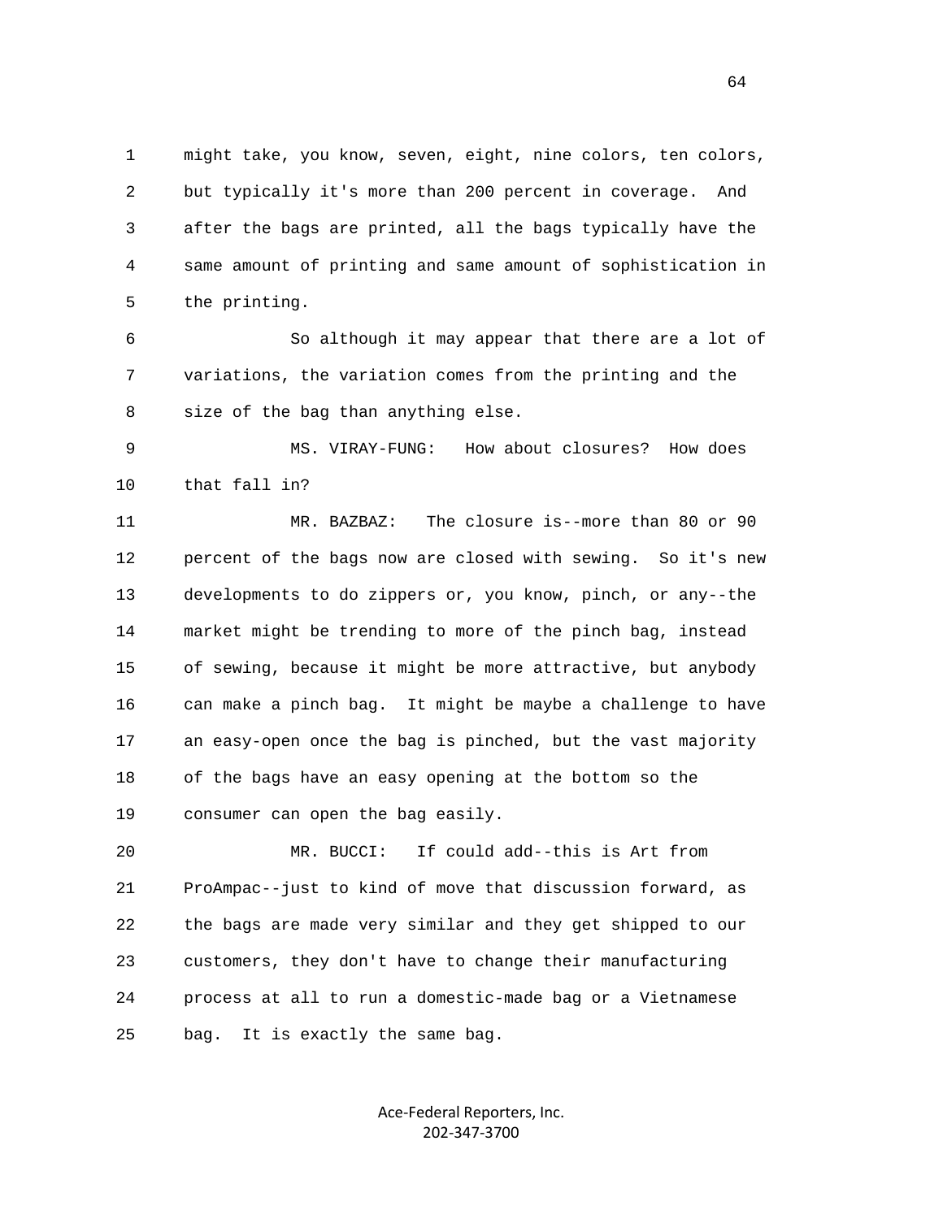might take, you know, seven, eight, nine colors, ten colors, but typically it's more than 200 percent in coverage. And after the bags are printed, all the bags typically have the same amount of printing and same amount of sophistication in the printing.

So although it may appear that there are a lot of variations, the variation comes from the printing and the size of the bag than anything else.

MS. VIRAY-FUNG: How about closures? How does that fall in?

MR. BAZBAZ: The closure is--more than 80 or 90 percent of the bags now are closed with sewing. So it's new developments to do zippers or, you know, pinch, or any--the market might be trending to more of the pinch bag, instead of sewing, because it might be more attractive, but anybody can make a pinch bag. It might be maybe a challenge to have an easy-open once the bag is pinched, but the vast majority of the bags have an easy opening at the bottom so the consumer can open the bag easily.

MR. BUCCI: If could add--this is Art from ProAmpac--just to kind of move that discussion forward, as the bags are made very similar and they get shipped to our customers, they don't have to change their manufacturing process at all to run a domestic-made bag or a Vietnamese bag. It is exactly the same bag.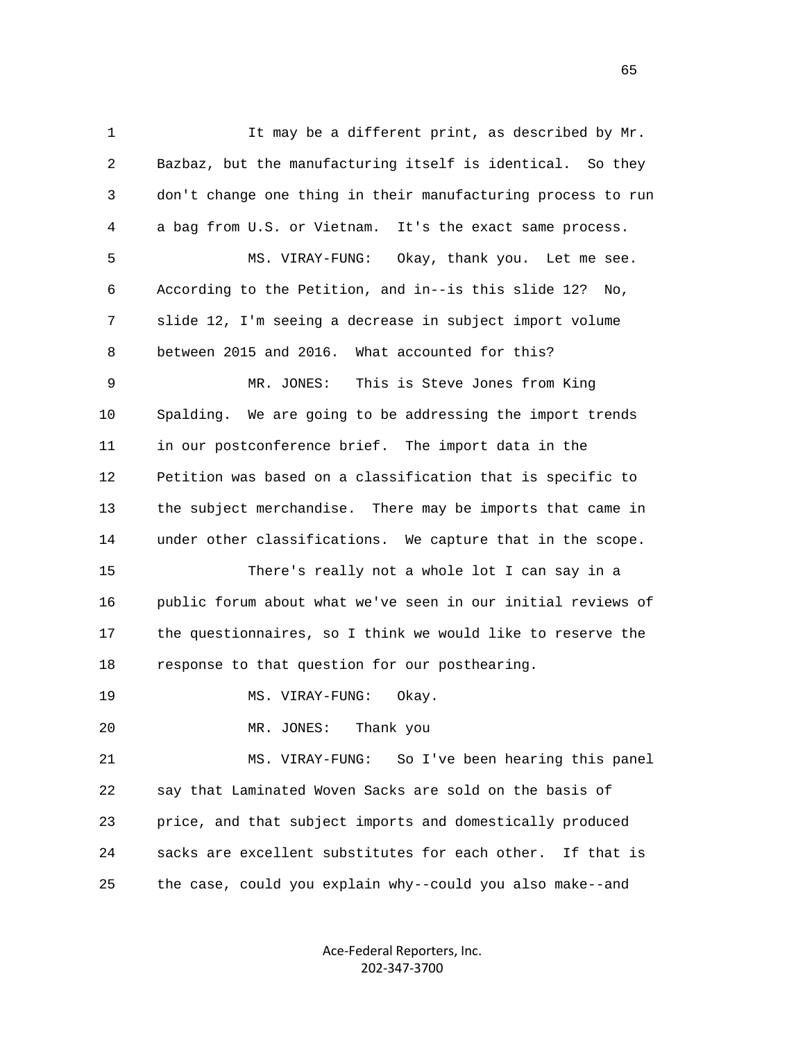1 It may be a different print, as described by Mr.
2 Bazbaz, but the manufacturing itself is identical. So they
3 don't change one thing in their manufacturing process to run
4 a bag from U.S. or Vietnam. It's the exact same process.
5 MS. VIRAY-FUNG: Okay, thank you. Let me see.
6 According to the Petition, and in--is this slide 12? No,
7 slide 12, I'm seeing a decrease in subject import volume
8 between 2015 and 2016. What accounted for this?
9 MR. JONES: This is Steve Jones from King
10 Spalding. We are going to be addressing the import trends
11 in our postconference brief. The import data in the
12 Petition was based on a classification that is specific to
13 the subject merchandise. There may be imports that came in
14 under other classifications. We capture that in the scope.
15 There's really not a whole lot I can say in a
16 public forum about what we've seen in our initial reviews of
17 the questionnaires, so I think we would like to reserve the
18 response to that question for our posthearing.
19 MS. VIRAY-FUNG: Okay.
20 MR. JONES: Thank you
21 MS. VIRAY-FUNG: So I've been hearing this panel
22 say that Laminated Woven Sacks are sold on the basis of
23 price, and that subject imports and domestically produced
24 sacks are excellent substitutes for each other. If that is
25 the case, could you explain why--could you also make--and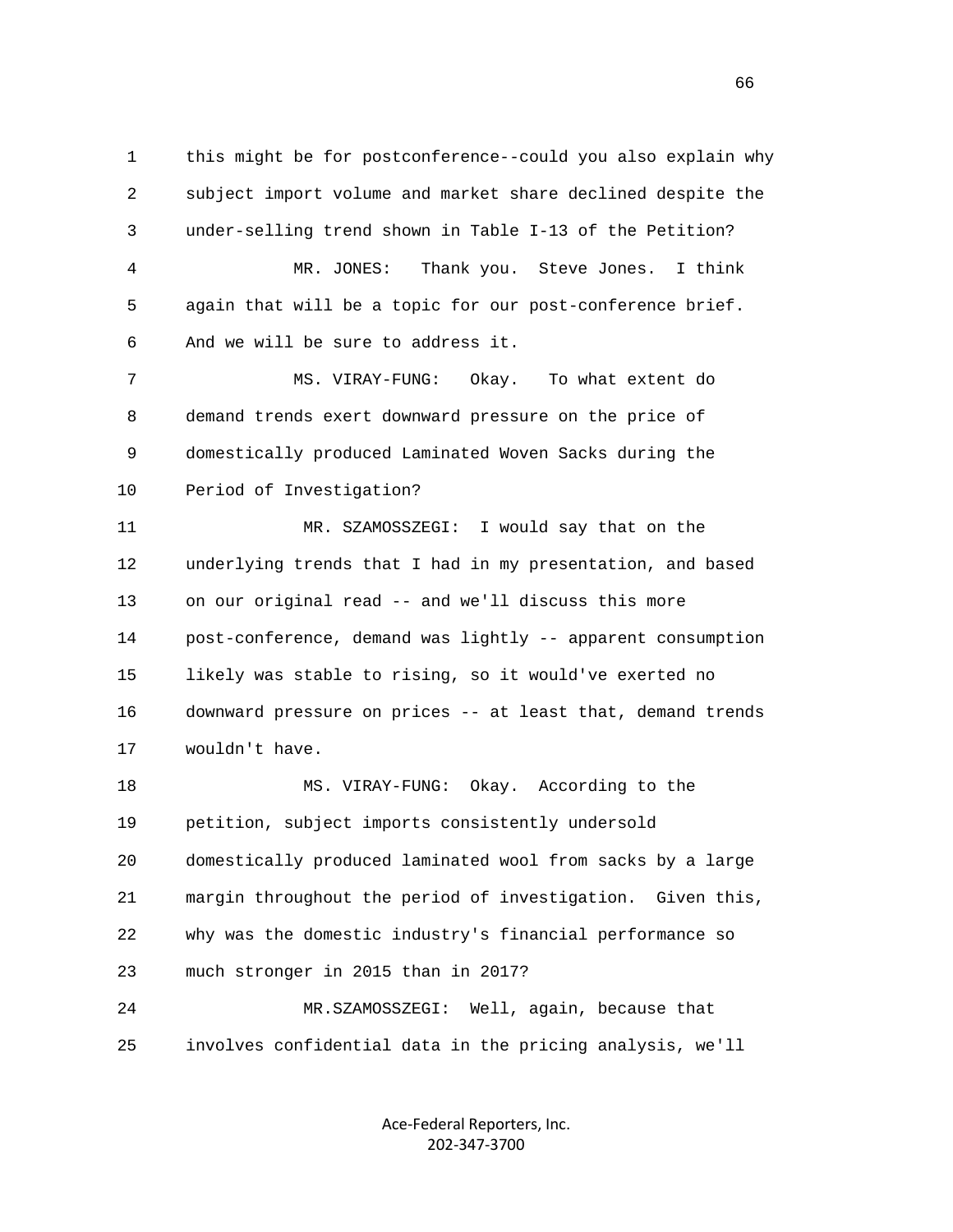1 this might be for postconference--could you also explain why
2 subject import volume and market share declined despite the
3 under-selling trend shown in Table I-13 of the Petition?
4 MR. JONES: Thank you. Steve Jones. I think
5 again that will be a topic for our post-conference brief.
6 And we will be sure to address it.
7 MS. VIRAY-FUNG: Okay. To what extent do
8 demand trends exert downward pressure on the price of
9 domestically produced Laminated Woven Sacks during the
10 Period of Investigation?
11 MR. SZAMOSSZEGI: I would say that on the
12 underlying trends that I had in my presentation, and based
13 on our original read -- and we'll discuss this more
14 post-conference, demand was lightly -- apparent consumption
15 likely was stable to rising, so it would've exerted no
16 downward pressure on prices -- at least that, demand trends
17 wouldn't have.
18 MS. VIRAY-FUNG: Okay. According to the
19 petition, subject imports consistently undersold
20 domestically produced laminated wool from sacks by a large
21 margin throughout the period of investigation. Given this,
22 why was the domestic industry's financial performance so
23 much stronger in 2015 than in 2017?
24 MR.SZAMOSSZEGI: Well, again, because that
25 involves confidential data in the pricing analysis, we'll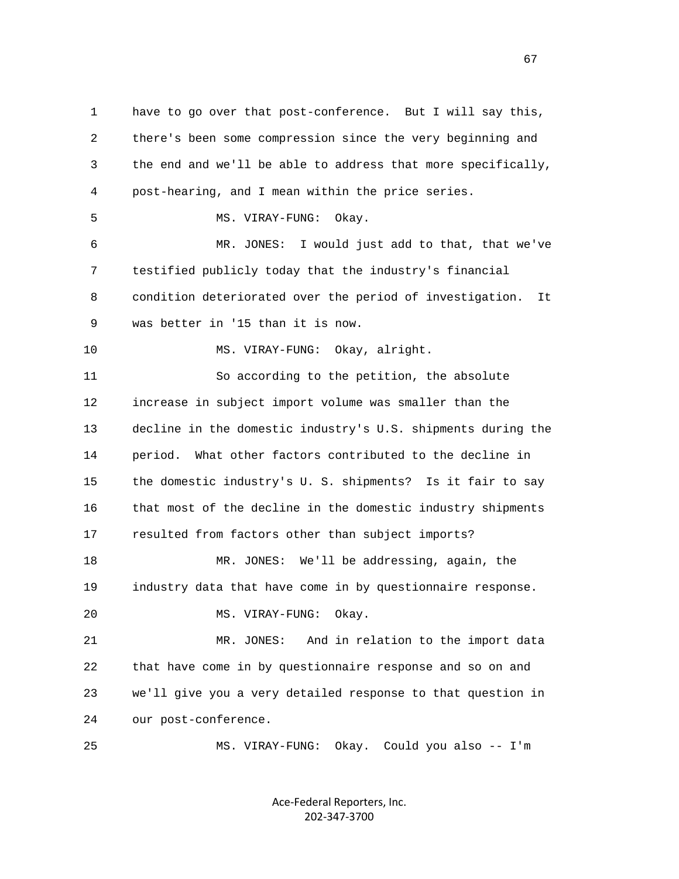have to go over that post-conference. But I will say this, there's been some compression since the very beginning and the end and we'll be able to address that more specifically, post-hearing, and I mean within the price series.

MS. VIRAY-FUNG: Okay.

MR. JONES: I would just add to that, that we've testified publicly today that the industry's financial condition deteriorated over the period of investigation. It was better in '15 than it is now.

MS. VIRAY-FUNG: Okay, alright.

So according to the petition, the absolute increase in subject import volume was smaller than the decline in the domestic industry's U.S. shipments during the period. What other factors contributed to the decline in the domestic industry's U. S. shipments? Is it fair to say that most of the decline in the domestic industry shipments resulted from factors other than subject imports?

MR. JONES: We'll be addressing, again, the industry data that have come in by questionnaire response.

MS. VIRAY-FUNG: Okay.

MR. JONES: And in relation to the import data that have come in by questionnaire response and so on and we'll give you a very detailed response to that question in our post-conference.

MS. VIRAY-FUNG: Okay. Could you also -- I'm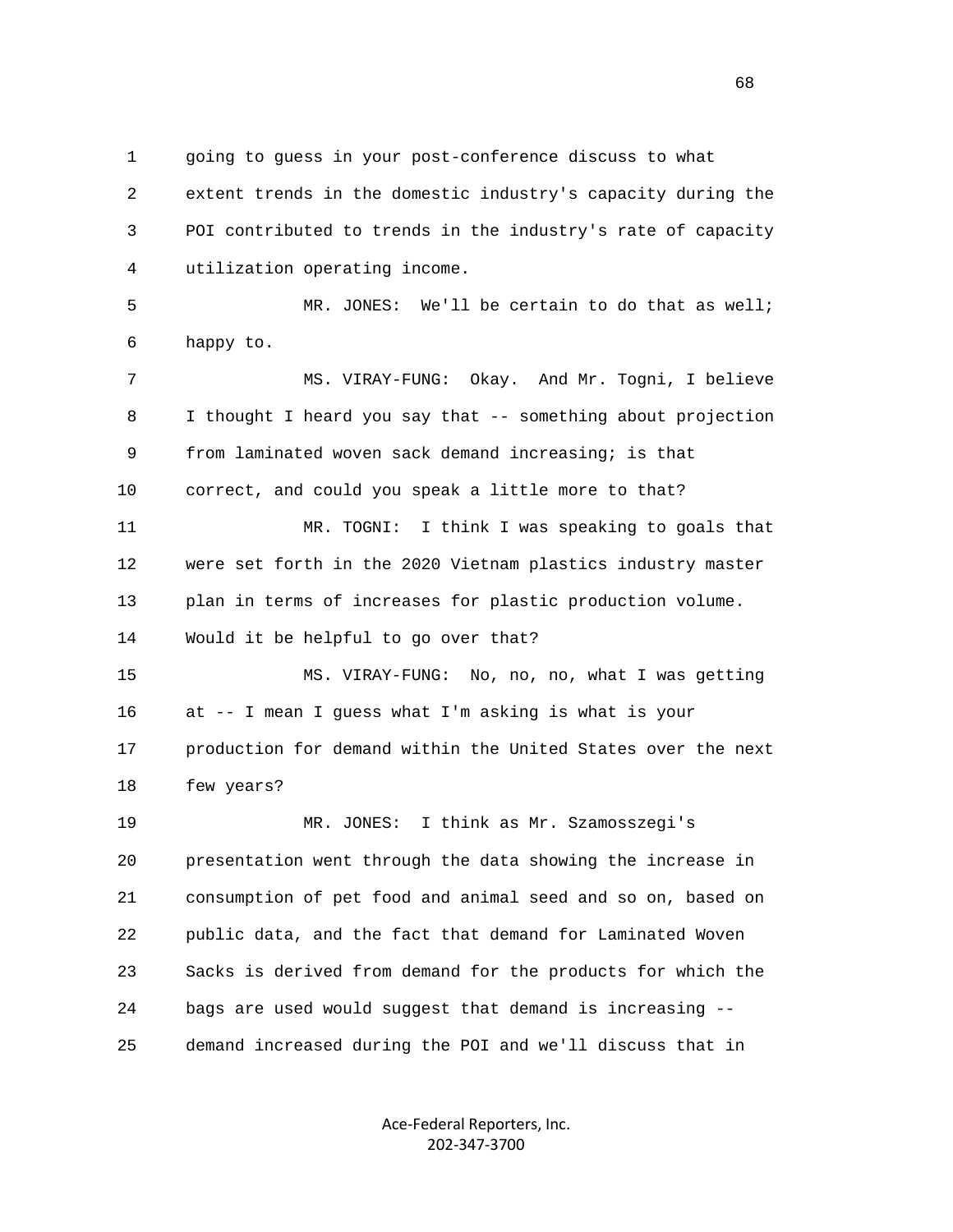1 going to guess in your post-conference discuss to what
2 extent trends in the domestic industry's capacity during the
3 POI contributed to trends in the industry's rate of capacity
4 utilization operating income.

5 MR. JONES: We'll be certain to do that as well;
6 happy to.

7 MS. VIRAY-FUNG: Okay. And Mr. Togni, I believe
8 I thought I heard you say that -- something about projection
9 from laminated woven sack demand increasing; is that
10 correct, and could you speak a little more to that?

11 MR. TOGNI: I think I was speaking to goals that
12 were set forth in the 2020 Vietnam plastics industry master
13 plan in terms of increases for plastic production volume.
14 Would it be helpful to go over that?

15 MS. VIRAY-FUNG: No, no, no, what I was getting
16 at -- I mean I guess what I'm asking is what is your
17 production for demand within the United States over the next
18 few years?

19 MR. JONES: I think as Mr. Szamosszegi's
20 presentation went through the data showing the increase in
21 consumption of pet food and animal seed and so on, based on
22 public data, and the fact that demand for Laminated Woven
23 Sacks is derived from demand for the products for which the
24 bags are used would suggest that demand is increasing --
25 demand increased during the POI and we'll discuss that in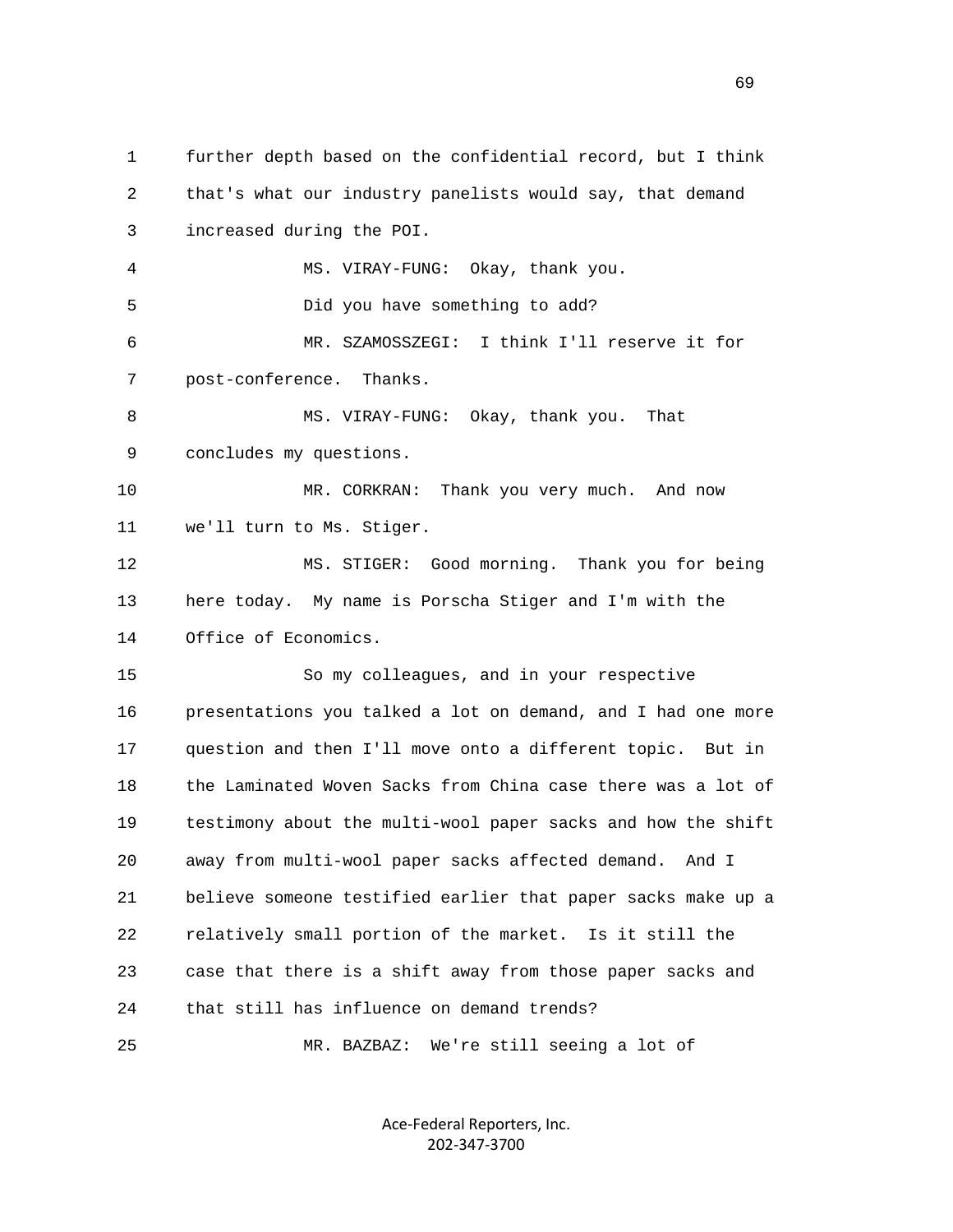further depth based on the confidential record, but I think that's what our industry panelists would say, that demand increased during the POI.

MS. VIRAY-FUNG: Okay, thank you.

Did you have something to add?

MR. SZAMOSSZEGI: I think I'll reserve it for post-conference. Thanks.

MS. VIRAY-FUNG: Okay, thank you. That concludes my questions.

MR. CORKRAN: Thank you very much. And now we'll turn to Ms. Stiger.

MS. STIGER: Good morning. Thank you for being here today. My name is Porscha Stiger and I'm with the Office of Economics.

So my colleagues, and in your respective presentations you talked a lot on demand, and I had one more question and then I'll move onto a different topic. But in the Laminated Woven Sacks from China case there was a lot of testimony about the multi-wool paper sacks and how the shift away from multi-wool paper sacks affected demand. And I believe someone testified earlier that paper sacks make up a relatively small portion of the market. Is it still the case that there is a shift away from those paper sacks and that still has influence on demand trends?

MR. BAZBAZ: We're still seeing a lot of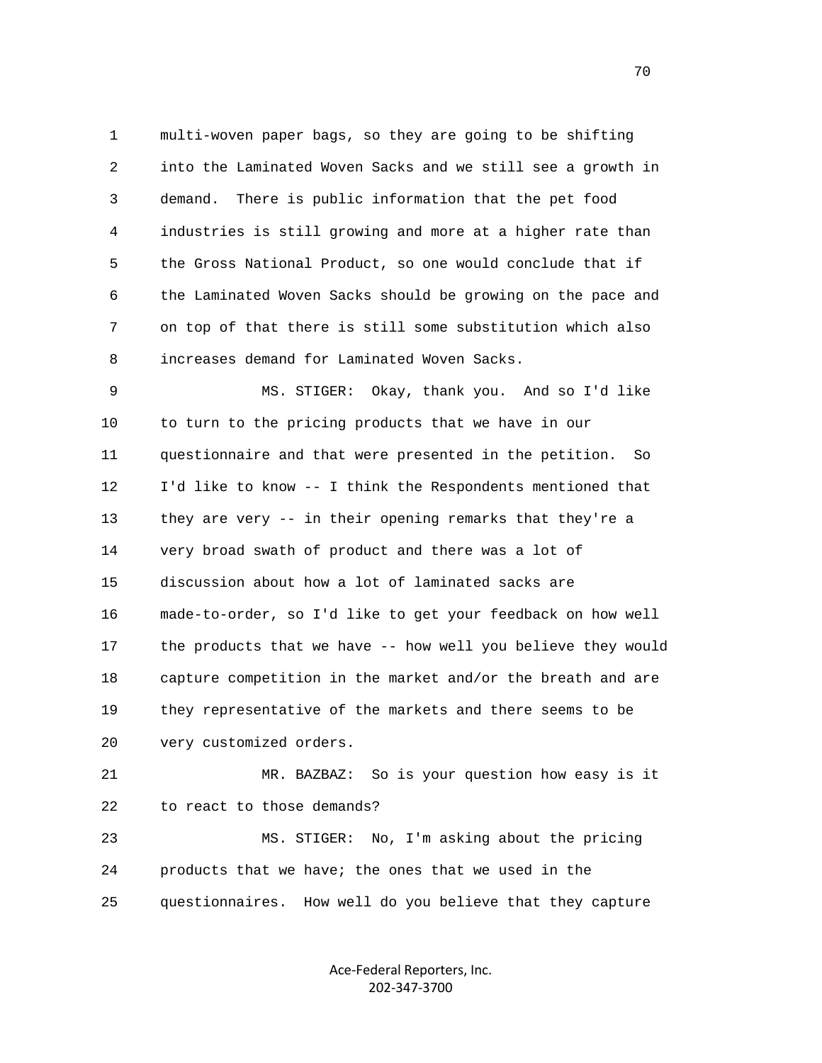1 multi-woven paper bags, so they are going to be shifting
2 into the Laminated Woven Sacks and we still see a growth in
3 demand. There is public information that the pet food
4 industries is still growing and more at a higher rate than
5 the Gross National Product, so one would conclude that if
6 the Laminated Woven Sacks should be growing on the pace and
7 on top of that there is still some substitution which also
8 increases demand for Laminated Woven Sacks.

9 MS. STIGER: Okay, thank you. And so I'd like
10 to turn to the pricing products that we have in our
11 questionnaire and that were presented in the petition. So
12 I'd like to know -- I think the Respondents mentioned that
13 they are very -- in their opening remarks that they're a
14 very broad swath of product and there was a lot of
15 discussion about how a lot of laminated sacks are
16 made-to-order, so I'd like to get your feedback on how well
17 the products that we have -- how well you believe they would
18 capture competition in the market and/or the breath and are
19 they representative of the markets and there seems to be
20 very customized orders.

21 MR. BAZBAZ: So is your question how easy is it
22 to react to those demands?

23 MS. STIGER: No, I'm asking about the pricing
24 products that we have; the ones that we used in the
25 questionnaires. How well do you believe that they capture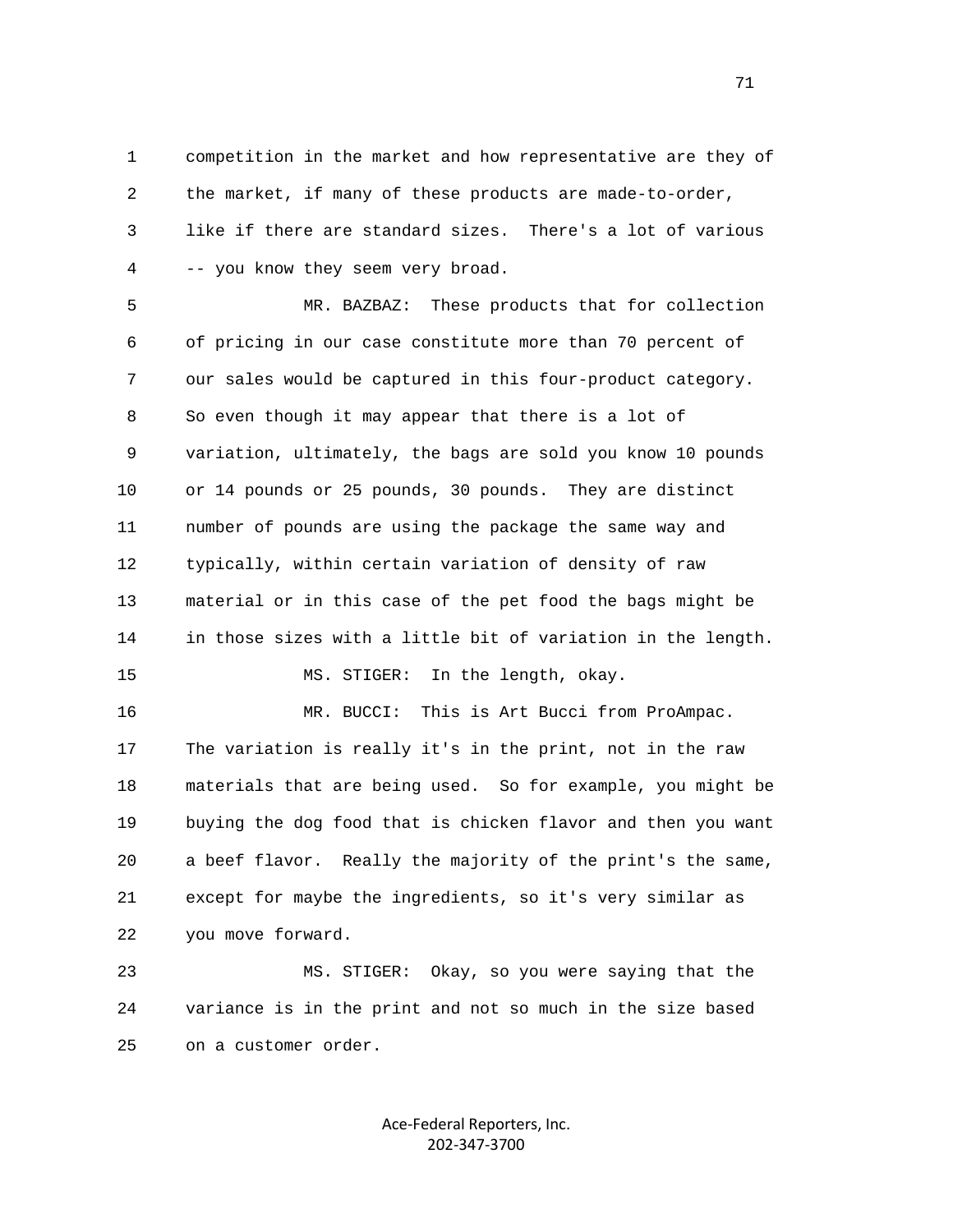competition in the market and how representative are they of the market, if many of these products are made-to-order, like if there are standard sizes. There's a lot of various -- you know they seem very broad.

MR. BAZBAZ: These products that for collection of pricing in our case constitute more than 70 percent of our sales would be captured in this four-product category. So even though it may appear that there is a lot of variation, ultimately, the bags are sold you know 10 pounds or 14 pounds or 25 pounds, 30 pounds. They are distinct number of pounds are using the package the same way and typically, within certain variation of density of raw material or in this case of the pet food the bags might be in those sizes with a little bit of variation in the length.

MS. STIGER: In the length, okay.

MR. BUCCI: This is Art Bucci from ProAmpac. The variation is really it's in the print, not in the raw materials that are being used. So for example, you might be buying the dog food that is chicken flavor and then you want a beef flavor. Really the majority of the print's the same, except for maybe the ingredients, so it's very similar as you move forward.

MS. STIGER: Okay, so you were saying that the variance is in the print and not so much in the size based on a customer order.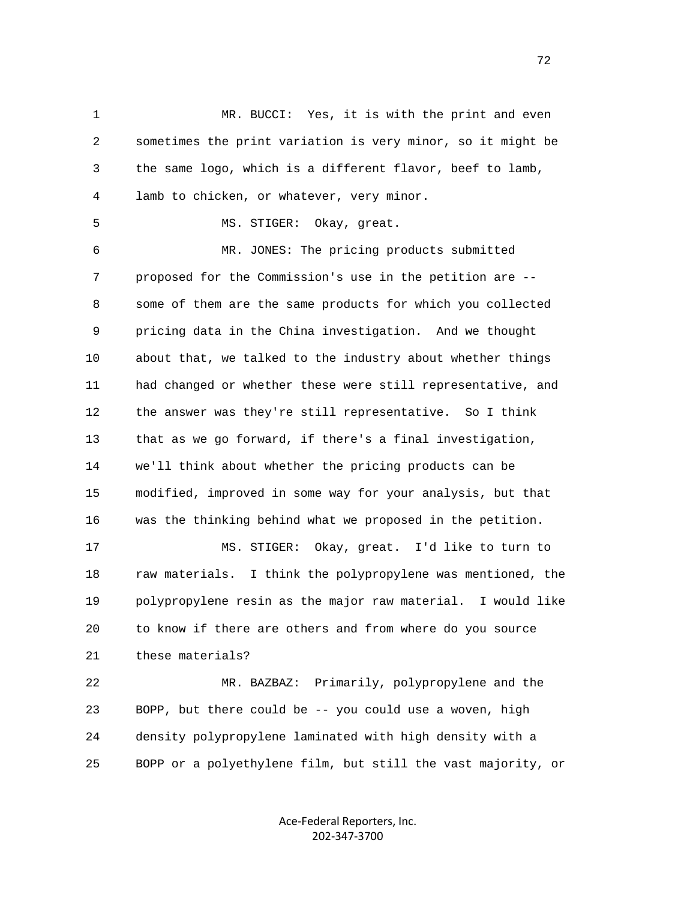MR. BUCCI: Yes, it is with the print and even sometimes the print variation is very minor, so it might be the same logo, which is a different flavor, beef to lamb, lamb to chicken, or whatever, very minor.

MS. STIGER: Okay, great.

MR. JONES: The pricing products submitted proposed for the Commission's use in the petition are -- some of them are the same products for which you collected pricing data in the China investigation. And we thought about that, we talked to the industry about whether things had changed or whether these were still representative, and the answer was they're still representative. So I think that as we go forward, if there's a final investigation, we'll think about whether the pricing products can be modified, improved in some way for your analysis, but that was the thinking behind what we proposed in the petition.

MS. STIGER: Okay, great. I'd like to turn to raw materials. I think the polypropylene was mentioned, the polypropylene resin as the major raw material. I would like to know if there are others and from where do you source these materials?

MR. BAZBAZ: Primarily, polypropylene and the BOPP, but there could be -- you could use a woven, high density polypropylene laminated with high density with a BOPP or a polyethylene film, but still the vast majority, or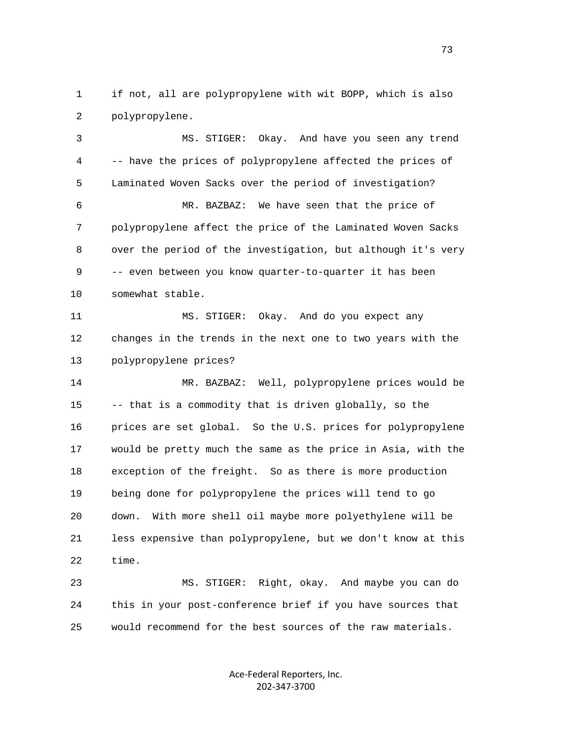1 if not, all are polypropylene with wit BOPP, which is also
2 polypropylene.

3 MS. STIGER: Okay. And have you seen any trend
4 -- have the prices of polypropylene affected the prices of
5 Laminated Woven Sacks over the period of investigation?

6 MR. BAZBAZ: We have seen that the price of
7 polypropylene affect the price of the Laminated Woven Sacks
8 over the period of the investigation, but although it's very
9 -- even between you know quarter-to-quarter it has been
10 somewhat stable.

11 MS. STIGER: Okay. And do you expect any
12 changes in the trends in the next one to two years with the
13 polypropylene prices?

14 MR. BAZBAZ: Well, polypropylene prices would be
15 -- that is a commodity that is driven globally, so the
16 prices are set global. So the U.S. prices for polypropylene
17 would be pretty much the same as the price in Asia, with the
18 exception of the freight. So as there is more production
19 being done for polypropylene the prices will tend to go
20 down. With more shell oil maybe more polyethylene will be
21 less expensive than polypropylene, but we don't know at this
22 time.

23 MS. STIGER: Right, okay. And maybe you can do
24 this in your post-conference brief if you have sources that
25 would recommend for the best sources of the raw materials.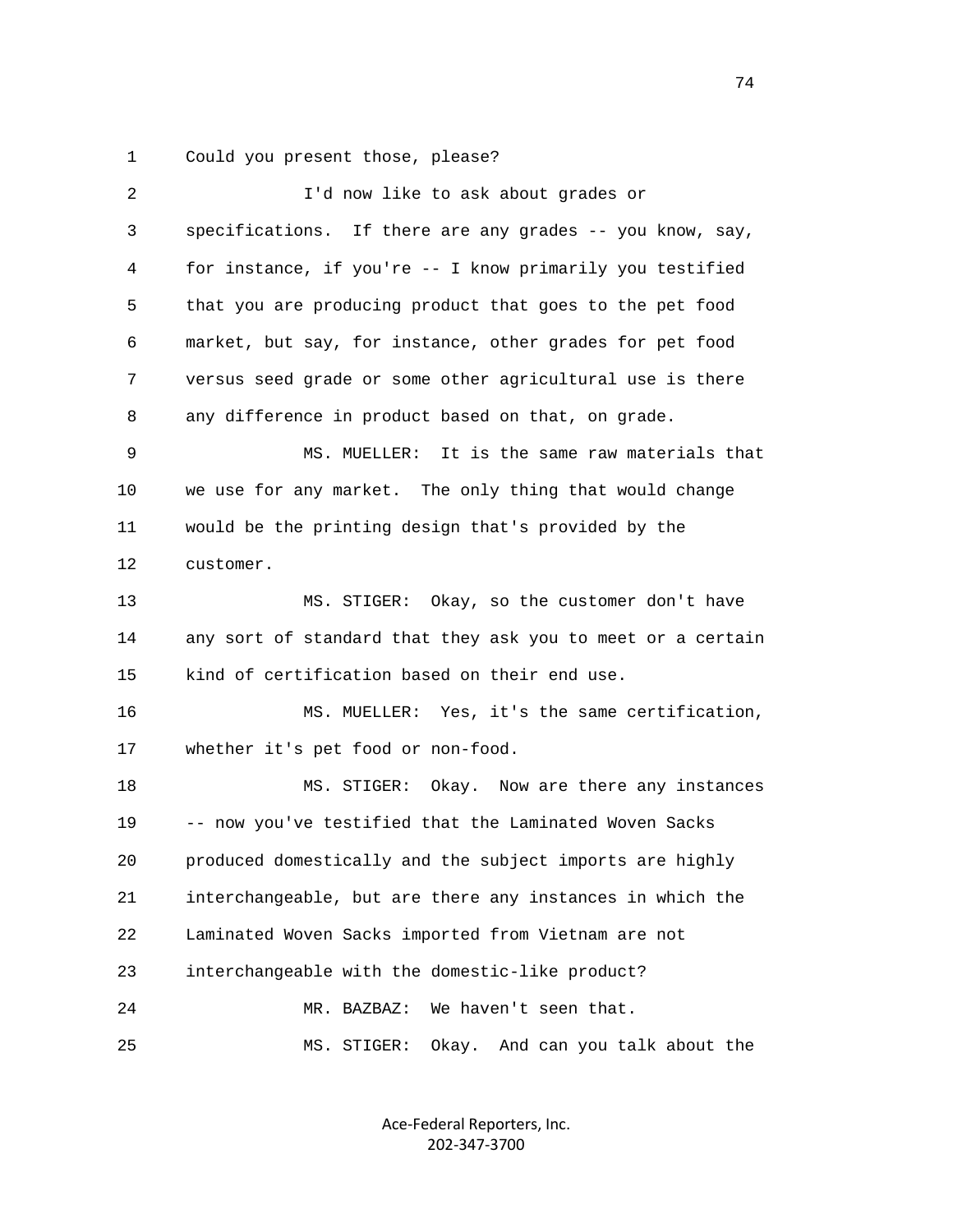Could you present those, please?

I'd now like to ask about grades or specifications. If there are any grades -- you know, say, for instance, if you're -- I know primarily you testified that you are producing product that goes to the pet food market, but say, for instance, other grades for pet food versus seed grade or some other agricultural use is there any difference in product based on that, on grade.

MS. MUELLER: It is the same raw materials that we use for any market. The only thing that would change would be the printing design that's provided by the customer.

MS. STIGER: Okay, so the customer don't have any sort of standard that they ask you to meet or a certain kind of certification based on their end use.

MS. MUELLER: Yes, it's the same certification, whether it's pet food or non-food.

MS. STIGER: Okay. Now are there any instances -- now you've testified that the Laminated Woven Sacks produced domestically and the subject imports are highly interchangeable, but are there any instances in which the Laminated Woven Sacks imported from Vietnam are not interchangeable with the domestic-like product?

MR. BAZBAZ: We haven't seen that.

MS. STIGER: Okay. And can you talk about the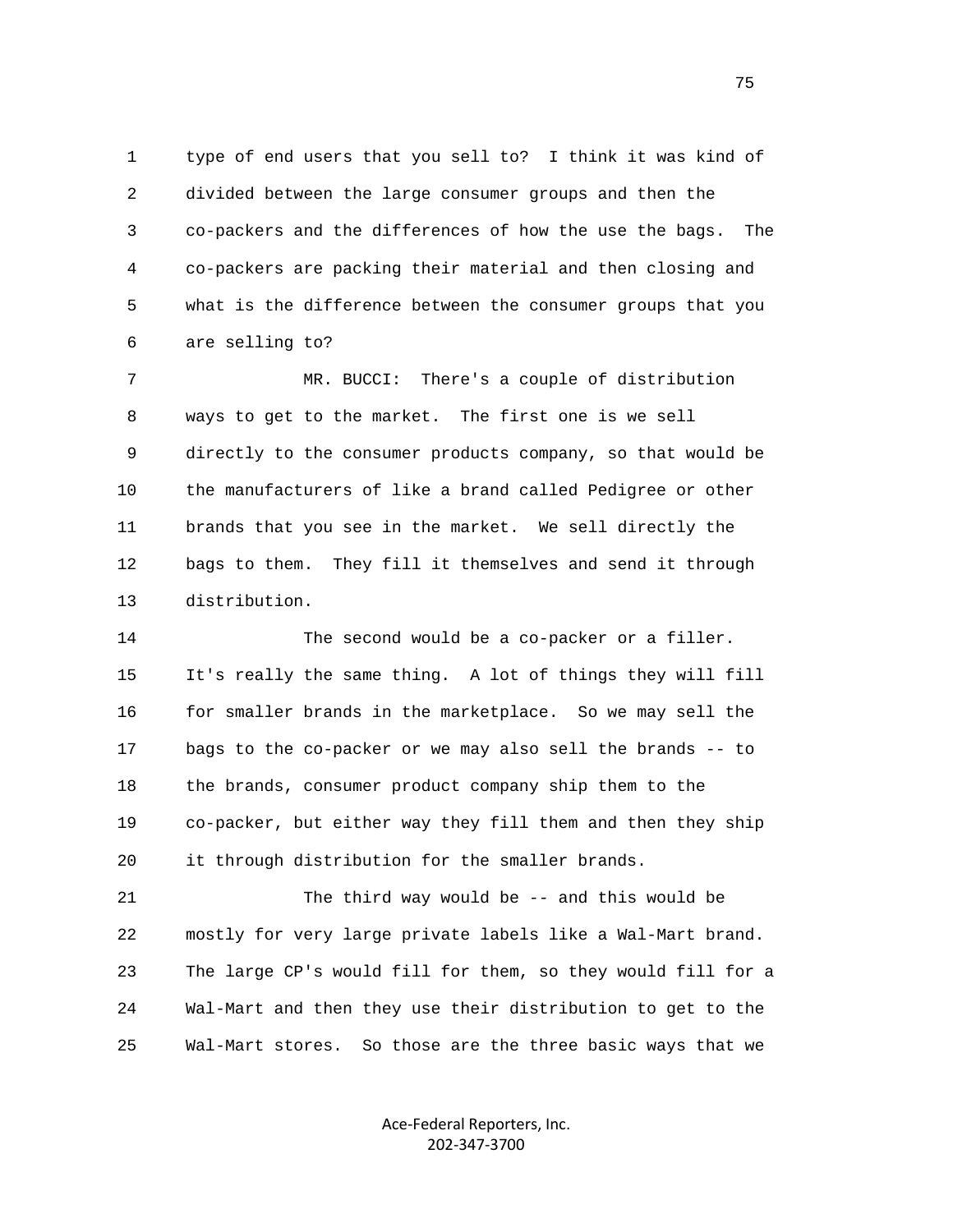type of end users that you sell to? I think it was kind of divided between the large consumer groups and then the co-packers and the differences of how the use the bags. The co-packers are packing their material and then closing and what is the difference between the consumer groups that you are selling to?

MR. BUCCI: There's a couple of distribution ways to get to the market. The first one is we sell directly to the consumer products company, so that would be the manufacturers of like a brand called Pedigree or other brands that you see in the market. We sell directly the bags to them. They fill it themselves and send it through distribution.

The second would be a co-packer or a filler. It's really the same thing. A lot of things they will fill for smaller brands in the marketplace. So we may sell the bags to the co-packer or we may also sell the brands -- to the brands, consumer product company ship them to the co-packer, but either way they fill them and then they ship it through distribution for the smaller brands.

The third way would be -- and this would be mostly for very large private labels like a Wal-Mart brand. The large CP's would fill for them, so they would fill for a Wal-Mart and then they use their distribution to get to the Wal-Mart stores. So those are the three basic ways that we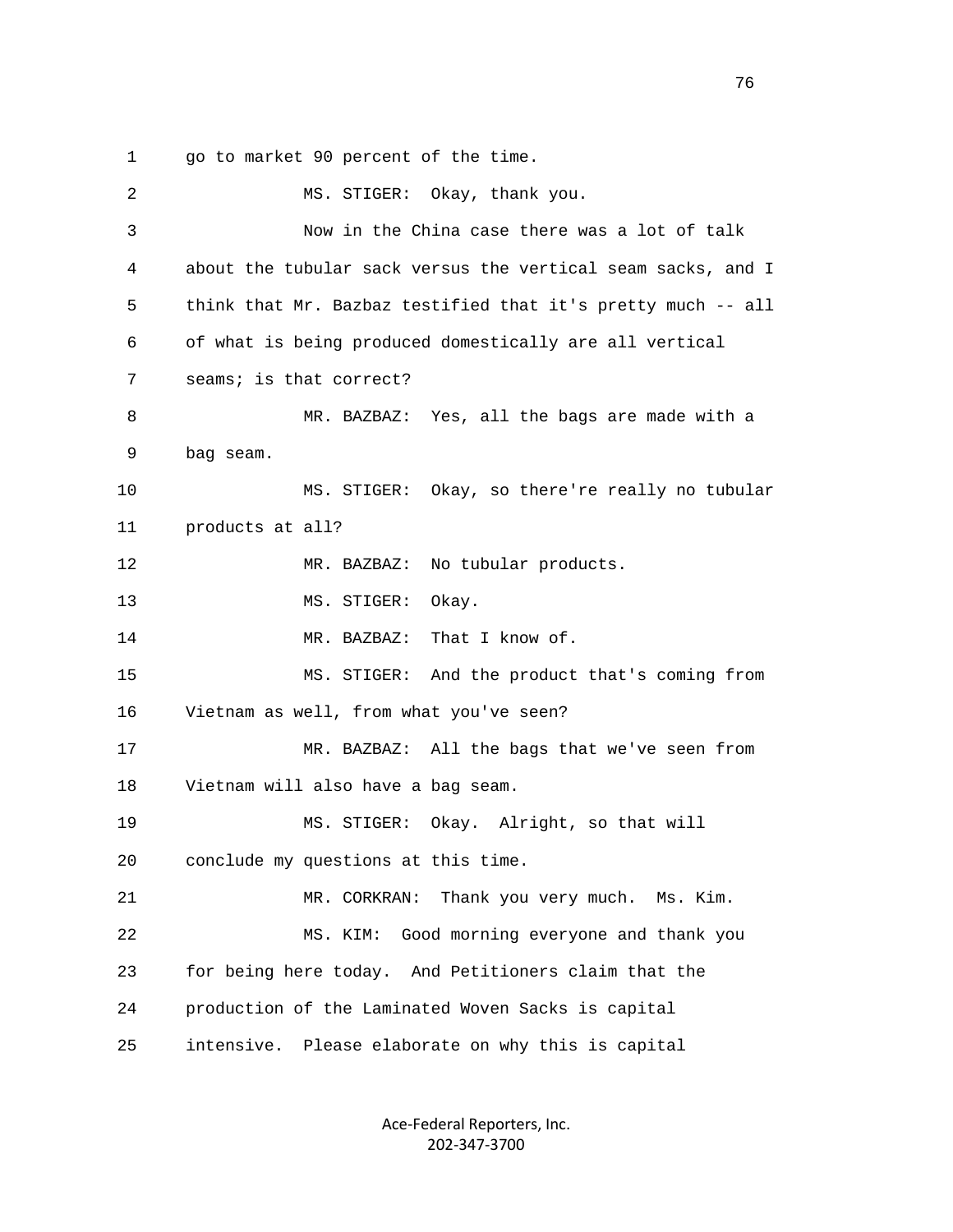go to market 90 percent of the time.

MS. STIGER: Okay, thank you.

Now in the China case there was a lot of talk about the tubular sack versus the vertical seam sacks, and I think that Mr. Bazbaz testified that it's pretty much -- all of what is being produced domestically are all vertical seams; is that correct?

MR. BAZBAZ: Yes, all the bags are made with a bag seam.

MS. STIGER: Okay, so there're really no tubular products at all?

MR. BAZBAZ: No tubular products.

MS. STIGER: Okay.

MR. BAZBAZ: That I know of.

MS. STIGER: And the product that's coming from Vietnam as well, from what you've seen?

MR. BAZBAZ: All the bags that we've seen from Vietnam will also have a bag seam.

MS. STIGER: Okay. Alright, so that will conclude my questions at this time.

MR. CORKRAN: Thank you very much. Ms. Kim.

MS. KIM: Good morning everyone and thank you for being here today. And Petitioners claim that the production of the Laminated Woven Sacks is capital intensive. Please elaborate on why this is capital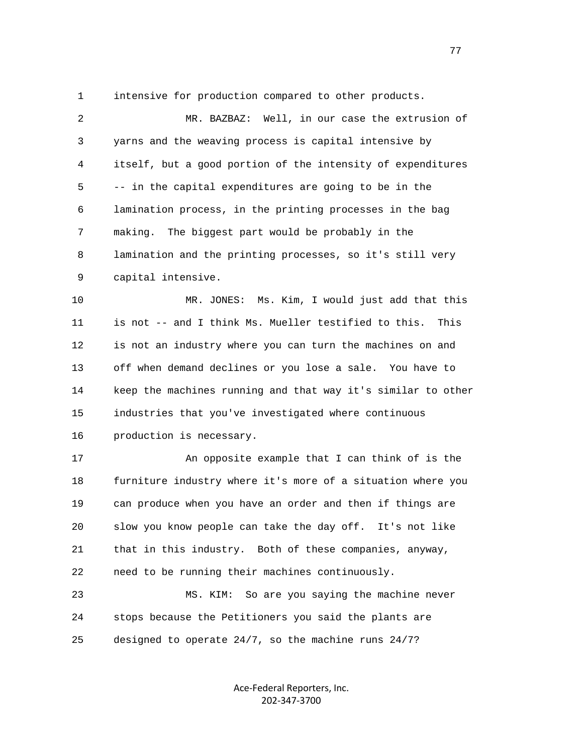intensive for production compared to other products.

MR. BAZBAZ: Well, in our case the extrusion of yarns and the weaving process is capital intensive by itself, but a good portion of the intensity of expenditures -- in the capital expenditures are going to be in the lamination process, in the printing processes in the bag making. The biggest part would be probably in the lamination and the printing processes, so it's still very capital intensive.

MR. JONES: Ms. Kim, I would just add that this is not -- and I think Ms. Mueller testified to this. This is not an industry where you can turn the machines on and off when demand declines or you lose a sale. You have to keep the machines running and that way it's similar to other industries that you've investigated where continuous production is necessary.

An opposite example that I can think of is the furniture industry where it's more of a situation where you can produce when you have an order and then if things are slow you know people can take the day off. It's not like that in this industry. Both of these companies, anyway, need to be running their machines continuously.

MS. KIM: So are you saying the machine never stops because the Petitioners you said the plants are designed to operate 24/7, so the machine runs 24/7?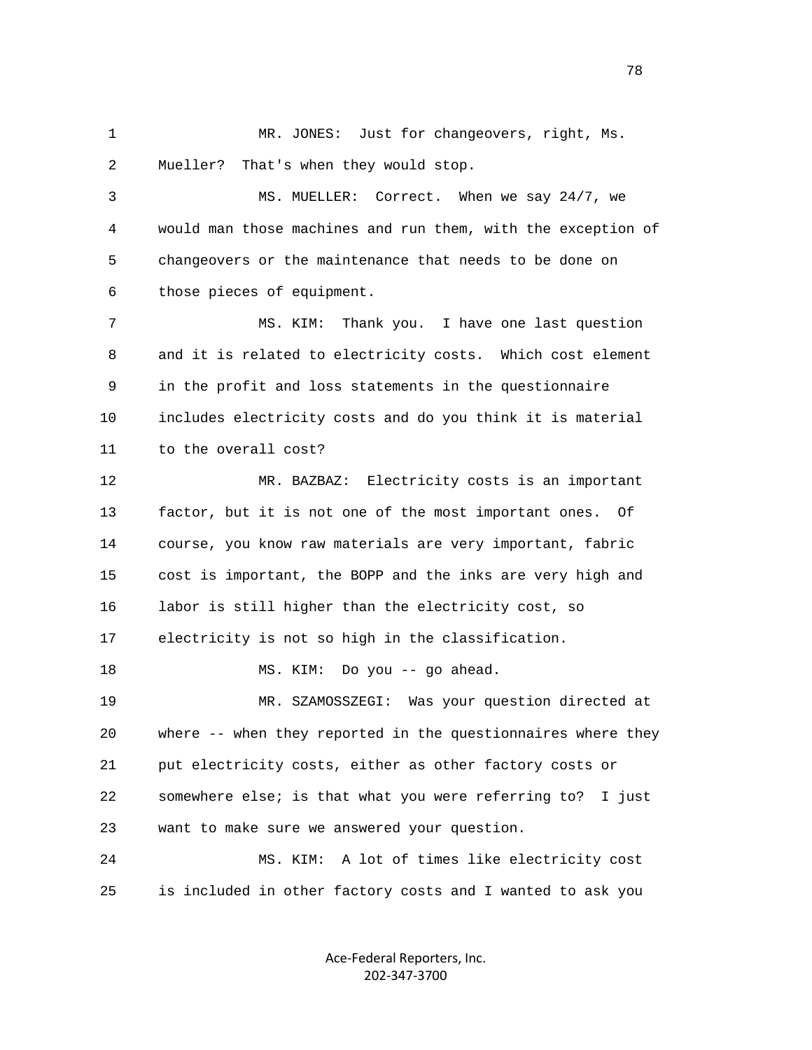MR. JONES: Just for changeovers, right, Ms. Mueller? That's when they would stop.

MS. MUELLER: Correct. When we say 24/7, we would man those machines and run them, with the exception of changeovers or the maintenance that needs to be done on those pieces of equipment.

MS. KIM: Thank you. I have one last question and it is related to electricity costs. Which cost element in the profit and loss statements in the questionnaire includes electricity costs and do you think it is material to the overall cost?

MR. BAZBAZ: Electricity costs is an important factor, but it is not one of the most important ones. Of course, you know raw materials are very important, fabric cost is important, the BOPP and the inks are very high and labor is still higher than the electricity cost, so electricity is not so high in the classification.

MS. KIM: Do you -- go ahead.

MR. SZAMOSSZEGI: Was your question directed at where -- when they reported in the questionnaires where they put electricity costs, either as other factory costs or somewhere else; is that what you were referring to? I just want to make sure we answered your question.

MS. KIM: A lot of times like electricity cost is included in other factory costs and I wanted to ask you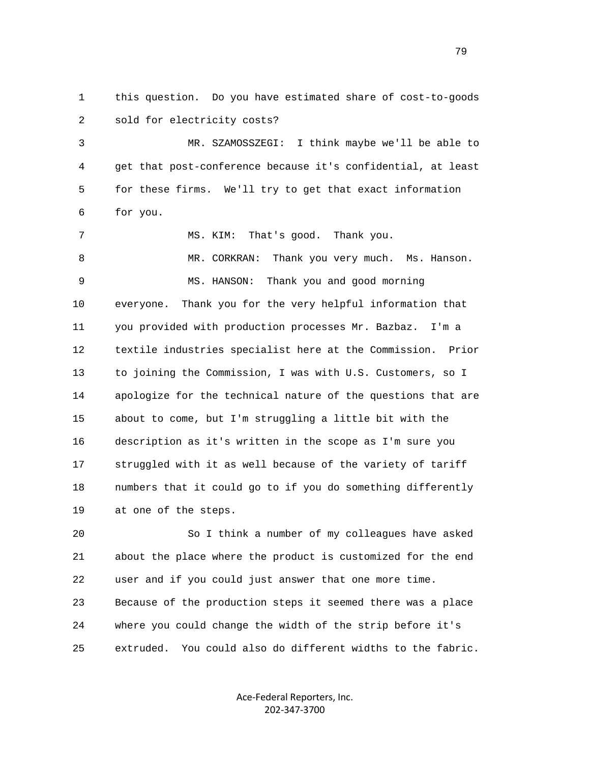this question. Do you have estimated share of cost-to-goods sold for electricity costs?

MR. SZAMOSSZEGI: I think maybe we'll be able to get that post-conference because it's confidential, at least for these firms. We'll try to get that exact information for you.

MS. KIM: That's good. Thank you.

MR. CORKRAN: Thank you very much. Ms. Hanson.

MS. HANSON: Thank you and good morning everyone. Thank you for the very helpful information that you provided with production processes Mr. Bazbaz. I'm a textile industries specialist here at the Commission. Prior to joining the Commission, I was with U.S. Customers, so I apologize for the technical nature of the questions that are about to come, but I'm struggling a little bit with the description as it's written in the scope as I'm sure you struggled with it as well because of the variety of tariff numbers that it could go to if you do something differently at one of the steps.

So I think a number of my colleagues have asked about the place where the product is customized for the end user and if you could just answer that one more time. Because of the production steps it seemed there was a place where you could change the width of the strip before it's extruded. You could also do different widths to the fabric.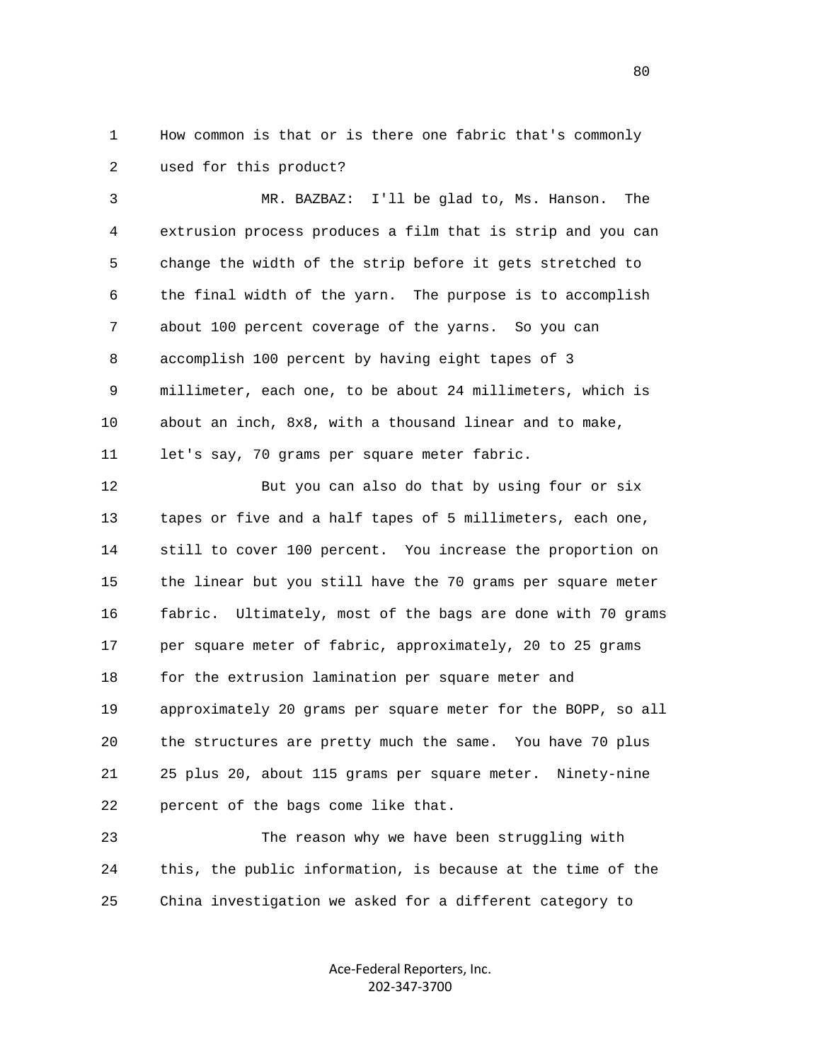1 How common is that or is there one fabric that's commonly
2 used for this product?

3 MR. BAZBAZ: I'll be glad to, Ms. Hanson. The
4 extrusion process produces a film that is strip and you can
5 change the width of the strip before it gets stretched to
6 the final width of the yarn. The purpose is to accomplish
7 about 100 percent coverage of the yarns. So you can
8 accomplish 100 percent by having eight tapes of 3
9 millimeter, each one, to be about 24 millimeters, which is
10 about an inch, 8x8, with a thousand linear and to make,
11 let's say, 70 grams per square meter fabric.

12 But you can also do that by using four or six
13 tapes or five and a half tapes of 5 millimeters, each one,
14 still to cover 100 percent. You increase the proportion on
15 the linear but you still have the 70 grams per square meter
16 fabric. Ultimately, most of the bags are done with 70 grams
17 per square meter of fabric, approximately, 20 to 25 grams
18 for the extrusion lamination per square meter and
19 approximately 20 grams per square meter for the BOPP, so all
20 the structures are pretty much the same. You have 70 plus
21 25 plus 20, about 115 grams per square meter. Ninety-nine
22 percent of the bags come like that.

23 The reason why we have been struggling with
24 this, the public information, is because at the time of the
25 China investigation we asked for a different category to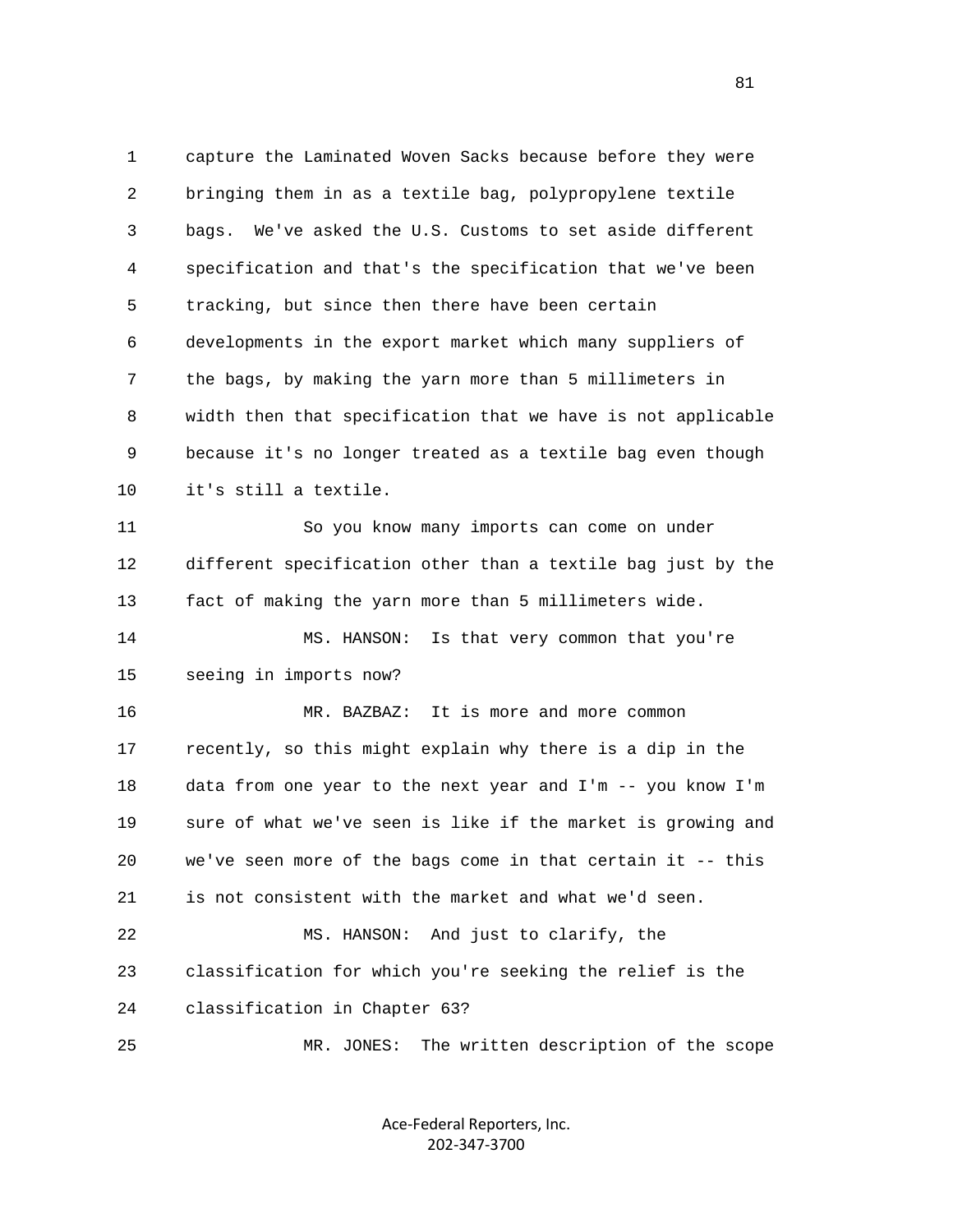capture the Laminated Woven Sacks because before they were bringing them in as a textile bag, polypropylene textile bags. We've asked the U.S. Customs to set aside different specification and that's the specification that we've been tracking, but since then there have been certain developments in the export market which many suppliers of the bags, by making the yarn more than 5 millimeters in width then that specification that we have is not applicable because it's no longer treated as a textile bag even though it's still a textile.

So you know many imports can come on under different specification other than a textile bag just by the fact of making the yarn more than 5 millimeters wide.

MS. HANSON: Is that very common that you're seeing in imports now?

MR. BAZBAZ: It is more and more common recently, so this might explain why there is a dip in the data from one year to the next year and I'm -- you know I'm sure of what we've seen is like if the market is growing and we've seen more of the bags come in that certain it -- this is not consistent with the market and what we'd seen.

MS. HANSON: And just to clarify, the classification for which you're seeking the relief is the classification in Chapter 63?

MR. JONES: The written description of the scope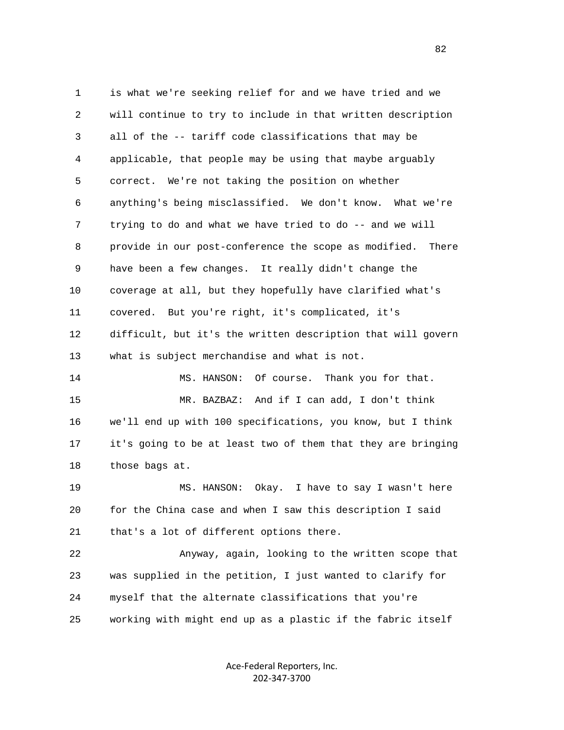is what we're seeking relief for and we have tried and we will continue to try to include in that written description all of the -- tariff code classifications that may be applicable, that people may be using that maybe arguably correct. We're not taking the position on whether anything's being misclassified. We don't know. What we're trying to do and what we have tried to do -- and we will provide in our post-conference the scope as modified. There have been a few changes. It really didn't change the coverage at all, but they hopefully have clarified what's covered. But you're right, it's complicated, it's difficult, but it's the written description that will govern what is subject merchandise and what is not.

MS. HANSON: Of course. Thank you for that.

MR. BAZBAZ: And if I can add, I don't think we'll end up with 100 specifications, you know, but I think it's going to be at least two of them that they are bringing those bags at.

MS. HANSON: Okay. I have to say I wasn't here for the China case and when I saw this description I said that's a lot of different options there.

Anyway, again, looking to the written scope that was supplied in the petition, I just wanted to clarify for myself that the alternate classifications that you're working with might end up as a plastic if the fabric itself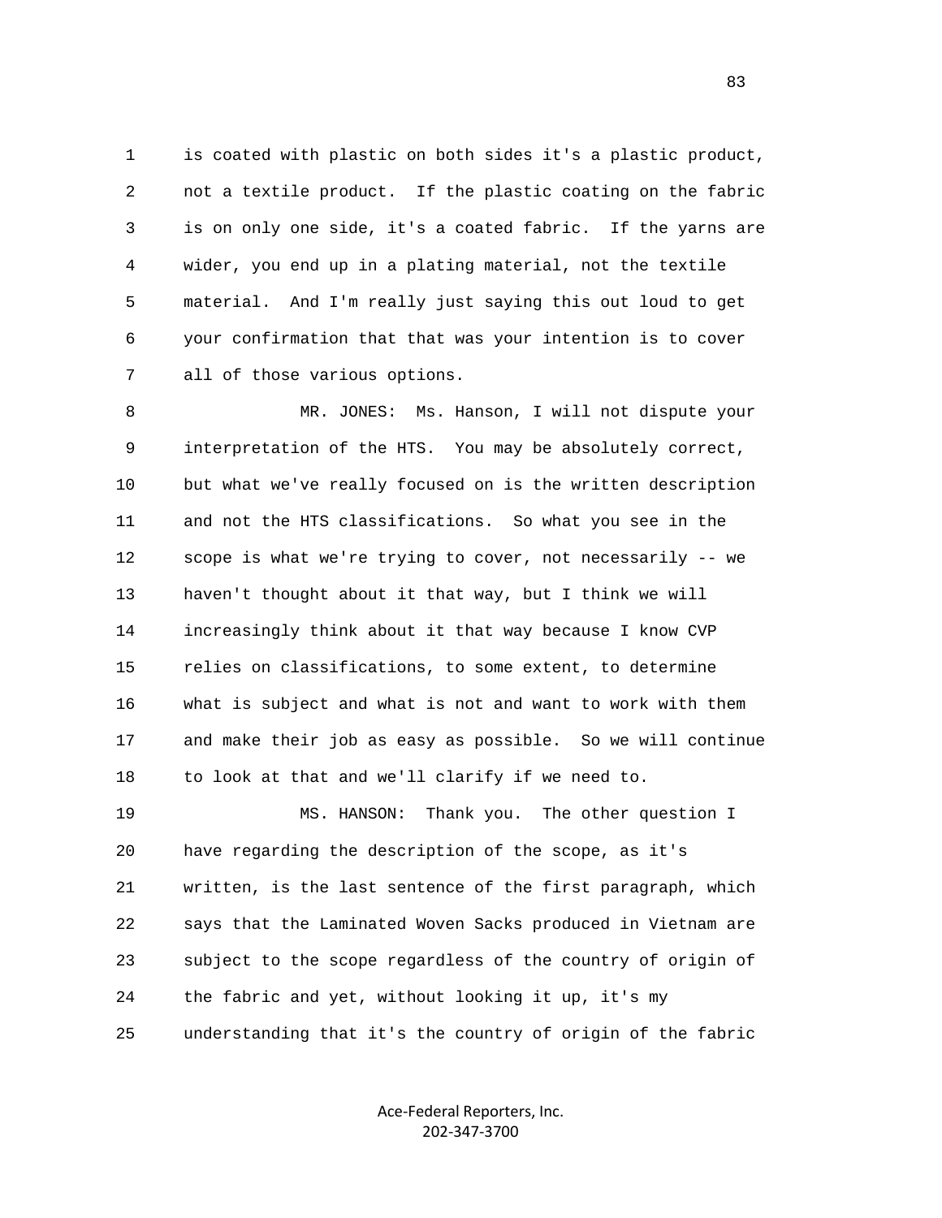is coated with plastic on both sides it's a plastic product, not a textile product. If the plastic coating on the fabric is on only one side, it's a coated fabric. If the yarns are wider, you end up in a plating material, not the textile material. And I'm really just saying this out loud to get your confirmation that that was your intention is to cover all of those various options.

MR. JONES: Ms. Hanson, I will not dispute your interpretation of the HTS. You may be absolutely correct, but what we've really focused on is the written description and not the HTS classifications. So what you see in the scope is what we're trying to cover, not necessarily -- we haven't thought about it that way, but I think we will increasingly think about it that way because I know CVP relies on classifications, to some extent, to determine what is subject and what is not and want to work with them and make their job as easy as possible. So we will continue to look at that and we'll clarify if we need to.

MS. HANSON: Thank you. The other question I have regarding the description of the scope, as it's written, is the last sentence of the first paragraph, which says that the Laminated Woven Sacks produced in Vietnam are subject to the scope regardless of the country of origin of the fabric and yet, without looking it up, it's my understanding that it's the country of origin of the fabric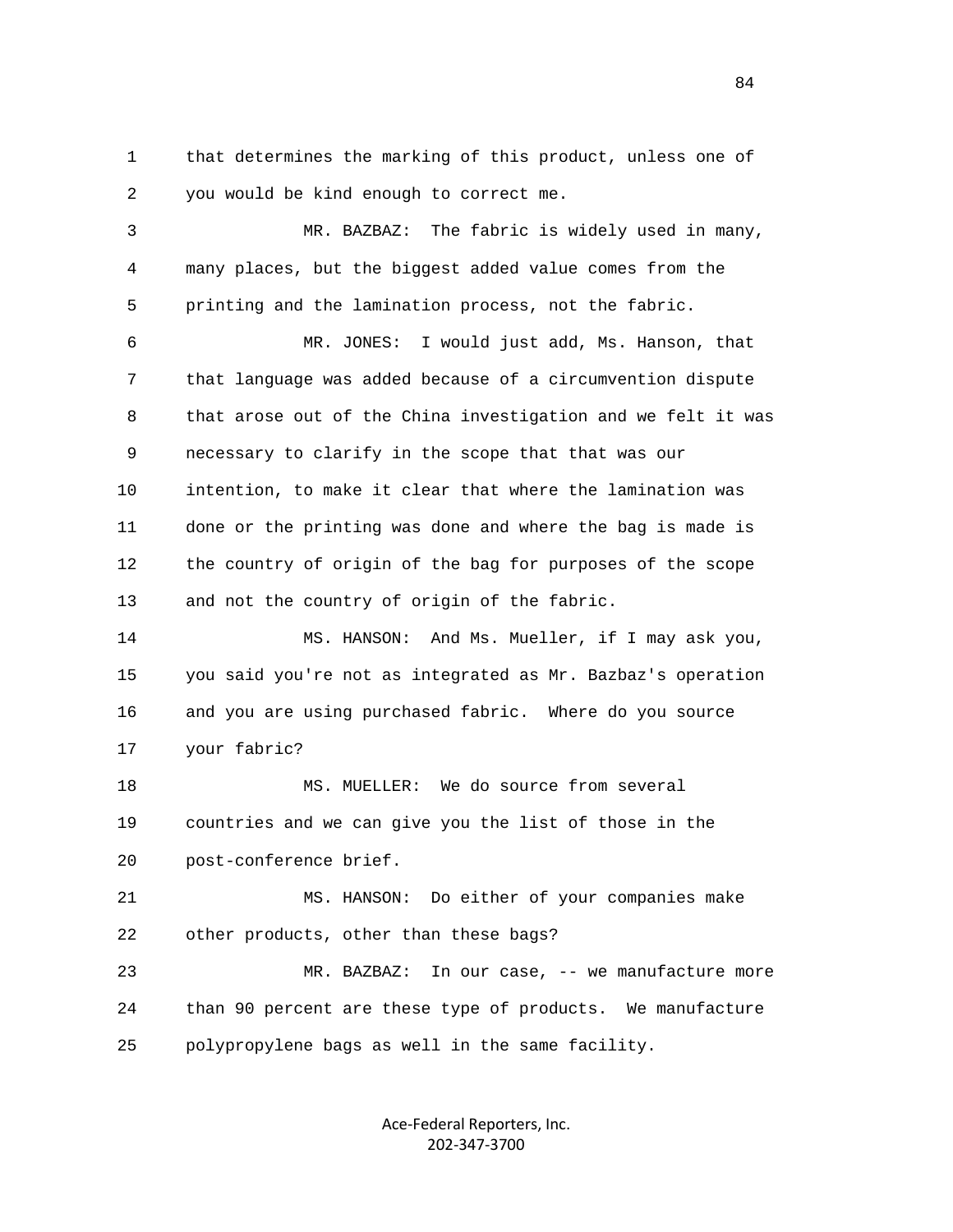that determines the marking of this product, unless one of you would be kind enough to correct me.

MR. BAZBAZ: The fabric is widely used in many, many places, but the biggest added value comes from the printing and the lamination process, not the fabric.

MR. JONES: I would just add, Ms. Hanson, that that language was added because of a circumvention dispute that arose out of the China investigation and we felt it was necessary to clarify in the scope that that was our intention, to make it clear that where the lamination was done or the printing was done and where the bag is made is the country of origin of the bag for purposes of the scope and not the country of origin of the fabric.

MS. HANSON: And Ms. Mueller, if I may ask you, you said you're not as integrated as Mr. Bazbaz's operation and you are using purchased fabric. Where do you source your fabric?

MS. MUELLER: We do source from several countries and we can give you the list of those in the post-conference brief.

MS. HANSON: Do either of your companies make other products, other than these bags?

MR. BAZBAZ: In our case, -- we manufacture more than 90 percent are these type of products. We manufacture polypropylene bags as well in the same facility.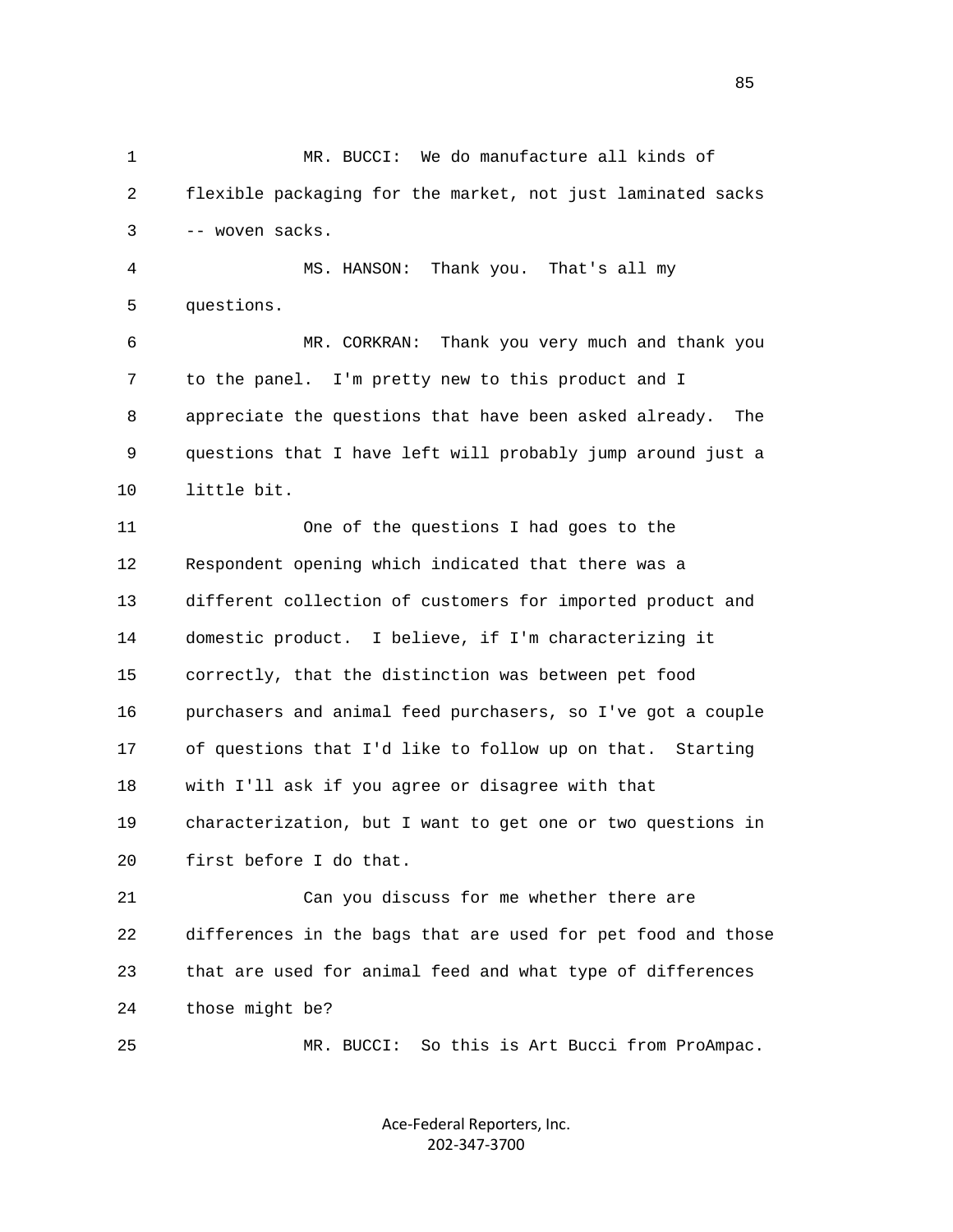MR. BUCCI: We do manufacture all kinds of flexible packaging for the market, not just laminated sacks -- woven sacks.

MS. HANSON: Thank you. That's all my questions.

MR. CORKRAN: Thank you very much and thank you to the panel. I'm pretty new to this product and I appreciate the questions that have been asked already. The questions that I have left will probably jump around just a little bit.

One of the questions I had goes to the Respondent opening which indicated that there was a different collection of customers for imported product and domestic product. I believe, if I'm characterizing it correctly, that the distinction was between pet food purchasers and animal feed purchasers, so I've got a couple of questions that I'd like to follow up on that. Starting with I'll ask if you agree or disagree with that characterization, but I want to get one or two questions in first before I do that.

Can you discuss for me whether there are differences in the bags that are used for pet food and those that are used for animal feed and what type of differences those might be?

MR. BUCCI: So this is Art Bucci from ProAmpac.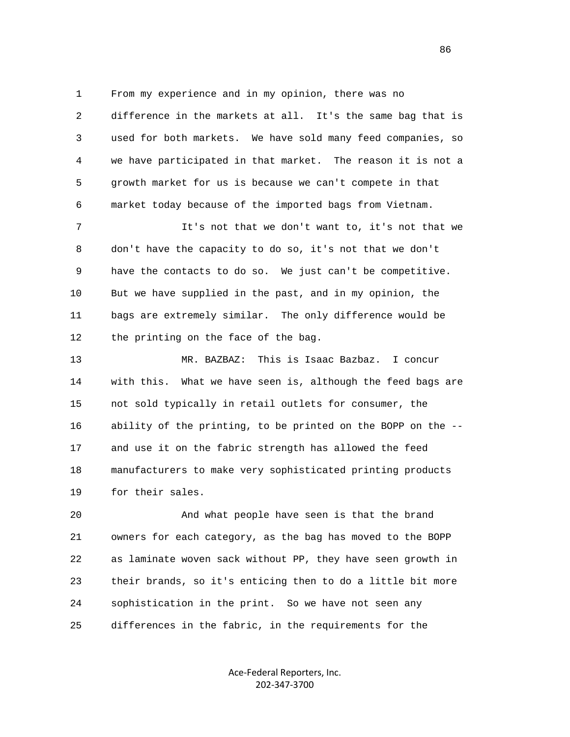From my experience and in my opinion, there was no difference in the markets at all. It's the same bag that is used for both markets. We have sold many feed companies, so we have participated in that market. The reason it is not a growth market for us is because we can't compete in that market today because of the imported bags from Vietnam.

It's not that we don't want to, it's not that we don't have the capacity to do so, it's not that we don't have the contacts to do so. We just can't be competitive. But we have supplied in the past, and in my opinion, the bags are extremely similar. The only difference would be the printing on the face of the bag.

MR. BAZBAZ: This is Isaac Bazbaz. I concur with this. What we have seen is, although the feed bags are not sold typically in retail outlets for consumer, the ability of the printing, to be printed on the BOPP on the -- and use it on the fabric strength has allowed the feed manufacturers to make very sophisticated printing products for their sales.

And what people have seen is that the brand owners for each category, as the bag has moved to the BOPP as laminate woven sack without PP, they have seen growth in their brands, so it's enticing then to do a little bit more sophistication in the print. So we have not seen any differences in the fabric, in the requirements for the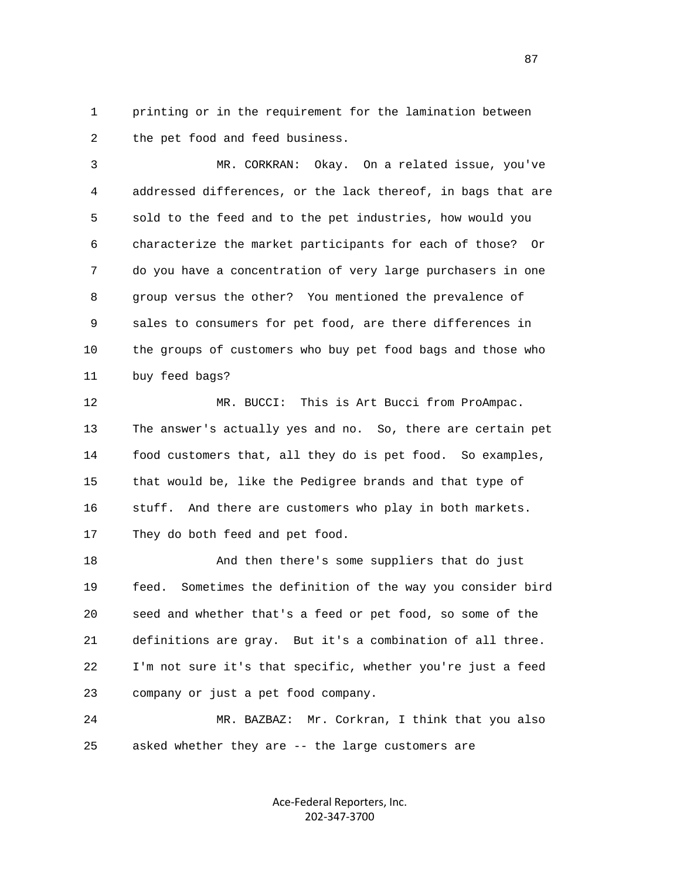printing or in the requirement for the lamination between the pet food and feed business.

MR. CORKRAN: Okay. On a related issue, you've addressed differences, or the lack thereof, in bags that are sold to the feed and to the pet industries, how would you characterize the market participants for each of those? Or do you have a concentration of very large purchasers in one group versus the other? You mentioned the prevalence of sales to consumers for pet food, are there differences in the groups of customers who buy pet food bags and those who buy feed bags?

MR. BUCCI: This is Art Bucci from ProAmpac. The answer's actually yes and no. So, there are certain pet food customers that, all they do is pet food. So examples, that would be, like the Pedigree brands and that type of stuff. And there are customers who play in both markets. They do both feed and pet food.

And then there's some suppliers that do just feed. Sometimes the definition of the way you consider bird seed and whether that's a feed or pet food, so some of the definitions are gray. But it's a combination of all three. I'm not sure it's that specific, whether you're just a feed company or just a pet food company.

MR. BAZBAZ: Mr. Corkran, I think that you also asked whether they are -- the large customers are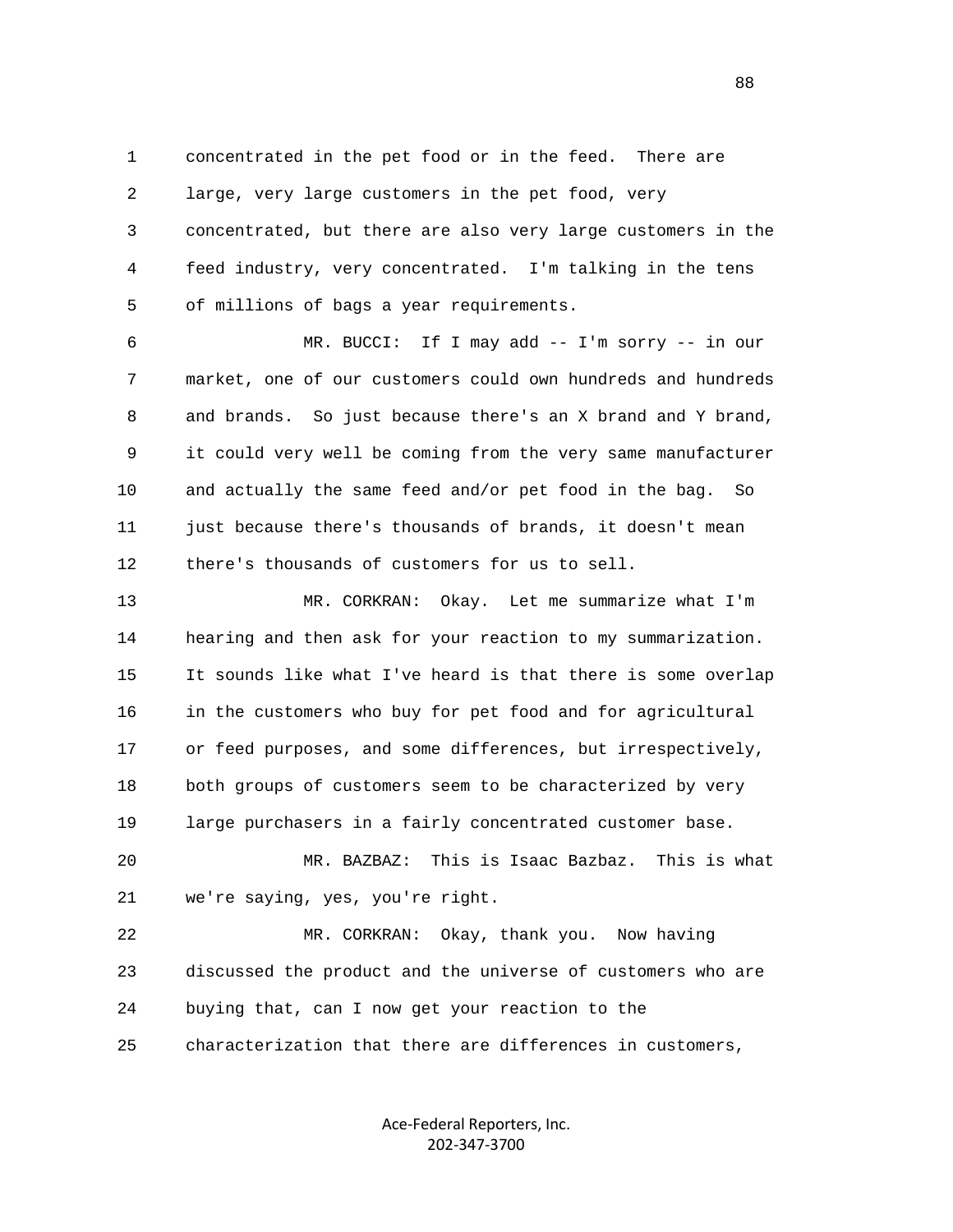concentrated in the pet food or in the feed. There are large, very large customers in the pet food, very concentrated, but there are also very large customers in the feed industry, very concentrated. I'm talking in the tens of millions of bags a year requirements.

MR. BUCCI: If I may add -- I'm sorry -- in our market, one of our customers could own hundreds and hundreds and brands. So just because there's an X brand and Y brand, it could very well be coming from the very same manufacturer and actually the same feed and/or pet food in the bag. So just because there's thousands of brands, it doesn't mean there's thousands of customers for us to sell.

MR. CORKRAN: Okay. Let me summarize what I'm hearing and then ask for your reaction to my summarization. It sounds like what I've heard is that there is some overlap in the customers who buy for pet food and for agricultural or feed purposes, and some differences, but irrespectively, both groups of customers seem to be characterized by very large purchasers in a fairly concentrated customer base.

MR. BAZBAZ: This is Isaac Bazbaz. This is what we're saying, yes, you're right.

MR. CORKRAN: Okay, thank you. Now having discussed the product and the universe of customers who are buying that, can I now get your reaction to the characterization that there are differences in customers,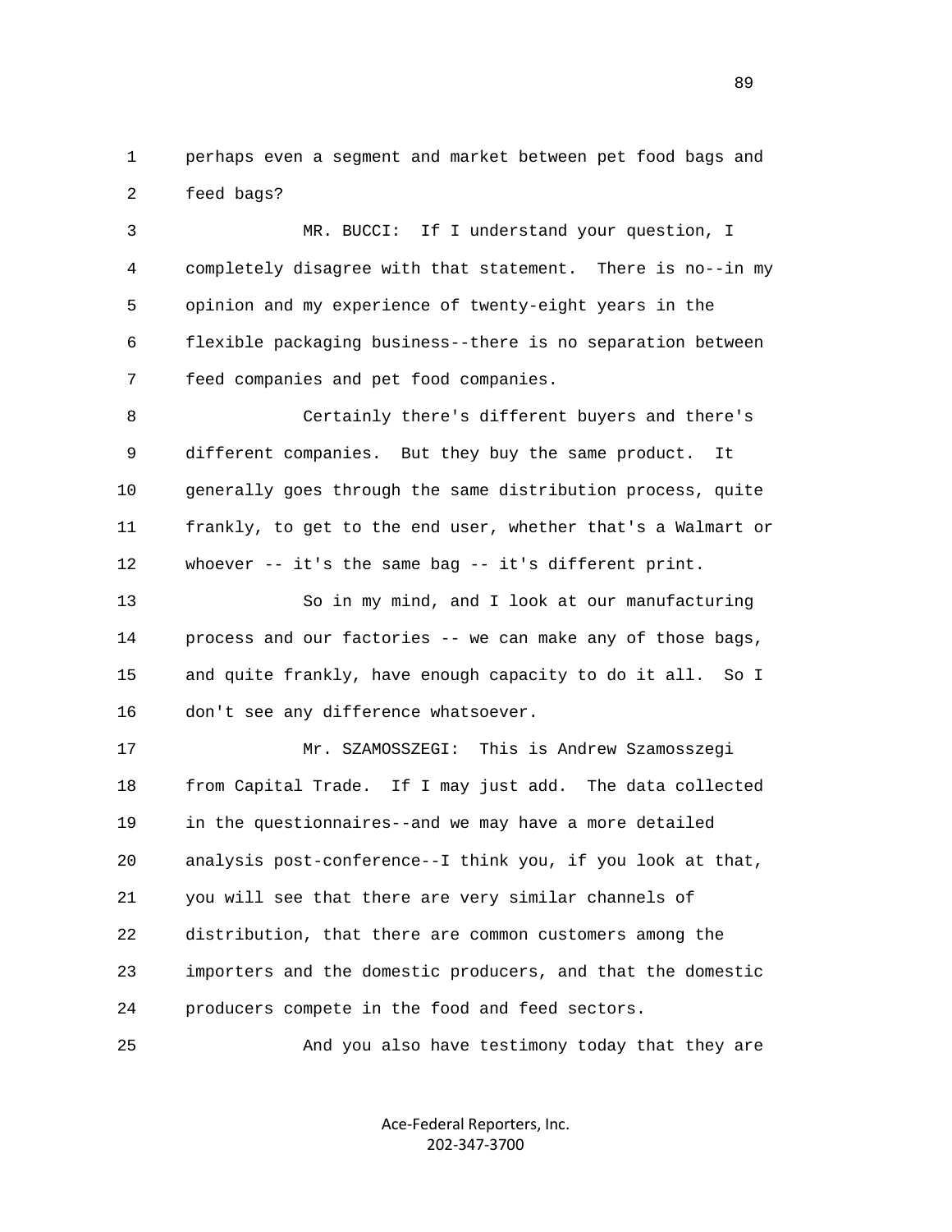perhaps even a segment and market between pet food bags and feed bags?

MR. BUCCI: If I understand your question, I completely disagree with that statement. There is no--in my opinion and my experience of twenty-eight years in the flexible packaging business--there is no separation between feed companies and pet food companies.

Certainly there's different buyers and there's different companies. But they buy the same product. It generally goes through the same distribution process, quite frankly, to get to the end user, whether that's a Walmart or whoever -- it's the same bag -- it's different print.

So in my mind, and I look at our manufacturing process and our factories -- we can make any of those bags, and quite frankly, have enough capacity to do it all. So I don't see any difference whatsoever.

Mr. SZAMOSSZEGI: This is Andrew Szamosszegi from Capital Trade. If I may just add. The data collected in the questionnaires--and we may have a more detailed analysis post-conference--I think you, if you look at that, you will see that there are very similar channels of distribution, that there are common customers among the importers and the domestic producers, and that the domestic producers compete in the food and feed sectors.

And you also have testimony today that they are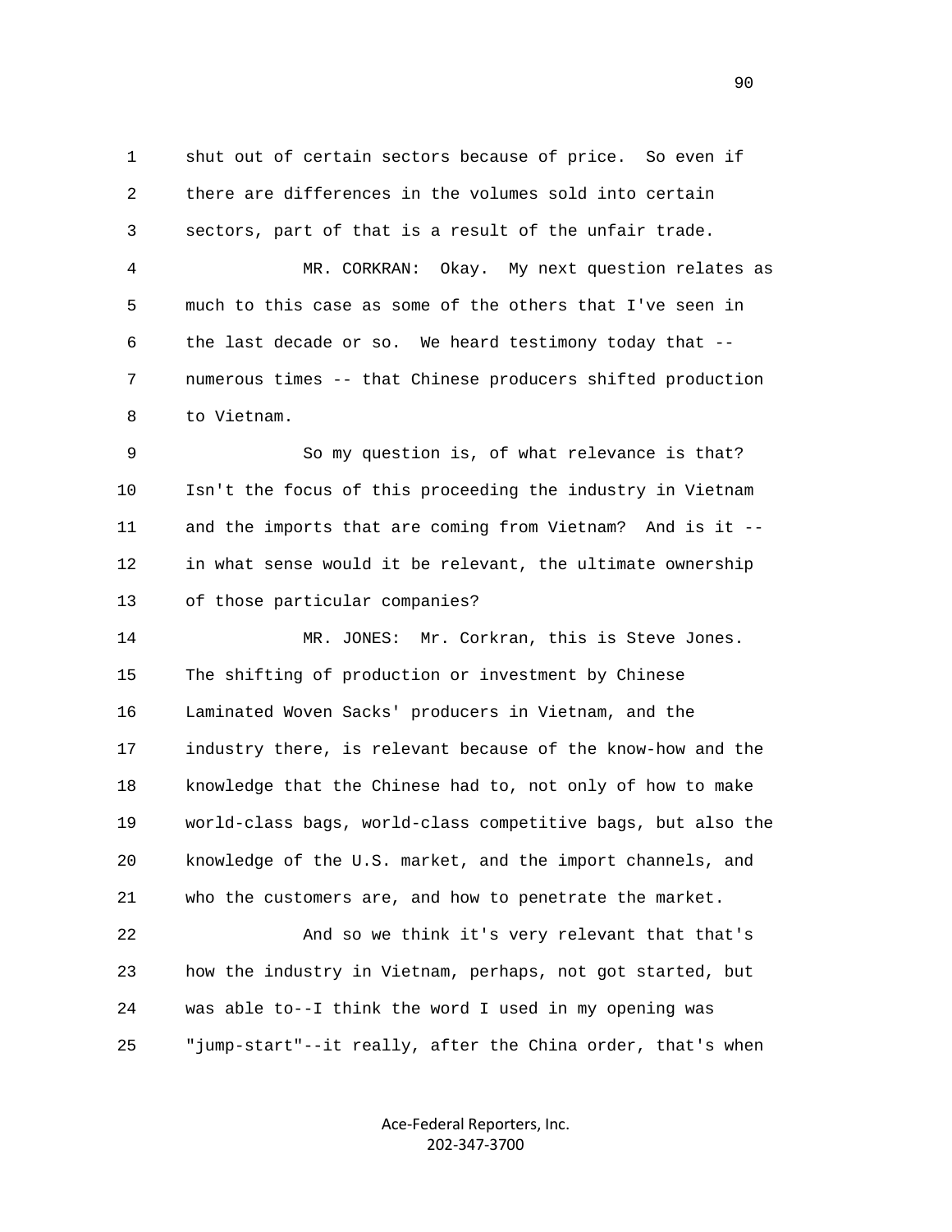shut out of certain sectors because of price. So even if there are differences in the volumes sold into certain sectors, part of that is a result of the unfair trade.

MR. CORKRAN: Okay. My next question relates as much to this case as some of the others that I've seen in the last decade or so. We heard testimony today that -- numerous times -- that Chinese producers shifted production to Vietnam.

So my question is, of what relevance is that? Isn't the focus of this proceeding the industry in Vietnam and the imports that are coming from Vietnam? And is it -- in what sense would it be relevant, the ultimate ownership of those particular companies?

MR. JONES: Mr. Corkran, this is Steve Jones. The shifting of production or investment by Chinese Laminated Woven Sacks' producers in Vietnam, and the industry there, is relevant because of the know-how and the knowledge that the Chinese had to, not only of how to make world-class bags, world-class competitive bags, but also the knowledge of the U.S. market, and the import channels, and who the customers are, and how to penetrate the market.

And so we think it's very relevant that that's how the industry in Vietnam, perhaps, not got started, but was able to--I think the word I used in my opening was "jump-start"--it really, after the China order, that's when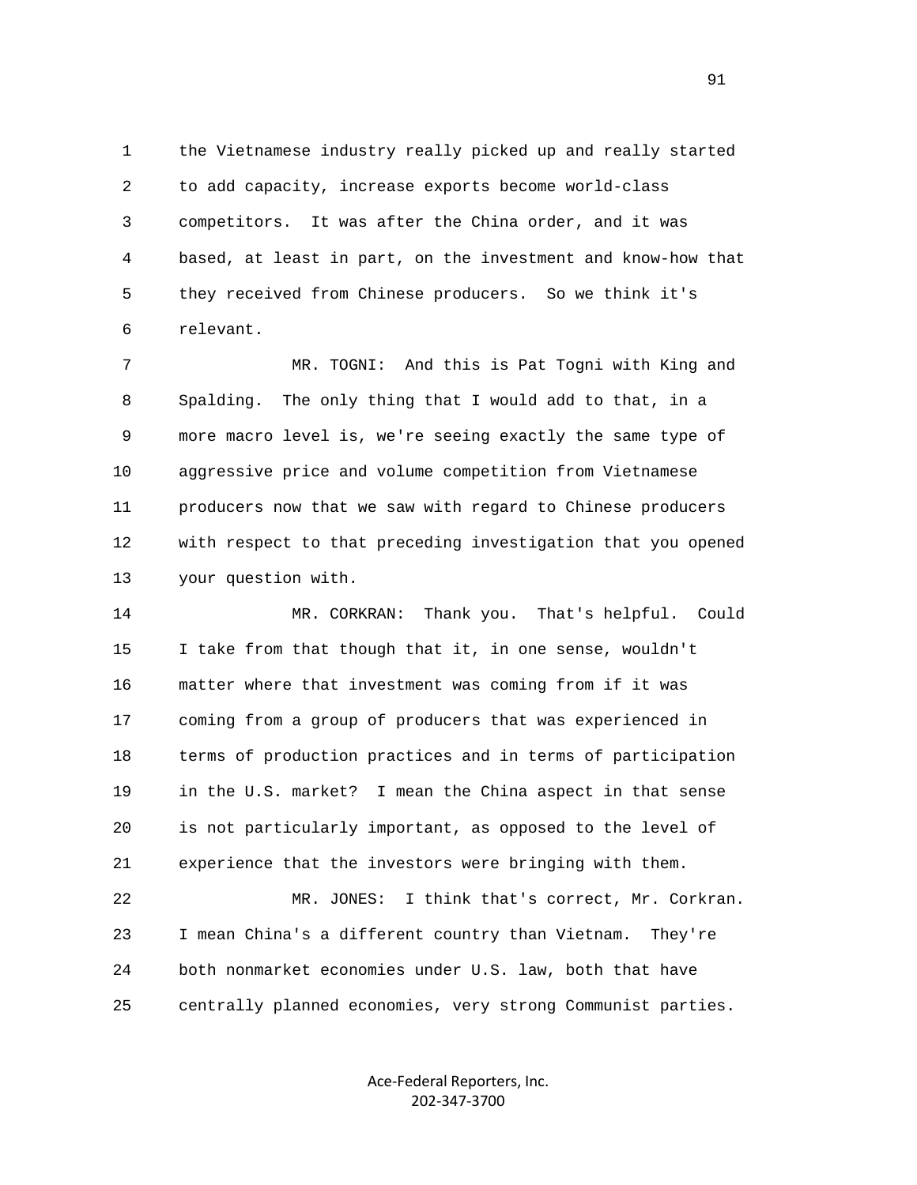the Vietnamese industry really picked up and really started to add capacity, increase exports become world-class competitors. It was after the China order, and it was based, at least in part, on the investment and know-how that they received from Chinese producers. So we think it's relevant.

MR. TOGNI: And this is Pat Togni with King and Spalding. The only thing that I would add to that, in a more macro level is, we're seeing exactly the same type of aggressive price and volume competition from Vietnamese producers now that we saw with regard to Chinese producers with respect to that preceding investigation that you opened your question with.

MR. CORKRAN: Thank you. That's helpful. Could I take from that though that it, in one sense, wouldn't matter where that investment was coming from if it was coming from a group of producers that was experienced in terms of production practices and in terms of participation in the U.S. market? I mean the China aspect in that sense is not particularly important, as opposed to the level of experience that the investors were bringing with them.

MR. JONES: I think that's correct, Mr. Corkran. I mean China's a different country than Vietnam. They're both nonmarket economies under U.S. law, both that have centrally planned economies, very strong Communist parties.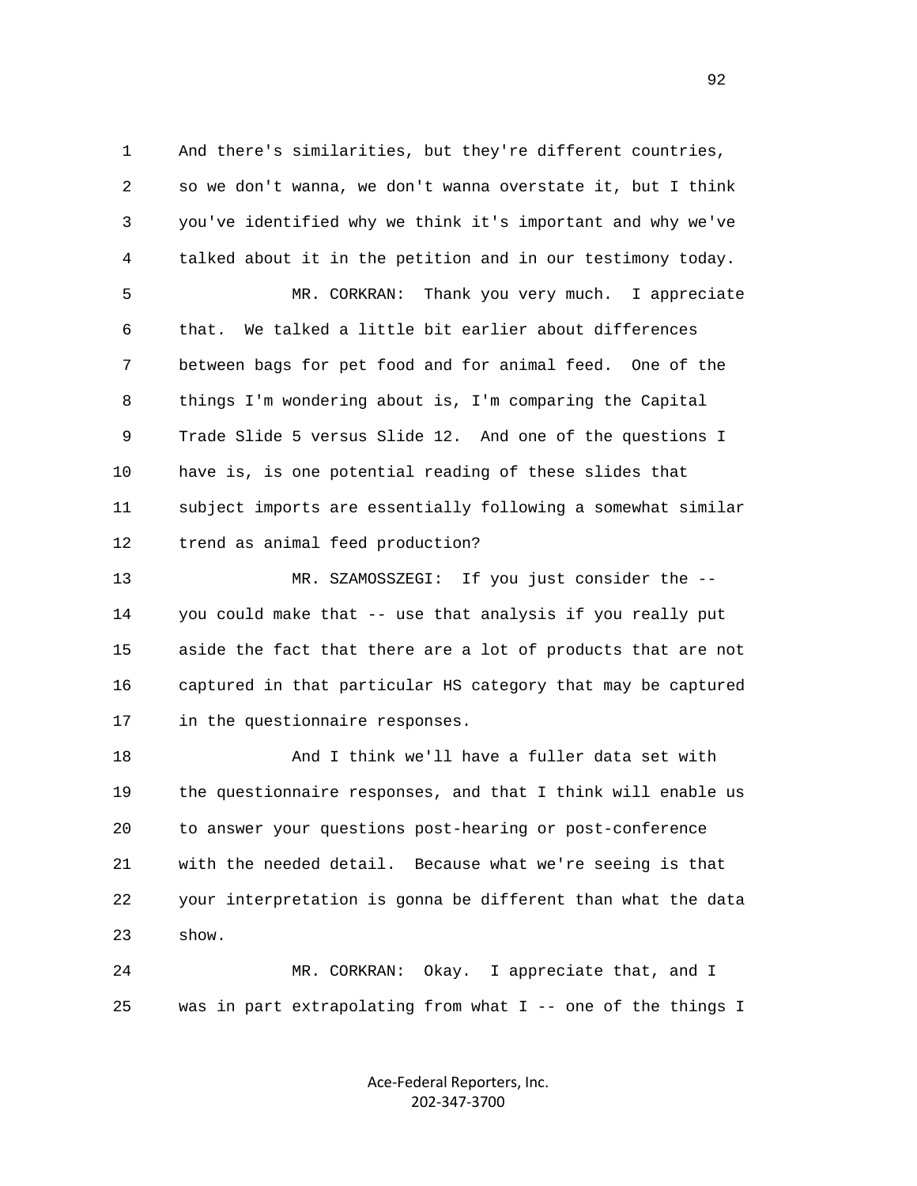1 And there's similarities, but they're different countries,
2 so we don't wanna, we don't wanna overstate it, but I think
3 you've identified why we think it's important and why we've
4 talked about it in the petition and in our testimony today.
5 MR. CORKRAN: Thank you very much. I appreciate
6 that. We talked a little bit earlier about differences
7 between bags for pet food and for animal feed. One of the
8 things I'm wondering about is, I'm comparing the Capital
9 Trade Slide 5 versus Slide 12. And one of the questions I
10 have is, is one potential reading of these slides that
11 subject imports are essentially following a somewhat similar
12 trend as animal feed production?
13 MR. SZAMOSSZEGI: If you just consider the --
14 you could make that -- use that analysis if you really put
15 aside the fact that there are a lot of products that are not
16 captured in that particular HS category that may be captured
17 in the questionnaire responses.
18 And I think we'll have a fuller data set with
19 the questionnaire responses, and that I think will enable us
20 to answer your questions post-hearing or post-conference
21 with the needed detail. Because what we're seeing is that
22 your interpretation is gonna be different than what the data
23 show.
24 MR. CORKRAN: Okay. I appreciate that, and I
25 was in part extrapolating from what I -- one of the things I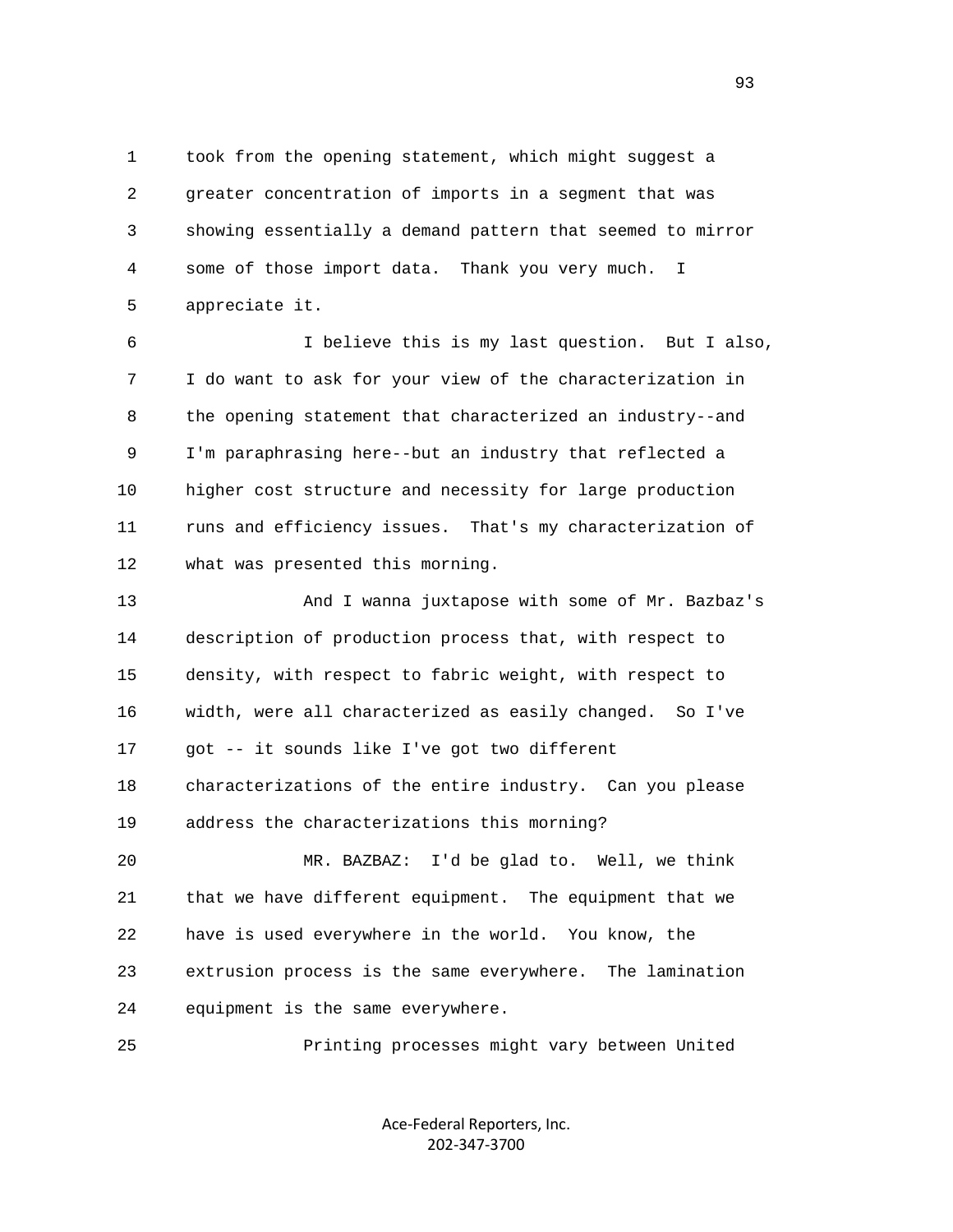took from the opening statement, which might suggest a greater concentration of imports in a segment that was showing essentially a demand pattern that seemed to mirror some of those import data. Thank you very much. I appreciate it.

I believe this is my last question. But I also, I do want to ask for your view of the characterization in the opening statement that characterized an industry--and I'm paraphrasing here--but an industry that reflected a higher cost structure and necessity for large production runs and efficiency issues. That's my characterization of what was presented this morning.

And I wanna juxtapose with some of Mr. Bazbaz's description of production process that, with respect to density, with respect to fabric weight, with respect to width, were all characterized as easily changed. So I've got -- it sounds like I've got two different characterizations of the entire industry. Can you please address the characterizations this morning?

MR. BAZBAZ: I'd be glad to. Well, we think that we have different equipment. The equipment that we have is used everywhere in the world. You know, the extrusion process is the same everywhere. The lamination equipment is the same everywhere.

Printing processes might vary between United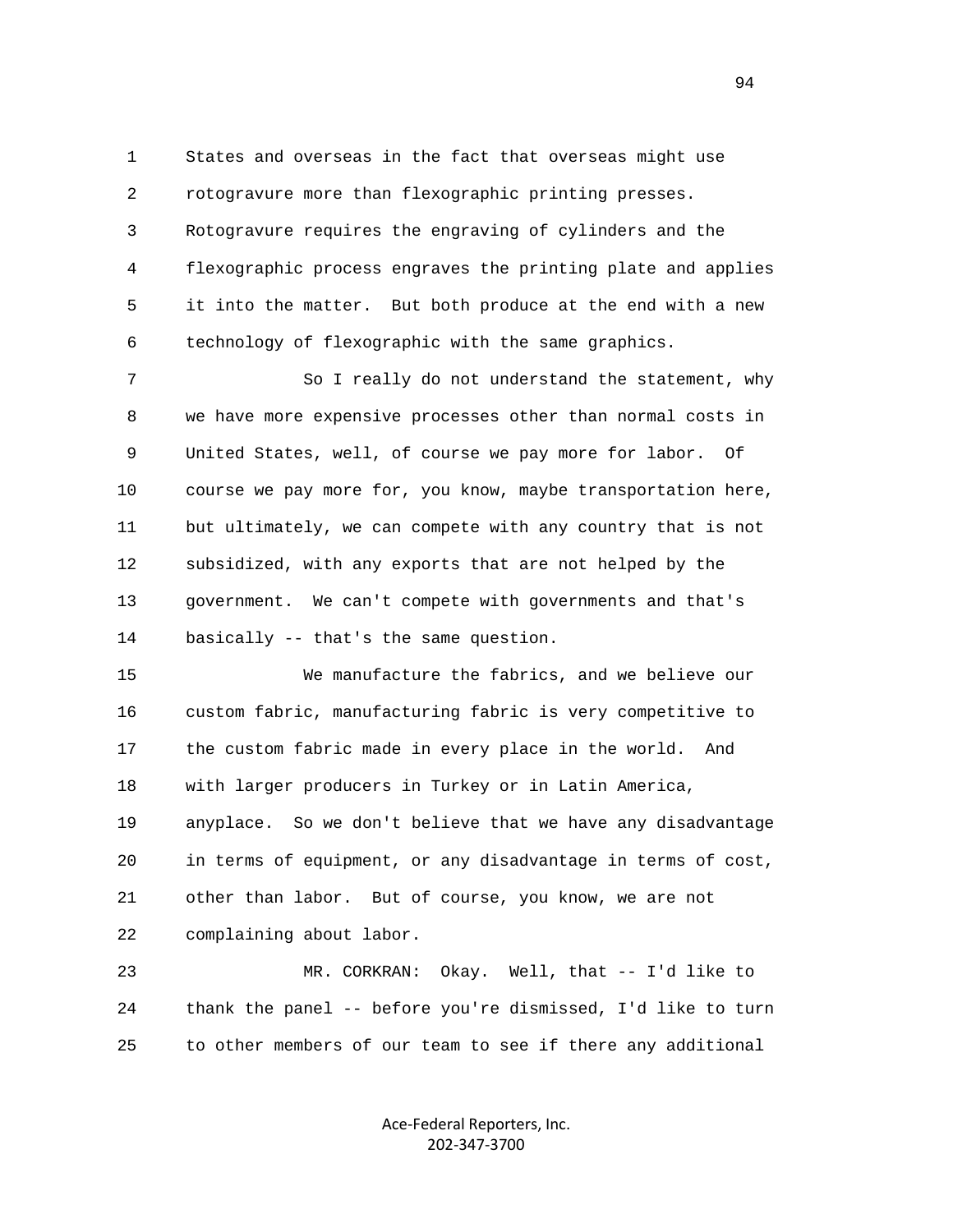States and overseas in the fact that overseas might use rotogravure more than flexographic printing presses. Rotogravure requires the engraving of cylinders and the flexographic process engraves the printing plate and applies it into the matter. But both produce at the end with a new technology of flexographic with the same graphics.

So I really do not understand the statement, why we have more expensive processes other than normal costs in United States, well, of course we pay more for labor. Of course we pay more for, you know, maybe transportation here, but ultimately, we can compete with any country that is not subsidized, with any exports that are not helped by the government. We can't compete with governments and that's basically -- that's the same question.

We manufacture the fabrics, and we believe our custom fabric, manufacturing fabric is very competitive to the custom fabric made in every place in the world. And with larger producers in Turkey or in Latin America, anyplace. So we don't believe that we have any disadvantage in terms of equipment, or any disadvantage in terms of cost, other than labor. But of course, you know, we are not complaining about labor.

MR. CORKRAN: Okay. Well, that -- I'd like to thank the panel -- before you're dismissed, I'd like to turn to other members of our team to see if there any additional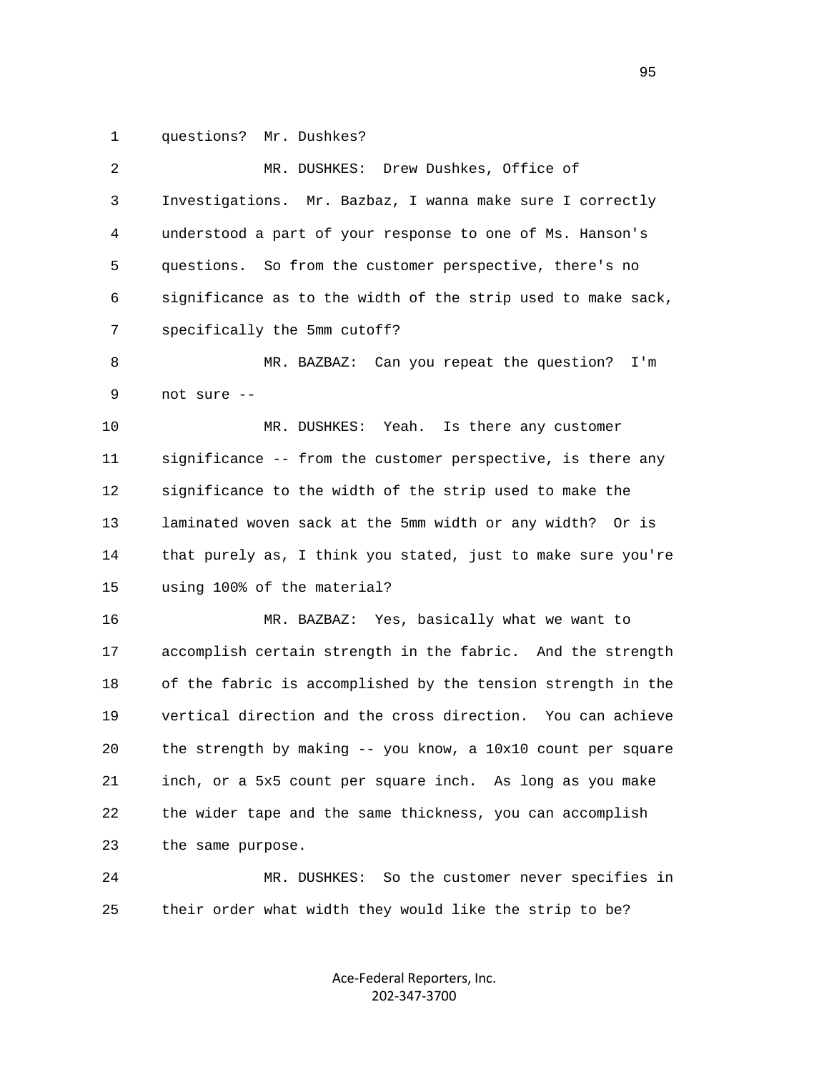1 questions? Mr. Dushkes?

2 MR. DUSHKES: Drew Dushkes, Office of

3 Investigations. Mr. Bazbaz, I wanna make sure I correctly

4 understood a part of your response to one of Ms. Hanson's

5 questions. So from the customer perspective, there's no

6 significance as to the width of the strip used to make sack,

7 specifically the 5mm cutoff?

8 MR. BAZBAZ: Can you repeat the question? I'm

9 not sure --

10 MR. DUSHKES: Yeah. Is there any customer

11 significance -- from the customer perspective, is there any

12 significance to the width of the strip used to make the

13 laminated woven sack at the 5mm width or any width? Or is

14 that purely as, I think you stated, just to make sure you're

15 using 100% of the material?

16 MR. BAZBAZ: Yes, basically what we want to

17 accomplish certain strength in the fabric. And the strength

18 of the fabric is accomplished by the tension strength in the

19 vertical direction and the cross direction. You can achieve

20 the strength by making -- you know, a 10x10 count per square

21 inch, or a 5x5 count per square inch. As long as you make

22 the wider tape and the same thickness, you can accomplish

23 the same purpose.

24 MR. DUSHKES: So the customer never specifies in

25 their order what width they would like the strip to be?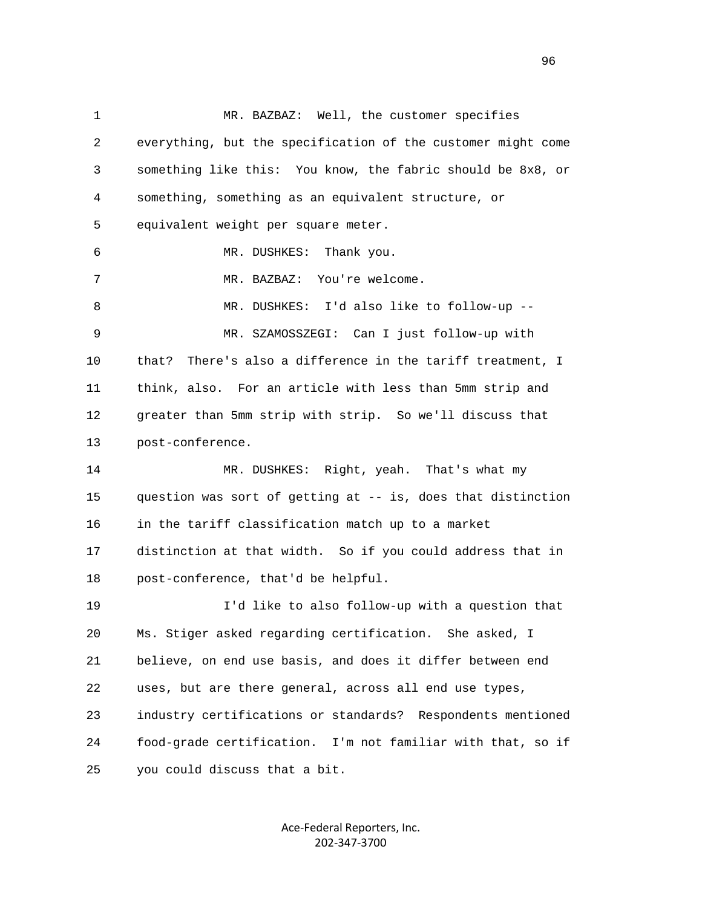MR. BAZBAZ: Well, the customer specifies everything, but the specification of the customer might come something like this: You know, the fabric should be 8x8, or something, something as an equivalent structure, or equivalent weight per square meter.

MR. DUSHKES: Thank you.

MR. BAZBAZ: You're welcome.

MR. DUSHKES: I'd also like to follow-up --

MR. SZAMOSSZEGI: Can I just follow-up with that? There's also a difference in the tariff treatment, I think, also. For an article with less than 5mm strip and greater than 5mm strip with strip. So we'll discuss that post-conference.

MR. DUSHKES: Right, yeah. That's what my question was sort of getting at -- is, does that distinction in the tariff classification match up to a market distinction at that width. So if you could address that in post-conference, that'd be helpful.

I'd like to also follow-up with a question that Ms. Stiger asked regarding certification. She asked, I believe, on end use basis, and does it differ between end uses, but are there general, across all end use types, industry certifications or standards? Respondents mentioned food-grade certification. I'm not familiar with that, so if you could discuss that a bit.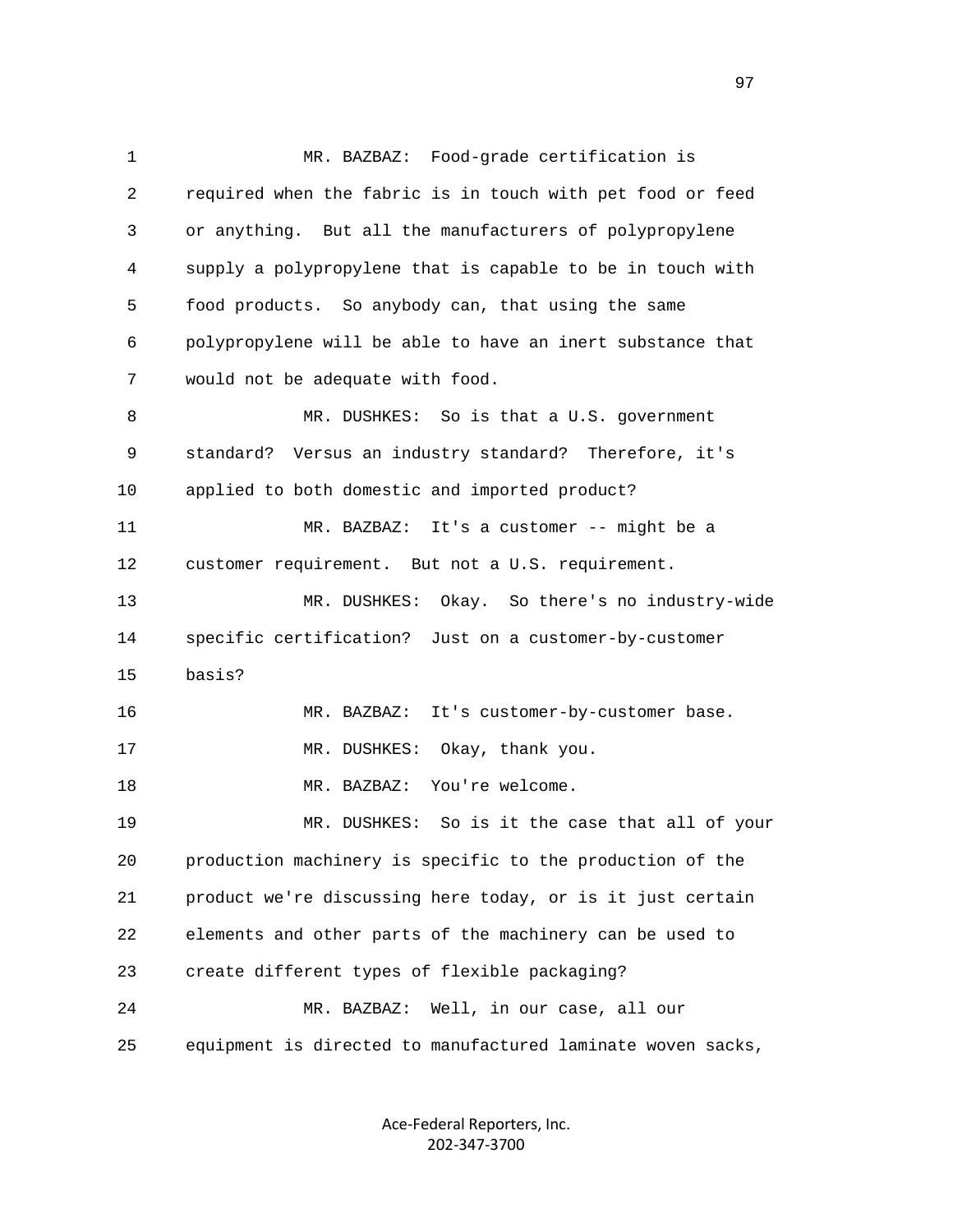MR. BAZBAZ: Food-grade certification is required when the fabric is in touch with pet food or feed or anything. But all the manufacturers of polypropylene supply a polypropylene that is capable to be in touch with food products. So anybody can, that using the same polypropylene will be able to have an inert substance that would not be adequate with food.

MR. DUSHKES: So is that a U.S. government standard? Versus an industry standard? Therefore, it's applied to both domestic and imported product?

MR. BAZBAZ: It's a customer -- might be a customer requirement. But not a U.S. requirement.

MR. DUSHKES: Okay. So there's no industry-wide specific certification? Just on a customer-by-customer basis?

MR. BAZBAZ: It's customer-by-customer base.

MR. DUSHKES: Okay, thank you.

MR. BAZBAZ: You're welcome.

MR. DUSHKES: So is it the case that all of your production machinery is specific to the production of the product we're discussing here today, or is it just certain elements and other parts of the machinery can be used to create different types of flexible packaging?

MR. BAZBAZ: Well, in our case, all our equipment is directed to manufactured laminate woven sacks,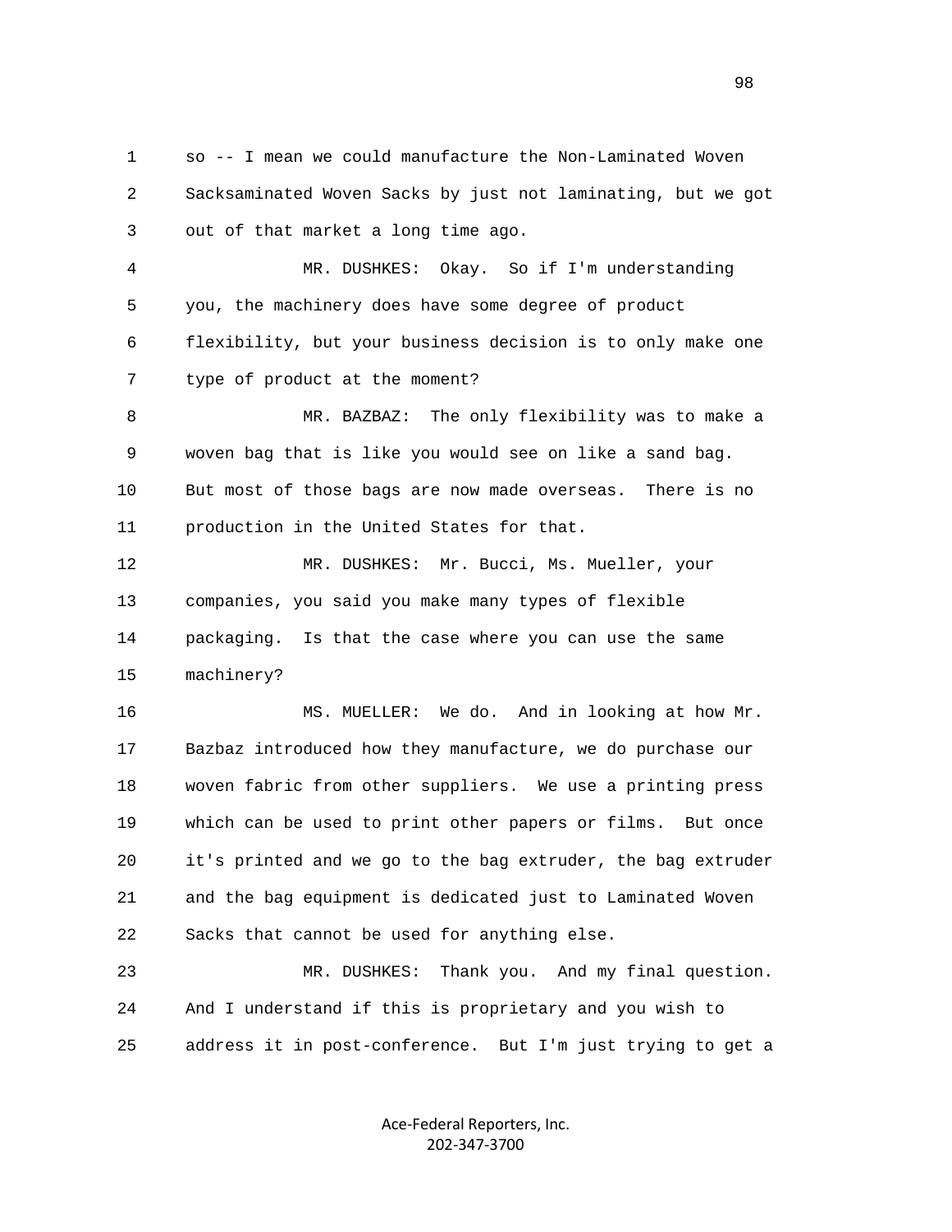1 so -- I mean we could manufacture the Non-Laminated Woven
2 Sacksaminated Woven Sacks by just not laminating, but we got
3 out of that market a long time ago.

4 MR. DUSHKES: Okay. So if I'm understanding
5 you, the machinery does have some degree of product
6 flexibility, but your business decision is to only make one
7 type of product at the moment?

8 MR. BAZBAZ: The only flexibility was to make a
9 woven bag that is like you would see on like a sand bag.
10 But most of those bags are now made overseas. There is no
11 production in the United States for that.

12 MR. DUSHKES: Mr. Bucci, Ms. Mueller, your
13 companies, you said you make many types of flexible
14 packaging. Is that the case where you can use the same
15 machinery?

16 MS. MUELLER: We do. And in looking at how Mr.
17 Bazbaz introduced how they manufacture, we do purchase our
18 woven fabric from other suppliers. We use a printing press
19 which can be used to print other papers or films. But once
20 it's printed and we go to the bag extruder, the bag extruder
21 and the bag equipment is dedicated just to Laminated Woven
22 Sacks that cannot be used for anything else.

23 MR. DUSHKES: Thank you. And my final question.
24 And I understand if this is proprietary and you wish to
25 address it in post-conference. But I'm just trying to get a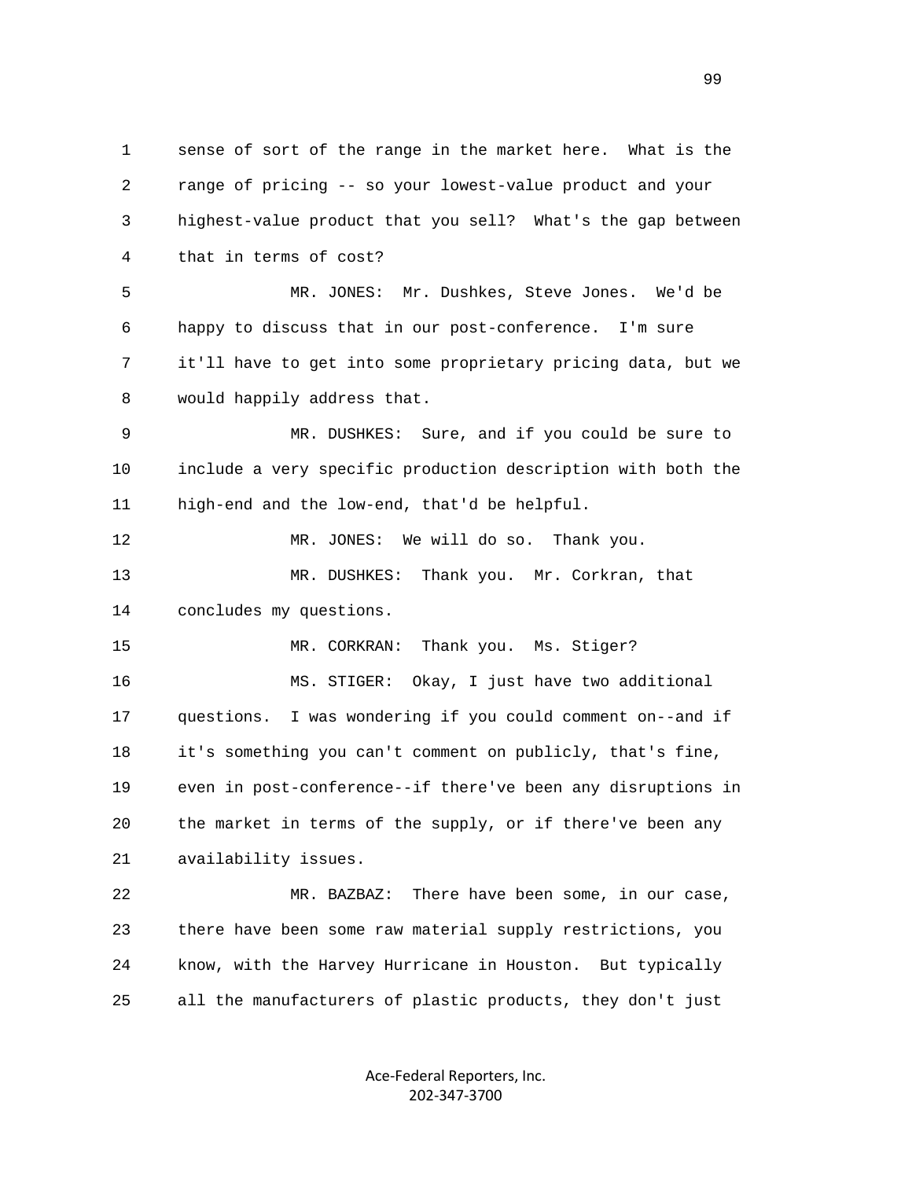1 sense of sort of the range in the market here. What is the
2 range of pricing -- so your lowest-value product and your
3 highest-value product that you sell? What's the gap between
4 that in terms of cost?

5 MR. JONES: Mr. Dushkes, Steve Jones. We'd be
6 happy to discuss that in our post-conference. I'm sure
7 it'll have to get into some proprietary pricing data, but we
8 would happily address that.

9 MR. DUSHKES: Sure, and if you could be sure to
10 include a very specific production description with both the
11 high-end and the low-end, that'd be helpful.

12 MR. JONES: We will do so. Thank you.

13 MR. DUSHKES: Thank you. Mr. Corkran, that
14 concludes my questions.

15 MR. CORKRAN: Thank you. Ms. Stiger?

16 MS. STIGER: Okay, I just have two additional
17 questions. I was wondering if you could comment on--and if
18 it's something you can't comment on publicly, that's fine,
19 even in post-conference--if there've been any disruptions in
20 the market in terms of the supply, or if there've been any
21 availability issues.

22 MR. BAZBAZ: There have been some, in our case,
23 there have been some raw material supply restrictions, you
24 know, with the Harvey Hurricane in Houston. But typically
25 all the manufacturers of plastic products, they don't just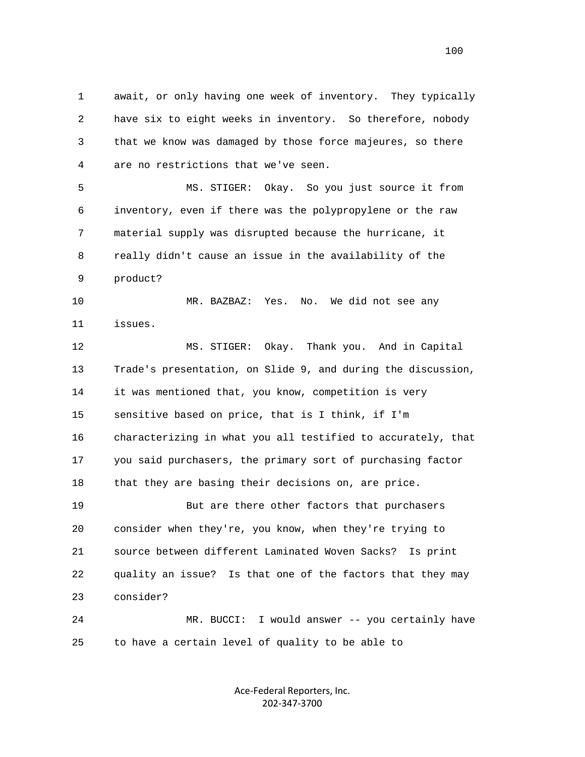await, or only having one week of inventory. They typically have six to eight weeks in inventory. So therefore, nobody that we know was damaged by those force majeures, so there are no restrictions that we've seen.

MS. STIGER: Okay. So you just source it from inventory, even if there was the polypropylene or the raw material supply was disrupted because the hurricane, it really didn't cause an issue in the availability of the product?

MR. BAZBAZ: Yes. No. We did not see any issues.

MS. STIGER: Okay. Thank you. And in Capital Trade's presentation, on Slide 9, and during the discussion, it was mentioned that, you know, competition is very sensitive based on price, that is I think, if I'm characterizing in what you all testified to accurately, that you said purchasers, the primary sort of purchasing factor that they are basing their decisions on, are price.

But are there other factors that purchasers consider when they're, you know, when they're trying to source between different Laminated Woven Sacks? Is print quality an issue? Is that one of the factors that they may consider?

MR. BUCCI: I would answer -- you certainly have to have a certain level of quality to be able to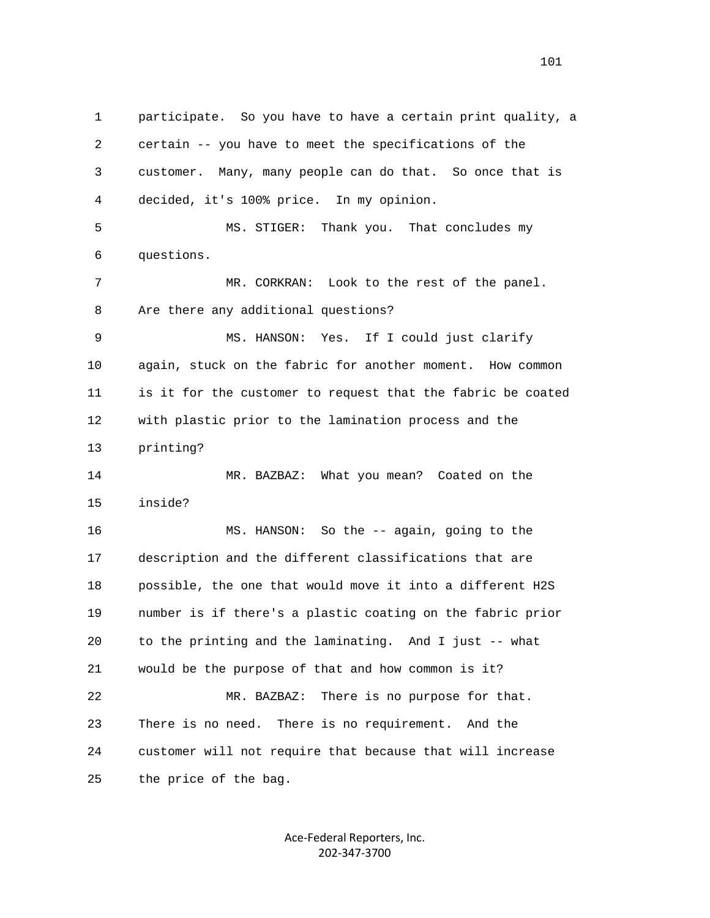participate. So you have to have a certain print quality, a certain -- you have to meet the specifications of the customer. Many, many people can do that. So once that is decided, it's 100% price. In my opinion.

MS. STIGER: Thank you. That concludes my questions.

MR. CORKRAN: Look to the rest of the panel. Are there any additional questions?

MS. HANSON: Yes. If I could just clarify again, stuck on the fabric for another moment. How common is it for the customer to request that the fabric be coated with plastic prior to the lamination process and the printing?

MR. BAZBAZ: What you mean? Coated on the inside?

MS. HANSON: So the -- again, going to the description and the different classifications that are possible, the one that would move it into a different H2S number is if there's a plastic coating on the fabric prior to the printing and the laminating. And I just -- what would be the purpose of that and how common is it?

MR. BAZBAZ: There is no purpose for that. There is no need. There is no requirement. And the customer will not require that because that will increase the price of the bag.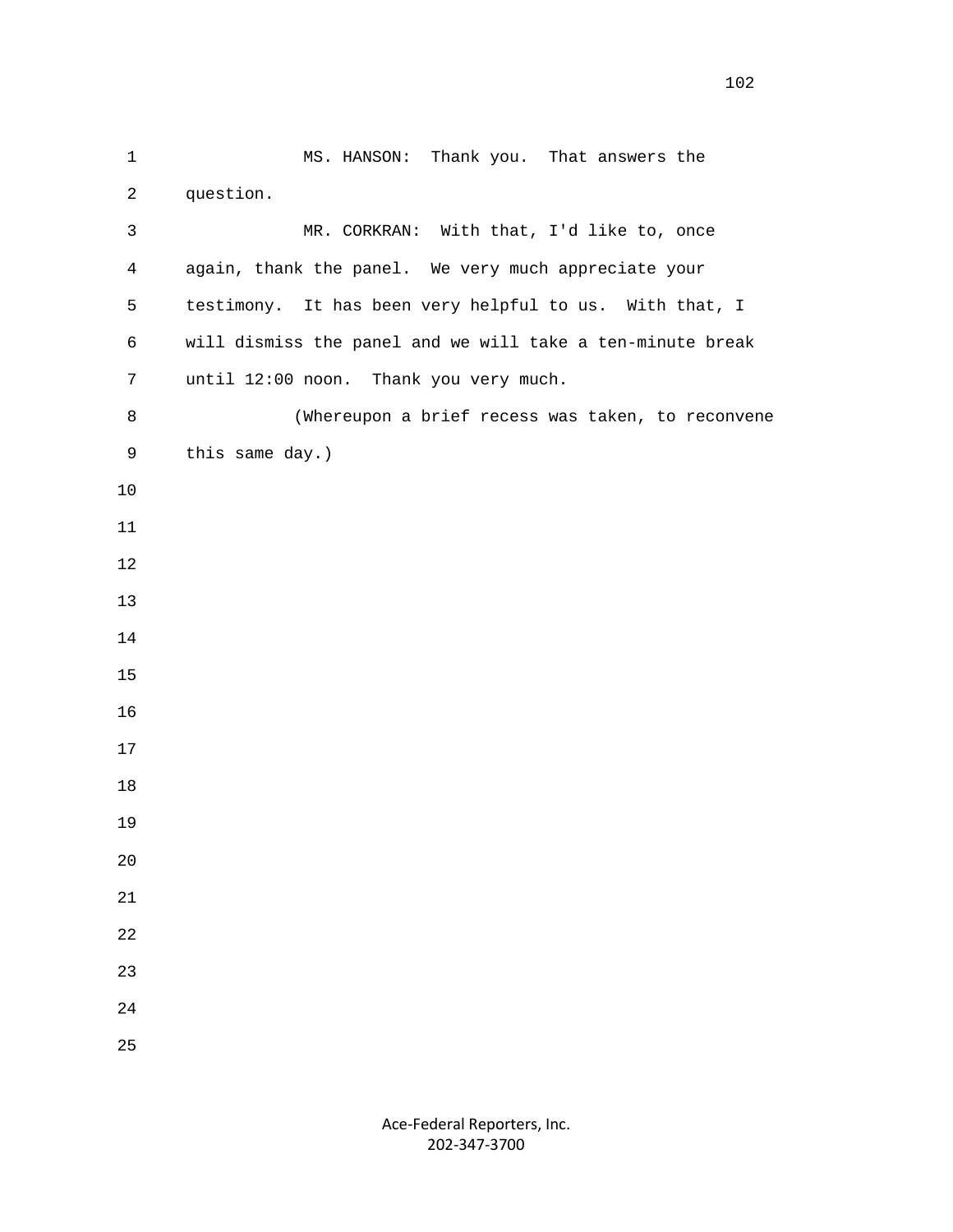MS. HANSON: Thank you. That answers the question.

MR. CORKRAN: With that, I'd like to, once again, thank the panel. We very much appreciate your testimony. It has been very helpful to us. With that, I will dismiss the panel and we will take a ten-minute break until 12:00 noon. Thank you very much.

(Whereupon a brief recess was taken, to reconvene this same day.)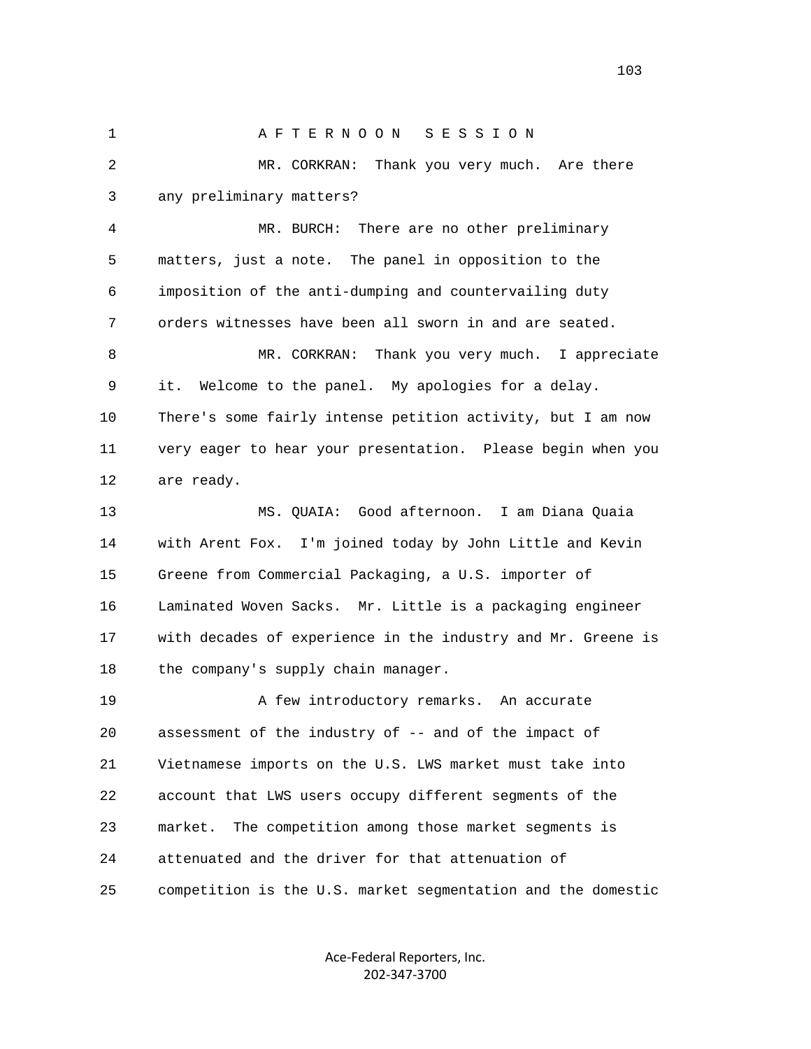A F T E R N O O N   S E S S I O N

MR. CORKRAN: Thank you very much. Are there any preliminary matters?

MR. BURCH: There are no other preliminary matters, just a note. The panel in opposition to the imposition of the anti-dumping and countervailing duty orders witnesses have been all sworn in and are seated.

MR. CORKRAN: Thank you very much. I appreciate it. Welcome to the panel. My apologies for a delay. There's some fairly intense petition activity, but I am now very eager to hear your presentation. Please begin when you are ready.

MS. QUAIA: Good afternoon. I am Diana Quaia with Arent Fox. I'm joined today by John Little and Kevin Greene from Commercial Packaging, a U.S. importer of Laminated Woven Sacks. Mr. Little is a packaging engineer with decades of experience in the industry and Mr. Greene is the company's supply chain manager.

A few introductory remarks. An accurate assessment of the industry of -- and of the impact of Vietnamese imports on the U.S. LWS market must take into account that LWS users occupy different segments of the market. The competition among those market segments is attenuated and the driver for that attenuation of competition is the U.S. market segmentation and the domestic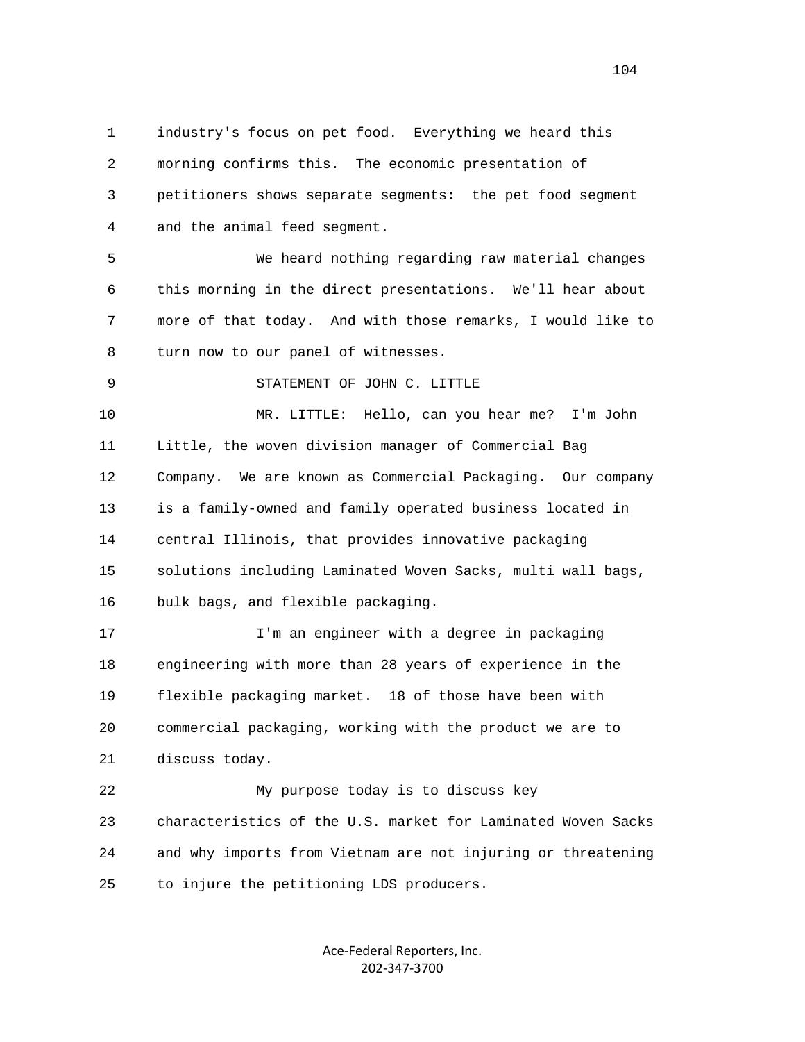industry's focus on pet food. Everything we heard this morning confirms this. The economic presentation of petitioners shows separate segments: the pet food segment and the animal feed segment.

We heard nothing regarding raw material changes this morning in the direct presentations. We'll hear about more of that today. And with those remarks, I would like to turn now to our panel of witnesses.

STATEMENT OF JOHN C. LITTLE

MR. LITTLE: Hello, can you hear me? I'm John Little, the woven division manager of Commercial Bag Company. We are known as Commercial Packaging. Our company is a family-owned and family operated business located in central Illinois, that provides innovative packaging solutions including Laminated Woven Sacks, multi wall bags, bulk bags, and flexible packaging.

I'm an engineer with a degree in packaging engineering with more than 28 years of experience in the flexible packaging market. 18 of those have been with commercial packaging, working with the product we are to discuss today.

My purpose today is to discuss key characteristics of the U.S. market for Laminated Woven Sacks and why imports from Vietnam are not injuring or threatening to injure the petitioning LDS producers.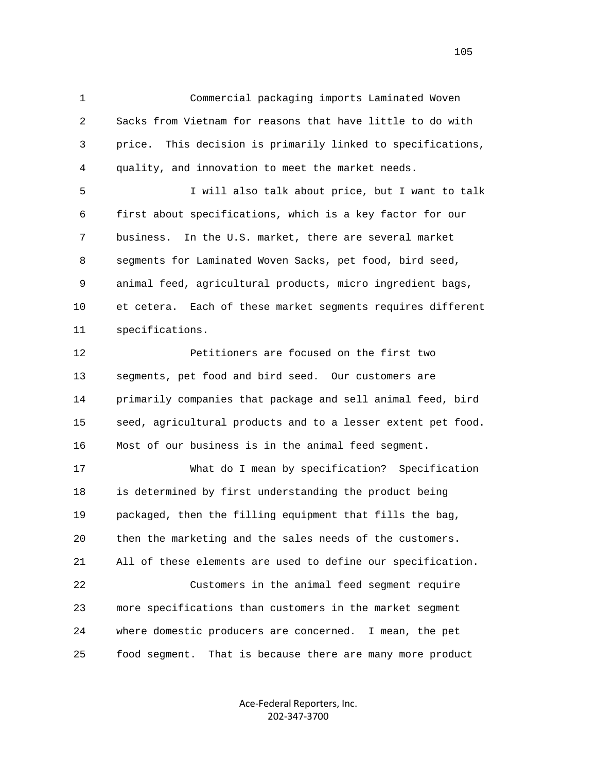Commercial packaging imports Laminated Woven Sacks from Vietnam for reasons that have little to do with price. This decision is primarily linked to specifications, quality, and innovation to meet the market needs.

I will also talk about price, but I want to talk first about specifications, which is a key factor for our business. In the U.S. market, there are several market segments for Laminated Woven Sacks, pet food, bird seed, animal feed, agricultural products, micro ingredient bags, et cetera. Each of these market segments requires different specifications.

Petitioners are focused on the first two segments, pet food and bird seed. Our customers are primarily companies that package and sell animal feed, bird seed, agricultural products and to a lesser extent pet food. Most of our business is in the animal feed segment.

What do I mean by specification? Specification is determined by first understanding the product being packaged, then the filling equipment that fills the bag, then the marketing and the sales needs of the customers. All of these elements are used to define our specification.

Customers in the animal feed segment require more specifications than customers in the market segment where domestic producers are concerned. I mean, the pet food segment. That is because there are many more product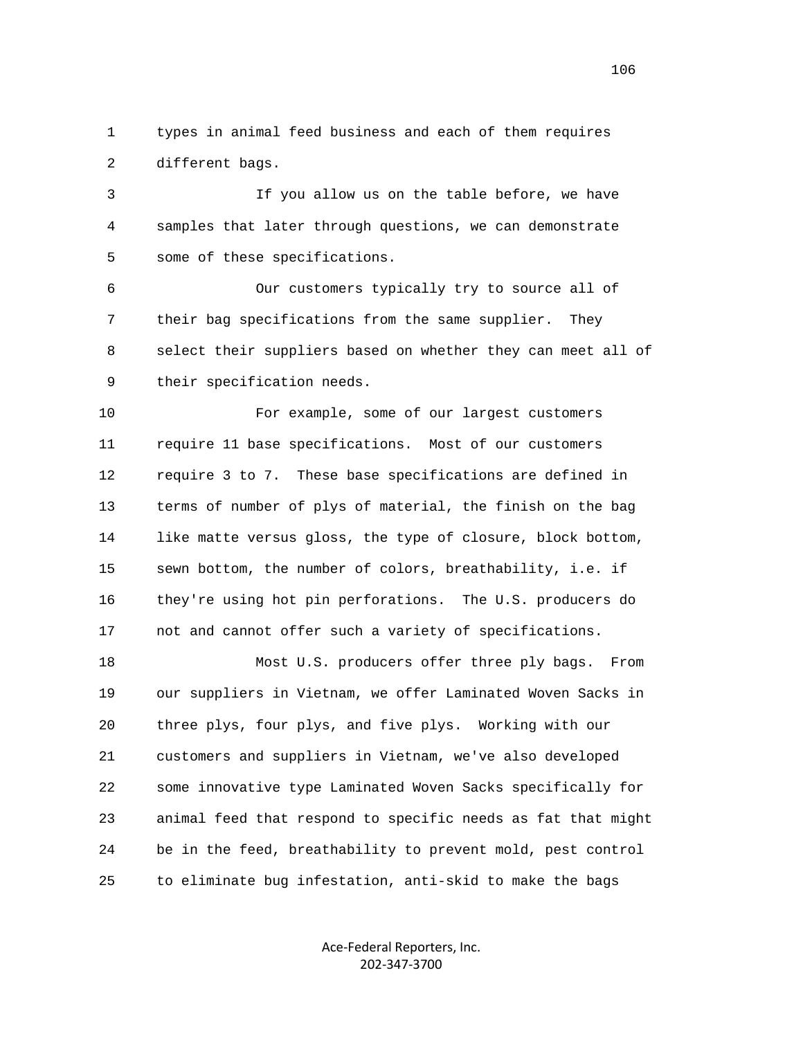types in animal feed business and each of them requires different bags.

If you allow us on the table before, we have samples that later through questions, we can demonstrate some of these specifications.

Our customers typically try to source all of their bag specifications from the same supplier. They select their suppliers based on whether they can meet all of their specification needs.

For example, some of our largest customers require 11 base specifications. Most of our customers require 3 to 7. These base specifications are defined in terms of number of plys of material, the finish on the bag like matte versus gloss, the type of closure, block bottom, sewn bottom, the number of colors, breathability, i.e. if they're using hot pin perforations. The U.S. producers do not and cannot offer such a variety of specifications.

Most U.S. producers offer three ply bags. From our suppliers in Vietnam, we offer Laminated Woven Sacks in three plys, four plys, and five plys. Working with our customers and suppliers in Vietnam, we've also developed some innovative type Laminated Woven Sacks specifically for animal feed that respond to specific needs as fat that might be in the feed, breathability to prevent mold, pest control to eliminate bug infestation, anti-skid to make the bags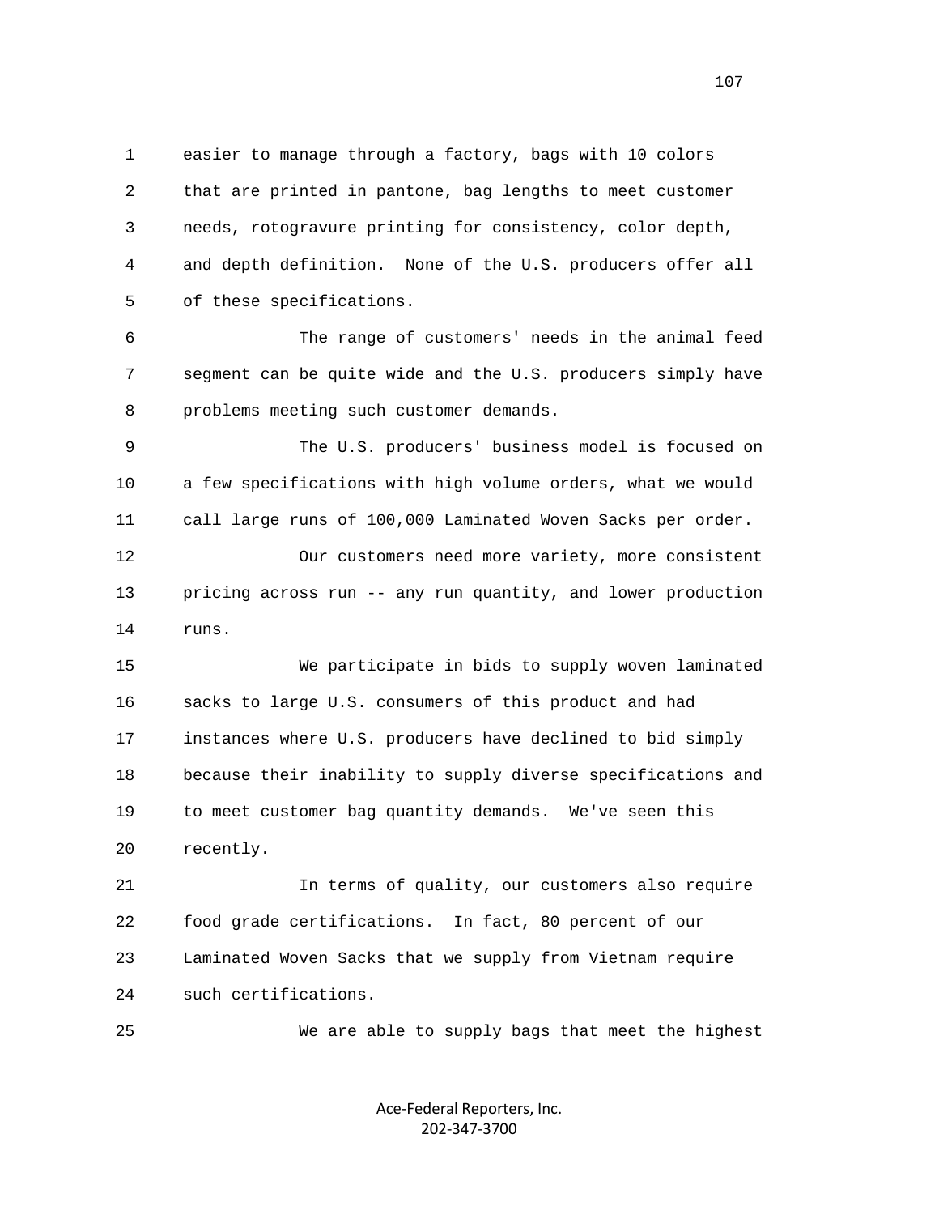easier to manage through a factory, bags with 10 colors that are printed in pantone, bag lengths to meet customer needs, rotogravure printing for consistency, color depth, and depth definition. None of the U.S. producers offer all of these specifications.

The range of customers' needs in the animal feed segment can be quite wide and the U.S. producers simply have problems meeting such customer demands.

The U.S. producers' business model is focused on a few specifications with high volume orders, what we would call large runs of 100,000 Laminated Woven Sacks per order.

Our customers need more variety, more consistent pricing across run -- any run quantity, and lower production runs.

We participate in bids to supply woven laminated sacks to large U.S. consumers of this product and had instances where U.S. producers have declined to bid simply because their inability to supply diverse specifications and to meet customer bag quantity demands. We've seen this recently.

In terms of quality, our customers also require food grade certifications. In fact, 80 percent of our Laminated Woven Sacks that we supply from Vietnam require such certifications.

We are able to supply bags that meet the highest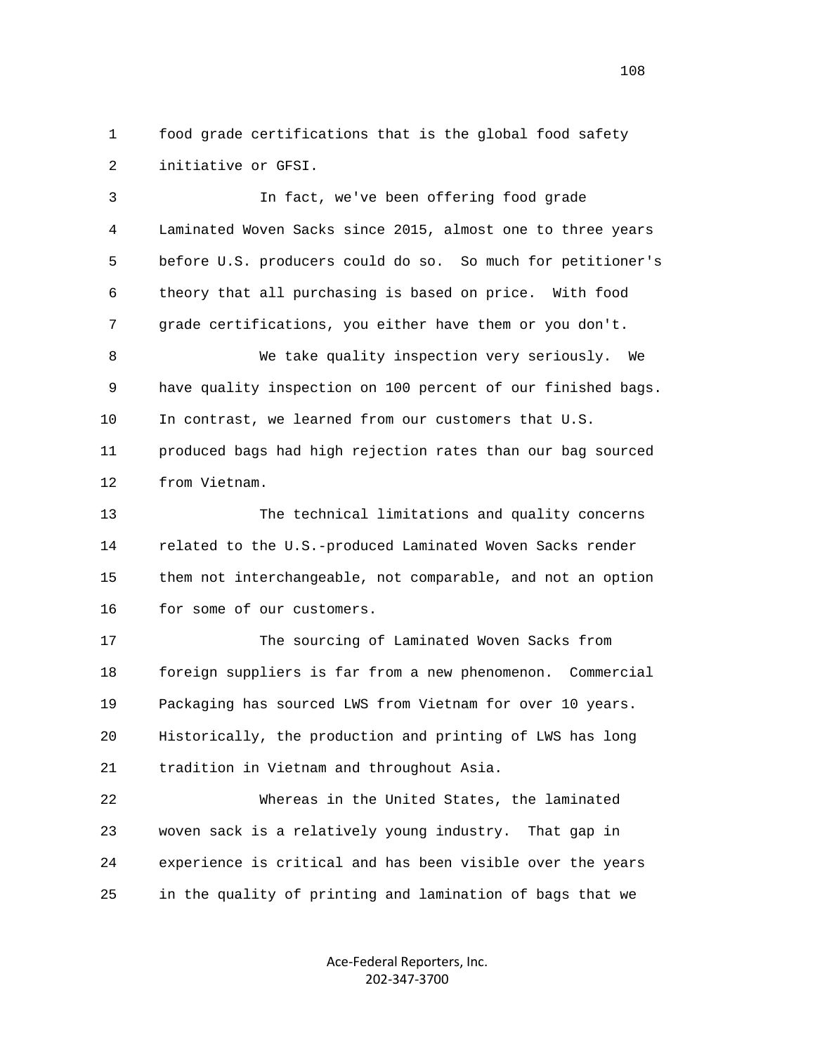food grade certifications that is the global food safety initiative or GFSI.

In fact, we've been offering food grade Laminated Woven Sacks since 2015, almost one to three years before U.S. producers could do so. So much for petitioner's theory that all purchasing is based on price. With food grade certifications, you either have them or you don't.

We take quality inspection very seriously. We have quality inspection on 100 percent of our finished bags. In contrast, we learned from our customers that U.S. produced bags had high rejection rates than our bag sourced from Vietnam.

The technical limitations and quality concerns related to the U.S.-produced Laminated Woven Sacks render them not interchangeable, not comparable, and not an option for some of our customers.

The sourcing of Laminated Woven Sacks from foreign suppliers is far from a new phenomenon. Commercial Packaging has sourced LWS from Vietnam for over 10 years. Historically, the production and printing of LWS has long tradition in Vietnam and throughout Asia.

Whereas in the United States, the laminated woven sack is a relatively young industry. That gap in experience is critical and has been visible over the years in the quality of printing and lamination of bags that we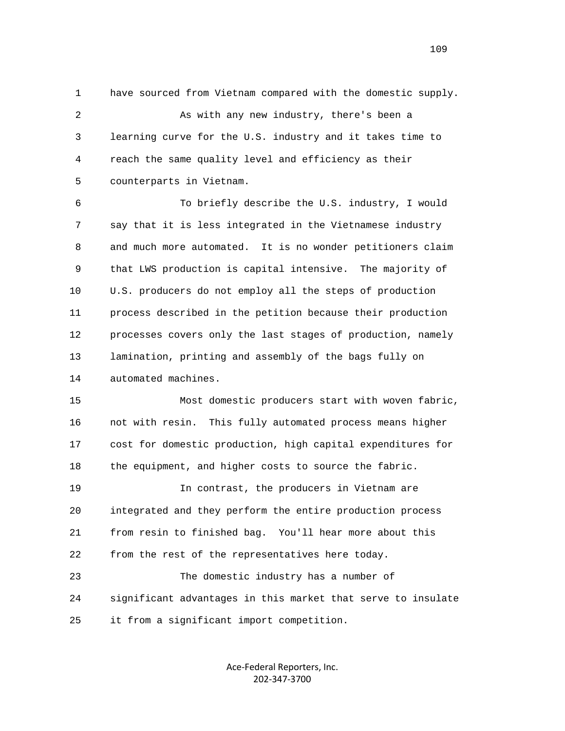have sourced from Vietnam compared with the domestic supply.

As with any new industry, there's been a learning curve for the U.S. industry and it takes time to reach the same quality level and efficiency as their counterparts in Vietnam.

To briefly describe the U.S. industry, I would say that it is less integrated in the Vietnamese industry and much more automated. It is no wonder petitioners claim that LWS production is capital intensive. The majority of U.S. producers do not employ all the steps of production process described in the petition because their production processes covers only the last stages of production, namely lamination, printing and assembly of the bags fully on automated machines.

Most domestic producers start with woven fabric, not with resin. This fully automated process means higher cost for domestic production, high capital expenditures for the equipment, and higher costs to source the fabric.

In contrast, the producers in Vietnam are integrated and they perform the entire production process from resin to finished bag. You'll hear more about this from the rest of the representatives here today.

The domestic industry has a number of significant advantages in this market that serve to insulate it from a significant import competition.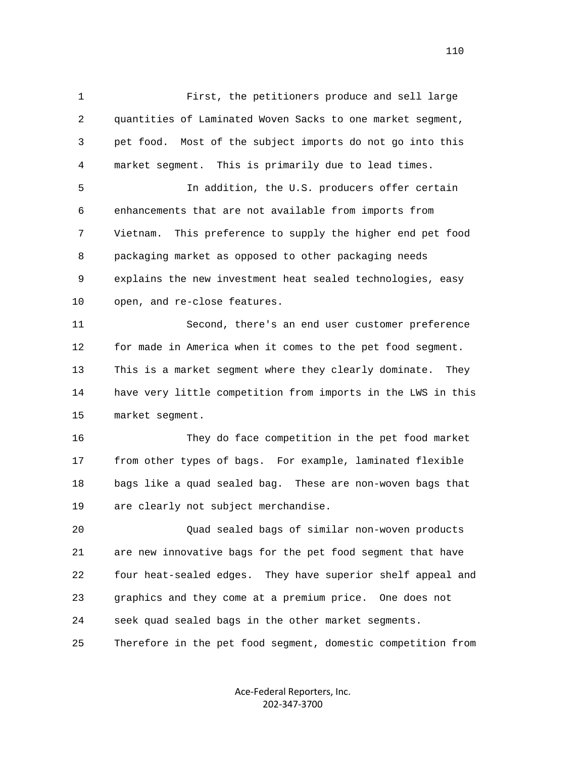First, the petitioners produce and sell large quantities of Laminated Woven Sacks to one market segment, pet food. Most of the subject imports do not go into this market segment. This is primarily due to lead times.

In addition, the U.S. producers offer certain enhancements that are not available from imports from Vietnam. This preference to supply the higher end pet food packaging market as opposed to other packaging needs explains the new investment heat sealed technologies, easy open, and re-close features.

Second, there's an end user customer preference for made in America when it comes to the pet food segment. This is a market segment where they clearly dominate. They have very little competition from imports in the LWS in this market segment.

They do face competition in the pet food market from other types of bags. For example, laminated flexible bags like a quad sealed bag. These are non-woven bags that are clearly not subject merchandise.

Quad sealed bags of similar non-woven products are new innovative bags for the pet food segment that have four heat-sealed edges. They have superior shelf appeal and graphics and they come at a premium price. One does not seek quad sealed bags in the other market segments. Therefore in the pet food segment, domestic competition from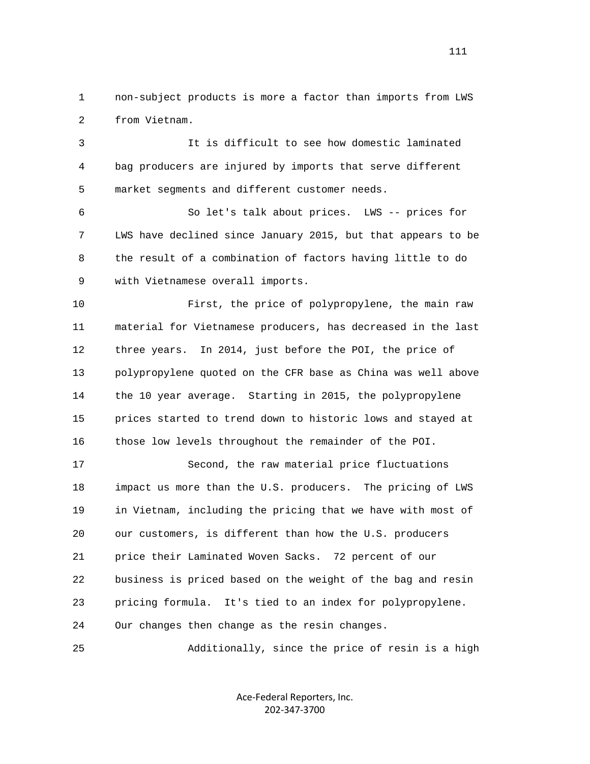non-subject products is more a factor than imports from LWS from Vietnam.

It is difficult to see how domestic laminated bag producers are injured by imports that serve different market segments and different customer needs.

So let's talk about prices. LWS -- prices for LWS have declined since January 2015, but that appears to be the result of a combination of factors having little to do with Vietnamese overall imports.

First, the price of polypropylene, the main raw material for Vietnamese producers, has decreased in the last three years. In 2014, just before the POI, the price of polypropylene quoted on the CFR base as China was well above the 10 year average. Starting in 2015, the polypropylene prices started to trend down to historic lows and stayed at those low levels throughout the remainder of the POI.

Second, the raw material price fluctuations impact us more than the U.S. producers. The pricing of LWS in Vietnam, including the pricing that we have with most of our customers, is different than how the U.S. producers price their Laminated Woven Sacks. 72 percent of our business is priced based on the weight of the bag and resin pricing formula. It's tied to an index for polypropylene. Our changes then change as the resin changes.

Additionally, since the price of resin is a high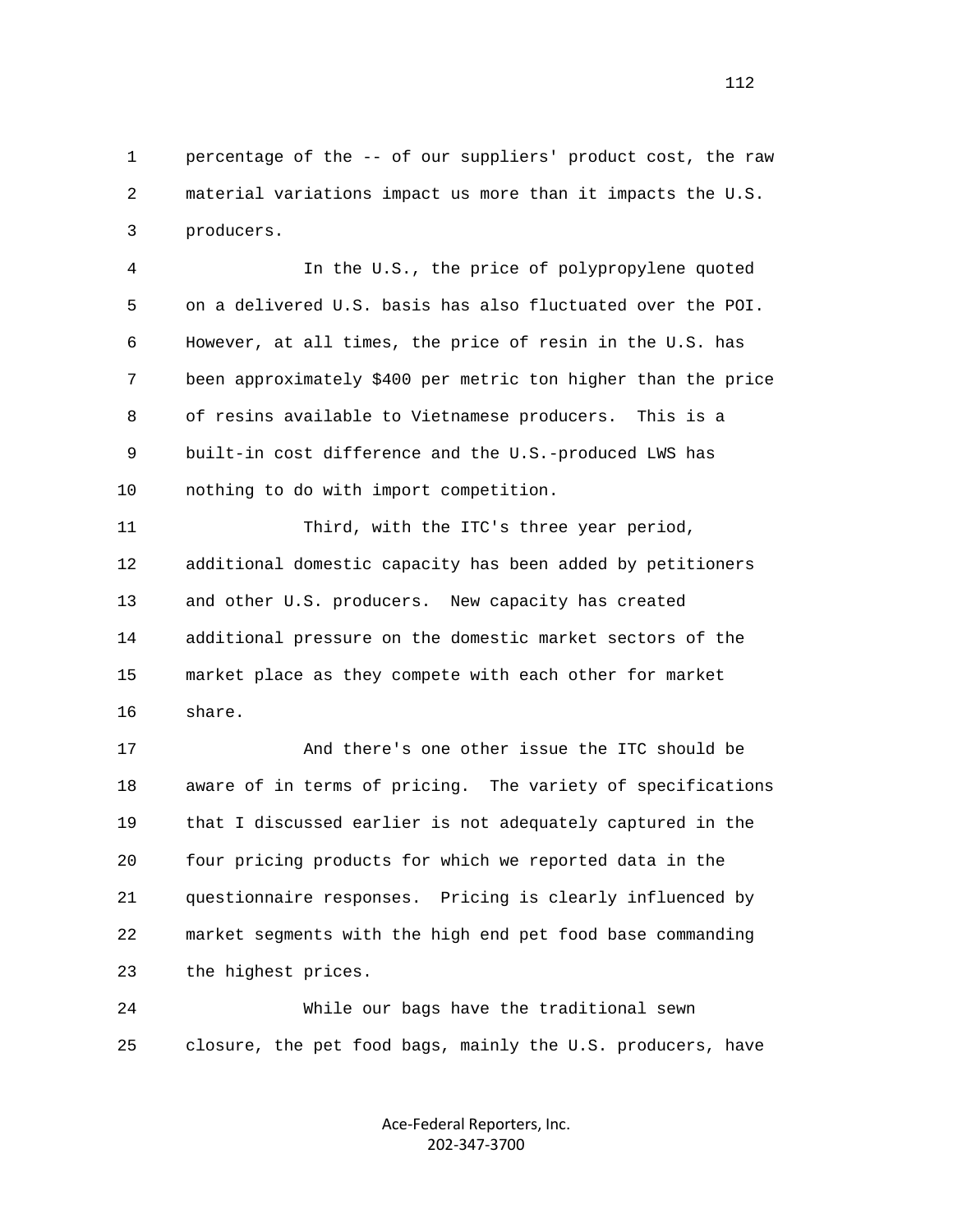percentage of the -- of our suppliers' product cost, the raw material variations impact us more than it impacts the U.S. producers.

In the U.S., the price of polypropylene quoted on a delivered U.S. basis has also fluctuated over the POI. However, at all times, the price of resin in the U.S. has been approximately $400 per metric ton higher than the price of resins available to Vietnamese producers. This is a built-in cost difference and the U.S.-produced LWS has nothing to do with import competition.

Third, with the ITC's three year period, additional domestic capacity has been added by petitioners and other U.S. producers. New capacity has created additional pressure on the domestic market sectors of the market place as they compete with each other for market share.

And there's one other issue the ITC should be aware of in terms of pricing. The variety of specifications that I discussed earlier is not adequately captured in the four pricing products for which we reported data in the questionnaire responses. Pricing is clearly influenced by market segments with the high end pet food base commanding the highest prices.

While our bags have the traditional sewn closure, the pet food bags, mainly the U.S. producers, have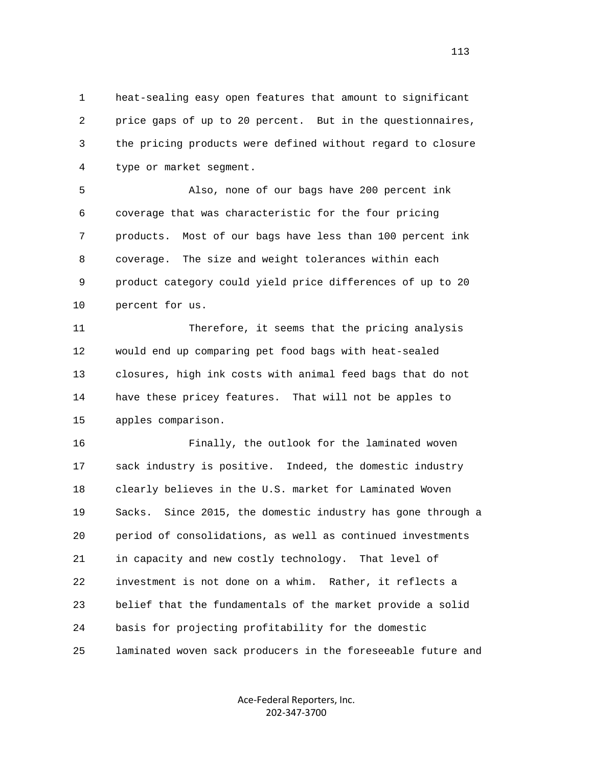heat-sealing easy open features that amount to significant price gaps of up to 20 percent. But in the questionnaires, the pricing products were defined without regard to closure type or market segment.

Also, none of our bags have 200 percent ink coverage that was characteristic for the four pricing products. Most of our bags have less than 100 percent ink coverage. The size and weight tolerances within each product category could yield price differences of up to 20 percent for us.

Therefore, it seems that the pricing analysis would end up comparing pet food bags with heat-sealed closures, high ink costs with animal feed bags that do not have these pricey features. That will not be apples to apples comparison.

Finally, the outlook for the laminated woven sack industry is positive. Indeed, the domestic industry clearly believes in the U.S. market for Laminated Woven Sacks. Since 2015, the domestic industry has gone through a period of consolidations, as well as continued investments in capacity and new costly technology. That level of investment is not done on a whim. Rather, it reflects a belief that the fundamentals of the market provide a solid basis for projecting profitability for the domestic laminated woven sack producers in the foreseeable future and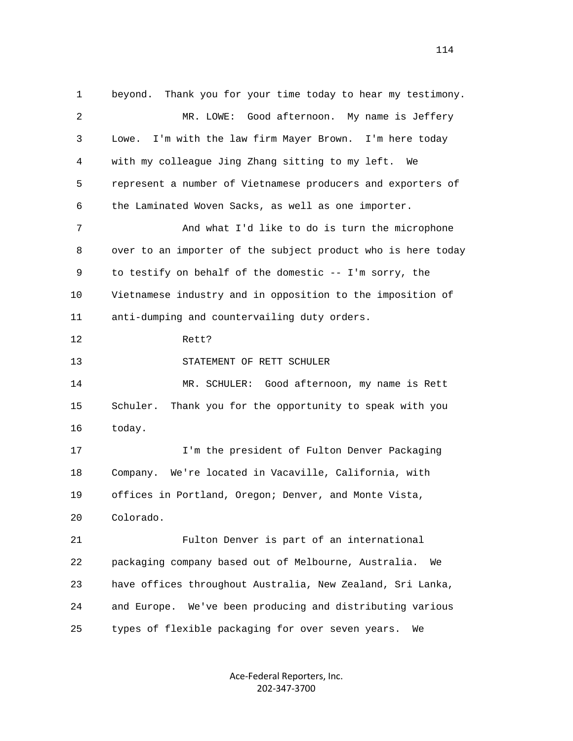beyond. Thank you for your time today to hear my testimony.

MR. LOWE: Good afternoon. My name is Jeffery Lowe. I'm with the law firm Mayer Brown. I'm here today with my colleague Jing Zhang sitting to my left. We represent a number of Vietnamese producers and exporters of the Laminated Woven Sacks, as well as one importer.

And what I'd like to do is turn the microphone over to an importer of the subject product who is here today to testify on behalf of the domestic -- I'm sorry, the Vietnamese industry and in opposition to the imposition of anti-dumping and countervailing duty orders.

Rett?

STATEMENT OF RETT SCHULER

MR. SCHULER: Good afternoon, my name is Rett Schuler. Thank you for the opportunity to speak with you today.

I'm the president of Fulton Denver Packaging Company. We're located in Vacaville, California, with offices in Portland, Oregon; Denver, and Monte Vista, Colorado.

Fulton Denver is part of an international packaging company based out of Melbourne, Australia. We have offices throughout Australia, New Zealand, Sri Lanka, and Europe. We've been producing and distributing various types of flexible packaging for over seven years. We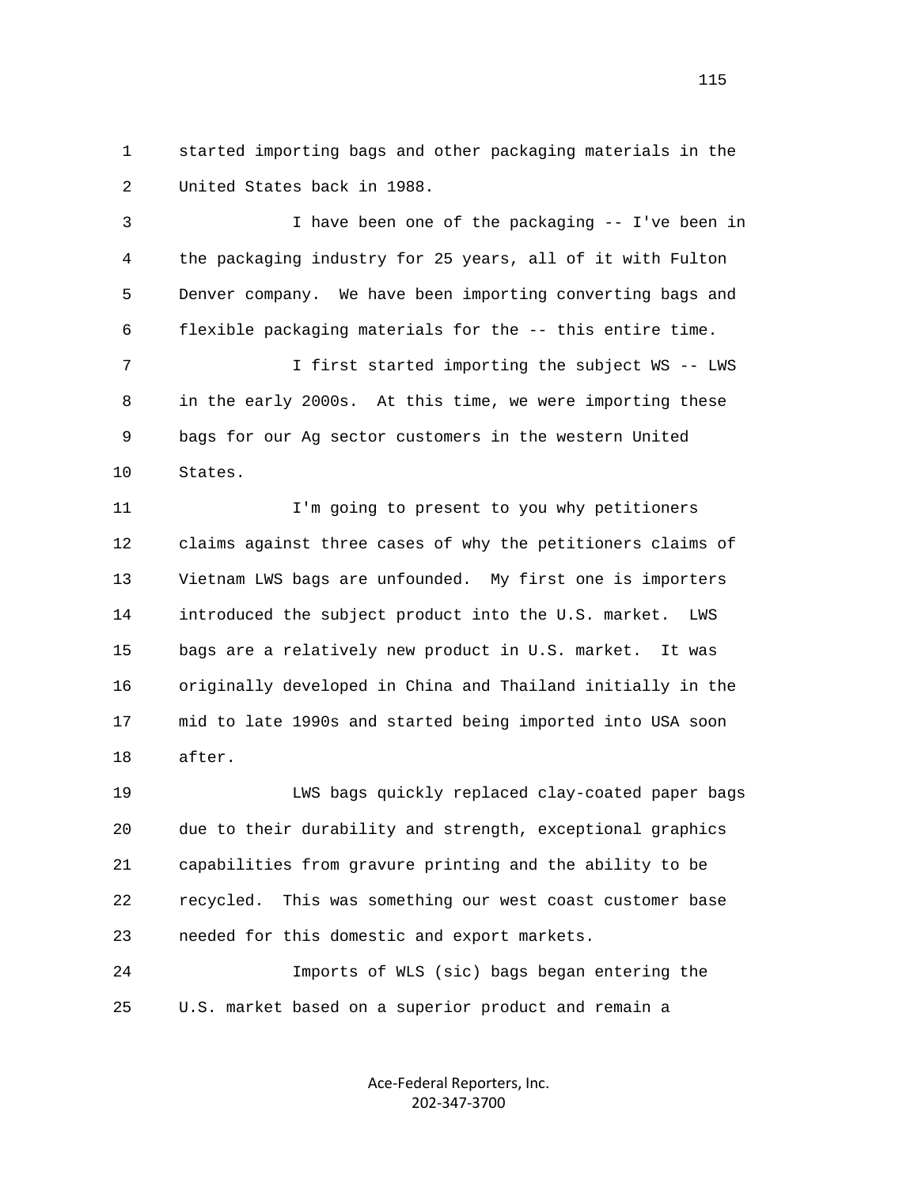1 started importing bags and other packaging materials in the
2 United States back in 1988.

3 I have been one of the packaging -- I've been in
4 the packaging industry for 25 years, all of it with Fulton
5 Denver company. We have been importing converting bags and
6 flexible packaging materials for the -- this entire time.

7 I first started importing the subject WS -- LWS
8 in the early 2000s. At this time, we were importing these
9 bags for our Ag sector customers in the western United
10 States.

11 I'm going to present to you why petitioners
12 claims against three cases of why the petitioners claims of
13 Vietnam LWS bags are unfounded. My first one is importers
14 introduced the subject product into the U.S. market. LWS
15 bags are a relatively new product in U.S. market. It was
16 originally developed in China and Thailand initially in the
17 mid to late 1990s and started being imported into USA soon
18 after.

19 LWS bags quickly replaced clay-coated paper bags
20 due to their durability and strength, exceptional graphics
21 capabilities from gravure printing and the ability to be
22 recycled. This was something our west coast customer base
23 needed for this domestic and export markets.

24 Imports of WLS (sic) bags began entering the
25 U.S. market based on a superior product and remain a

Ace-Federal Reporters, Inc.
202-347-3700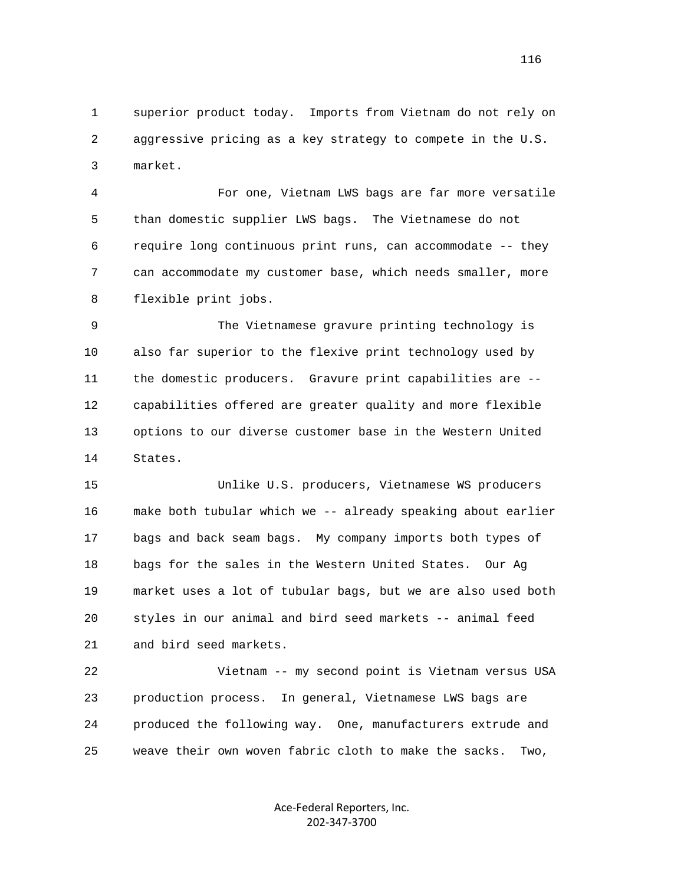1 superior product today. Imports from Vietnam do not rely on
2 aggressive pricing as a key strategy to compete in the U.S.
3 market.

4 For one, Vietnam LWS bags are far more versatile
5 than domestic supplier LWS bags. The Vietnamese do not
6 require long continuous print runs, can accommodate -- they
7 can accommodate my customer base, which needs smaller, more
8 flexible print jobs.

9 The Vietnamese gravure printing technology is
10 also far superior to the flexive print technology used by
11 the domestic producers. Gravure print capabilities are --
12 capabilities offered are greater quality and more flexible
13 options to our diverse customer base in the Western United
14 States.

15 Unlike U.S. producers, Vietnamese WS producers
16 make both tubular which we -- already speaking about earlier
17 bags and back seam bags. My company imports both types of
18 bags for the sales in the Western United States. Our Ag
19 market uses a lot of tubular bags, but we are also used both
20 styles in our animal and bird seed markets -- animal feed
21 and bird seed markets.

22 Vietnam -- my second point is Vietnam versus USA
23 production process. In general, Vietnamese LWS bags are
24 produced the following way. One, manufacturers extrude and
25 weave their own woven fabric cloth to make the sacks. Two,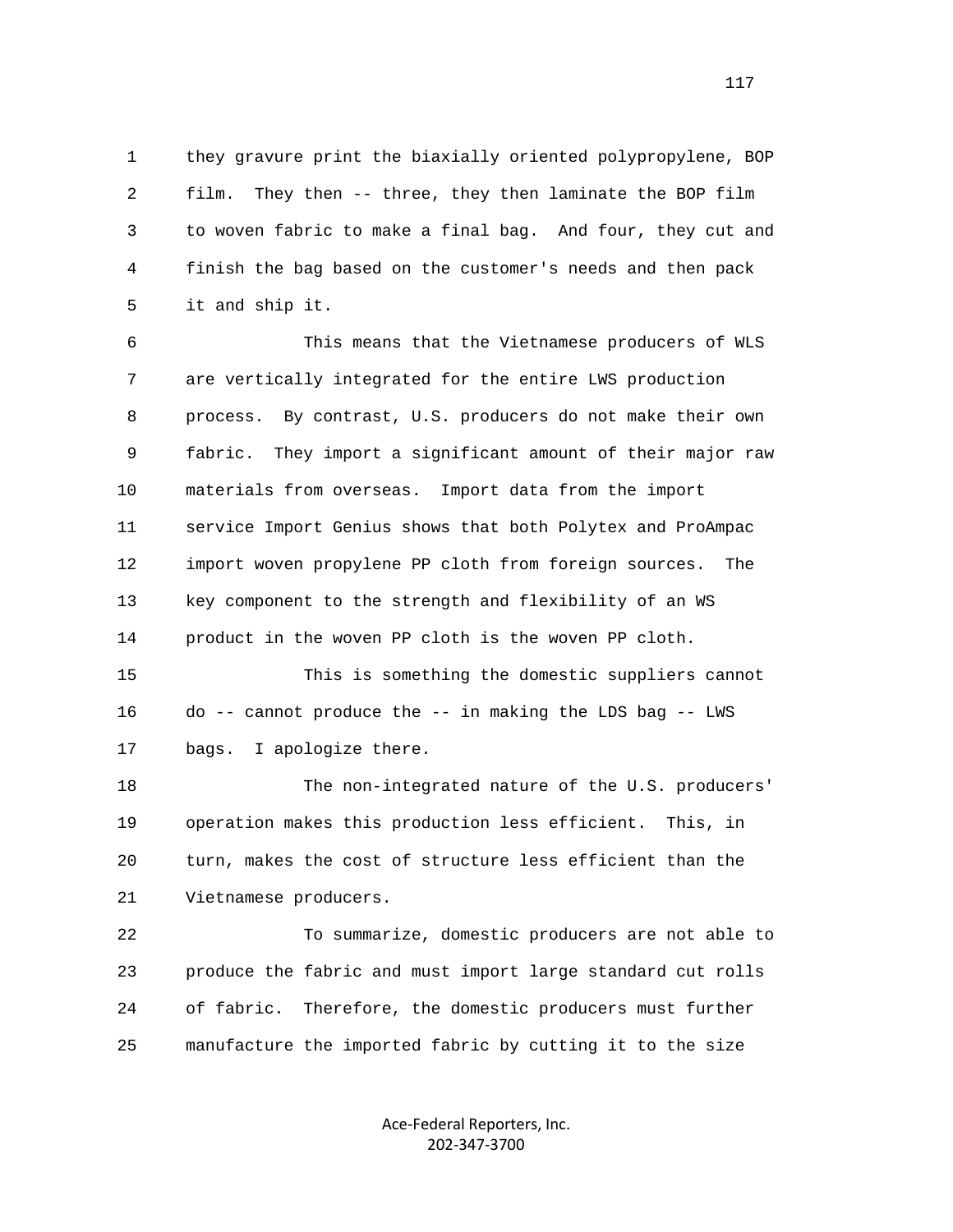1 they gravure print the biaxially oriented polypropylene, BOP
2 film. They then -- three, they then laminate the BOP film
3 to woven fabric to make a final bag. And four, they cut and
4 finish the bag based on the customer's needs and then pack
5 it and ship it.

6 This means that the Vietnamese producers of WLS
7 are vertically integrated for the entire LWS production
8 process. By contrast, U.S. producers do not make their own
9 fabric. They import a significant amount of their major raw
10 materials from overseas. Import data from the import
11 service Import Genius shows that both Polytex and ProAmpac
12 import woven propylene PP cloth from foreign sources. The
13 key component to the strength and flexibility of an WS
14 product in the woven PP cloth is the woven PP cloth.

15 This is something the domestic suppliers cannot
16 do -- cannot produce the -- in making the LDS bag -- LWS
17 bags. I apologize there.

18 The non-integrated nature of the U.S. producers'
19 operation makes this production less efficient. This, in
20 turn, makes the cost of structure less efficient than the
21 Vietnamese producers.

22 To summarize, domestic producers are not able to
23 produce the fabric and must import large standard cut rolls
24 of fabric. Therefore, the domestic producers must further
25 manufacture the imported fabric by cutting it to the size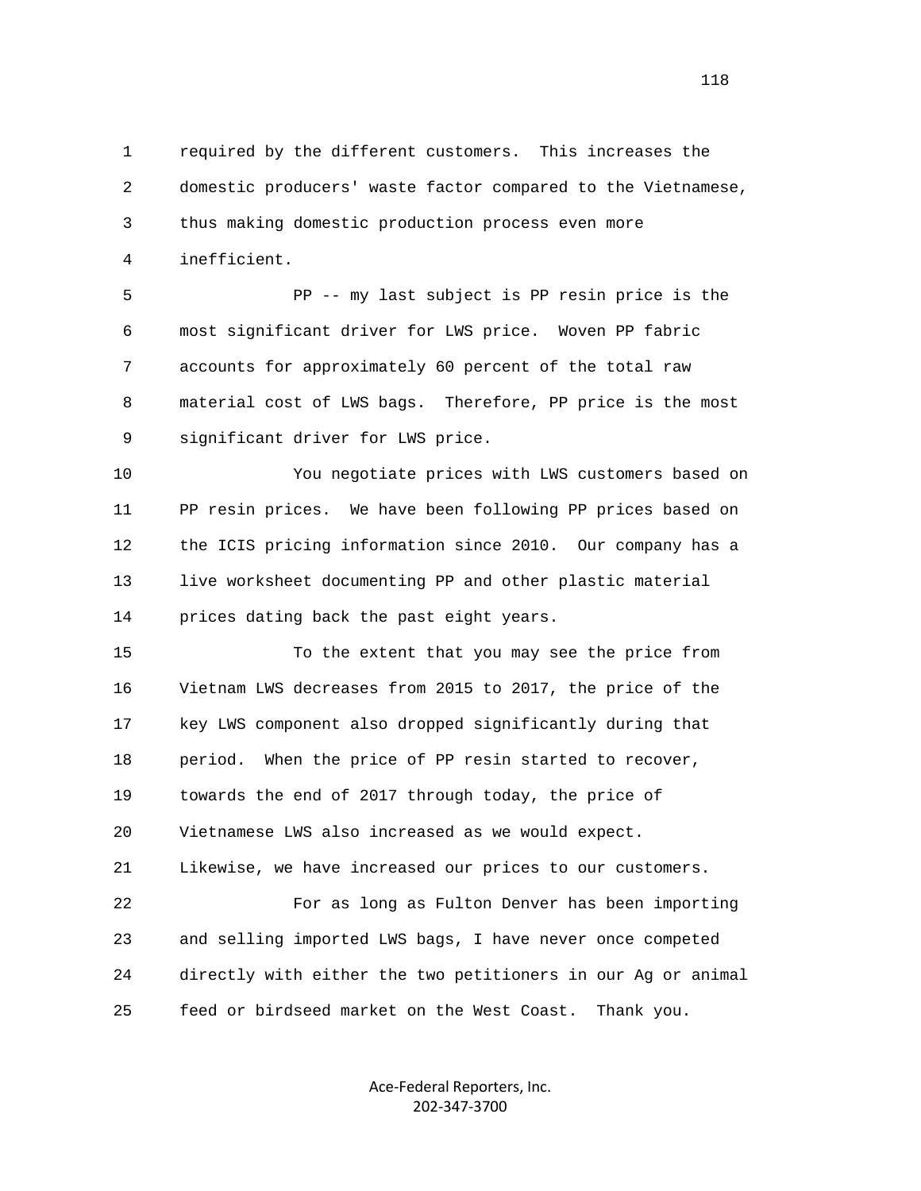required by the different customers. This increases the domestic producers' waste factor compared to the Vietnamese, thus making domestic production process even more inefficient.

PP -- my last subject is PP resin price is the most significant driver for LWS price. Woven PP fabric accounts for approximately 60 percent of the total raw material cost of LWS bags. Therefore, PP price is the most significant driver for LWS price.

You negotiate prices with LWS customers based on PP resin prices. We have been following PP prices based on the ICIS pricing information since 2010. Our company has a live worksheet documenting PP and other plastic material prices dating back the past eight years.

To the extent that you may see the price from Vietnam LWS decreases from 2015 to 2017, the price of the key LWS component also dropped significantly during that period. When the price of PP resin started to recover, towards the end of 2017 through today, the price of Vietnamese LWS also increased as we would expect. Likewise, we have increased our prices to our customers.

For as long as Fulton Denver has been importing and selling imported LWS bags, I have never once competed directly with either the two petitioners in our Ag or animal feed or birdseed market on the West Coast. Thank you.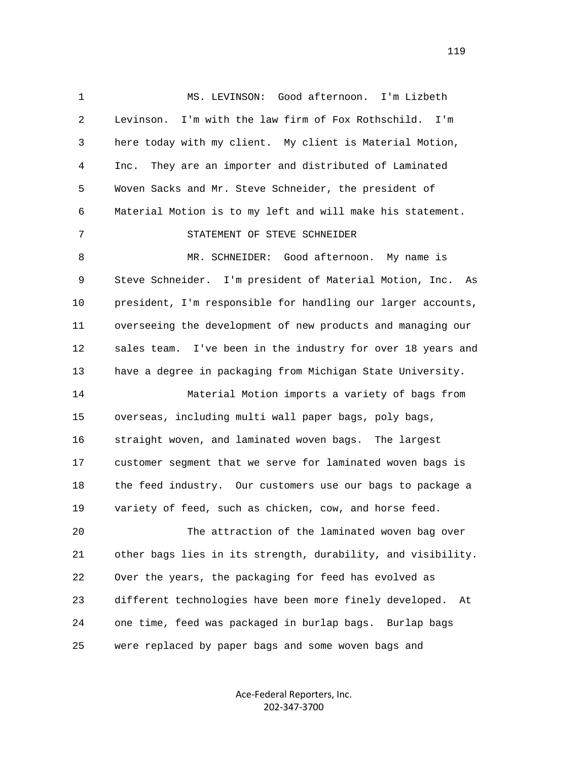MS. LEVINSON: Good afternoon. I'm Lizbeth Levinson. I'm with the law firm of Fox Rothschild. I'm here today with my client. My client is Material Motion, Inc. They are an importer and distributed of Laminated Woven Sacks and Mr. Steve Schneider, the president of Material Motion is to my left and will make his statement.

STATEMENT OF STEVE SCHNEIDER

MR. SCHNEIDER: Good afternoon. My name is Steve Schneider. I'm president of Material Motion, Inc. As president, I'm responsible for handling our larger accounts, overseeing the development of new products and managing our sales team. I've been in the industry for over 18 years and have a degree in packaging from Michigan State University.

Material Motion imports a variety of bags from overseas, including multi wall paper bags, poly bags, straight woven, and laminated woven bags. The largest customer segment that we serve for laminated woven bags is the feed industry. Our customers use our bags to package a variety of feed, such as chicken, cow, and horse feed.

The attraction of the laminated woven bag over other bags lies in its strength, durability, and visibility. Over the years, the packaging for feed has evolved as different technologies have been more finely developed. At one time, feed was packaged in burlap bags. Burlap bags were replaced by paper bags and some woven bags and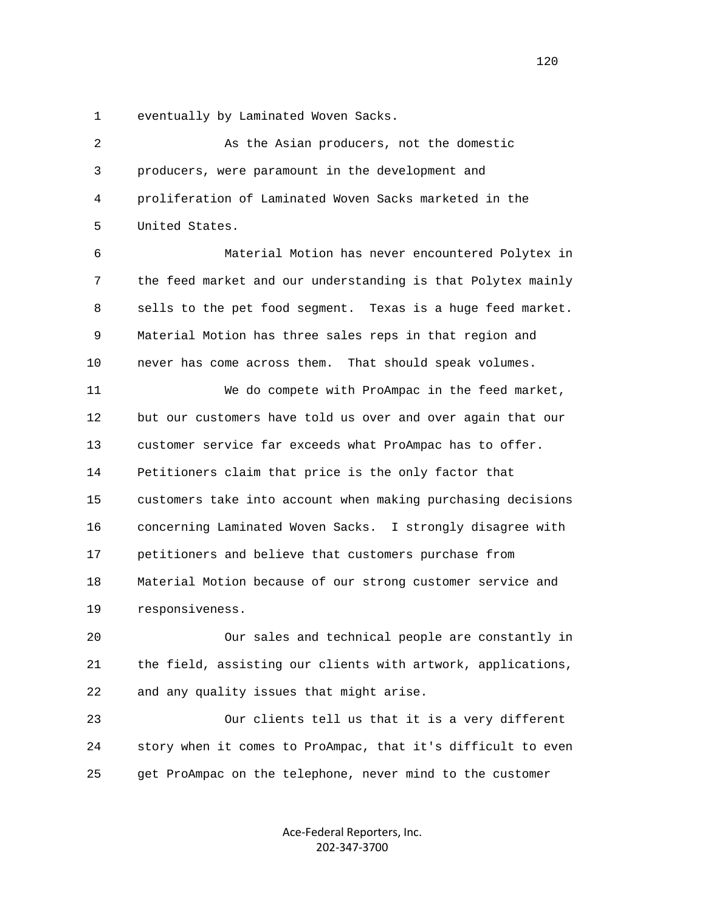eventually by Laminated Woven Sacks.

As the Asian producers, not the domestic producers, were paramount in the development and proliferation of Laminated Woven Sacks marketed in the United States.

Material Motion has never encountered Polytex in the feed market and our understanding is that Polytex mainly sells to the pet food segment. Texas is a huge feed market. Material Motion has three sales reps in that region and never has come across them. That should speak volumes.

We do compete with ProAmpac in the feed market, but our customers have told us over and over again that our customer service far exceeds what ProAmpac has to offer. Petitioners claim that price is the only factor that customers take into account when making purchasing decisions concerning Laminated Woven Sacks. I strongly disagree with petitioners and believe that customers purchase from Material Motion because of our strong customer service and responsiveness.

Our sales and technical people are constantly in the field, assisting our clients with artwork, applications, and any quality issues that might arise.

Our clients tell us that it is a very different story when it comes to ProAmpac, that it's difficult to even get ProAmpac on the telephone, never mind to the customer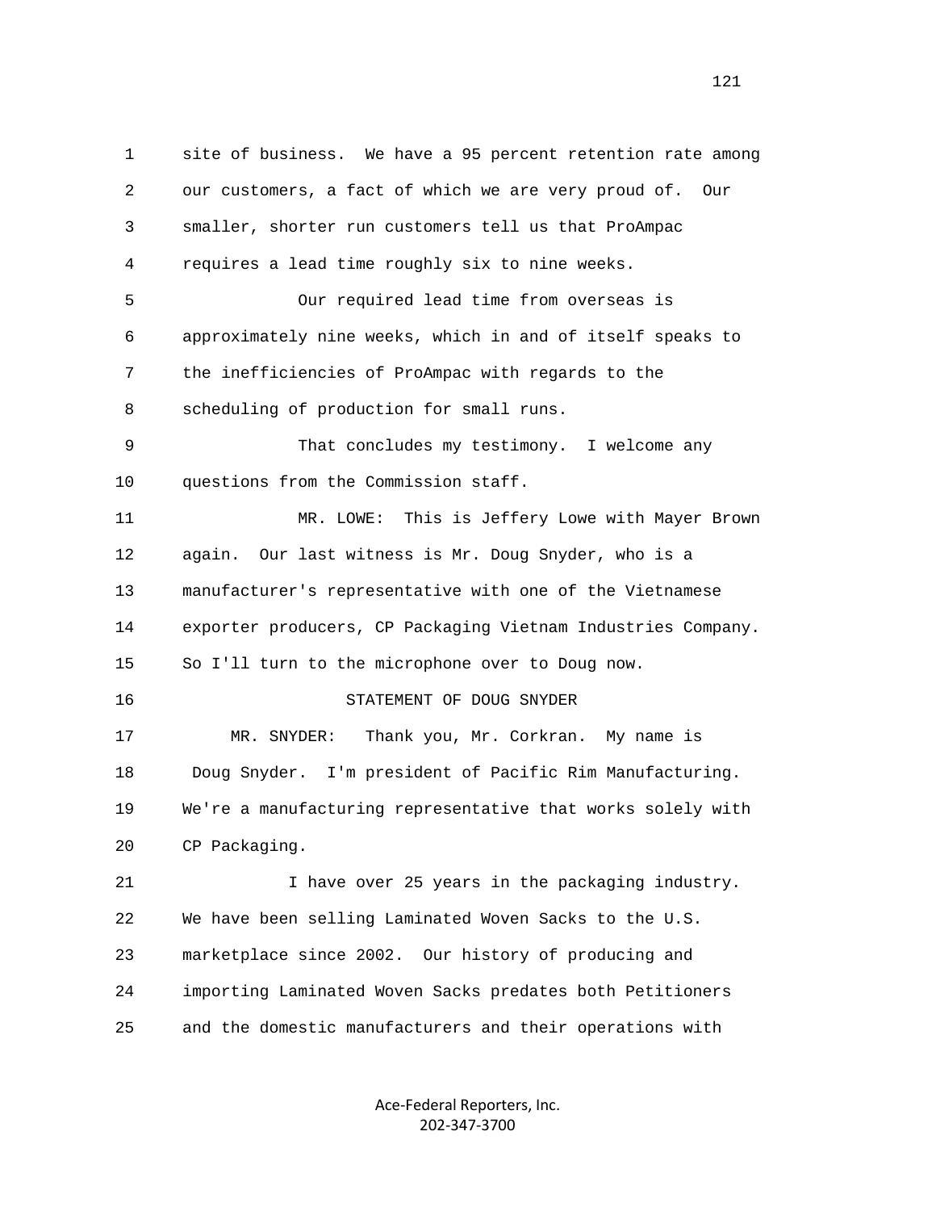site of business. We have a 95 percent retention rate among our customers, a fact of which we are very proud of. Our smaller, shorter run customers tell us that ProAmpac requires a lead time roughly six to nine weeks.

Our required lead time from overseas is approximately nine weeks, which in and of itself speaks to the inefficiencies of ProAmpac with regards to the scheduling of production for small runs.

That concludes my testimony. I welcome any questions from the Commission staff.

MR. LOWE: This is Jeffery Lowe with Mayer Brown again. Our last witness is Mr. Doug Snyder, who is a manufacturer's representative with one of the Vietnamese exporter producers, CP Packaging Vietnam Industries Company. So I'll turn to the microphone over to Doug now.

STATEMENT OF DOUG SNYDER

MR. SNYDER: Thank you, Mr. Corkran. My name is Doug Snyder. I'm president of Pacific Rim Manufacturing. We're a manufacturing representative that works solely with CP Packaging.

I have over 25 years in the packaging industry. We have been selling Laminated Woven Sacks to the U.S. marketplace since 2002. Our history of producing and importing Laminated Woven Sacks predates both Petitioners and the domestic manufacturers and their operations with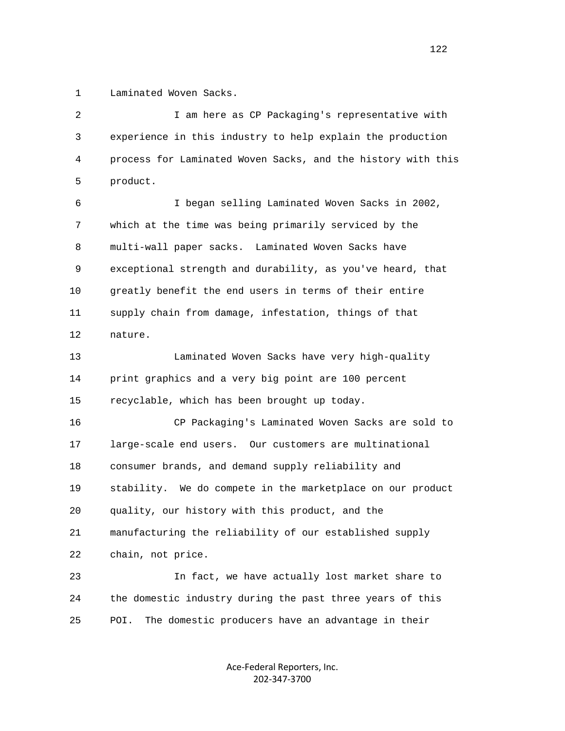Laminated Woven Sacks.

I am here as CP Packaging's representative with experience in this industry to help explain the production process for Laminated Woven Sacks, and the history with this product.

I began selling Laminated Woven Sacks in 2002, which at the time was being primarily serviced by the multi-wall paper sacks. Laminated Woven Sacks have exceptional strength and durability, as you've heard, that greatly benefit the end users in terms of their entire supply chain from damage, infestation, things of that nature.

Laminated Woven Sacks have very high-quality print graphics and a very big point are 100 percent recyclable, which has been brought up today.

CP Packaging's Laminated Woven Sacks are sold to large-scale end users. Our customers are multinational consumer brands, and demand supply reliability and stability. We do compete in the marketplace on our product quality, our history with this product, and the manufacturing the reliability of our established supply chain, not price.

In fact, we have actually lost market share to the domestic industry during the past three years of this POI. The domestic producers have an advantage in their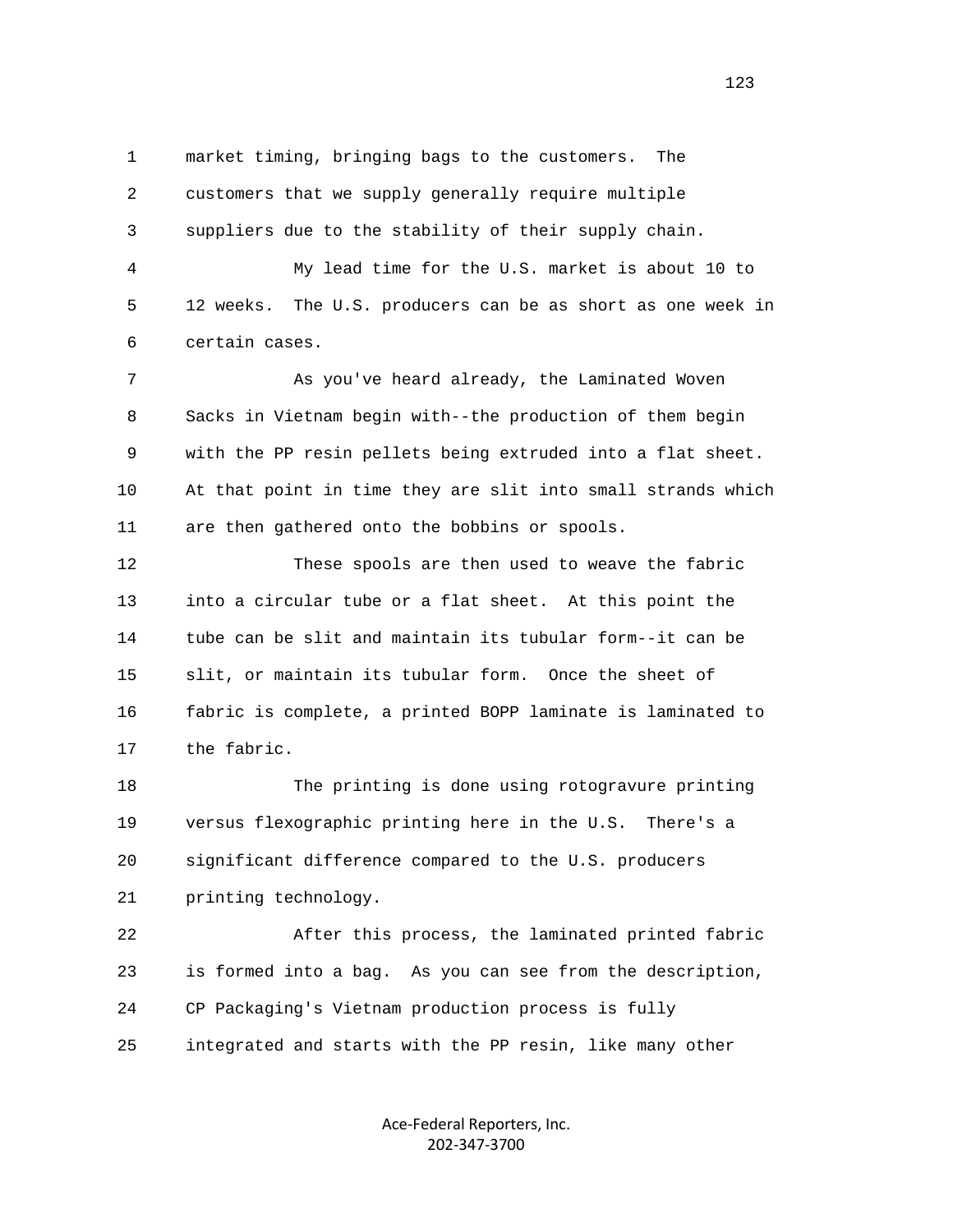market timing, bringing bags to the customers. The customers that we supply generally require multiple suppliers due to the stability of their supply chain.

My lead time for the U.S. market is about 10 to 12 weeks. The U.S. producers can be as short as one week in certain cases.

As you've heard already, the Laminated Woven Sacks in Vietnam begin with--the production of them begin with the PP resin pellets being extruded into a flat sheet. At that point in time they are slit into small strands which are then gathered onto the bobbins or spools.

These spools are then used to weave the fabric into a circular tube or a flat sheet. At this point the tube can be slit and maintain its tubular form--it can be slit, or maintain its tubular form. Once the sheet of fabric is complete, a printed BOPP laminate is laminated to the fabric.

The printing is done using rotogravure printing versus flexographic printing here in the U.S. There's a significant difference compared to the U.S. producers printing technology.

After this process, the laminated printed fabric is formed into a bag. As you can see from the description, CP Packaging's Vietnam production process is fully integrated and starts with the PP resin, like many other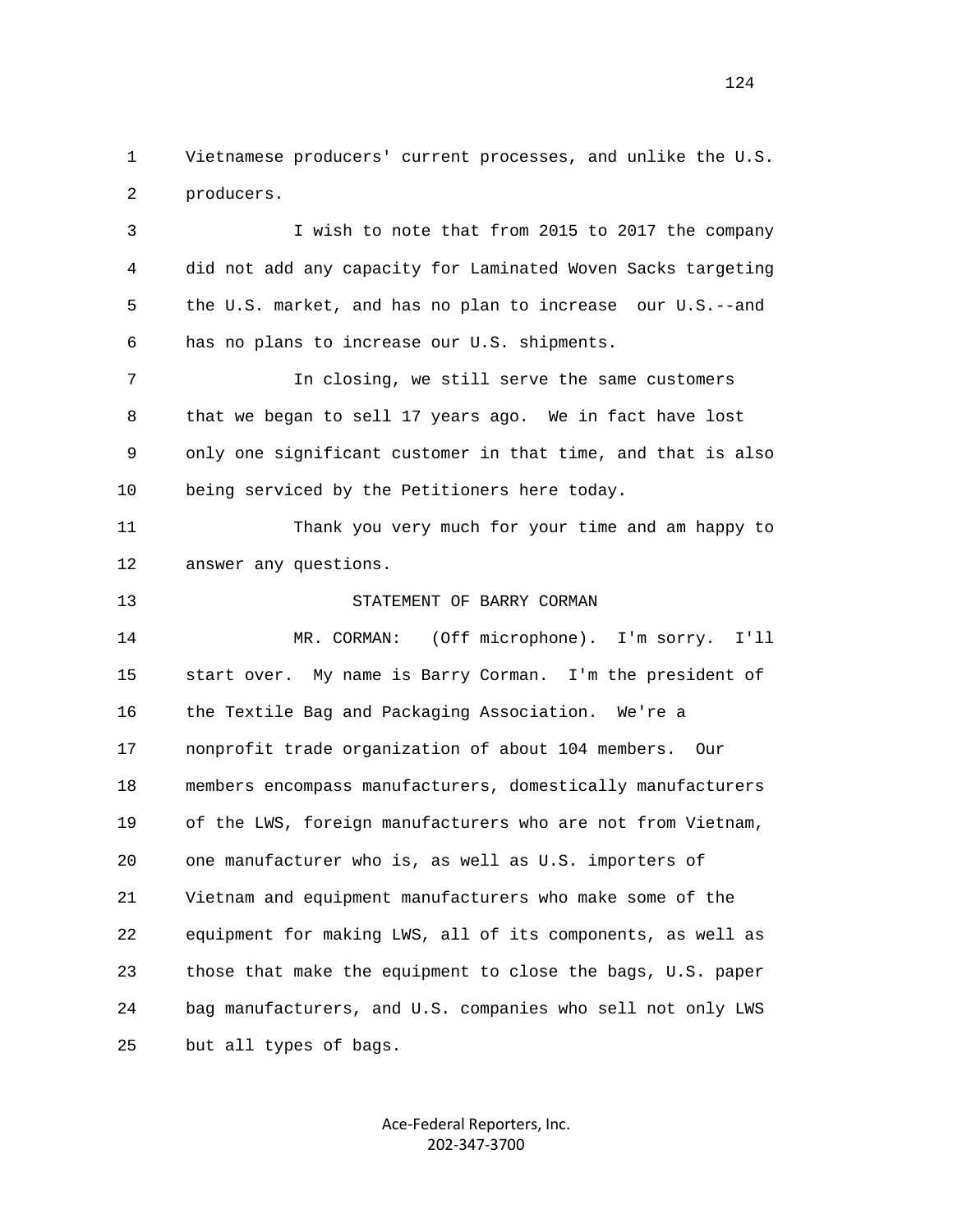Vietnamese producers' current processes, and unlike the U.S. producers.

I wish to note that from 2015 to 2017 the company did not add any capacity for Laminated Woven Sacks targeting the U.S. market, and has no plan to increase our U.S.--and has no plans to increase our U.S. shipments.

In closing, we still serve the same customers that we began to sell 17 years ago. We in fact have lost only one significant customer in that time, and that is also being serviced by the Petitioners here today.

Thank you very much for your time and am happy to answer any questions.

STATEMENT OF BARRY CORMAN

MR. CORMAN: (Off microphone). I'm sorry. I'll start over. My name is Barry Corman. I'm the president of the Textile Bag and Packaging Association. We're a nonprofit trade organization of about 104 members. Our members encompass manufacturers, domestically manufacturers of the LWS, foreign manufacturers who are not from Vietnam, one manufacturer who is, as well as U.S. importers of Vietnam and equipment manufacturers who make some of the equipment for making LWS, all of its components, as well as those that make the equipment to close the bags, U.S. paper bag manufacturers, and U.S. companies who sell not only LWS but all types of bags.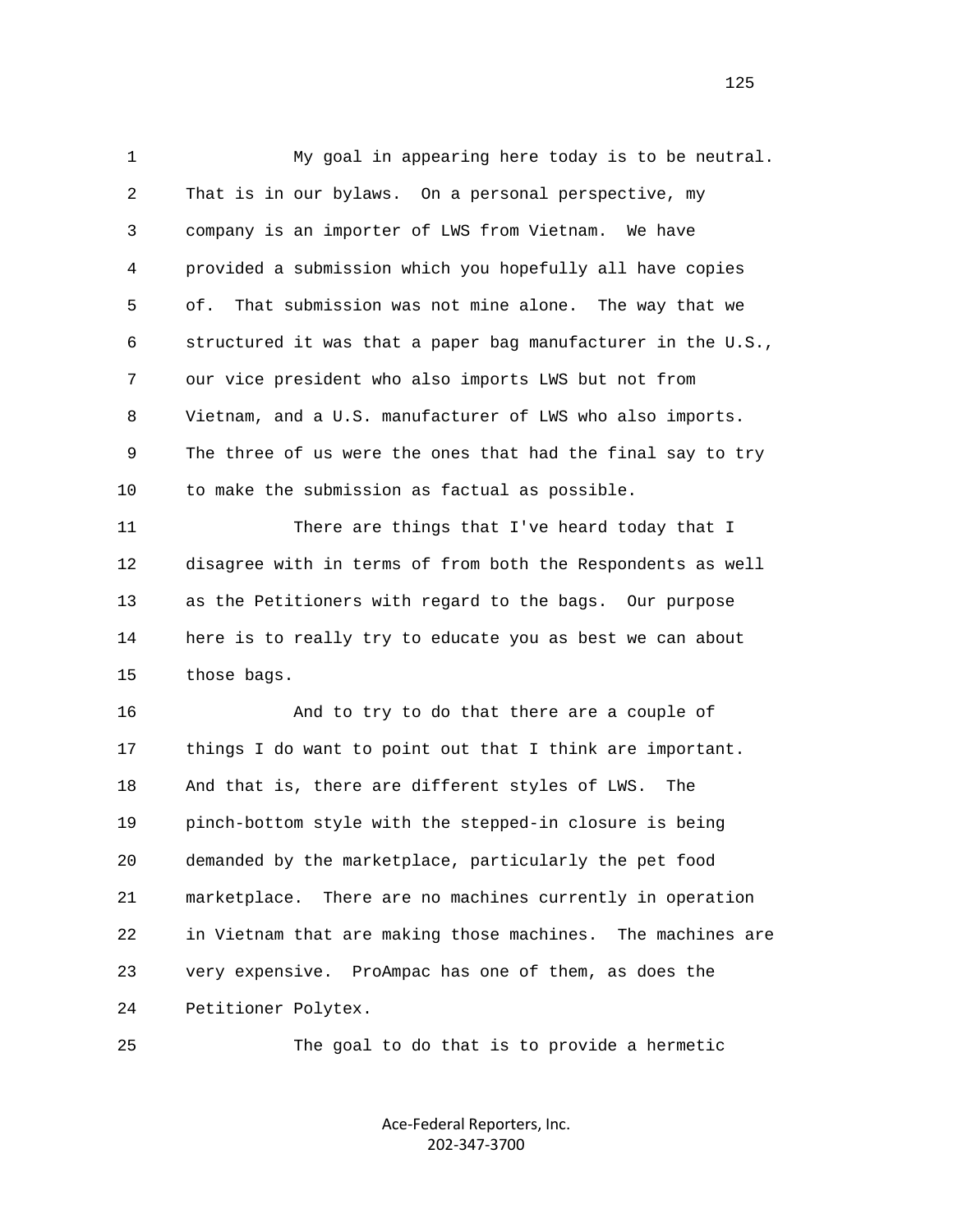My goal in appearing here today is to be neutral. That is in our bylaws. On a personal perspective, my company is an importer of LWS from Vietnam. We have provided a submission which you hopefully all have copies of. That submission was not mine alone. The way that we structured it was that a paper bag manufacturer in the U.S., our vice president who also imports LWS but not from Vietnam, and a U.S. manufacturer of LWS who also imports. The three of us were the ones that had the final say to try to make the submission as factual as possible.

There are things that I've heard today that I disagree with in terms of from both the Respondents as well as the Petitioners with regard to the bags. Our purpose here is to really try to educate you as best we can about those bags.

And to try to do that there are a couple of things I do want to point out that I think are important. And that is, there are different styles of LWS. The pinch-bottom style with the stepped-in closure is being demanded by the marketplace, particularly the pet food marketplace. There are no machines currently in operation in Vietnam that are making those machines. The machines are very expensive. ProAmpac has one of them, as does the Petitioner Polytex.

The goal to do that is to provide a hermetic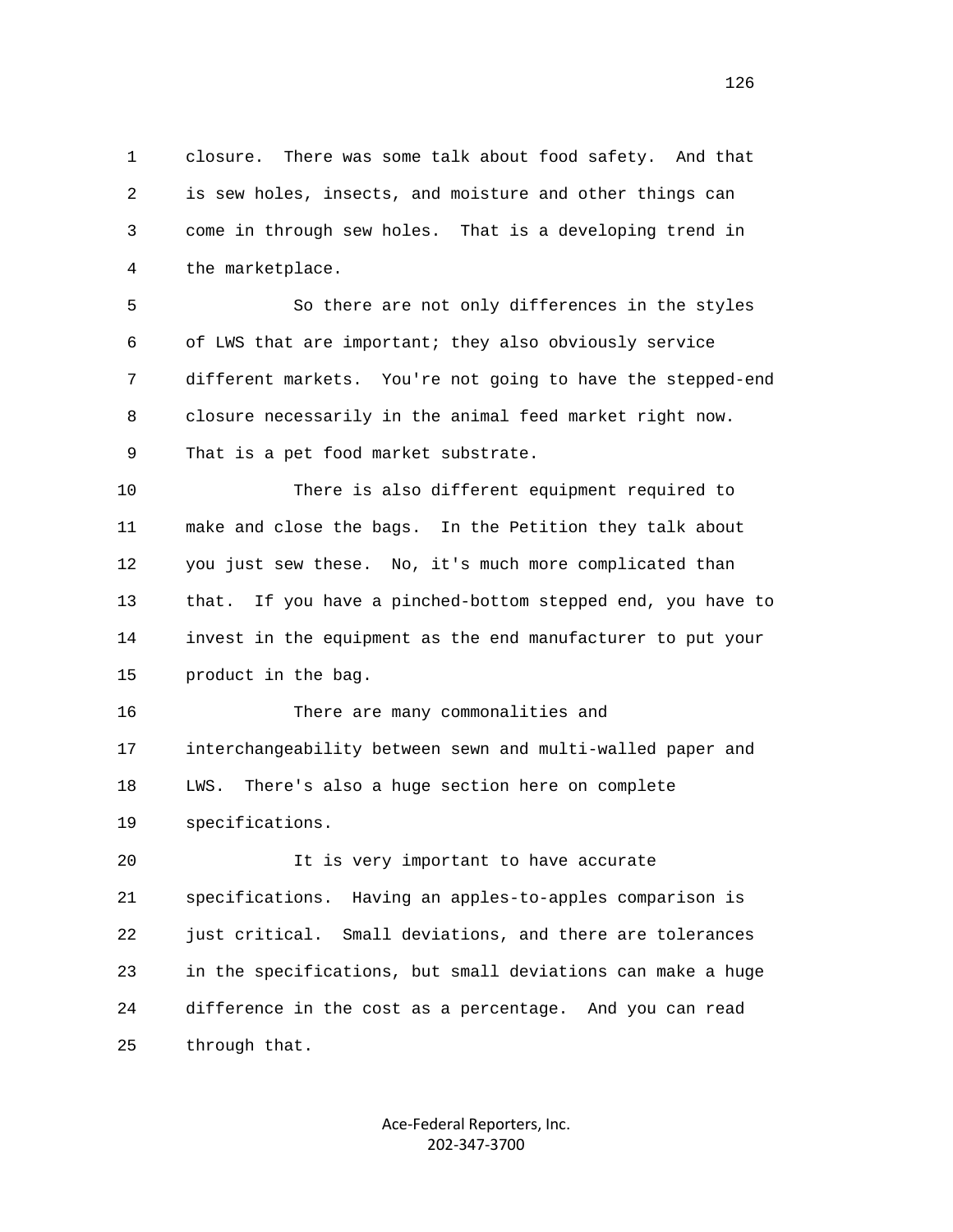closure. There was some talk about food safety. And that is sew holes, insects, and moisture and other things can come in through sew holes. That is a developing trend in the marketplace.

So there are not only differences in the styles of LWS that are important; they also obviously service different markets. You're not going to have the stepped-end closure necessarily in the animal feed market right now. That is a pet food market substrate.

There is also different equipment required to make and close the bags. In the Petition they talk about you just sew these. No, it's much more complicated than that. If you have a pinched-bottom stepped end, you have to invest in the equipment as the end manufacturer to put your product in the bag.

There are many commonalities and interchangeability between sewn and multi-walled paper and LWS. There's also a huge section here on complete specifications.

It is very important to have accurate specifications. Having an apples-to-apples comparison is just critical. Small deviations, and there are tolerances in the specifications, but small deviations can make a huge difference in the cost as a percentage. And you can read through that.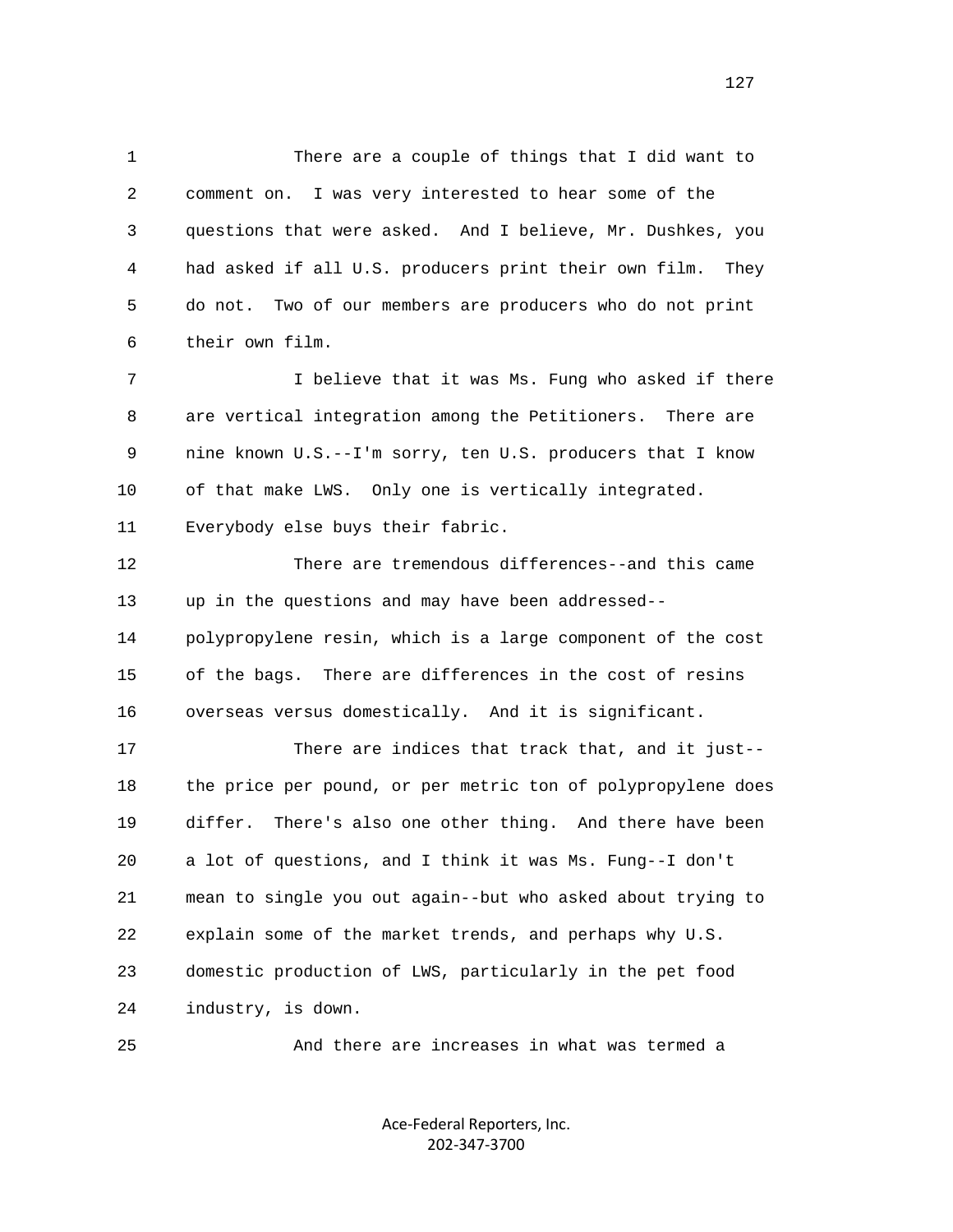There are a couple of things that I did want to comment on. I was very interested to hear some of the questions that were asked. And I believe, Mr. Dushkes, you had asked if all U.S. producers print their own film. They do not. Two of our members are producers who do not print their own film.

I believe that it was Ms. Fung who asked if there are vertical integration among the Petitioners. There are nine known U.S.--I'm sorry, ten U.S. producers that I know of that make LWS. Only one is vertically integrated. Everybody else buys their fabric.

There are tremendous differences--and this came up in the questions and may have been addressed--polypropylene resin, which is a large component of the cost of the bags. There are differences in the cost of resins overseas versus domestically. And it is significant.

There are indices that track that, and it just--the price per pound, or per metric ton of polypropylene does differ. There's also one other thing. And there have been a lot of questions, and I think it was Ms. Fung--I don't mean to single you out again--but who asked about trying to explain some of the market trends, and perhaps why U.S. domestic production of LWS, particularly in the pet food industry, is down.

And there are increases in what was termed a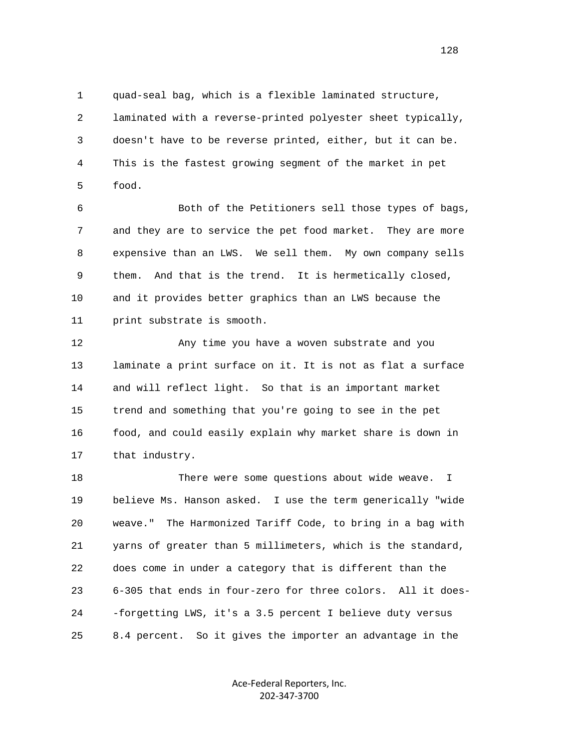quad-seal bag, which is a flexible laminated structure, laminated with a reverse-printed polyester sheet typically, doesn't have to be reverse printed, either, but it can be. This is the fastest growing segment of the market in pet food.

Both of the Petitioners sell those types of bags, and they are to service the pet food market. They are more expensive than an LWS. We sell them. My own company sells them. And that is the trend. It is hermetically closed, and it provides better graphics than an LWS because the print substrate is smooth.

Any time you have a woven substrate and you laminate a print surface on it. It is not as flat a surface and will reflect light. So that is an important market trend and something that you're going to see in the pet food, and could easily explain why market share is down in that industry.

There were some questions about wide weave. I believe Ms. Hanson asked. I use the term generically "wide weave." The Harmonized Tariff Code, to bring in a bag with yarns of greater than 5 millimeters, which is the standard, does come in under a category that is different than the 6-305 that ends in four-zero for three colors. All it does--forgetting LWS, it's a 3.5 percent I believe duty versus 8.4 percent. So it gives the importer an advantage in the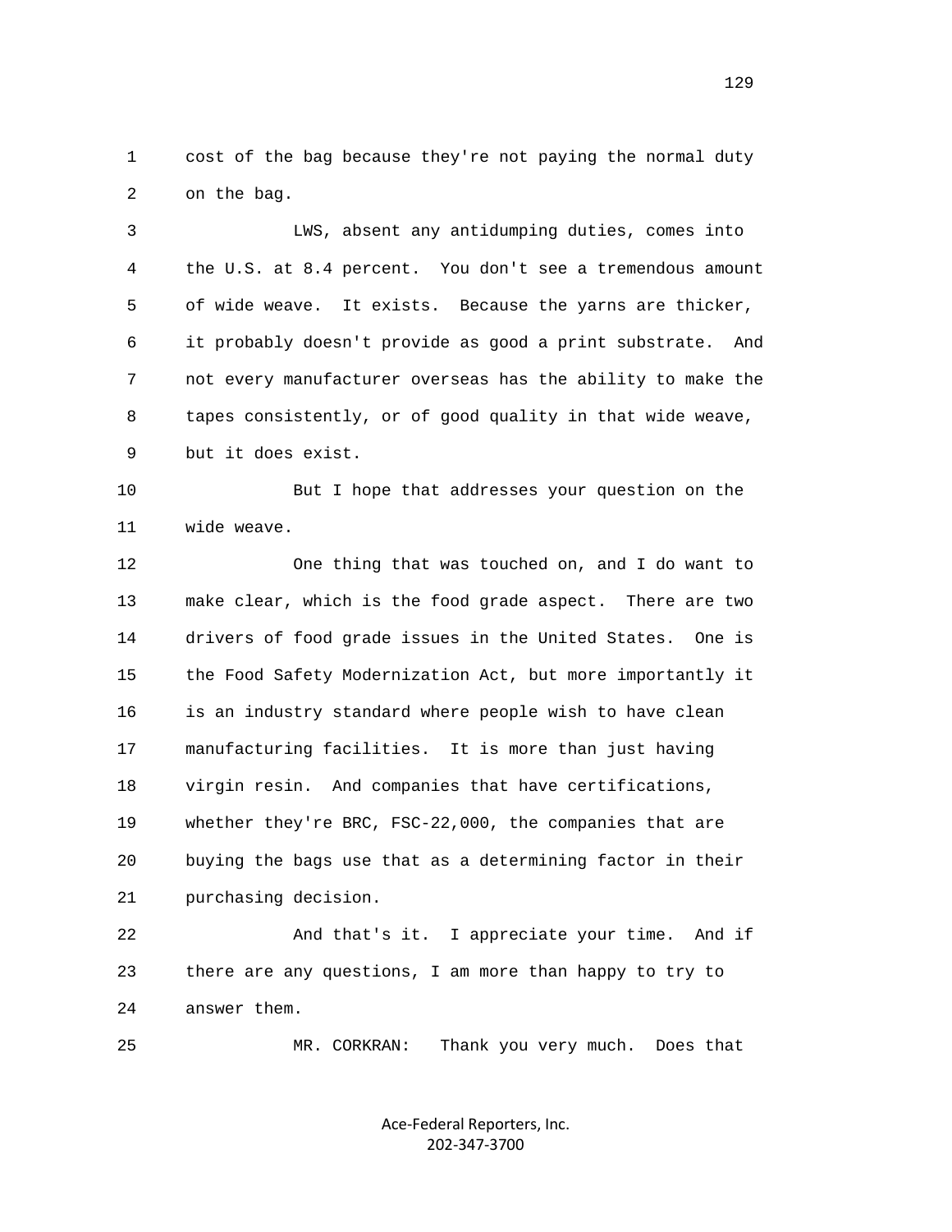cost of the bag because they're not paying the normal duty on the bag.

LWS, absent any antidumping duties, comes into the U.S. at 8.4 percent. You don't see a tremendous amount of wide weave. It exists. Because the yarns are thicker, it probably doesn't provide as good a print substrate. And not every manufacturer overseas has the ability to make the tapes consistently, or of good quality in that wide weave, but it does exist.

But I hope that addresses your question on the wide weave.

One thing that was touched on, and I do want to make clear, which is the food grade aspect. There are two drivers of food grade issues in the United States. One is the Food Safety Modernization Act, but more importantly it is an industry standard where people wish to have clean manufacturing facilities. It is more than just having virgin resin. And companies that have certifications, whether they're BRC, FSC-22,000, the companies that are buying the bags use that as a determining factor in their purchasing decision.

And that's it. I appreciate your time. And if there are any questions, I am more than happy to try to answer them.

MR. CORKRAN: Thank you very much. Does that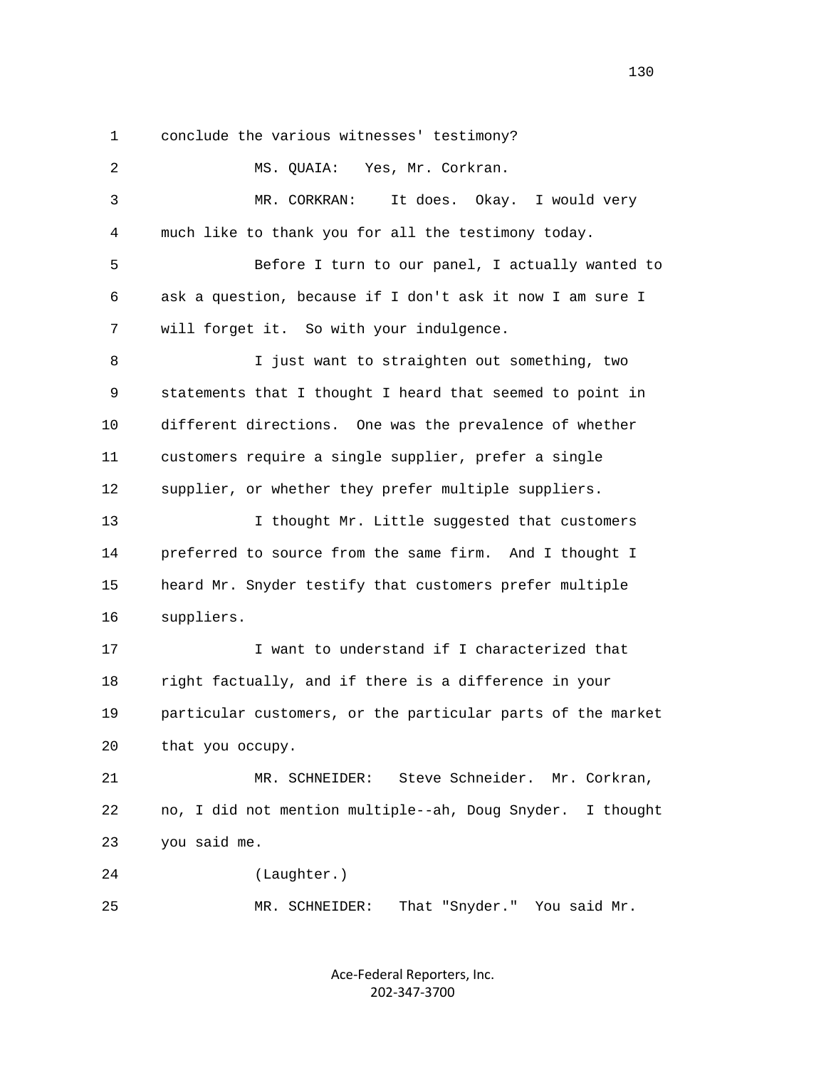1 conclude the various witnesses' testimony?

2 MS. QUAIA: Yes, Mr. Corkran.

3 MR. CORKRAN: It does. Okay. I would very

4 much like to thank you for all the testimony today.

5 Before I turn to our panel, I actually wanted to

6 ask a question, because if I don't ask it now I am sure I

7 will forget it. So with your indulgence.

8 I just want to straighten out something, two

9 statements that I thought I heard that seemed to point in

10 different directions. One was the prevalence of whether

11 customers require a single supplier, prefer a single

12 supplier, or whether they prefer multiple suppliers.

13 I thought Mr. Little suggested that customers

14 preferred to source from the same firm. And I thought I

15 heard Mr. Snyder testify that customers prefer multiple

16 suppliers.

17 I want to understand if I characterized that

18 right factually, and if there is a difference in your

19 particular customers, or the particular parts of the market

20 that you occupy.

21 MR. SCHNEIDER: Steve Schneider. Mr. Corkran,

22 no, I did not mention multiple--ah, Doug Snyder. I thought

23 you said me.

24 (Laughter.)

25 MR. SCHNEIDER: That "Snyder." You said Mr.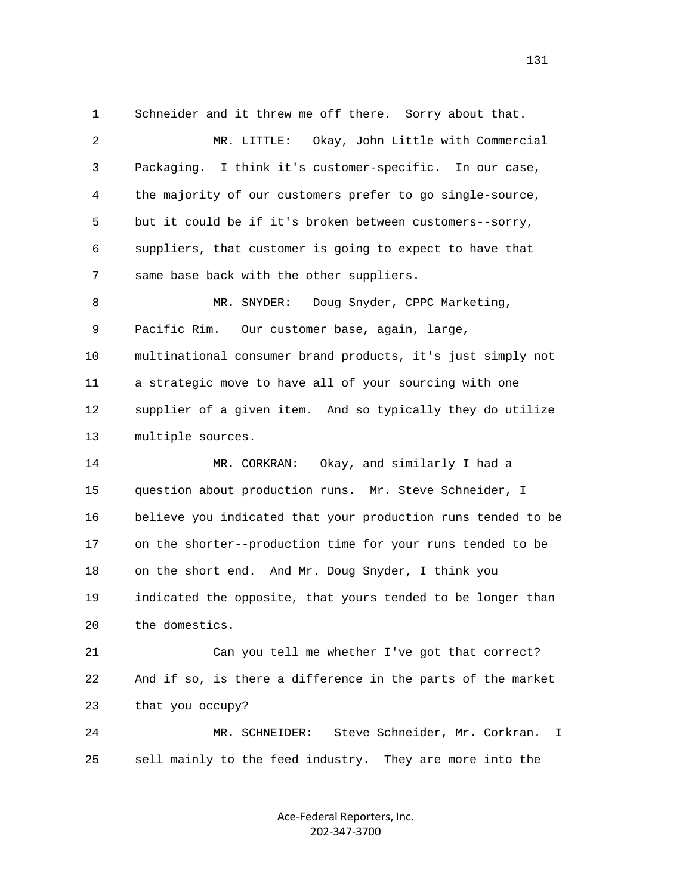Schneider and it threw me off there. Sorry about that.

MR. LITTLE: Okay, John Little with Commercial Packaging. I think it's customer-specific. In our case, the majority of our customers prefer to go single-source, but it could be if it's broken between customers--sorry, suppliers, that customer is going to expect to have that same base back with the other suppliers.

MR. SNYDER: Doug Snyder, CPPC Marketing, Pacific Rim. Our customer base, again, large, multinational consumer brand products, it's just simply not a strategic move to have all of your sourcing with one supplier of a given item. And so typically they do utilize multiple sources.

MR. CORKRAN: Okay, and similarly I had a question about production runs. Mr. Steve Schneider, I believe you indicated that your production runs tended to be on the shorter--production time for your runs tended to be on the short end. And Mr. Doug Snyder, I think you indicated the opposite, that yours tended to be longer than the domestics.

Can you tell me whether I've got that correct? And if so, is there a difference in the parts of the market that you occupy?

MR. SCHNEIDER: Steve Schneider, Mr. Corkran. I sell mainly to the feed industry. They are more into the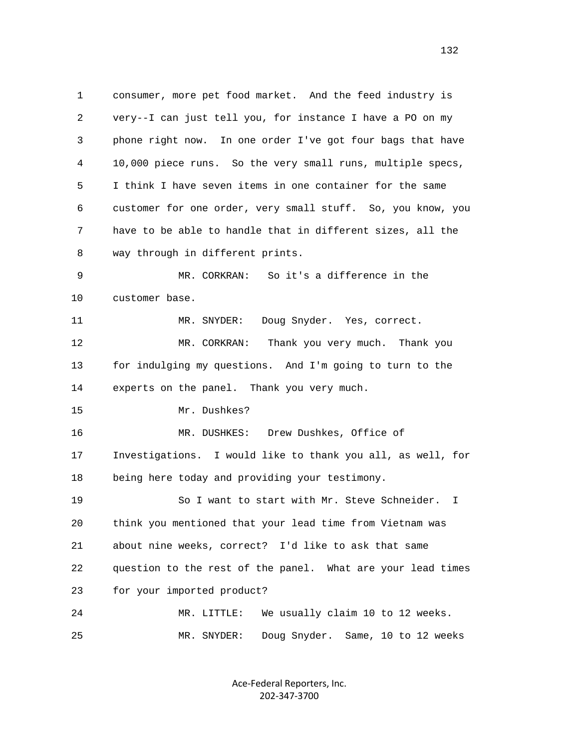consumer, more pet food market. And the feed industry is very--I can just tell you, for instance I have a PO on my phone right now. In one order I've got four bags that have 10,000 piece runs. So the very small runs, multiple specs, I think I have seven items in one container for the same customer for one order, very small stuff. So, you know, you have to be able to handle that in different sizes, all the way through in different prints.

MR. CORKRAN: So it's a difference in the customer base.

MR. SNYDER: Doug Snyder. Yes, correct.

MR. CORKRAN: Thank you very much. Thank you for indulging my questions. And I'm going to turn to the experts on the panel. Thank you very much.

Mr. Dushkes?

MR. DUSHKES: Drew Dushkes, Office of Investigations. I would like to thank you all, as well, for being here today and providing your testimony.

So I want to start with Mr. Steve Schneider. I think you mentioned that your lead time from Vietnam was about nine weeks, correct? I'd like to ask that same question to the rest of the panel. What are your lead times for your imported product?

MR. LITTLE: We usually claim 10 to 12 weeks.

MR. SNYDER: Doug Snyder. Same, 10 to 12 weeks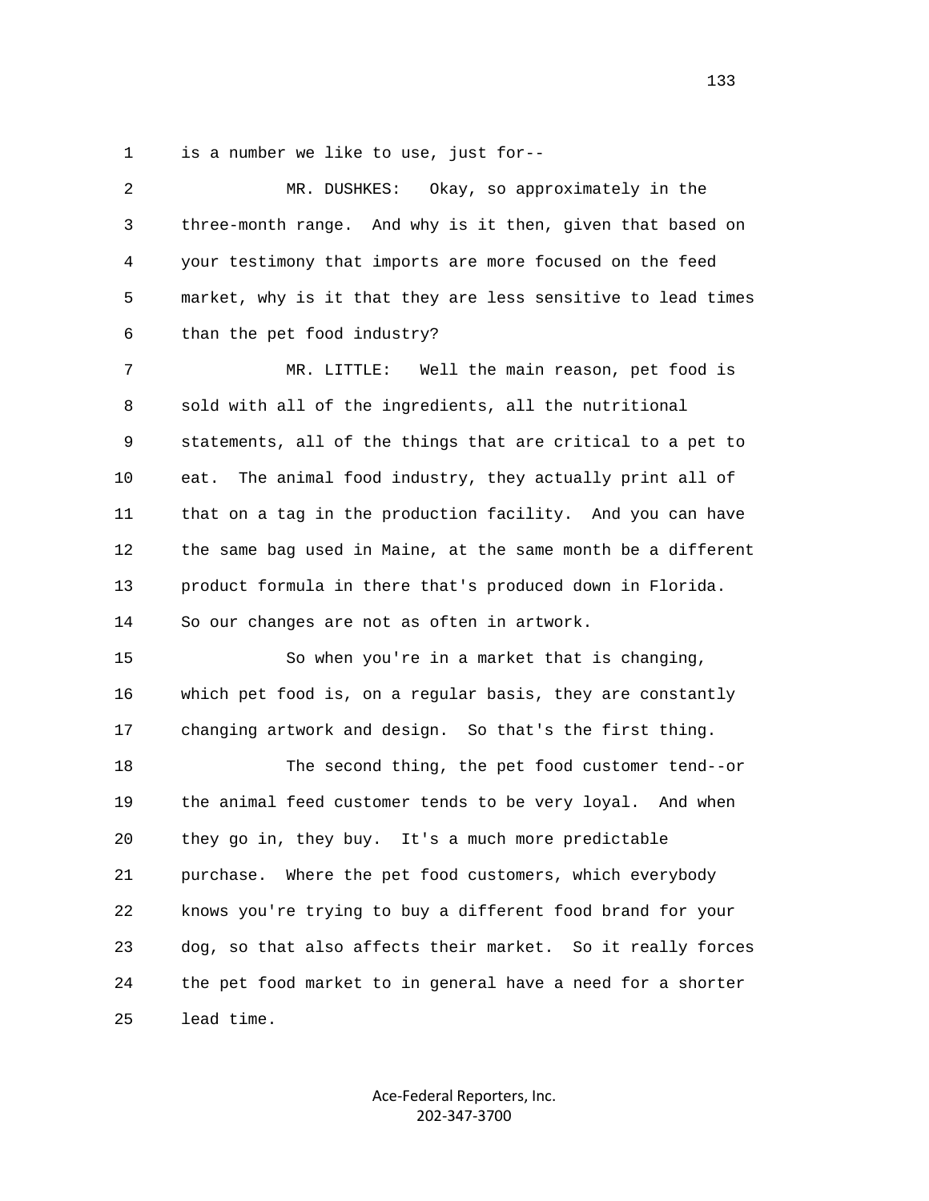1 is a number we like to use, just for--

2 MR. DUSHKES: Okay, so approximately in the
3 three-month range. And why is it then, given that based on
4 your testimony that imports are more focused on the feed
5 market, why is it that they are less sensitive to lead times
6 than the pet food industry?

7 MR. LITTLE: Well the main reason, pet food is
8 sold with all of the ingredients, all the nutritional
9 statements, all of the things that are critical to a pet to
10 eat. The animal food industry, they actually print all of
11 that on a tag in the production facility. And you can have
12 the same bag used in Maine, at the same month be a different
13 product formula in there that's produced down in Florida.
14 So our changes are not as often in artwork.

15 So when you're in a market that is changing,
16 which pet food is, on a regular basis, they are constantly
17 changing artwork and design. So that's the first thing.

18 The second thing, the pet food customer tend--or
19 the animal feed customer tends to be very loyal. And when
20 they go in, they buy. It's a much more predictable
21 purchase. Where the pet food customers, which everybody
22 knows you're trying to buy a different food brand for your
23 dog, so that also affects their market. So it really forces
24 the pet food market to in general have a need for a shorter
25 lead time.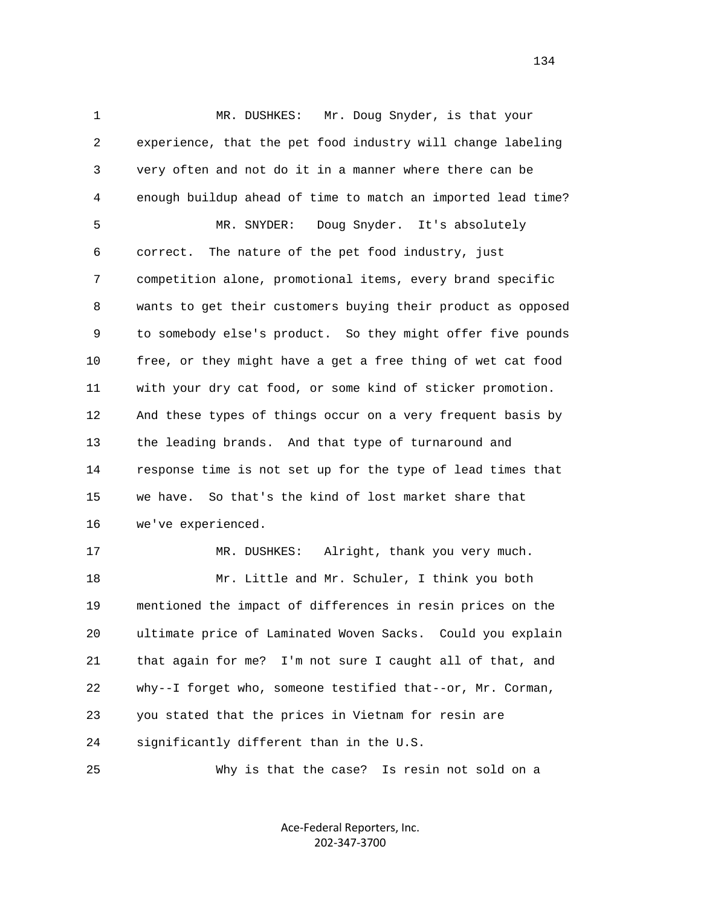MR. DUSHKES: Mr. Doug Snyder, is that your experience, that the pet food industry will change labeling very often and not do it in a manner where there can be enough buildup ahead of time to match an imported lead time?

MR. SNYDER: Doug Snyder. It's absolutely correct. The nature of the pet food industry, just competition alone, promotional items, every brand specific wants to get their customers buying their product as opposed to somebody else's product. So they might offer five pounds free, or they might have a get a free thing of wet cat food with your dry cat food, or some kind of sticker promotion. And these types of things occur on a very frequent basis by the leading brands. And that type of turnaround and response time is not set up for the type of lead times that we have. So that's the kind of lost market share that we've experienced.

MR. DUSHKES: Alright, thank you very much.

Mr. Little and Mr. Schuler, I think you both mentioned the impact of differences in resin prices on the ultimate price of Laminated Woven Sacks. Could you explain that again for me? I'm not sure I caught all of that, and why--I forget who, someone testified that--or, Mr. Corman, you stated that the prices in Vietnam for resin are significantly different than in the U.S.

Why is that the case? Is resin not sold on a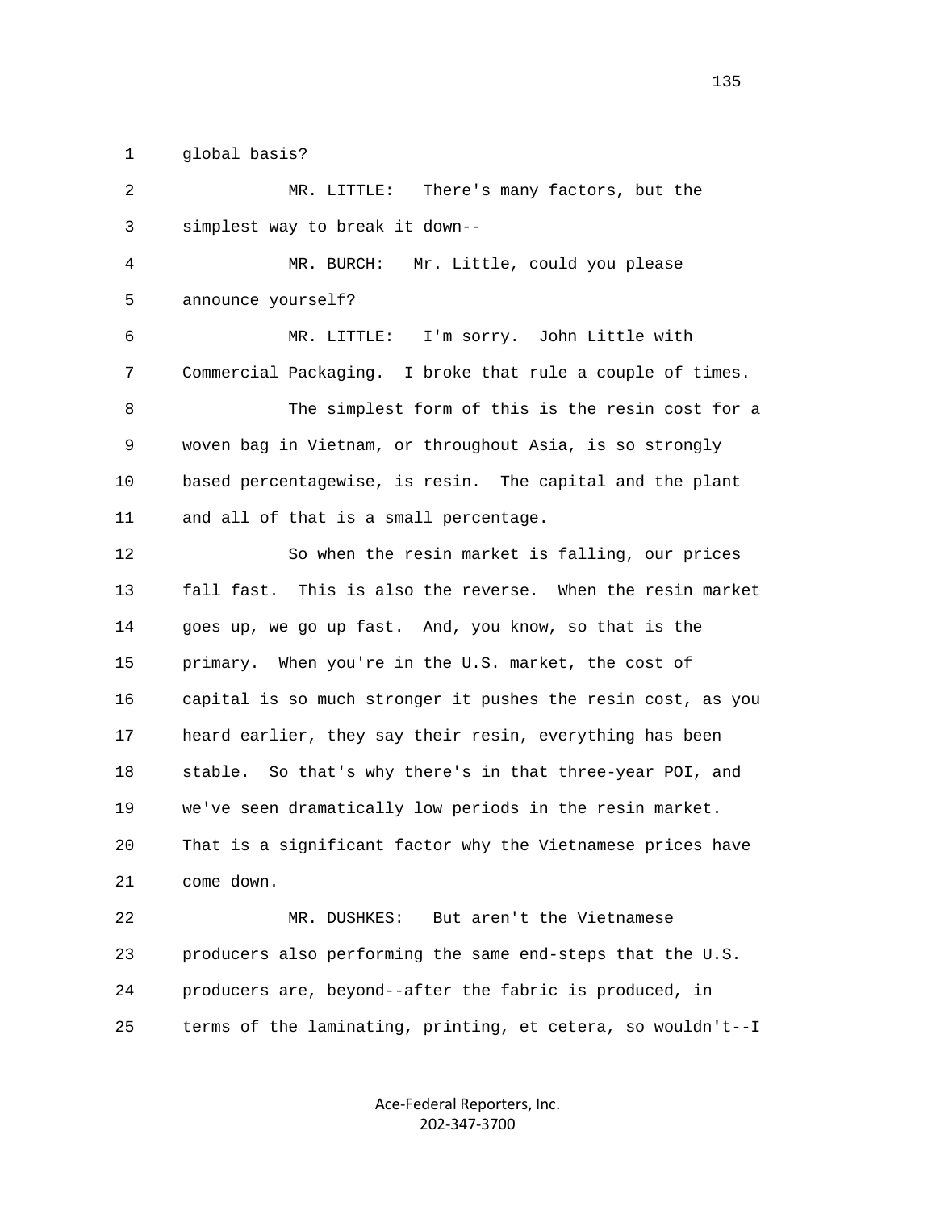1 global basis?

2 MR. LITTLE: There's many factors, but the

3 simplest way to break it down--

4 MR. BURCH: Mr. Little, could you please

5 announce yourself?

6 MR. LITTLE: I'm sorry. John Little with

7 Commercial Packaging. I broke that rule a couple of times.

8 The simplest form of this is the resin cost for a

9 woven bag in Vietnam, or throughout Asia, is so strongly

10 based percentagewise, is resin. The capital and the plant

11 and all of that is a small percentage.

12 So when the resin market is falling, our prices

13 fall fast. This is also the reverse. When the resin market

14 goes up, we go up fast. And, you know, so that is the

15 primary. When you're in the U.S. market, the cost of

16 capital is so much stronger it pushes the resin cost, as you

17 heard earlier, they say their resin, everything has been

18 stable. So that's why there's in that three-year POI, and

19 we've seen dramatically low periods in the resin market.

20 That is a significant factor why the Vietnamese prices have

21 come down.

22 MR. DUSHKES: But aren't the Vietnamese

23 producers also performing the same end-steps that the U.S.

24 producers are, beyond--after the fabric is produced, in

25 terms of the laminating, printing, et cetera, so wouldn't--I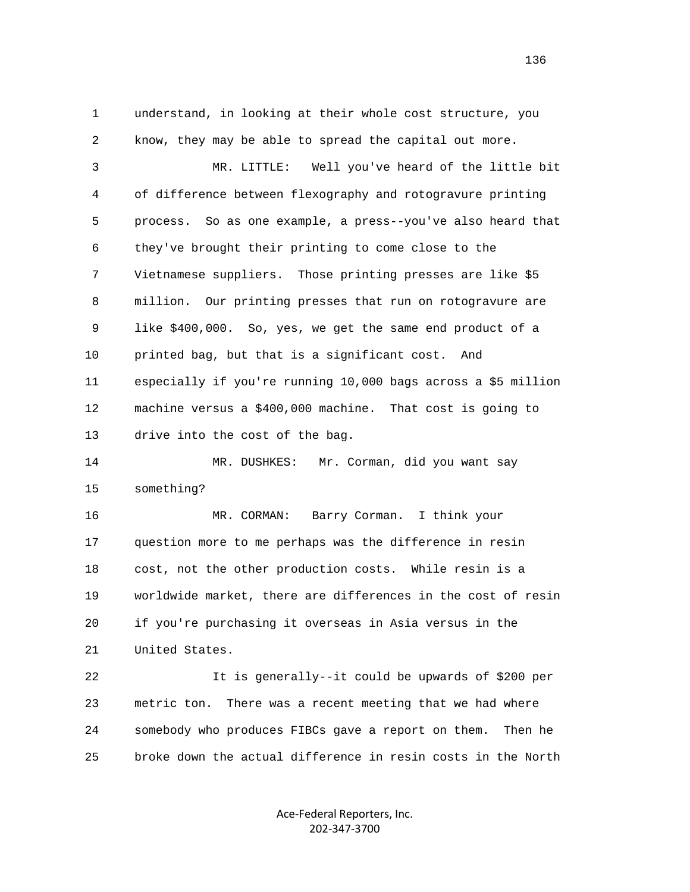understand, in looking at their whole cost structure, you know, they may be able to spread the capital out more.

MR. LITTLE: Well you've heard of the little bit of difference between flexography and rotogravure printing process. So as one example, a press--you've also heard that they've brought their printing to come close to the Vietnamese suppliers. Those printing presses are like $5 million. Our printing presses that run on rotogravure are like $400,000. So, yes, we get the same end product of a printed bag, but that is a significant cost. And especially if you're running 10,000 bags across a $5 million machine versus a $400,000 machine. That cost is going to drive into the cost of the bag.

MR. DUSHKES: Mr. Corman, did you want say something?

MR. CORMAN: Barry Corman. I think your question more to me perhaps was the difference in resin cost, not the other production costs. While resin is a worldwide market, there are differences in the cost of resin if you're purchasing it overseas in Asia versus in the United States.

It is generally--it could be upwards of $200 per metric ton. There was a recent meeting that we had where somebody who produces FIBCs gave a report on them. Then he broke down the actual difference in resin costs in the North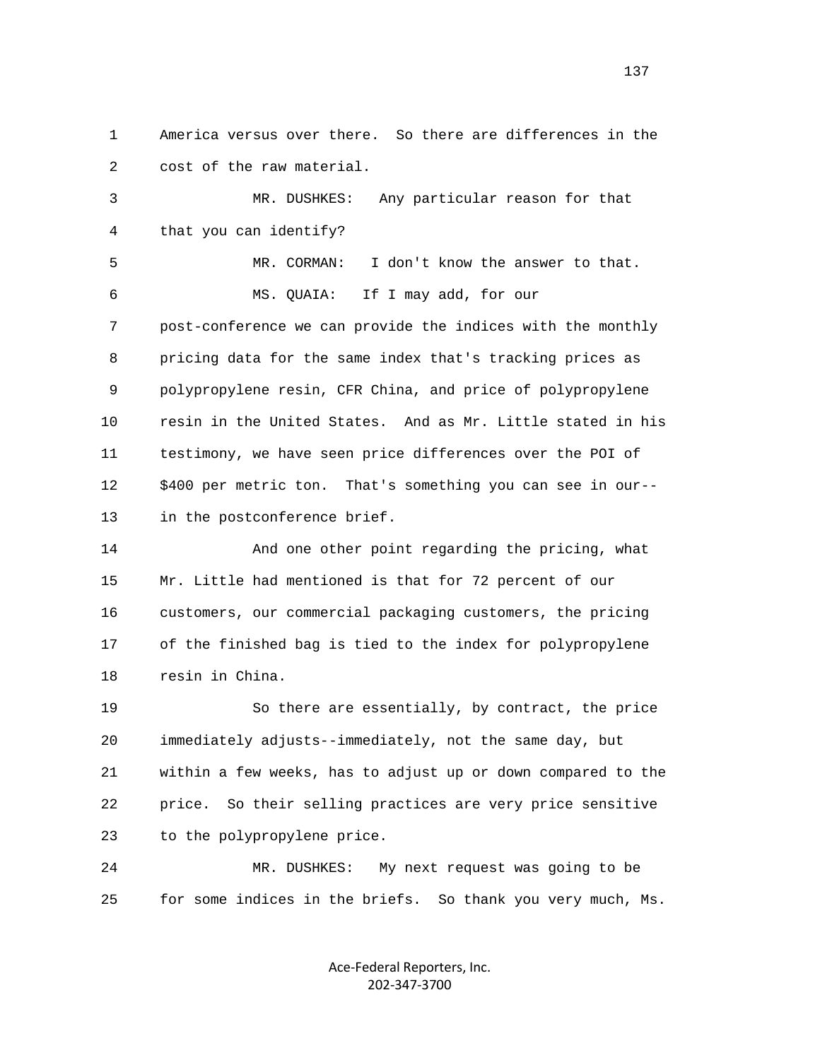1 America versus over there. So there are differences in the
2 cost of the raw material.

3 MR. DUSHKES: Any particular reason for that
4 that you can identify?

5 MR. CORMAN: I don't know the answer to that.

6 MS. QUAIA: If I may add, for our
7 post-conference we can provide the indices with the monthly
8 pricing data for the same index that's tracking prices as
9 polypropylene resin, CFR China, and price of polypropylene
10 resin in the United States. And as Mr. Little stated in his
11 testimony, we have seen price differences over the POI of
12 $400 per metric ton. That's something you can see in our--
13 in the postconference brief.

14 And one other point regarding the pricing, what
15 Mr. Little had mentioned is that for 72 percent of our
16 customers, our commercial packaging customers, the pricing
17 of the finished bag is tied to the index for polypropylene
18 resin in China.

19 So there are essentially, by contract, the price
20 immediately adjusts--immediately, not the same day, but
21 within a few weeks, has to adjust up or down compared to the
22 price. So their selling practices are very price sensitive
23 to the polypropylene price.

24 MR. DUSHKES: My next request was going to be
25 for some indices in the briefs. So thank you very much, Ms.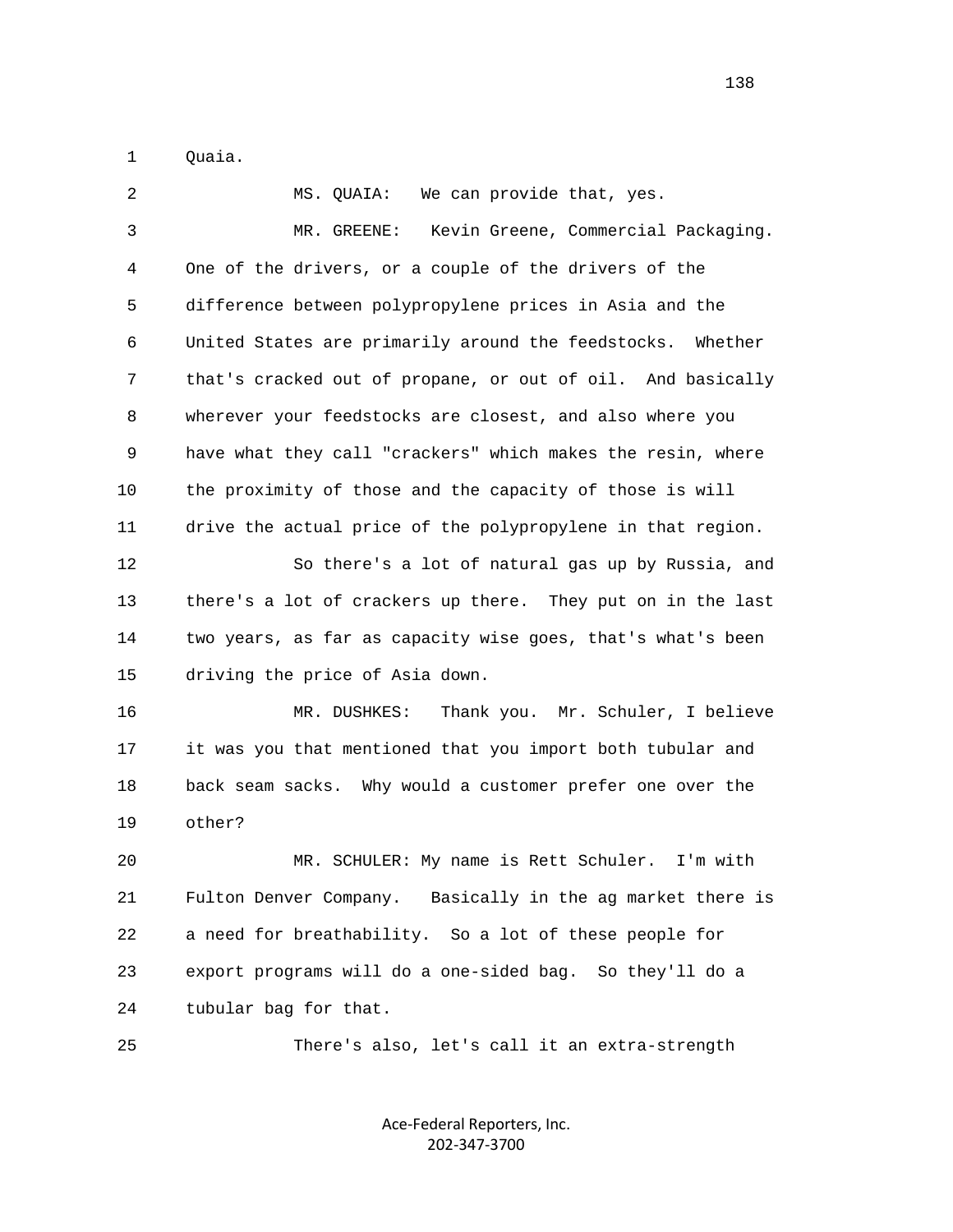Quaia.

MS. QUAIA: We can provide that, yes.

MR. GREENE: Kevin Greene, Commercial Packaging. One of the drivers, or a couple of the drivers of the difference between polypropylene prices in Asia and the United States are primarily around the feedstocks. Whether that's cracked out of propane, or out of oil. And basically wherever your feedstocks are closest, and also where you have what they call "crackers" which makes the resin, where the proximity of those and the capacity of those is will drive the actual price of the polypropylene in that region.

So there's a lot of natural gas up by Russia, and there's a lot of crackers up there. They put on in the last two years, as far as capacity wise goes, that's what's been driving the price of Asia down.

MR. DUSHKES: Thank you. Mr. Schuler, I believe it was you that mentioned that you import both tubular and back seam sacks. Why would a customer prefer one over the other?

MR. SCHULER: My name is Rett Schuler. I'm with Fulton Denver Company. Basically in the ag market there is a need for breathability. So a lot of these people for export programs will do a one-sided bag. So they'll do a tubular bag for that.

There's also, let's call it an extra-strength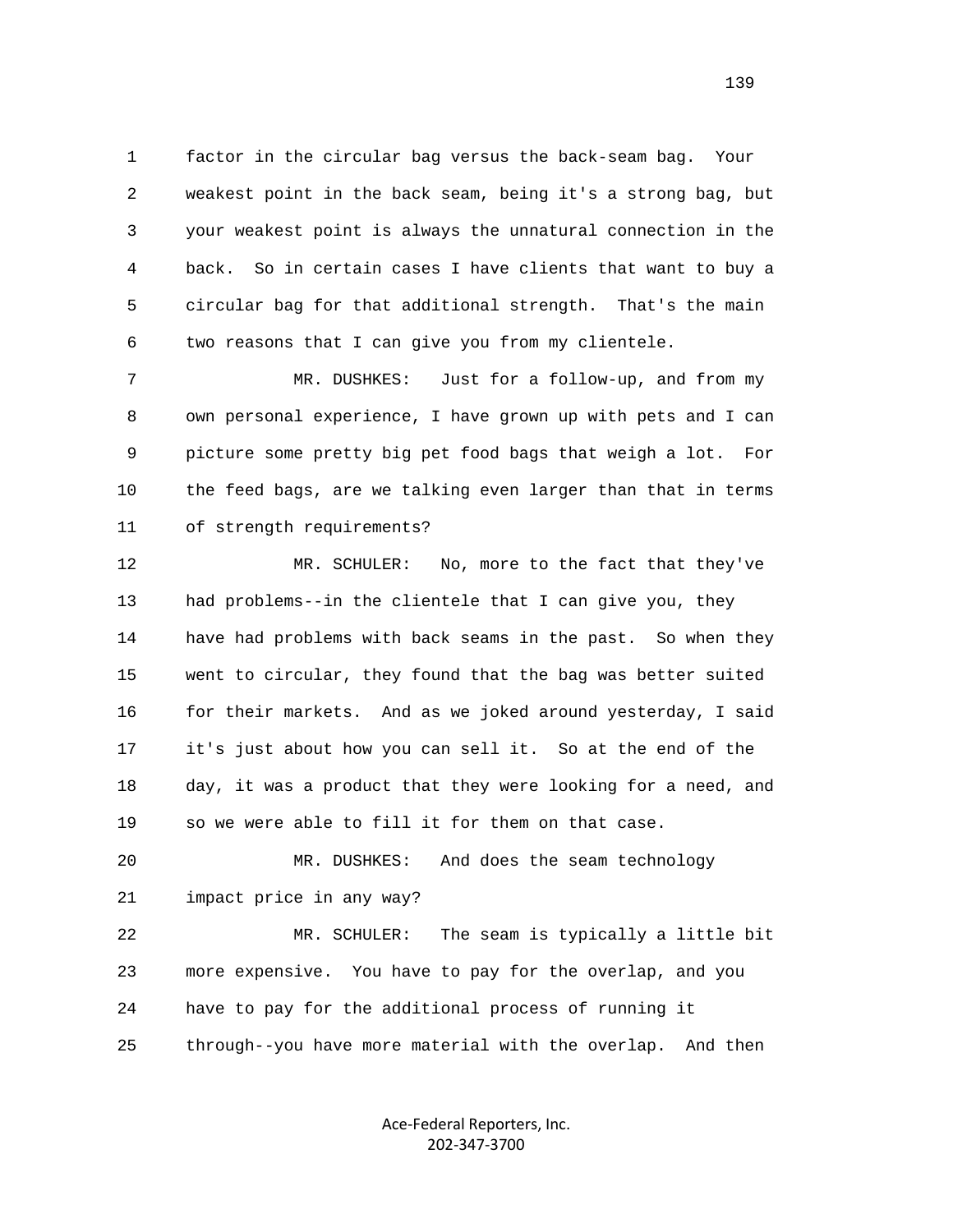factor in the circular bag versus the back-seam bag. Your weakest point in the back seam, being it's a strong bag, but your weakest point is always the unnatural connection in the back. So in certain cases I have clients that want to buy a circular bag for that additional strength. That's the main two reasons that I can give you from my clientele.

MR. DUSHKES: Just for a follow-up, and from my own personal experience, I have grown up with pets and I can picture some pretty big pet food bags that weigh a lot. For the feed bags, are we talking even larger than that in terms of strength requirements?

MR. SCHULER: No, more to the fact that they've had problems--in the clientele that I can give you, they have had problems with back seams in the past. So when they went to circular, they found that the bag was better suited for their markets. And as we joked around yesterday, I said it's just about how you can sell it. So at the end of the day, it was a product that they were looking for a need, and so we were able to fill it for them on that case.

MR. DUSHKES: And does the seam technology impact price in any way?

MR. SCHULER: The seam is typically a little bit more expensive. You have to pay for the overlap, and you have to pay for the additional process of running it through--you have more material with the overlap. And then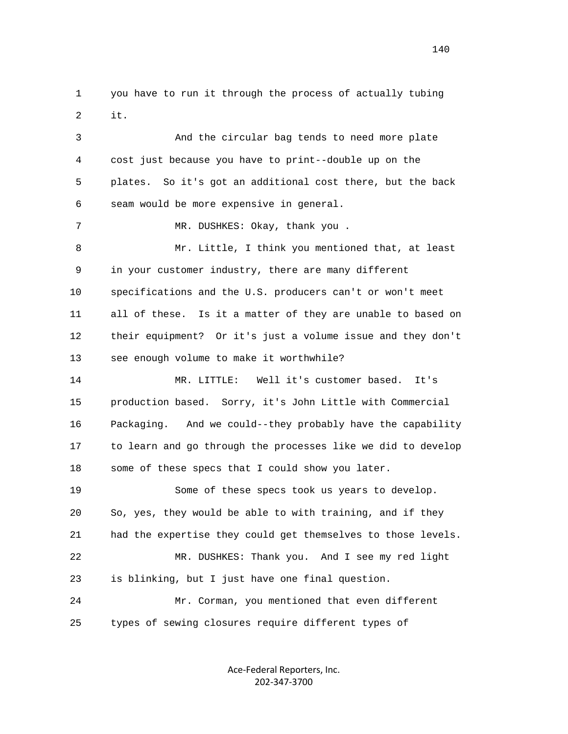you have to run it through the process of actually tubing it.

And the circular bag tends to need more plate cost just because you have to print--double up on the plates. So it's got an additional cost there, but the back seam would be more expensive in general.

MR. DUSHKES: Okay, thank you .

Mr. Little, I think you mentioned that, at least in your customer industry, there are many different specifications and the U.S. producers can't or won't meet all of these. Is it a matter of they are unable to based on their equipment? Or it's just a volume issue and they don't see enough volume to make it worthwhile?

MR. LITTLE: Well it's customer based. It's production based. Sorry, it's John Little with Commercial Packaging. And we could--they probably have the capability to learn and go through the processes like we did to develop some of these specs that I could show you later.

Some of these specs took us years to develop. So, yes, they would be able to with training, and if they had the expertise they could get themselves to those levels.

MR. DUSHKES: Thank you. And I see my red light is blinking, but I just have one final question.

Mr. Corman, you mentioned that even different types of sewing closures require different types of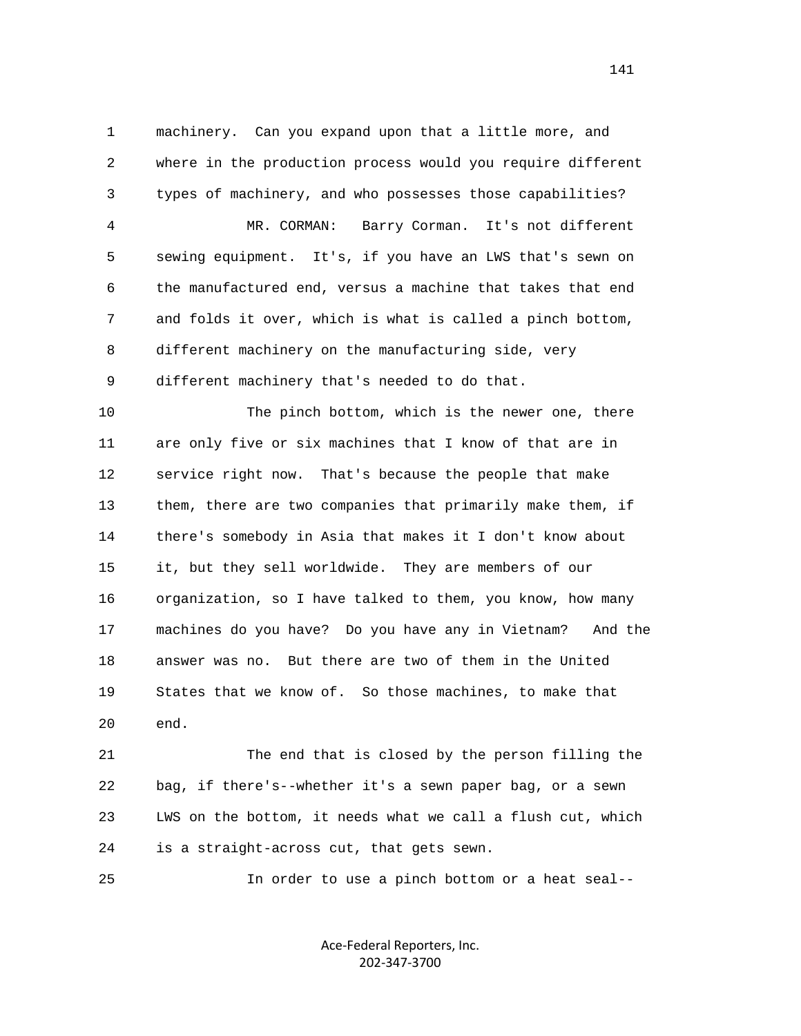machinery. Can you expand upon that a little more, and where in the production process would you require different types of machinery, and who possesses those capabilities?

MR. CORMAN: Barry Corman. It's not different sewing equipment. It's, if you have an LWS that's sewn on the manufactured end, versus a machine that takes that end and folds it over, which is what is called a pinch bottom, different machinery on the manufacturing side, very different machinery that's needed to do that.

The pinch bottom, which is the newer one, there are only five or six machines that I know of that are in service right now. That's because the people that make them, there are two companies that primarily make them, if there's somebody in Asia that makes it I don't know about it, but they sell worldwide. They are members of our organization, so I have talked to them, you know, how many machines do you have? Do you have any in Vietnam? And the answer was no. But there are two of them in the United States that we know of. So those machines, to make that end.

The end that is closed by the person filling the bag, if there's--whether it's a sewn paper bag, or a sewn LWS on the bottom, it needs what we call a flush cut, which is a straight-across cut, that gets sewn.

In order to use a pinch bottom or a heat seal--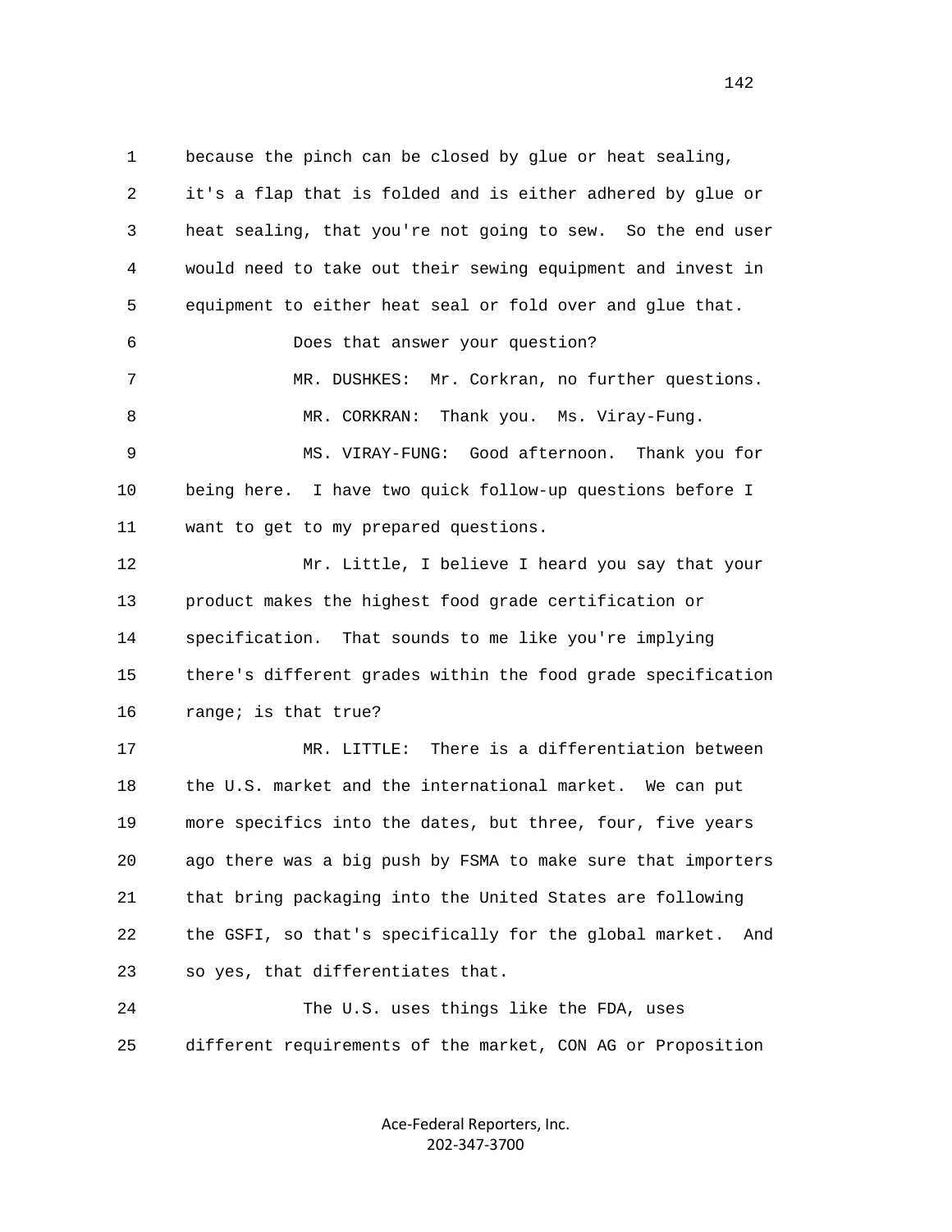because the pinch can be closed by glue or heat sealing, it's a flap that is folded and is either adhered by glue or heat sealing, that you're not going to sew. So the end user would need to take out their sewing equipment and invest in equipment to either heat seal or fold over and glue that.

Does that answer your question?

MR. DUSHKES: Mr. Corkran, no further questions.

MR. CORKRAN: Thank you. Ms. Viray-Fung.

MS. VIRAY-FUNG: Good afternoon. Thank you for being here. I have two quick follow-up questions before I want to get to my prepared questions.

Mr. Little, I believe I heard you say that your product makes the highest food grade certification or specification. That sounds to me like you're implying there's different grades within the food grade specification range; is that true?

MR. LITTLE: There is a differentiation between the U.S. market and the international market. We can put more specifics into the dates, but three, four, five years ago there was a big push by FSMA to make sure that importers that bring packaging into the United States are following the GSFI, so that's specifically for the global market. And so yes, that differentiates that.

The U.S. uses things like the FDA, uses different requirements of the market, CON AG or Proposition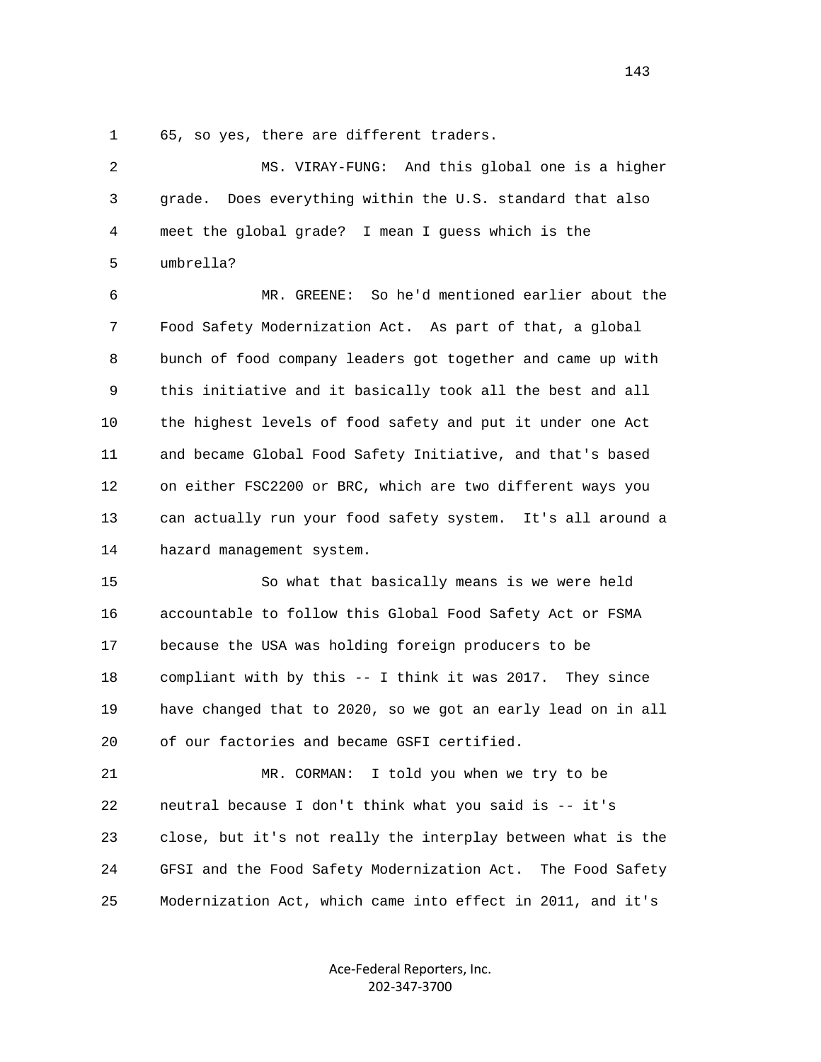1 65, so yes, there are different traders.

2 MS. VIRAY-FUNG: And this global one is a higher
3 grade. Does everything within the U.S. standard that also
4 meet the global grade? I mean I guess which is the
5 umbrella?

6 MR. GREENE: So he'd mentioned earlier about the
7 Food Safety Modernization Act. As part of that, a global
8 bunch of food company leaders got together and came up with
9 this initiative and it basically took all the best and all
10 the highest levels of food safety and put it under one Act
11 and became Global Food Safety Initiative, and that's based
12 on either FSC2200 or BRC, which are two different ways you
13 can actually run your food safety system. It's all around a
14 hazard management system.

15 So what that basically means is we were held
16 accountable to follow this Global Food Safety Act or FSMA
17 because the USA was holding foreign producers to be
18 compliant with by this -- I think it was 2017. They since
19 have changed that to 2020, so we got an early lead on in all
20 of our factories and became GSFI certified.

21 MR. CORMAN: I told you when we try to be
22 neutral because I don't think what you said is -- it's
23 close, but it's not really the interplay between what is the
24 GFSI and the Food Safety Modernization Act. The Food Safety
25 Modernization Act, which came into effect in 2011, and it's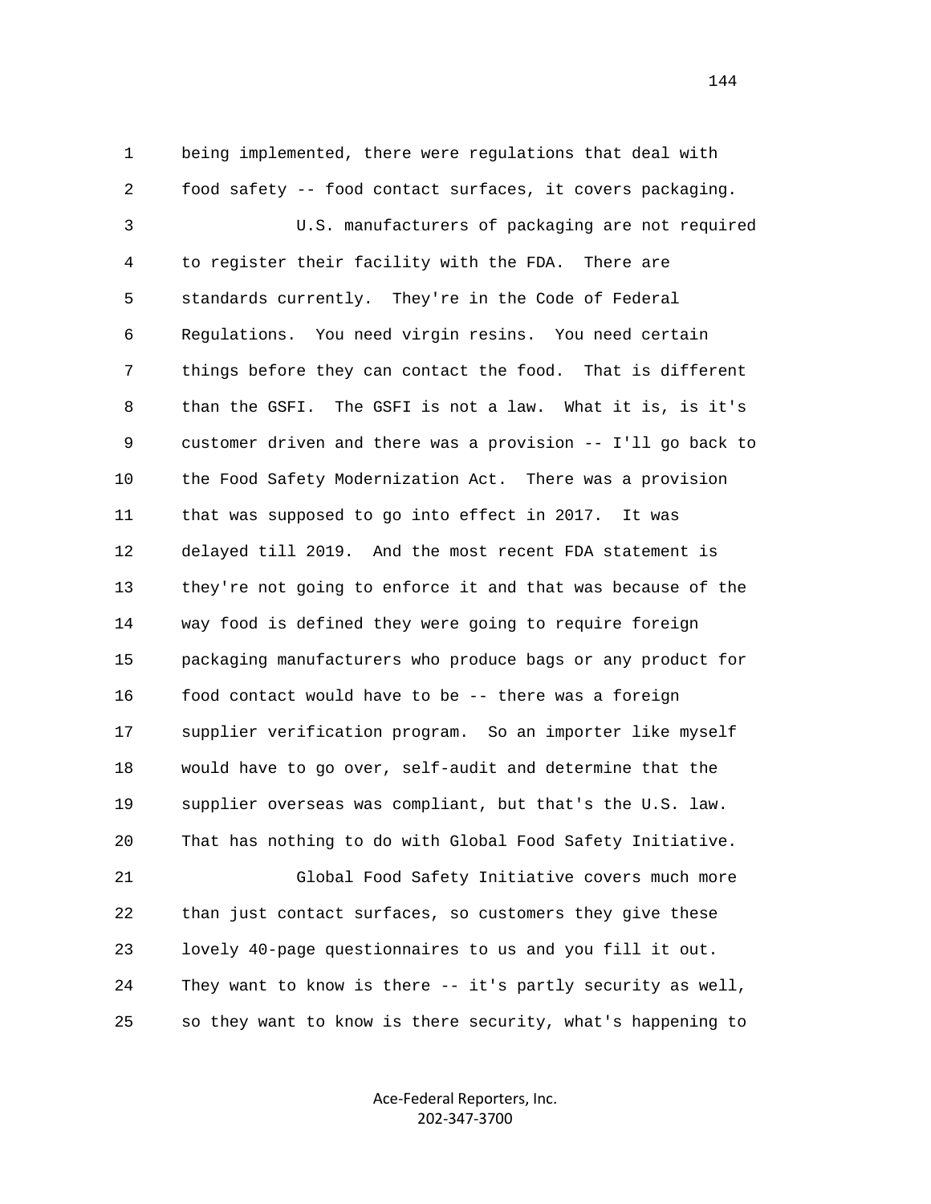being implemented, there were regulations that deal with food safety -- food contact surfaces, it covers packaging.

U.S. manufacturers of packaging are not required to register their facility with the FDA. There are standards currently. They're in the Code of Federal Regulations. You need virgin resins. You need certain things before they can contact the food. That is different than the GSFI. The GSFI is not a law. What it is, is it's customer driven and there was a provision -- I'll go back to the Food Safety Modernization Act. There was a provision that was supposed to go into effect in 2017. It was delayed till 2019. And the most recent FDA statement is they're not going to enforce it and that was because of the way food is defined they were going to require foreign packaging manufacturers who produce bags or any product for food contact would have to be -- there was a foreign supplier verification program. So an importer like myself would have to go over, self-audit and determine that the supplier overseas was compliant, but that's the U.S. law. That has nothing to do with Global Food Safety Initiative.

Global Food Safety Initiative covers much more than just contact surfaces, so customers they give these lovely 40-page questionnaires to us and you fill it out. They want to know is there -- it's partly security as well, so they want to know is there security, what's happening to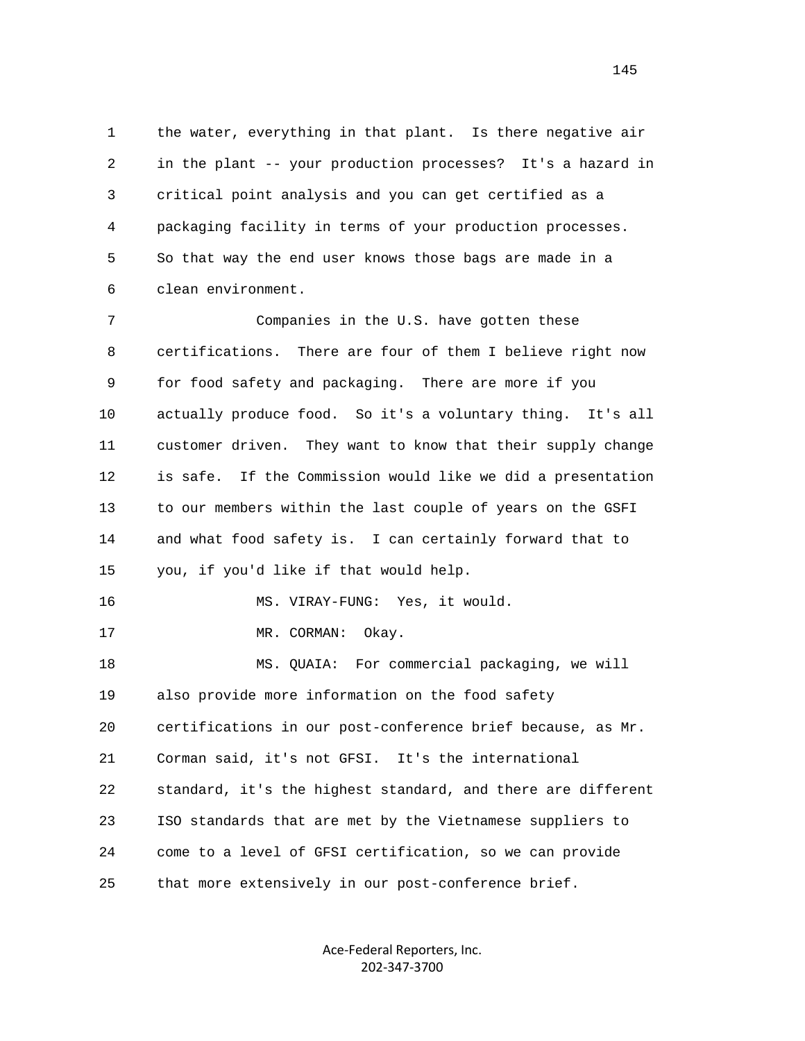the water, everything in that plant. Is there negative air in the plant -- your production processes? It's a hazard in critical point analysis and you can get certified as a packaging facility in terms of your production processes. So that way the end user knows those bags are made in a clean environment.

Companies in the U.S. have gotten these certifications. There are four of them I believe right now for food safety and packaging. There are more if you actually produce food. So it's a voluntary thing. It's all customer driven. They want to know that their supply change is safe. If the Commission would like we did a presentation to our members within the last couple of years on the GSFI and what food safety is. I can certainly forward that to you, if you'd like if that would help.

MS. VIRAY-FUNG: Yes, it would.

MR. CORMAN: Okay.

MS. QUAIA: For commercial packaging, we will also provide more information on the food safety certifications in our post-conference brief because, as Mr. Corman said, it's not GFSI. It's the international standard, it's the highest standard, and there are different ISO standards that are met by the Vietnamese suppliers to come to a level of GFSI certification, so we can provide that more extensively in our post-conference brief.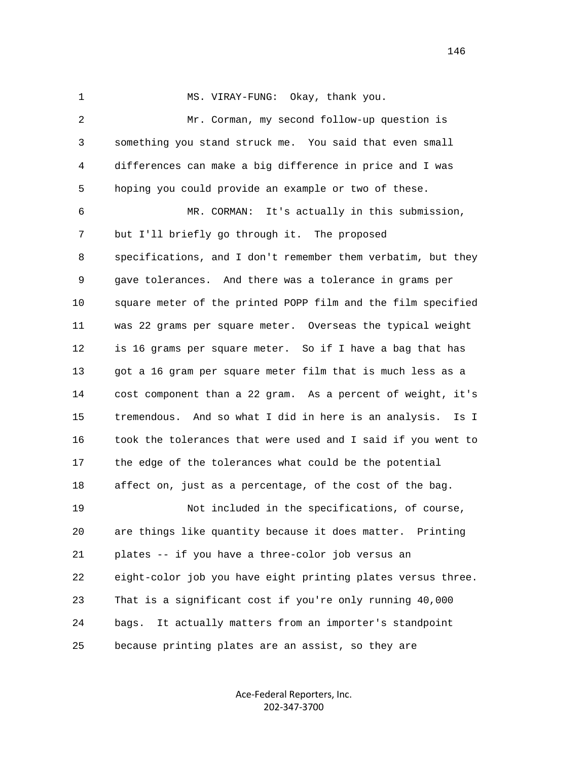MS. VIRAY-FUNG: Okay, thank you.

Mr. Corman, my second follow-up question is something you stand struck me. You said that even small differences can make a big difference in price and I was hoping you could provide an example or two of these.

MR. CORMAN: It's actually in this submission, but I'll briefly go through it. The proposed specifications, and I don't remember them verbatim, but they gave tolerances. And there was a tolerance in grams per square meter of the printed POPP film and the film specified was 22 grams per square meter. Overseas the typical weight is 16 grams per square meter. So if I have a bag that has got a 16 gram per square meter film that is much less as a cost component than a 22 gram. As a percent of weight, it's tremendous. And so what I did in here is an analysis. Is I took the tolerances that were used and I said if you went to the edge of the tolerances what could be the potential affect on, just as a percentage, of the cost of the bag.

Not included in the specifications, of course, are things like quantity because it does matter. Printing plates -- if you have a three-color job versus an eight-color job you have eight printing plates versus three. That is a significant cost if you're only running 40,000 bags. It actually matters from an importer's standpoint because printing plates are an assist, so they are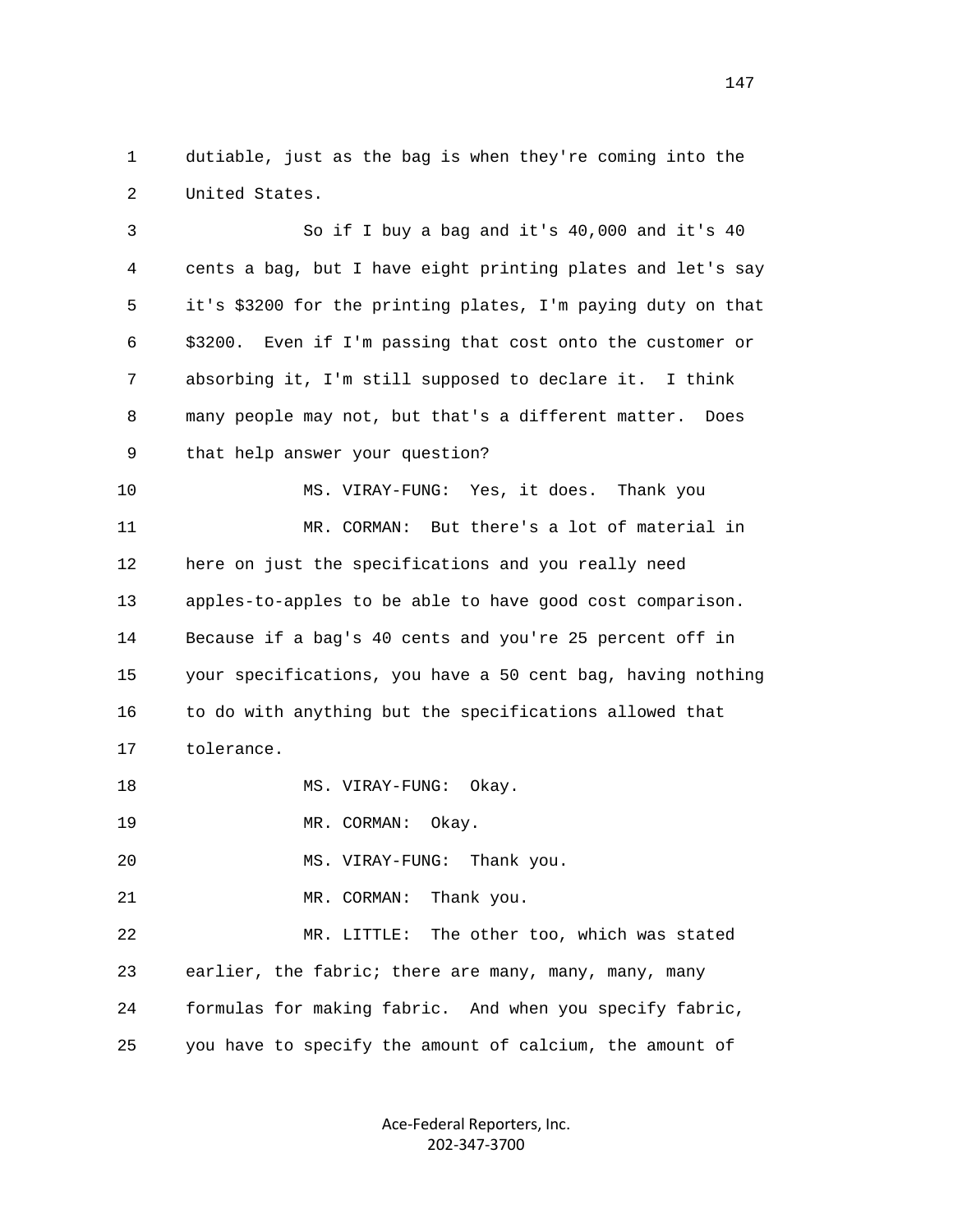1 dutiable, just as the bag is when they're coming into the
2 United States.

3 So if I buy a bag and it's 40,000 and it's 40
4 cents a bag, but I have eight printing plates and let's say
5 it's $3200 for the printing plates, I'm paying duty on that
6 $3200. Even if I'm passing that cost onto the customer or
7 absorbing it, I'm still supposed to declare it. I think
8 many people may not, but that's a different matter. Does
9 that help answer your question?

10 MS. VIRAY-FUNG: Yes, it does. Thank you

11 MR. CORMAN: But there's a lot of material in
12 here on just the specifications and you really need
13 apples-to-apples to be able to have good cost comparison.
14 Because if a bag's 40 cents and you're 25 percent off in
15 your specifications, you have a 50 cent bag, having nothing
16 to do with anything but the specifications allowed that
17 tolerance.

18 MS. VIRAY-FUNG: Okay.

19 MR. CORMAN: Okay.

20 MS. VIRAY-FUNG: Thank you.

21 MR. CORMAN: Thank you.

22 MR. LITTLE: The other too, which was stated
23 earlier, the fabric; there are many, many, many, many
24 formulas for making fabric. And when you specify fabric,
25 you have to specify the amount of calcium, the amount of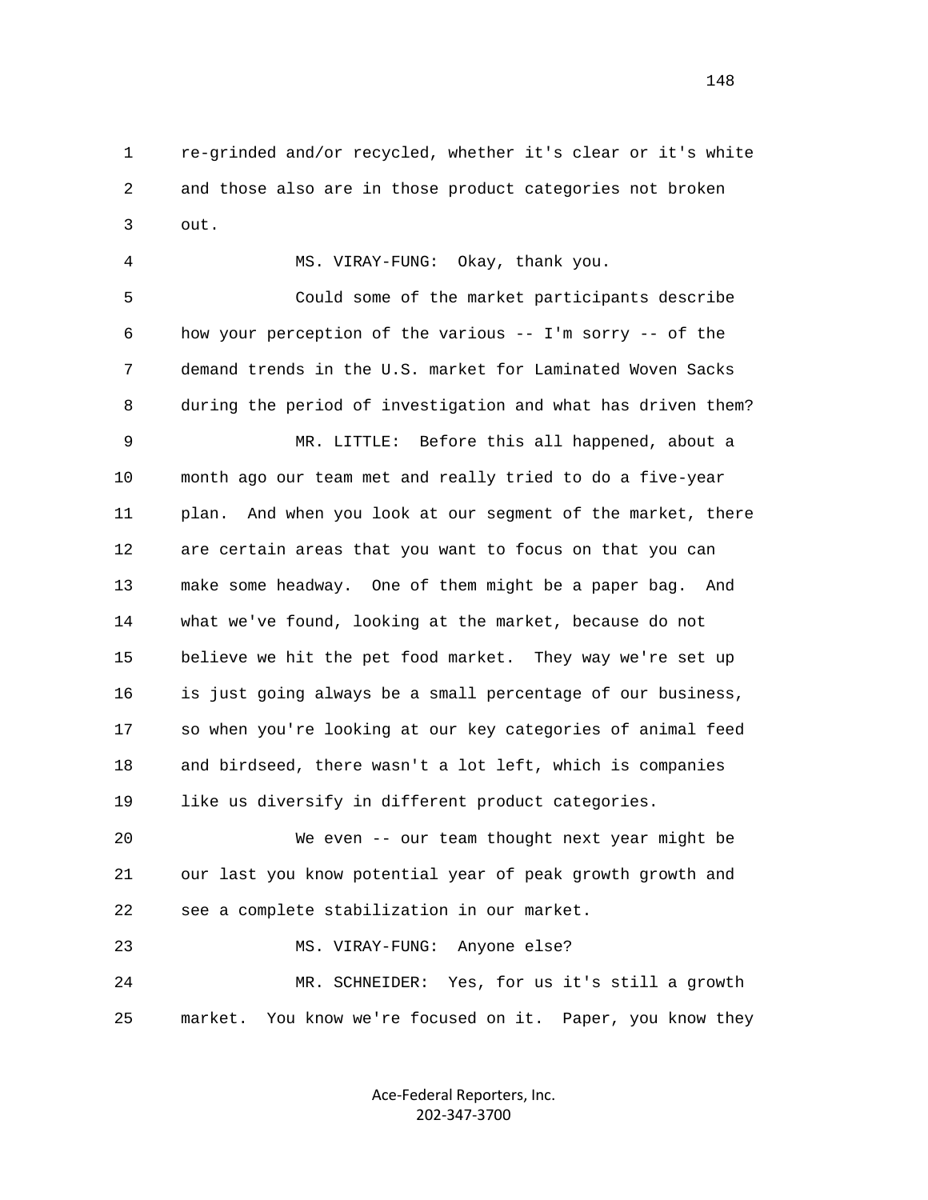re-grinded and/or recycled, whether it's clear or it's white and those also are in those product categories not broken out.

MS. VIRAY-FUNG: Okay, thank you.

Could some of the market participants describe how your perception of the various -- I'm sorry -- of the demand trends in the U.S. market for Laminated Woven Sacks during the period of investigation and what has driven them?

MR. LITTLE: Before this all happened, about a month ago our team met and really tried to do a five-year plan. And when you look at our segment of the market, there are certain areas that you want to focus on that you can make some headway. One of them might be a paper bag. And what we've found, looking at the market, because do not believe we hit the pet food market. They way we're set up is just going always be a small percentage of our business, so when you're looking at our key categories of animal feed and birdseed, there wasn't a lot left, which is companies like us diversify in different product categories.

We even -- our team thought next year might be our last you know potential year of peak growth growth and see a complete stabilization in our market.

MS. VIRAY-FUNG: Anyone else?

MR. SCHNEIDER: Yes, for us it's still a growth market. You know we're focused on it. Paper, you know they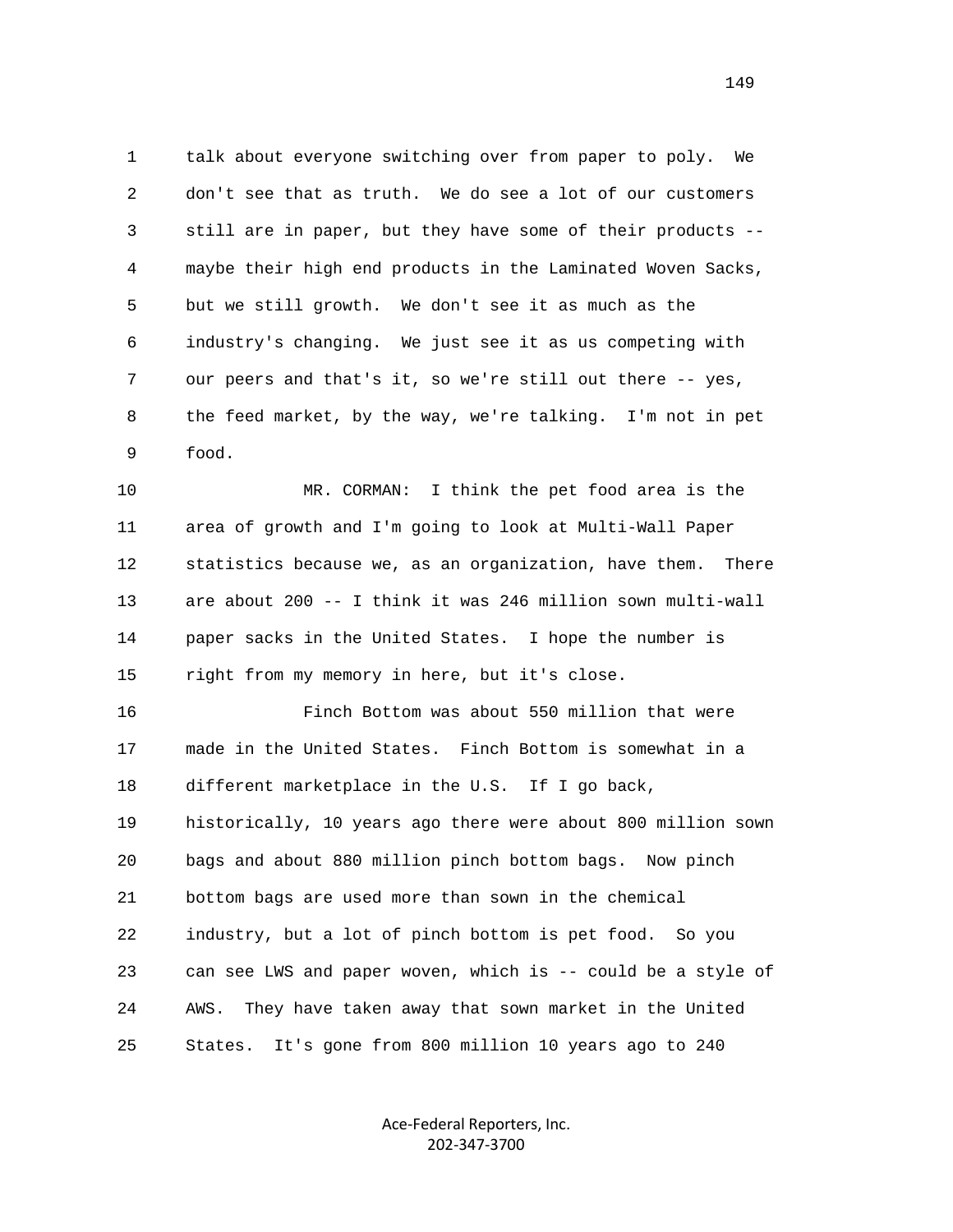talk about everyone switching over from paper to poly. We don't see that as truth. We do see a lot of our customers still are in paper, but they have some of their products -- maybe their high end products in the Laminated Woven Sacks, but we still growth. We don't see it as much as the industry's changing. We just see it as us competing with our peers and that's it, so we're still out there -- yes, the feed market, by the way, we're talking. I'm not in pet food.

MR. CORMAN: I think the pet food area is the area of growth and I'm going to look at Multi-Wall Paper statistics because we, as an organization, have them. There are about 200 -- I think it was 246 million sown multi-wall paper sacks in the United States. I hope the number is right from my memory in here, but it's close.

Finch Bottom was about 550 million that were made in the United States. Finch Bottom is somewhat in a different marketplace in the U.S. If I go back, historically, 10 years ago there were about 800 million sown bags and about 880 million pinch bottom bags. Now pinch bottom bags are used more than sown in the chemical industry, but a lot of pinch bottom is pet food. So you can see LWS and paper woven, which is -- could be a style of AWS. They have taken away that sown market in the United States. It's gone from 800 million 10 years ago to 240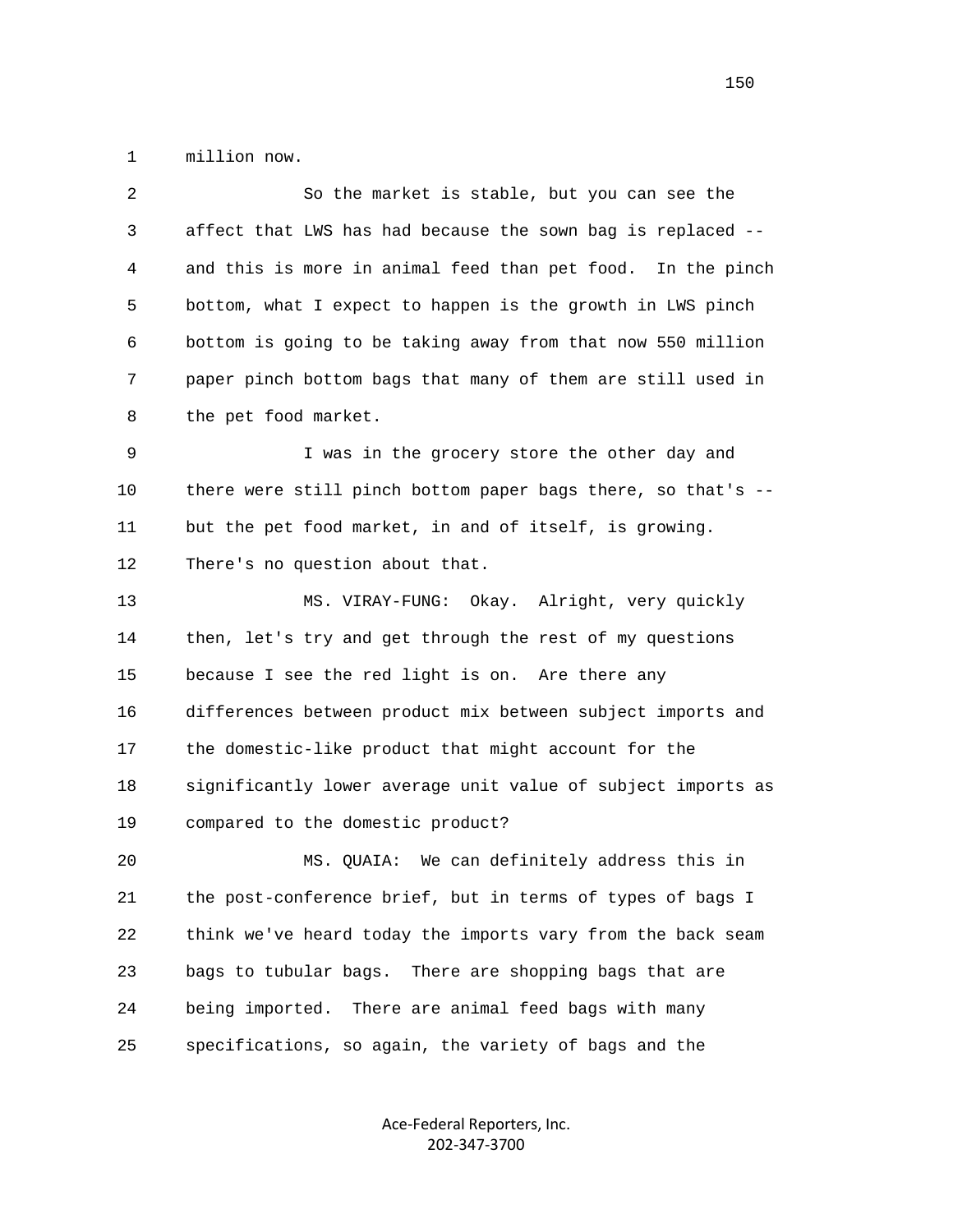1 million now.

2 So the market is stable, but you can see the
3 affect that LWS has had because the sown bag is replaced --
4 and this is more in animal feed than pet food. In the pinch
5 bottom, what I expect to happen is the growth in LWS pinch
6 bottom is going to be taking away from that now 550 million
7 paper pinch bottom bags that many of them are still used in
8 the pet food market.

9 I was in the grocery store the other day and
10 there were still pinch bottom paper bags there, so that's --
11 but the pet food market, in and of itself, is growing.
12 There's no question about that.

13 MS. VIRAY-FUNG: Okay. Alright, very quickly
14 then, let's try and get through the rest of my questions
15 because I see the red light is on. Are there any
16 differences between product mix between subject imports and
17 the domestic-like product that might account for the
18 significantly lower average unit value of subject imports as
19 compared to the domestic product?

20 MS. QUAIA: We can definitely address this in
21 the post-conference brief, but in terms of types of bags I
22 think we've heard today the imports vary from the back seam
23 bags to tubular bags. There are shopping bags that are
24 being imported. There are animal feed bags with many
25 specifications, so again, the variety of bags and the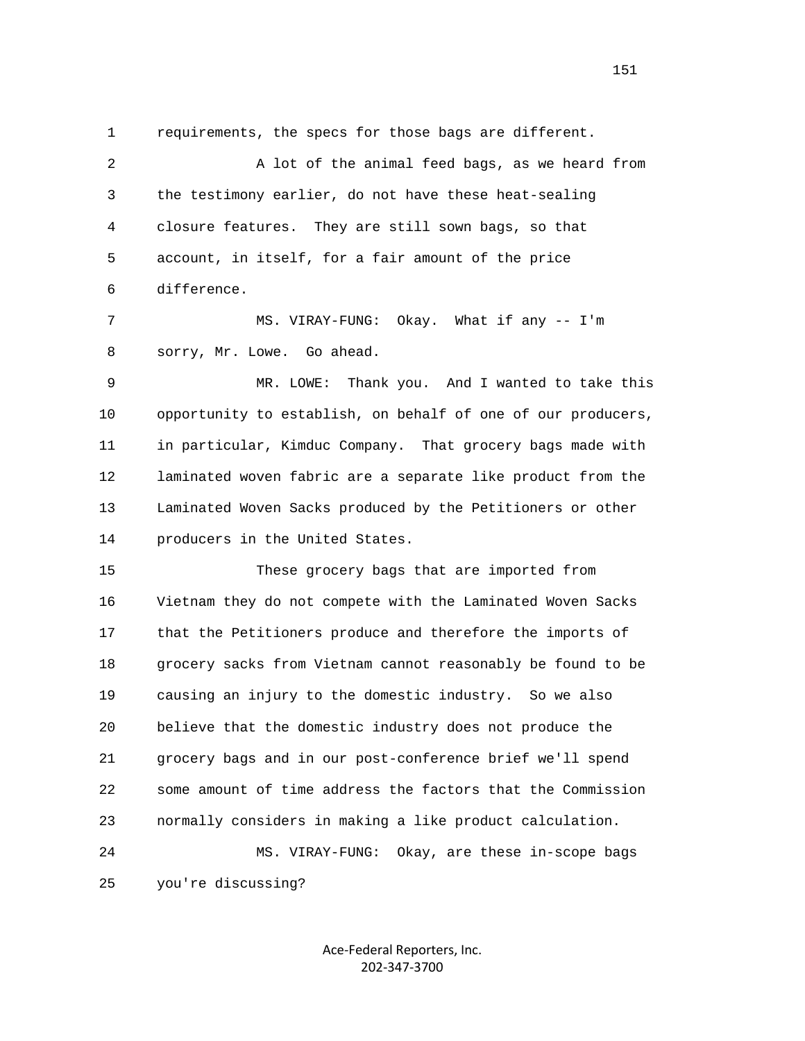1 requirements, the specs for those bags are different.

2 A lot of the animal feed bags, as we heard from

3 the testimony earlier, do not have these heat-sealing

4 closure features. They are still sown bags, so that

5 account, in itself, for a fair amount of the price

6 difference.

7 MS. VIRAY-FUNG: Okay. What if any -- I'm

8 sorry, Mr. Lowe. Go ahead.

9 MR. LOWE: Thank you. And I wanted to take this

10 opportunity to establish, on behalf of one of our producers,

11 in particular, Kimduc Company. That grocery bags made with

12 laminated woven fabric are a separate like product from the

13 Laminated Woven Sacks produced by the Petitioners or other

14 producers in the United States.

15 These grocery bags that are imported from

16 Vietnam they do not compete with the Laminated Woven Sacks

17 that the Petitioners produce and therefore the imports of

18 grocery sacks from Vietnam cannot reasonably be found to be

19 causing an injury to the domestic industry. So we also

20 believe that the domestic industry does not produce the

21 grocery bags and in our post-conference brief we'll spend

22 some amount of time address the factors that the Commission

23 normally considers in making a like product calculation.

24 MS. VIRAY-FUNG: Okay, are these in-scope bags

25 you're discussing?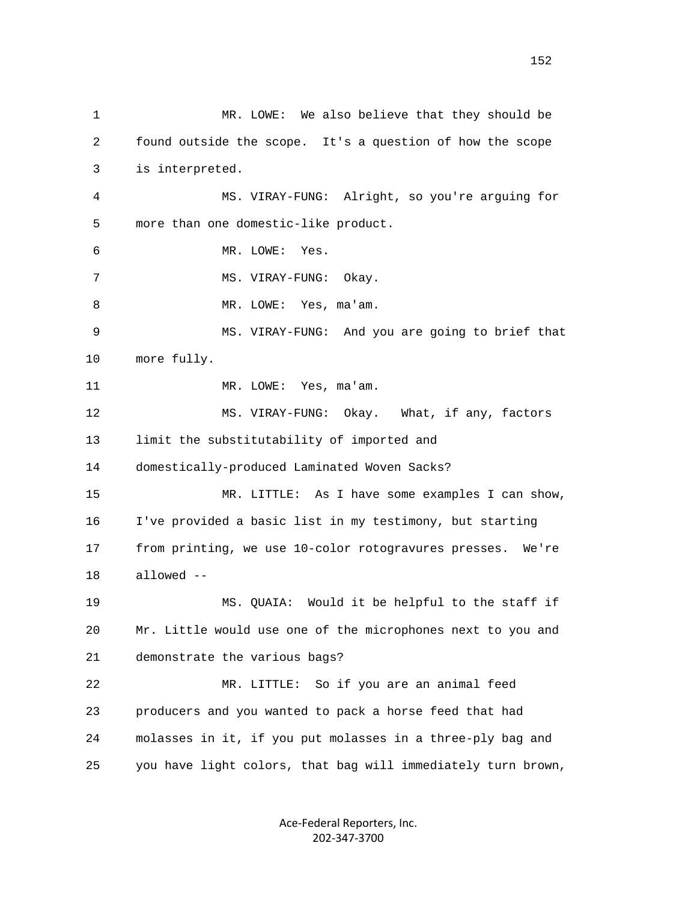1 MR. LOWE: We also believe that they should be
2 found outside the scope. It's a question of how the scope
3 is interpreted.
4 MS. VIRAY-FUNG: Alright, so you're arguing for
5 more than one domestic-like product.
6 MR. LOWE: Yes.
7 MS. VIRAY-FUNG: Okay.
8 MR. LOWE: Yes, ma'am.
9 MS. VIRAY-FUNG: And you are going to brief that
10 more fully.
11 MR. LOWE: Yes, ma'am.
12 MS. VIRAY-FUNG: Okay. What, if any, factors
13 limit the substitutability of imported and
14 domestically-produced Laminated Woven Sacks?
15 MR. LITTLE: As I have some examples I can show,
16 I've provided a basic list in my testimony, but starting
17 from printing, we use 10-color rotogravures presses. We're
18 allowed --
19 MS. QUAIA: Would it be helpful to the staff if
20 Mr. Little would use one of the microphones next to you and
21 demonstrate the various bags?
22 MR. LITTLE: So if you are an animal feed
23 producers and you wanted to pack a horse feed that had
24 molasses in it, if you put molasses in a three-ply bag and
25 you have light colors, that bag will immediately turn brown,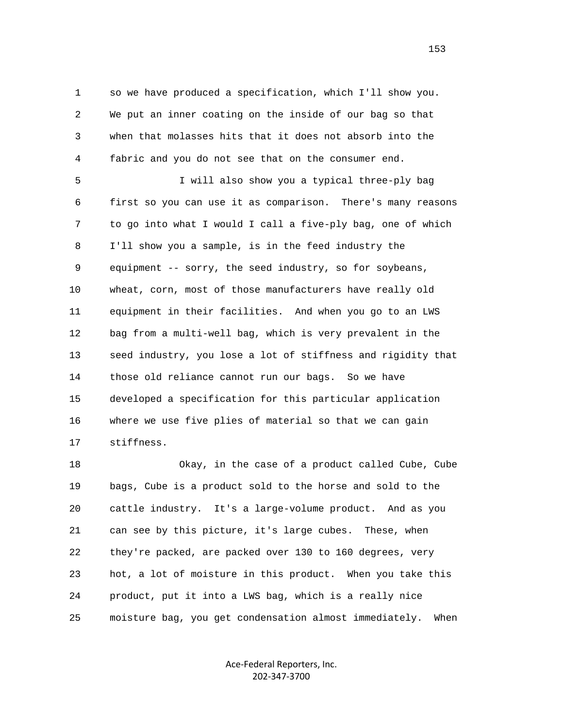so we have produced a specification, which I'll show you. We put an inner coating on the inside of our bag so that when that molasses hits that it does not absorb into the fabric and you do not see that on the consumer end.

I will also show you a typical three-ply bag first so you can use it as comparison. There's many reasons to go into what I would I call a five-ply bag, one of which I'll show you a sample, is in the feed industry the equipment -- sorry, the seed industry, so for soybeans, wheat, corn, most of those manufacturers have really old equipment in their facilities. And when you go to an LWS bag from a multi-well bag, which is very prevalent in the seed industry, you lose a lot of stiffness and rigidity that those old reliance cannot run our bags. So we have developed a specification for this particular application where we use five plies of material so that we can gain stiffness.

Okay, in the case of a product called Cube, Cube bags, Cube is a product sold to the horse and sold to the cattle industry. It's a large-volume product. And as you can see by this picture, it's large cubes. These, when they're packed, are packed over 130 to 160 degrees, very hot, a lot of moisture in this product. When you take this product, put it into a LWS bag, which is a really nice moisture bag, you get condensation almost immediately. When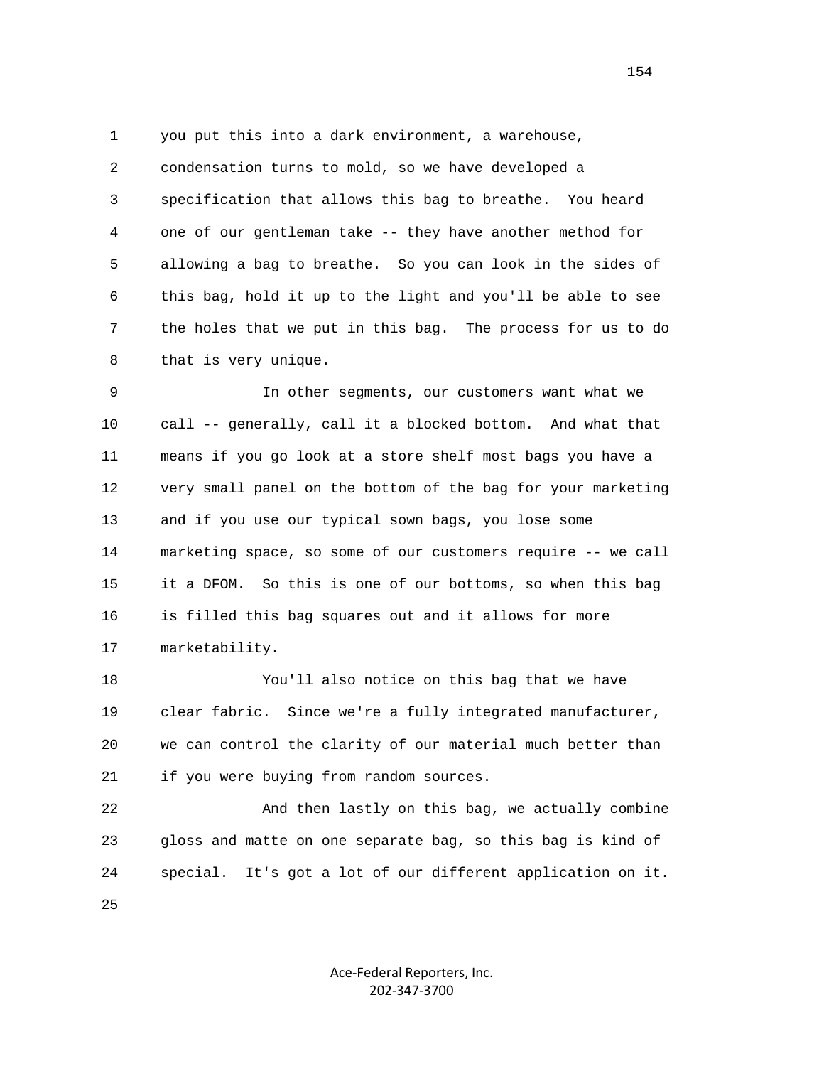you put this into a dark environment, a warehouse, condensation turns to mold, so we have developed a specification that allows this bag to breathe. You heard one of our gentleman take -- they have another method for allowing a bag to breathe. So you can look in the sides of this bag, hold it up to the light and you'll be able to see the holes that we put in this bag. The process for us to do that is very unique.

In other segments, our customers want what we call -- generally, call it a blocked bottom. And what that means if you go look at a store shelf most bags you have a very small panel on the bottom of the bag for your marketing and if you use our typical sown bags, you lose some marketing space, so some of our customers require -- we call it a DFOM. So this is one of our bottoms, so when this bag is filled this bag squares out and it allows for more marketability.

You'll also notice on this bag that we have clear fabric. Since we're a fully integrated manufacturer, we can control the clarity of our material much better than if you were buying from random sources.

And then lastly on this bag, we actually combine gloss and matte on one separate bag, so this bag is kind of special. It's got a lot of our different application on it.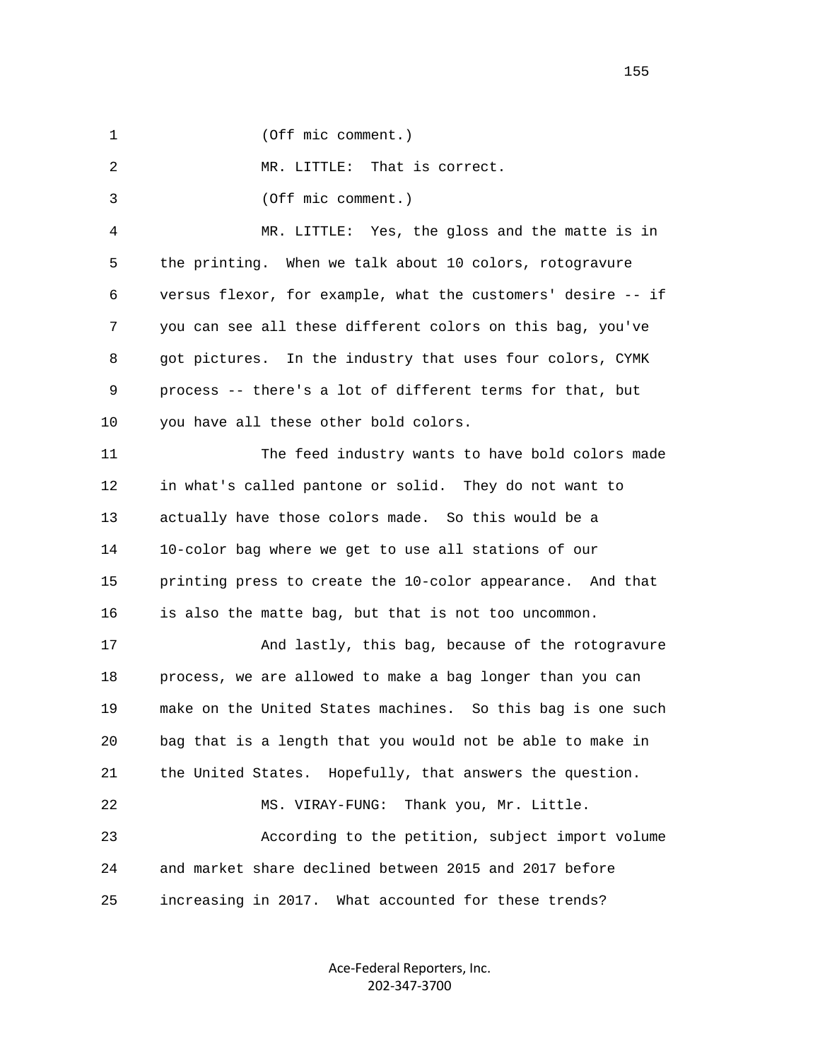(Off mic comment.)

MR. LITTLE: That is correct.

(Off mic comment.)

MR. LITTLE: Yes, the gloss and the matte is in the printing. When we talk about 10 colors, rotogravure versus flexor, for example, what the customers' desire -- if you can see all these different colors on this bag, you've got pictures. In the industry that uses four colors, CYMK process -- there's a lot of different terms for that, but you have all these other bold colors.

The feed industry wants to have bold colors made in what's called pantone or solid. They do not want to actually have those colors made. So this would be a 10-color bag where we get to use all stations of our printing press to create the 10-color appearance. And that is also the matte bag, but that is not too uncommon.

And lastly, this bag, because of the rotogravure process, we are allowed to make a bag longer than you can make on the United States machines. So this bag is one such bag that is a length that you would not be able to make in the United States. Hopefully, that answers the question.

MS. VIRAY-FUNG: Thank you, Mr. Little.

According to the petition, subject import volume and market share declined between 2015 and 2017 before increasing in 2017. What accounted for these trends?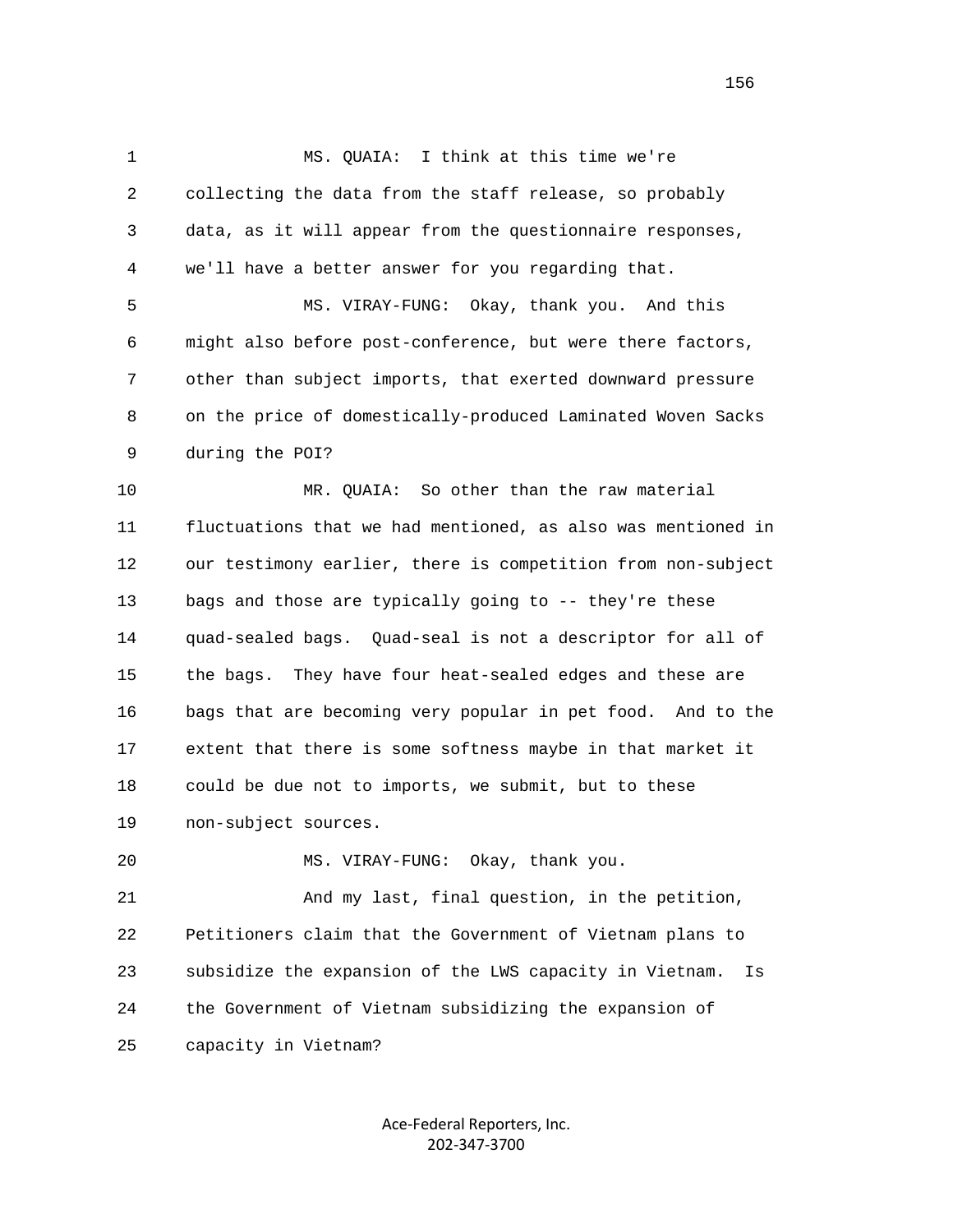1 MS. QUAIA: I think at this time we're
2 collecting the data from the staff release, so probably
3 data, as it will appear from the questionnaire responses,
4 we'll have a better answer for you regarding that.
5 MS. VIRAY-FUNG: Okay, thank you. And this
6 might also before post-conference, but were there factors,
7 other than subject imports, that exerted downward pressure
8 on the price of domestically-produced Laminated Woven Sacks
9 during the POI?
10 MR. QUAIA: So other than the raw material
11 fluctuations that we had mentioned, as also was mentioned in
12 our testimony earlier, there is competition from non-subject
13 bags and those are typically going to -- they're these
14 quad-sealed bags. Quad-seal is not a descriptor for all of
15 the bags. They have four heat-sealed edges and these are
16 bags that are becoming very popular in pet food. And to the
17 extent that there is some softness maybe in that market it
18 could be due not to imports, we submit, but to these
19 non-subject sources.
20 MS. VIRAY-FUNG: Okay, thank you.
21 And my last, final question, in the petition,
22 Petitioners claim that the Government of Vietnam plans to
23 subsidize the expansion of the LWS capacity in Vietnam. Is
24 the Government of Vietnam subsidizing the expansion of
25 capacity in Vietnam?

Ace-Federal Reporters, Inc.
202-347-3700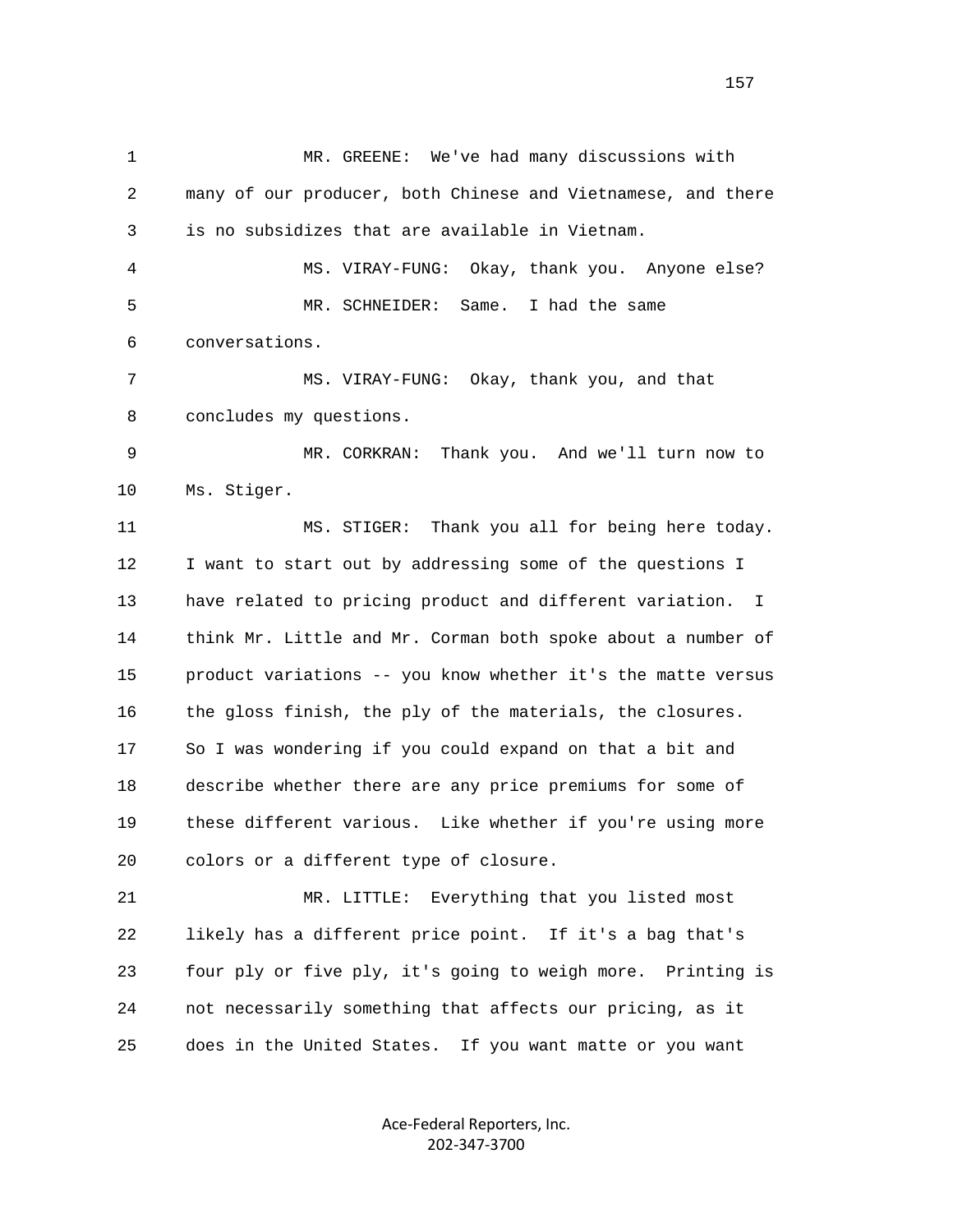MR. GREENE: We've had many discussions with many of our producer, both Chinese and Vietnamese, and there is no subsidizes that are available in Vietnam.

MS. VIRAY-FUNG: Okay, thank you. Anyone else?

MR. SCHNEIDER: Same. I had the same conversations.

MS. VIRAY-FUNG: Okay, thank you, and that concludes my questions.

MR. CORKRAN: Thank you. And we'll turn now to Ms. Stiger.

MS. STIGER: Thank you all for being here today. I want to start out by addressing some of the questions I have related to pricing product and different variation. I think Mr. Little and Mr. Corman both spoke about a number of product variations -- you know whether it's the matte versus the gloss finish, the ply of the materials, the closures. So I was wondering if you could expand on that a bit and describe whether there are any price premiums for some of these different various. Like whether if you're using more colors or a different type of closure.

MR. LITTLE: Everything that you listed most likely has a different price point. If it's a bag that's four ply or five ply, it's going to weigh more. Printing is not necessarily something that affects our pricing, as it does in the United States. If you want matte or you want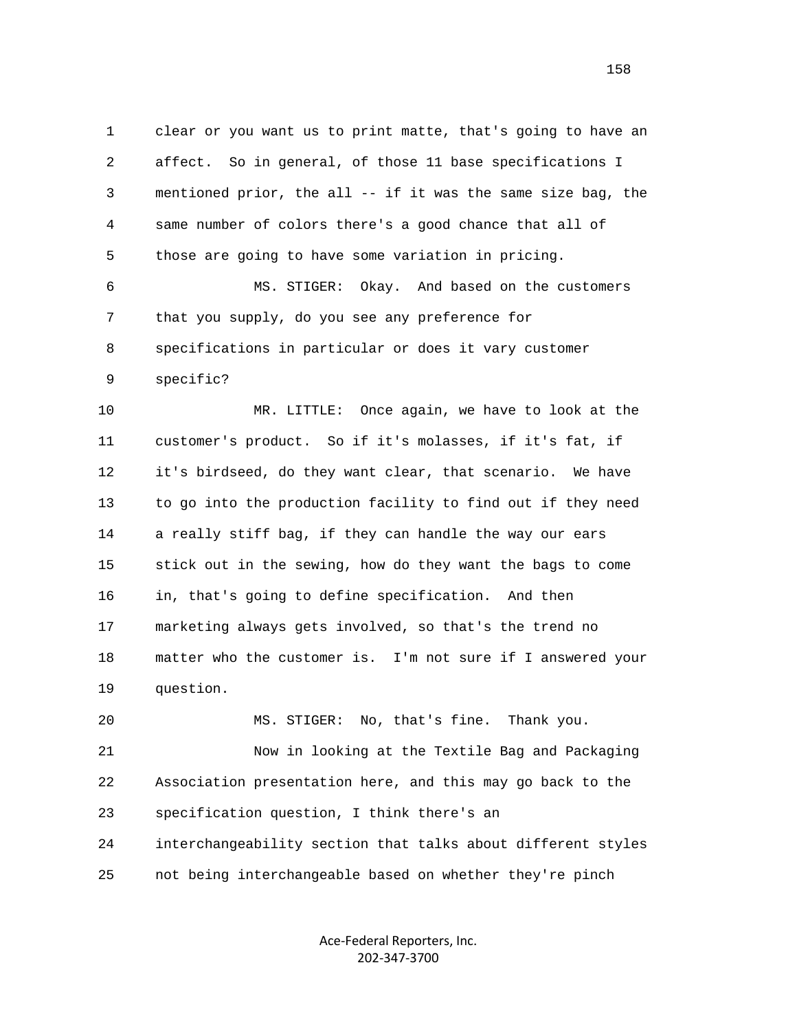clear or you want us to print matte, that's going to have an affect. So in general, of those 11 base specifications I mentioned prior, the all -- if it was the same size bag, the same number of colors there's a good chance that all of those are going to have some variation in pricing.

MS. STIGER: Okay. And based on the customers that you supply, do you see any preference for specifications in particular or does it vary customer specific?

MR. LITTLE: Once again, we have to look at the customer's product. So if it's molasses, if it's fat, if it's birdseed, do they want clear, that scenario. We have to go into the production facility to find out if they need a really stiff bag, if they can handle the way our ears stick out in the sewing, how do they want the bags to come in, that's going to define specification. And then marketing always gets involved, so that's the trend no matter who the customer is. I'm not sure if I answered your question.

MS. STIGER: No, that's fine. Thank you.

Now in looking at the Textile Bag and Packaging Association presentation here, and this may go back to the specification question, I think there's an interchangeability section that talks about different styles not being interchangeable based on whether they're pinch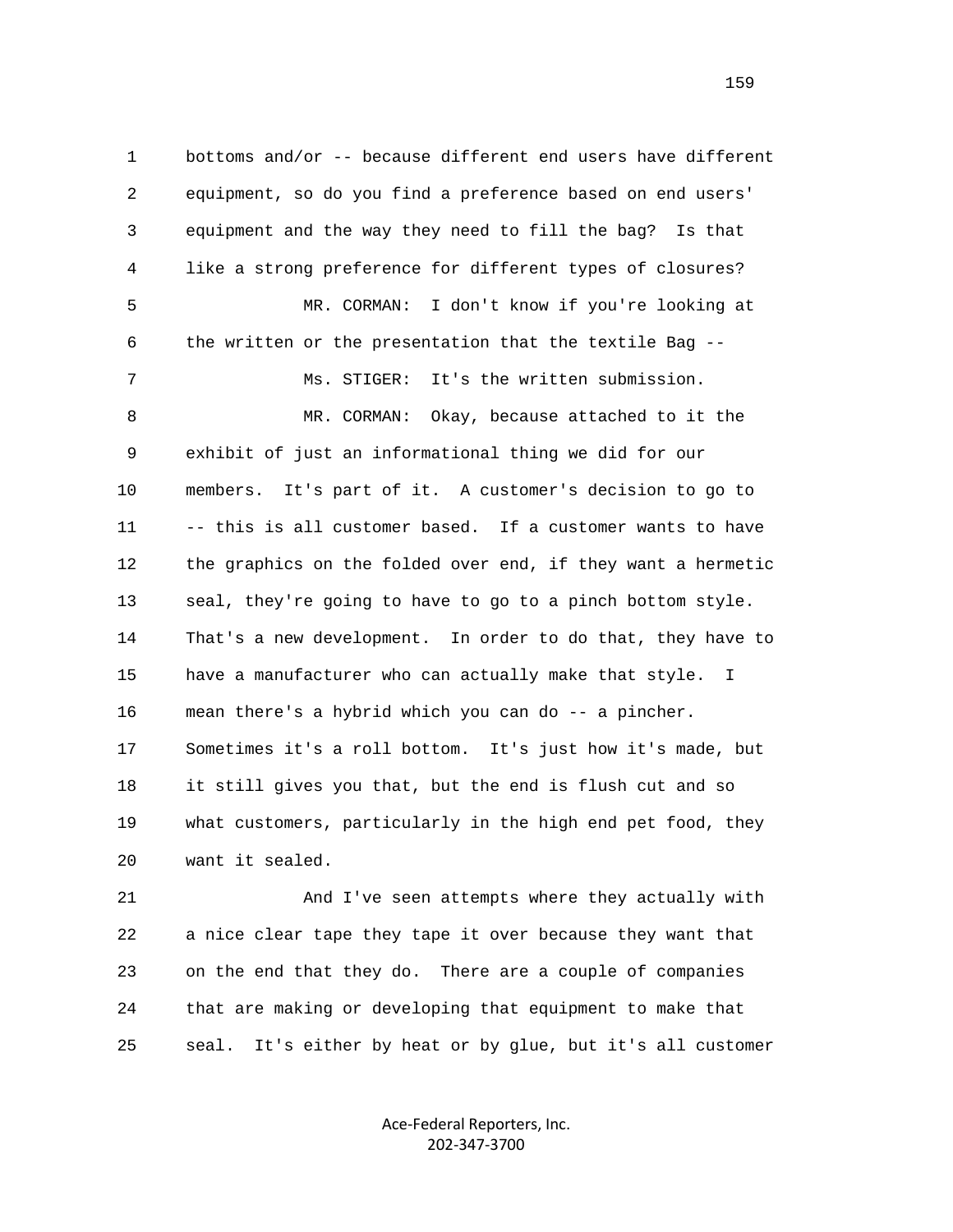1 bottoms and/or -- because different end users have different
2 equipment, so do you find a preference based on end users'
3 equipment and the way they need to fill the bag? Is that
4 like a strong preference for different types of closures?
5 MR. CORMAN: I don't know if you're looking at
6 the written or the presentation that the textile Bag --
7 Ms. STIGER: It's the written submission.
8 MR. CORMAN: Okay, because attached to it the
9 exhibit of just an informational thing we did for our
10 members. It's part of it. A customer's decision to go to
11 -- this is all customer based. If a customer wants to have
12 the graphics on the folded over end, if they want a hermetic
13 seal, they're going to have to go to a pinch bottom style.
14 That's a new development. In order to do that, they have to
15 have a manufacturer who can actually make that style. I
16 mean there's a hybrid which you can do -- a pincher.
17 Sometimes it's a roll bottom. It's just how it's made, but
18 it still gives you that, but the end is flush cut and so
19 what customers, particularly in the high end pet food, they
20 want it sealed.
21 And I've seen attempts where they actually with
22 a nice clear tape they tape it over because they want that
23 on the end that they do. There are a couple of companies
24 that are making or developing that equipment to make that
25 seal. It's either by heat or by glue, but it's all customer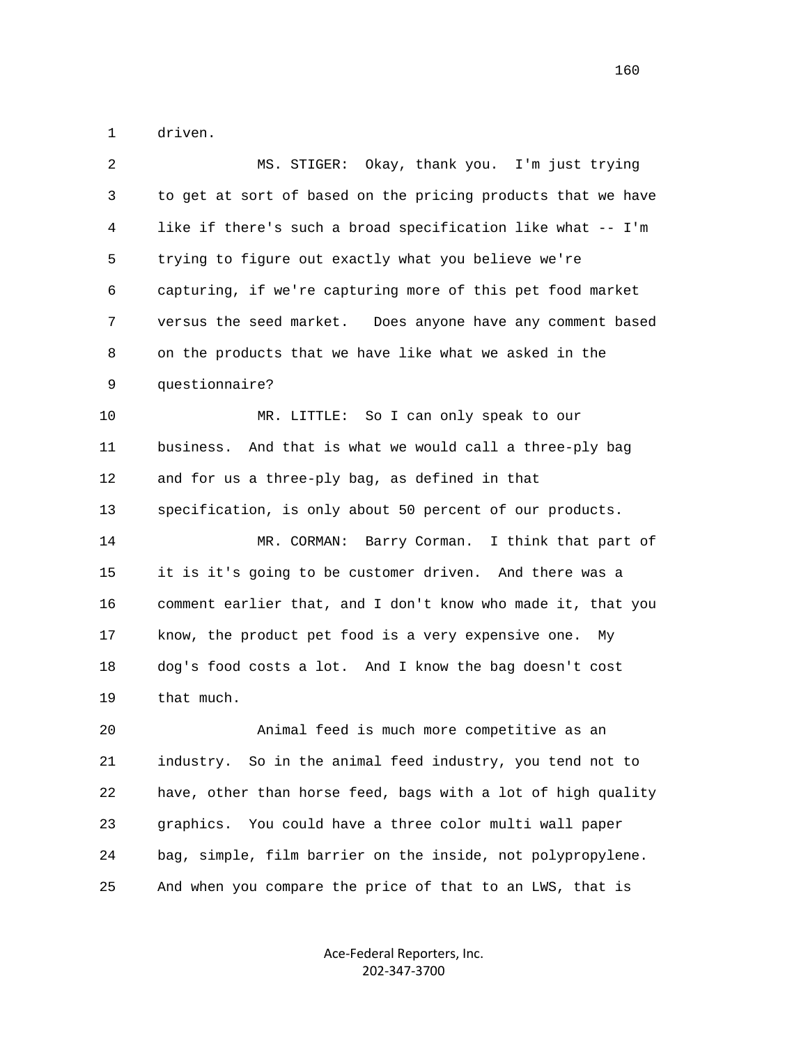driven.

MS. STIGER: Okay, thank you. I'm just trying to get at sort of based on the pricing products that we have like if there's such a broad specification like what -- I'm trying to figure out exactly what you believe we're capturing, if we're capturing more of this pet food market versus the seed market. Does anyone have any comment based on the products that we have like what we asked in the questionnaire?

MR. LITTLE: So I can only speak to our business. And that is what we would call a three-ply bag and for us a three-ply bag, as defined in that specification, is only about 50 percent of our products.

MR. CORMAN: Barry Corman. I think that part of it is it's going to be customer driven. And there was a comment earlier that, and I don't know who made it, that you know, the product pet food is a very expensive one. My dog's food costs a lot. And I know the bag doesn't cost that much.

Animal feed is much more competitive as an industry. So in the animal feed industry, you tend not to have, other than horse feed, bags with a lot of high quality graphics. You could have a three color multi wall paper bag, simple, film barrier on the inside, not polypropylene. And when you compare the price of that to an LWS, that is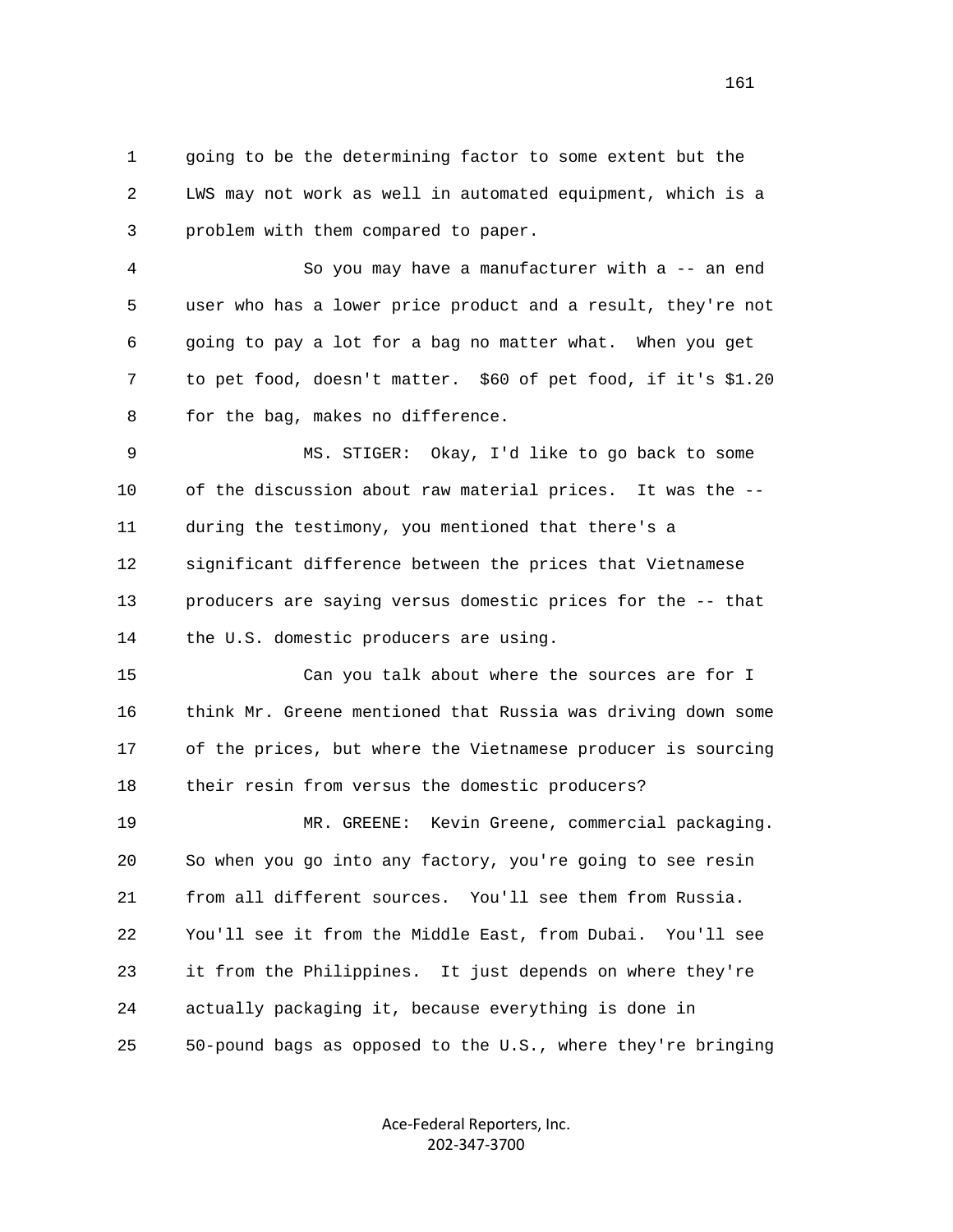1 going to be the determining factor to some extent but the
2 LWS may not work as well in automated equipment, which is a
3 problem with them compared to paper.

4 So you may have a manufacturer with a -- an end
5 user who has a lower price product and a result, they're not
6 going to pay a lot for a bag no matter what. When you get
7 to pet food, doesn't matter. $60 of pet food, if it's $1.20
8 for the bag, makes no difference.

9 MS. STIGER: Okay, I'd like to go back to some
10 of the discussion about raw material prices. It was the --
11 during the testimony, you mentioned that there's a
12 significant difference between the prices that Vietnamese
13 producers are saying versus domestic prices for the -- that
14 the U.S. domestic producers are using.

15 Can you talk about where the sources are for I
16 think Mr. Greene mentioned that Russia was driving down some
17 of the prices, but where the Vietnamese producer is sourcing
18 their resin from versus the domestic producers?

19 MR. GREENE: Kevin Greene, commercial packaging.
20 So when you go into any factory, you're going to see resin
21 from all different sources. You'll see them from Russia.
22 You'll see it from the Middle East, from Dubai. You'll see
23 it from the Philippines. It just depends on where they're
24 actually packaging it, because everything is done in
25 50-pound bags as opposed to the U.S., where they're bringing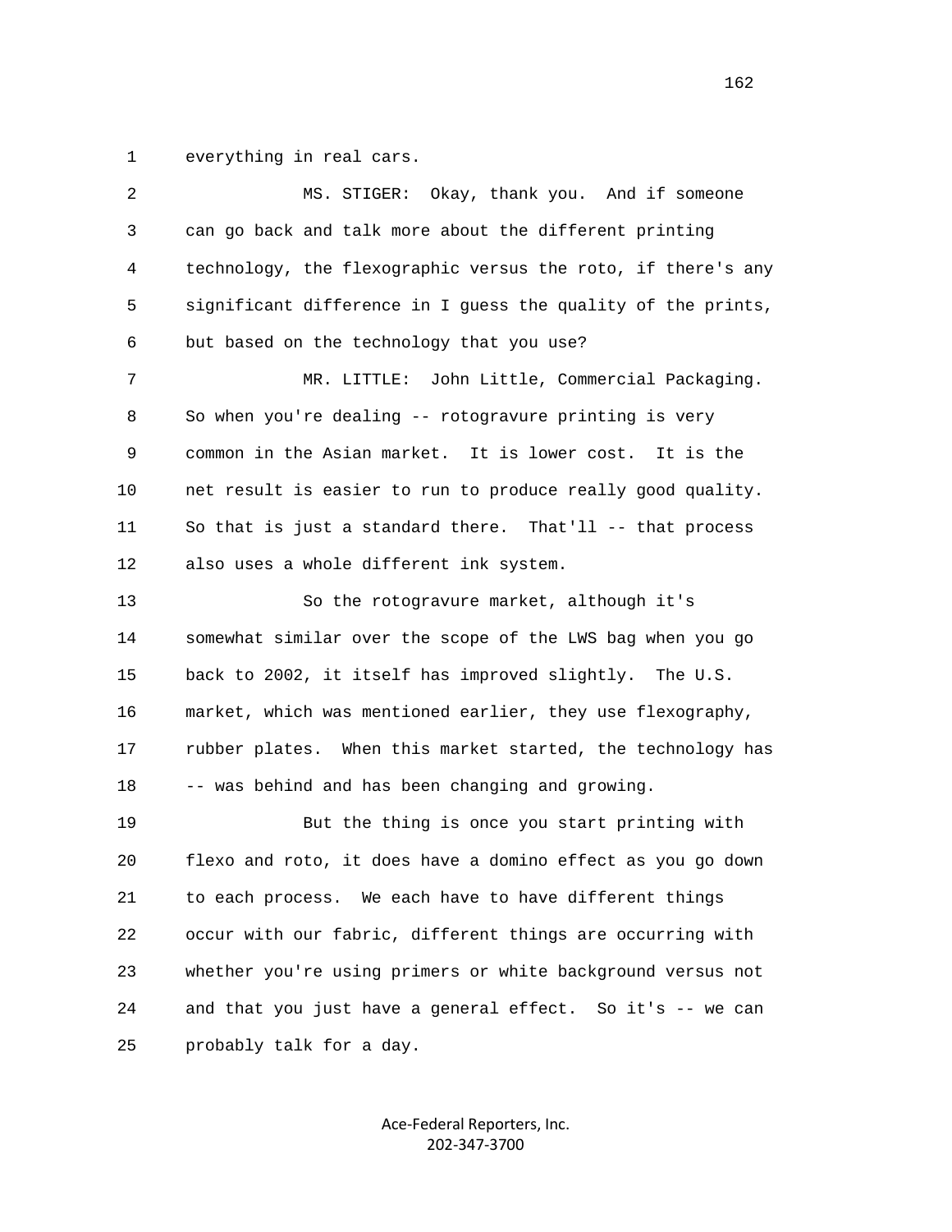everything in real cars.

MS. STIGER: Okay, thank you. And if someone can go back and talk more about the different printing technology, the flexographic versus the roto, if there's any significant difference in I guess the quality of the prints, but based on the technology that you use?

MR. LITTLE: John Little, Commercial Packaging. So when you're dealing -- rotogravure printing is very common in the Asian market. It is lower cost. It is the net result is easier to run to produce really good quality. So that is just a standard there. That'll -- that process also uses a whole different ink system.

So the rotogravure market, although it's somewhat similar over the scope of the LWS bag when you go back to 2002, it itself has improved slightly. The U.S. market, which was mentioned earlier, they use flexography, rubber plates. When this market started, the technology has -- was behind and has been changing and growing.

But the thing is once you start printing with flexo and roto, it does have a domino effect as you go down to each process. We each have to have different things occur with our fabric, different things are occurring with whether you're using primers or white background versus not and that you just have a general effect. So it's -- we can probably talk for a day.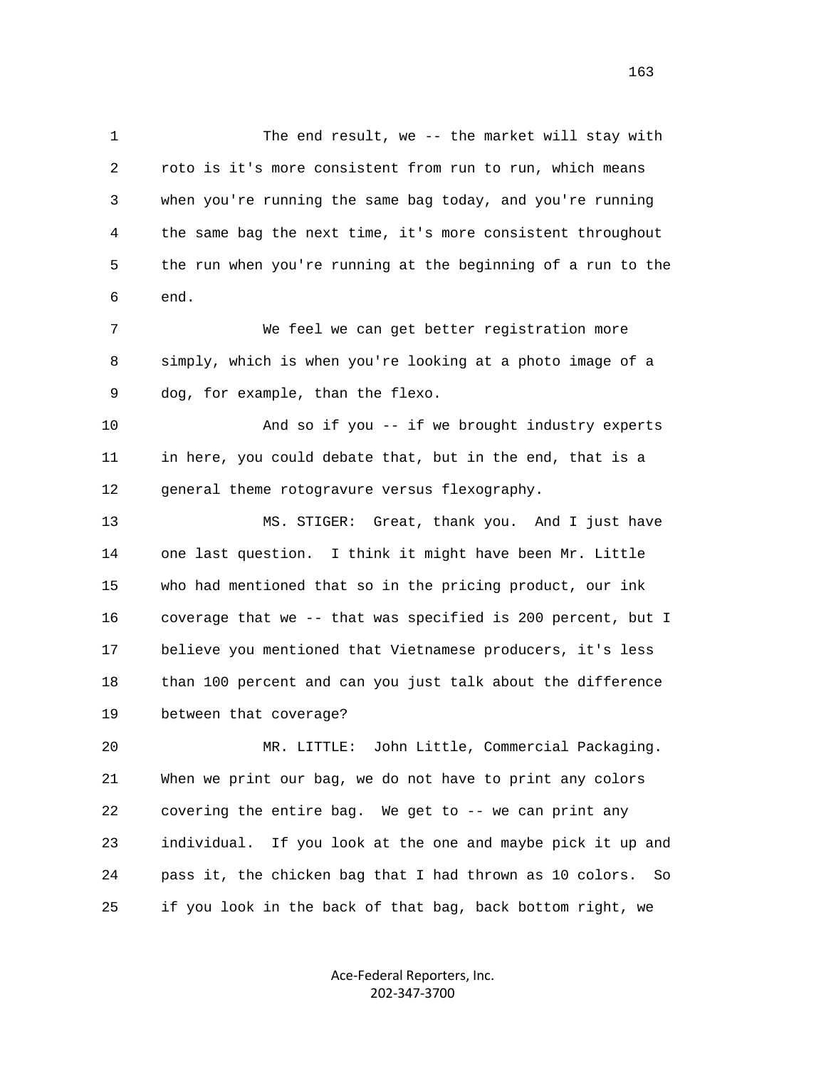The end result, we -- the market will stay with roto is it's more consistent from run to run, which means when you're running the same bag today, and you're running the same bag the next time, it's more consistent throughout the run when you're running at the beginning of a run to the end.

We feel we can get better registration more simply, which is when you're looking at a photo image of a dog, for example, than the flexo.

And so if you -- if we brought industry experts in here, you could debate that, but in the end, that is a general theme rotogravure versus flexography.

MS. STIGER: Great, thank you. And I just have one last question. I think it might have been Mr. Little who had mentioned that so in the pricing product, our ink coverage that we -- that was specified is 200 percent, but I believe you mentioned that Vietnamese producers, it's less than 100 percent and can you just talk about the difference between that coverage?

MR. LITTLE: John Little, Commercial Packaging. When we print our bag, we do not have to print any colors covering the entire bag. We get to -- we can print any individual. If you look at the one and maybe pick it up and pass it, the chicken bag that I had thrown as 10 colors. So if you look in the back of that bag, back bottom right, we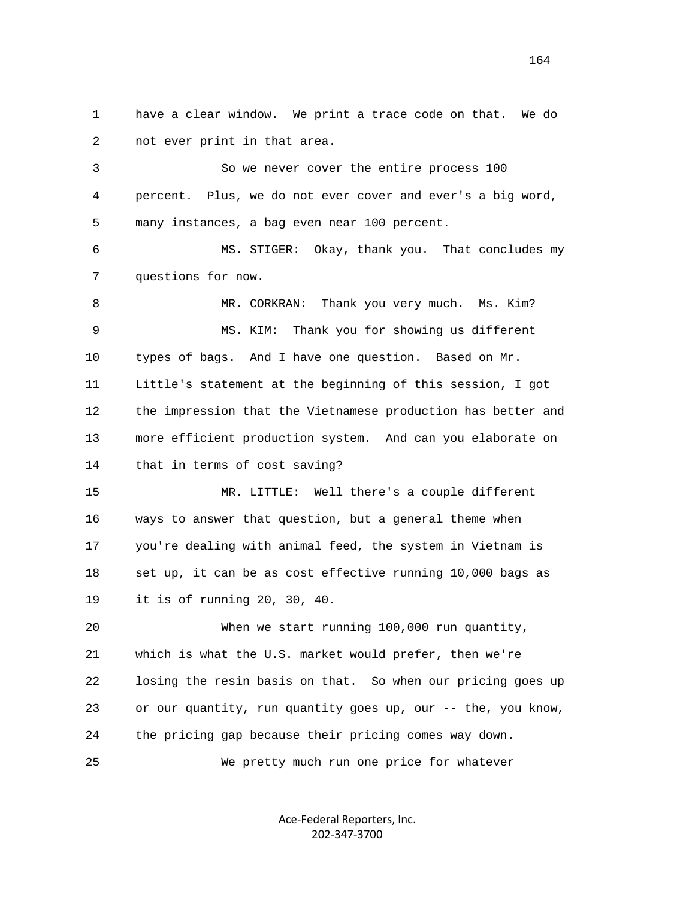have a clear window. We print a trace code on that. We do not ever print in that area.

So we never cover the entire process 100 percent. Plus, we do not ever cover and ever's a big word, many instances, a bag even near 100 percent.

MS. STIGER: Okay, thank you. That concludes my questions for now.

MR. CORKRAN: Thank you very much. Ms. Kim?

MS. KIM: Thank you for showing us different types of bags. And I have one question. Based on Mr. Little's statement at the beginning of this session, I got the impression that the Vietnamese production has better and more efficient production system. And can you elaborate on that in terms of cost saving?

MR. LITTLE: Well there's a couple different ways to answer that question, but a general theme when you're dealing with animal feed, the system in Vietnam is set up, it can be as cost effective running 10,000 bags as it is of running 20, 30, 40.

When we start running 100,000 run quantity, which is what the U.S. market would prefer, then we're losing the resin basis on that. So when our pricing goes up or our quantity, run quantity goes up, our -- the, you know, the pricing gap because their pricing comes way down.

We pretty much run one price for whatever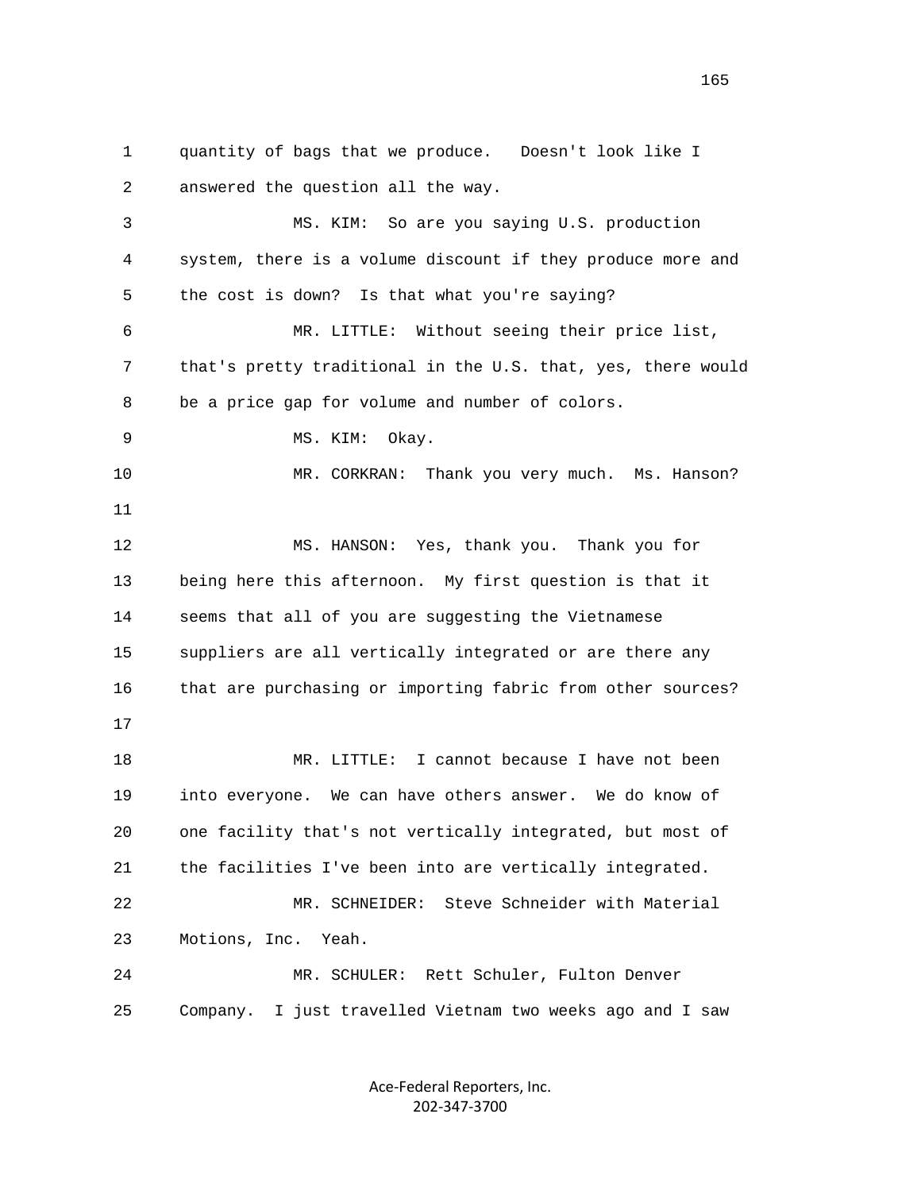1 quantity of bags that we produce. Doesn't look like I
2 answered the question all the way.
3 MS. KIM: So are you saying U.S. production
4 system, there is a volume discount if they produce more and
5 the cost is down? Is that what you're saying?
6 MR. LITTLE: Without seeing their price list,
7 that's pretty traditional in the U.S. that, yes, there would
8 be a price gap for volume and number of colors.
9 MS. KIM: Okay.
10 MR. CORKRAN: Thank you very much. Ms. Hanson?
11
12 MS. HANSON: Yes, thank you. Thank you for
13 being here this afternoon. My first question is that it
14 seems that all of you are suggesting the Vietnamese
15 suppliers are all vertically integrated or are there any
16 that are purchasing or importing fabric from other sources?
17
18 MR. LITTLE: I cannot because I have not been
19 into everyone. We can have others answer. We do know of
20 one facility that's not vertically integrated, but most of
21 the facilities I've been into are vertically integrated.
22 MR. SCHNEIDER: Steve Schneider with Material
23 Motions, Inc. Yeah.
24 MR. SCHULER: Rett Schuler, Fulton Denver
25 Company. I just travelled Vietnam two weeks ago and I saw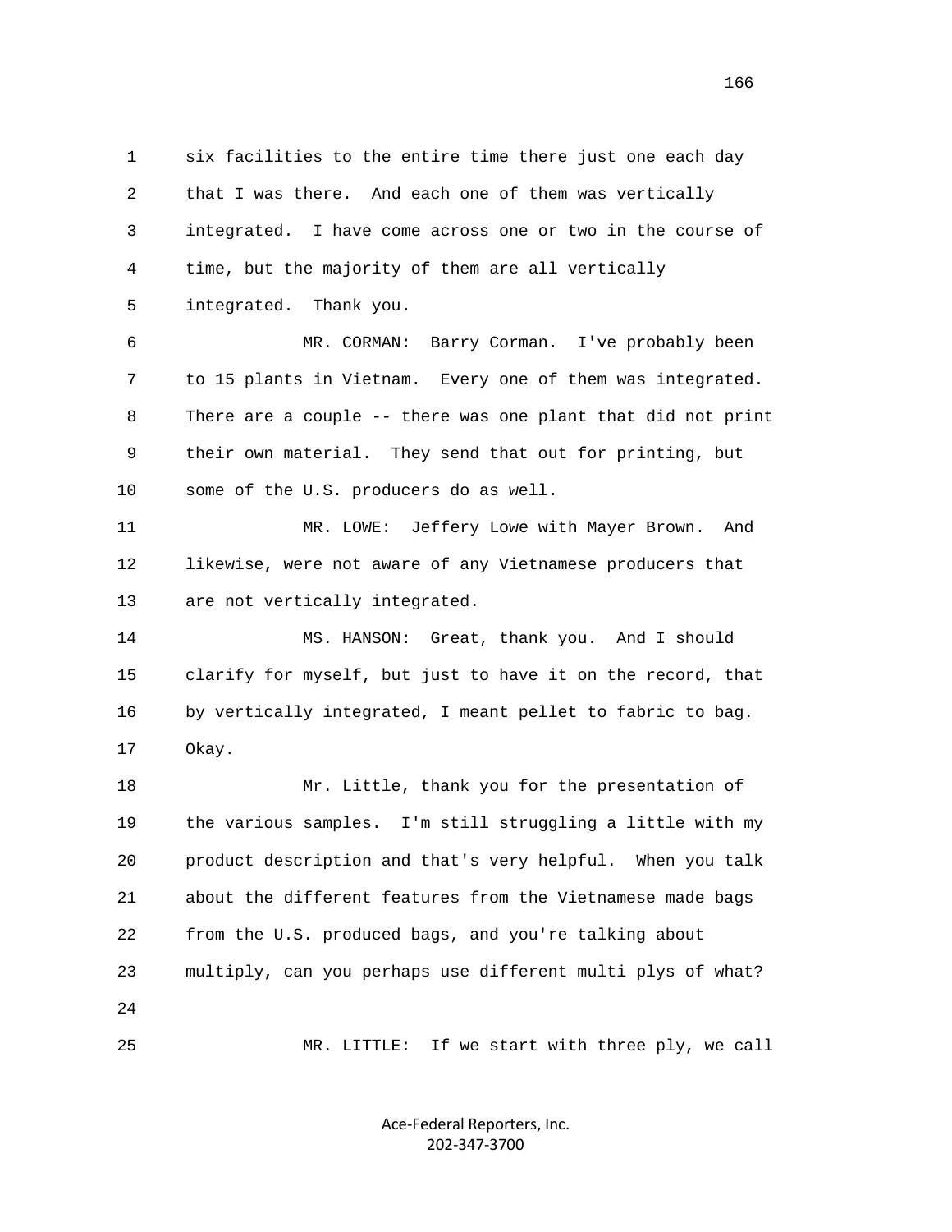six facilities to the entire time there just one each day that I was there. And each one of them was vertically integrated. I have come across one or two in the course of time, but the majority of them are all vertically integrated. Thank you.

MR. CORMAN: Barry Corman. I've probably been to 15 plants in Vietnam. Every one of them was integrated. There are a couple -- there was one plant that did not print their own material. They send that out for printing, but some of the U.S. producers do as well.

MR. LOWE: Jeffery Lowe with Mayer Brown. And likewise, were not aware of any Vietnamese producers that are not vertically integrated.

MS. HANSON: Great, thank you. And I should clarify for myself, but just to have it on the record, that by vertically integrated, I meant pellet to fabric to bag. Okay.

Mr. Little, thank you for the presentation of the various samples. I'm still struggling a little with my product description and that's very helpful. When you talk about the different features from the Vietnamese made bags from the U.S. produced bags, and you're talking about multiply, can you perhaps use different multi plys of what?

MR. LITTLE: If we start with three ply, we call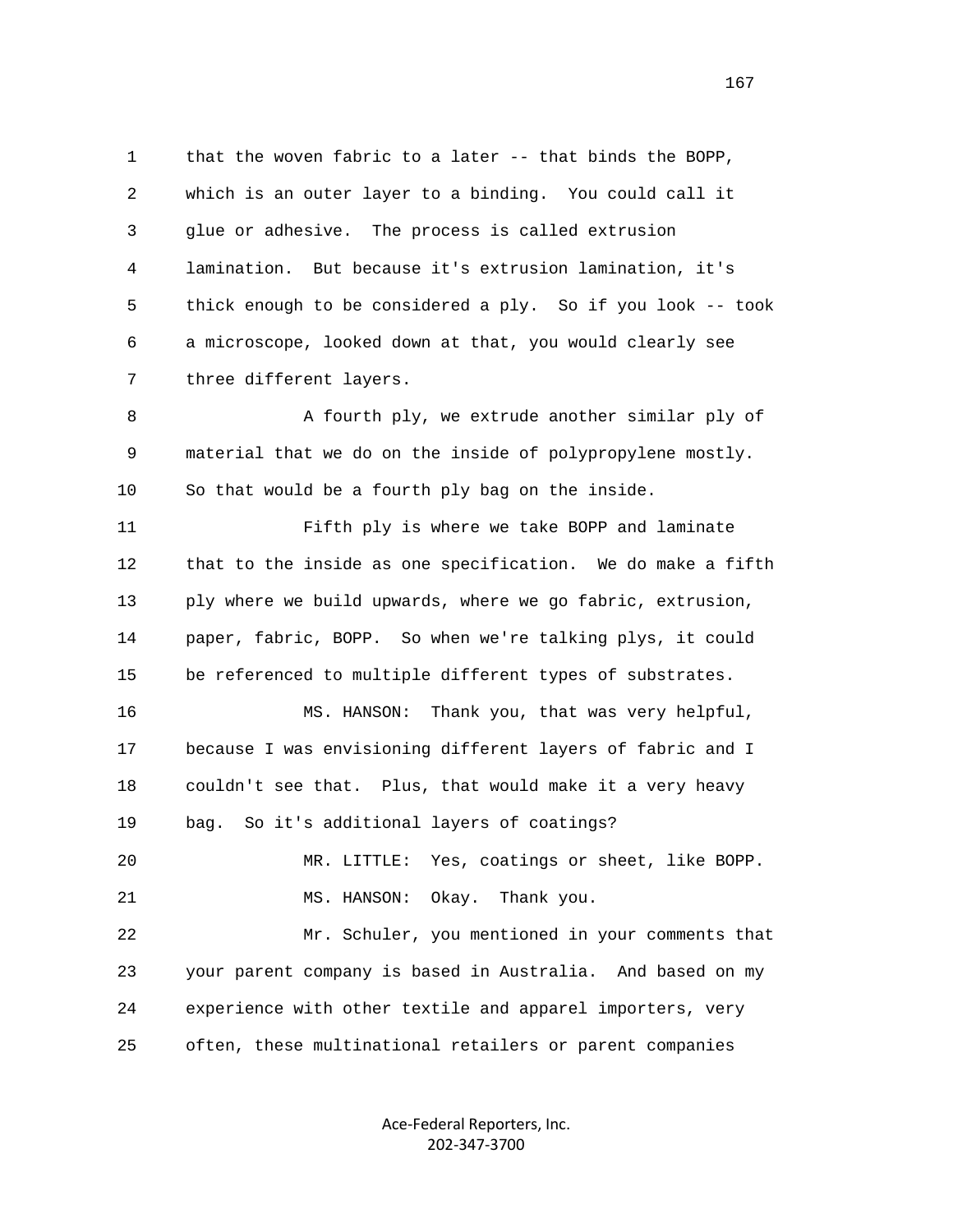that the woven fabric to a later -- that binds the BOPP, which is an outer layer to a binding. You could call it glue or adhesive. The process is called extrusion lamination. But because it's extrusion lamination, it's thick enough to be considered a ply. So if you look -- took a microscope, looked down at that, you would clearly see three different layers.

A fourth ply, we extrude another similar ply of material that we do on the inside of polypropylene mostly. So that would be a fourth ply bag on the inside.

Fifth ply is where we take BOPP and laminate that to the inside as one specification. We do make a fifth ply where we build upwards, where we go fabric, extrusion, paper, fabric, BOPP. So when we're talking plys, it could be referenced to multiple different types of substrates.

MS. HANSON: Thank you, that was very helpful, because I was envisioning different layers of fabric and I couldn't see that. Plus, that would make it a very heavy bag. So it's additional layers of coatings?

MR. LITTLE: Yes, coatings or sheet, like BOPP.

MS. HANSON: Okay. Thank you.

Mr. Schuler, you mentioned in your comments that your parent company is based in Australia. And based on my experience with other textile and apparel importers, very often, these multinational retailers or parent companies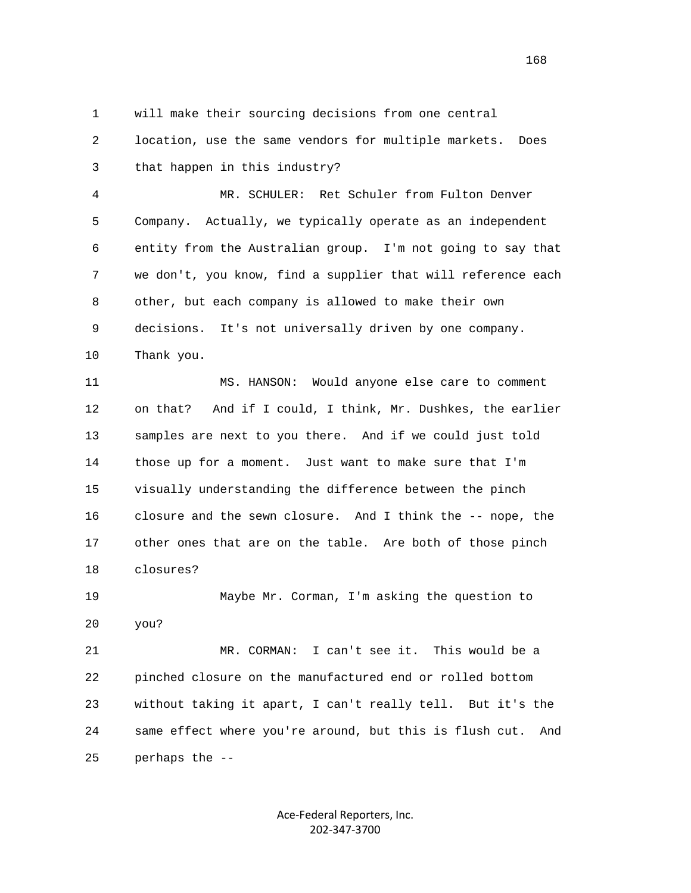1 will make their sourcing decisions from one central
2 location, use the same vendors for multiple markets. Does
3 that happen in this industry?

4 MR. SCHULER: Ret Schuler from Fulton Denver
5 Company. Actually, we typically operate as an independent
6 entity from the Australian group. I'm not going to say that
7 we don't, you know, find a supplier that will reference each
8 other, but each company is allowed to make their own
9 decisions. It's not universally driven by one company.
10 Thank you.

11 MS. HANSON: Would anyone else care to comment
12 on that? And if I could, I think, Mr. Dushkes, the earlier
13 samples are next to you there. And if we could just told
14 those up for a moment. Just want to make sure that I'm
15 visually understanding the difference between the pinch
16 closure and the sewn closure. And I think the -- nope, the
17 other ones that are on the table. Are both of those pinch
18 closures?

19 Maybe Mr. Corman, I'm asking the question to
20 you?

21 MR. CORMAN: I can't see it. This would be a
22 pinched closure on the manufactured end or rolled bottom
23 without taking it apart, I can't really tell. But it's the
24 same effect where you're around, but this is flush cut. And
25 perhaps the --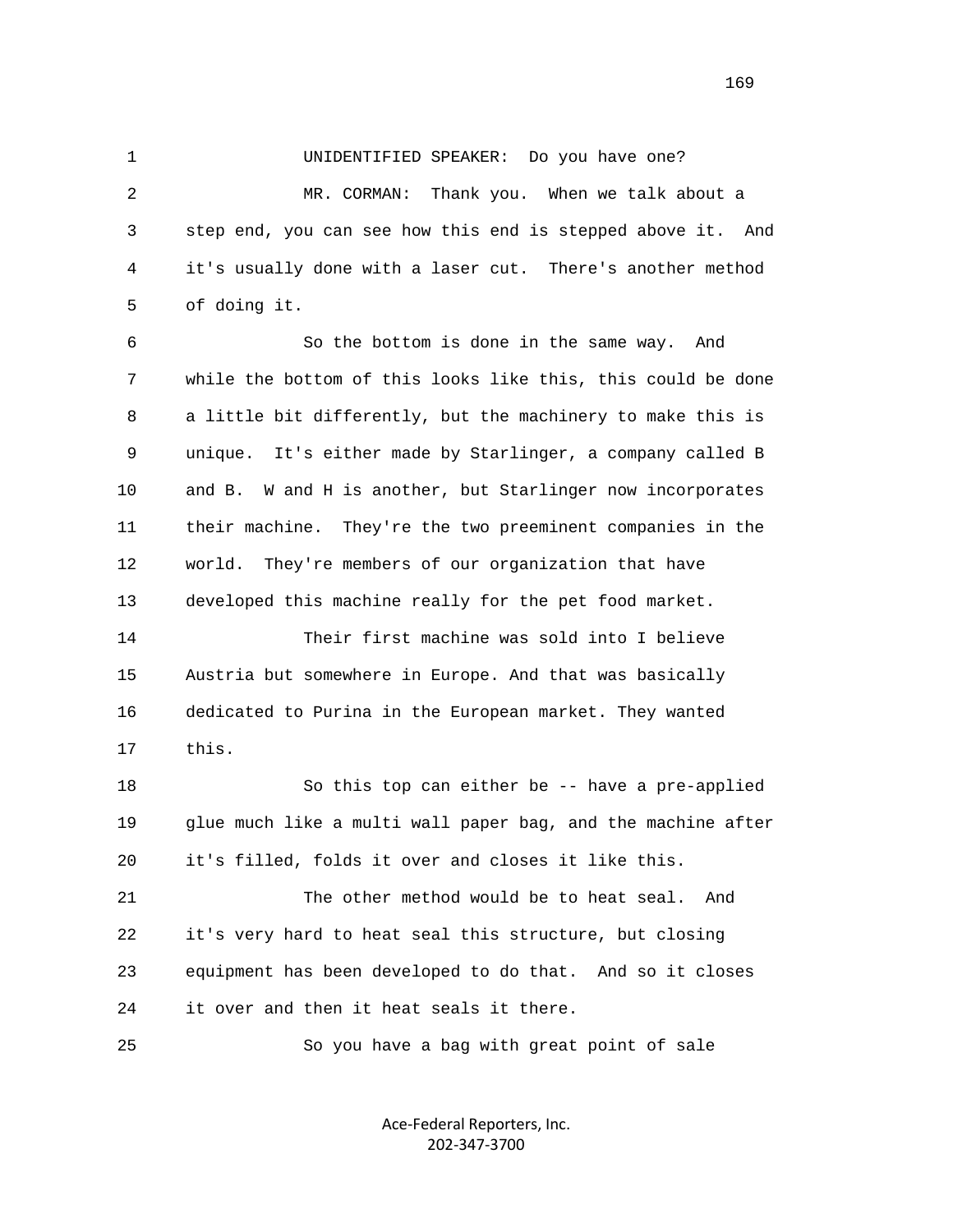UNIDENTIFIED SPEAKER: Do you have one?

MR. CORMAN: Thank you. When we talk about a step end, you can see how this end is stepped above it. And it's usually done with a laser cut. There's another method of doing it.

So the bottom is done in the same way. And while the bottom of this looks like this, this could be done a little bit differently, but the machinery to make this is unique. It's either made by Starlinger, a company called B and B. W and H is another, but Starlinger now incorporates their machine. They're the two preeminent companies in the world. They're members of our organization that have developed this machine really for the pet food market.

Their first machine was sold into I believe Austria but somewhere in Europe. And that was basically dedicated to Purina in the European market. They wanted this.

So this top can either be -- have a pre-applied glue much like a multi wall paper bag, and the machine after it's filled, folds it over and closes it like this.

The other method would be to heat seal. And it's very hard to heat seal this structure, but closing equipment has been developed to do that. And so it closes it over and then it heat seals it there.

So you have a bag with great point of sale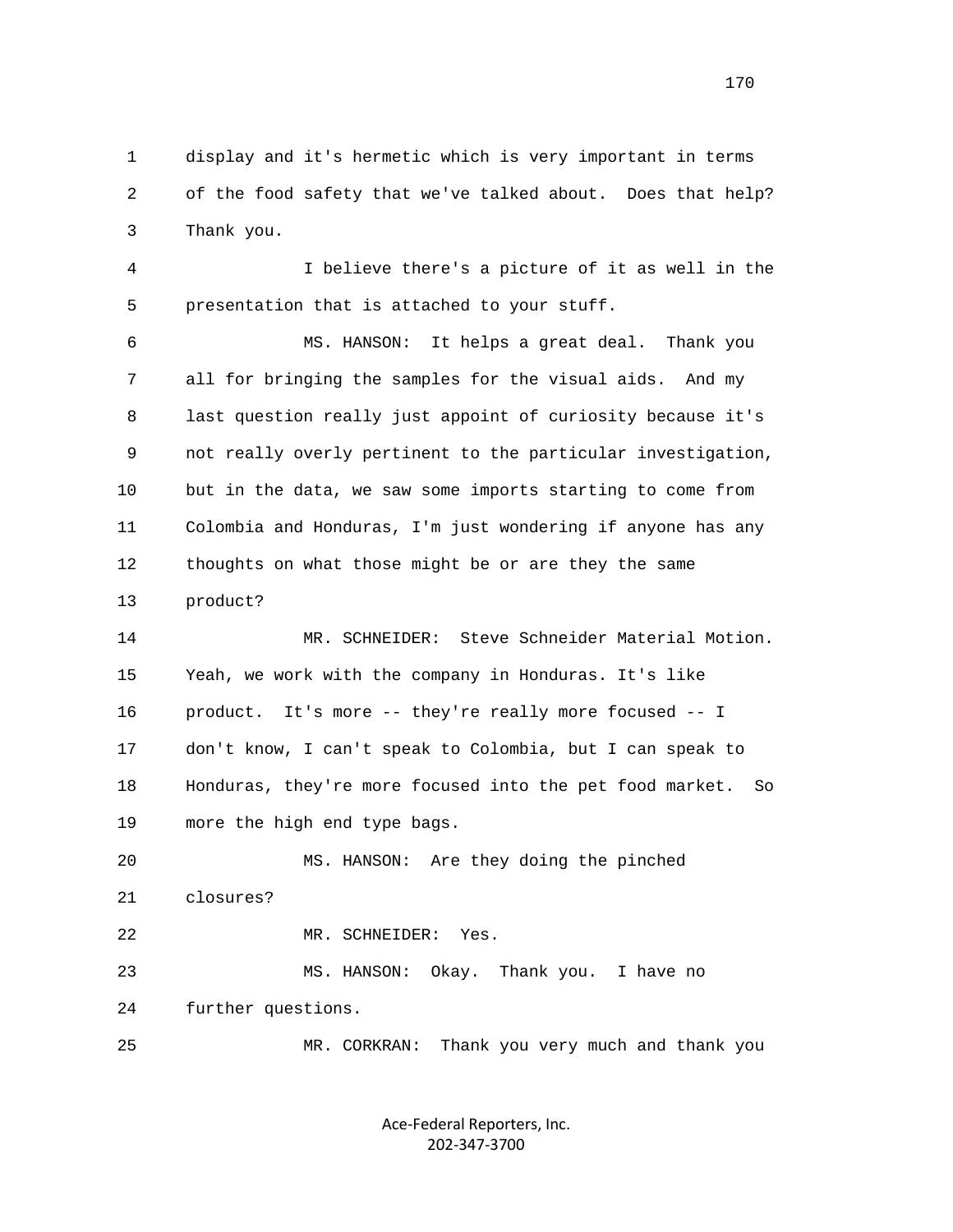display and it's hermetic which is very important in terms of the food safety that we've talked about. Does that help? Thank you.

I believe there's a picture of it as well in the presentation that is attached to your stuff.

MS. HANSON: It helps a great deal. Thank you all for bringing the samples for the visual aids. And my last question really just appoint of curiosity because it's not really overly pertinent to the particular investigation, but in the data, we saw some imports starting to come from Colombia and Honduras, I'm just wondering if anyone has any thoughts on what those might be or are they the same product?

MR. SCHNEIDER: Steve Schneider Material Motion. Yeah, we work with the company in Honduras. It's like product. It's more -- they're really more focused -- I don't know, I can't speak to Colombia, but I can speak to Honduras, they're more focused into the pet food market. So more the high end type bags.

MS. HANSON: Are they doing the pinched closures?

MR. SCHNEIDER: Yes.

MS. HANSON: Okay. Thank you. I have no further questions.

MR. CORKRAN: Thank you very much and thank you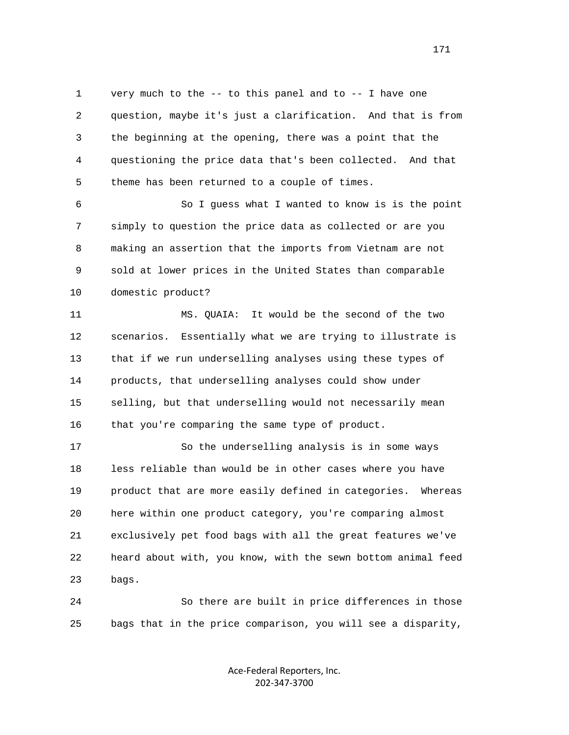1 very much to the -- to this panel and to -- I have one
2 question, maybe it's just a clarification. And that is from
3 the beginning at the opening, there was a point that the
4 questioning the price data that's been collected. And that
5 theme has been returned to a couple of times.

6 So I guess what I wanted to know is is the point
7 simply to question the price data as collected or are you
8 making an assertion that the imports from Vietnam are not
9 sold at lower prices in the United States than comparable
10 domestic product?

11 MS. QUAIA: It would be the second of the two
12 scenarios. Essentially what we are trying to illustrate is
13 that if we run underselling analyses using these types of
14 products, that underselling analyses could show under
15 selling, but that underselling would not necessarily mean
16 that you're comparing the same type of product.

17 So the underselling analysis is in some ways
18 less reliable than would be in other cases where you have
19 product that are more easily defined in categories. Whereas
20 here within one product category, you're comparing almost
21 exclusively pet food bags with all the great features we've
22 heard about with, you know, with the sewn bottom animal feed
23 bags.

24 So there are built in price differences in those
25 bags that in the price comparison, you will see a disparity,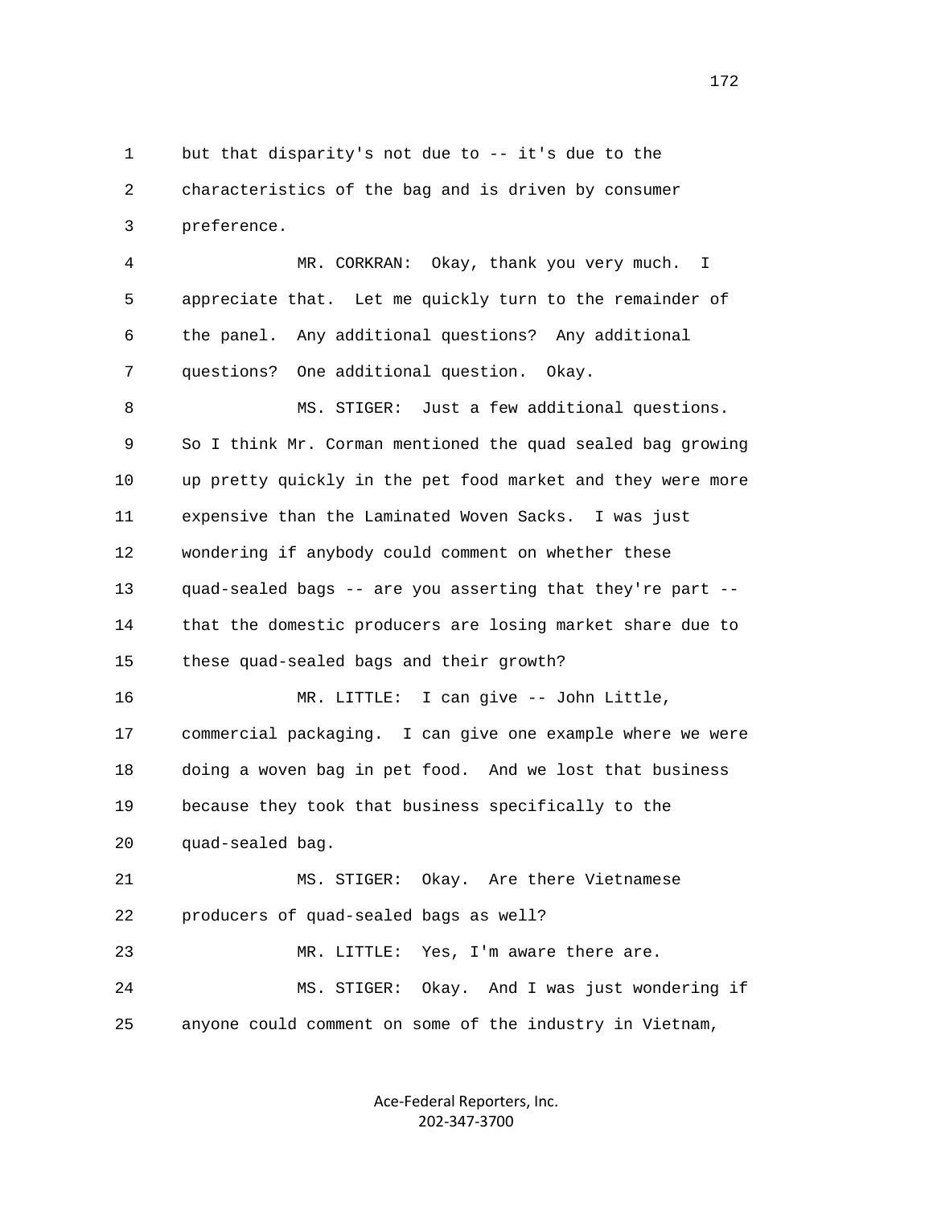but that disparity's not due to -- it's due to the characteristics of the bag and is driven by consumer preference.

MR. CORKRAN: Okay, thank you very much. I appreciate that. Let me quickly turn to the remainder of the panel. Any additional questions? Any additional questions? One additional question. Okay.

MS. STIGER: Just a few additional questions. So I think Mr. Corman mentioned the quad sealed bag growing up pretty quickly in the pet food market and they were more expensive than the Laminated Woven Sacks. I was just wondering if anybody could comment on whether these quad-sealed bags -- are you asserting that they're part -- that the domestic producers are losing market share due to these quad-sealed bags and their growth?

MR. LITTLE: I can give -- John Little, commercial packaging. I can give one example where we were doing a woven bag in pet food. And we lost that business because they took that business specifically to the quad-sealed bag.

MS. STIGER: Okay. Are there Vietnamese producers of quad-sealed bags as well?

MR. LITTLE: Yes, I'm aware there are.

MS. STIGER: Okay. And I was just wondering if anyone could comment on some of the industry in Vietnam,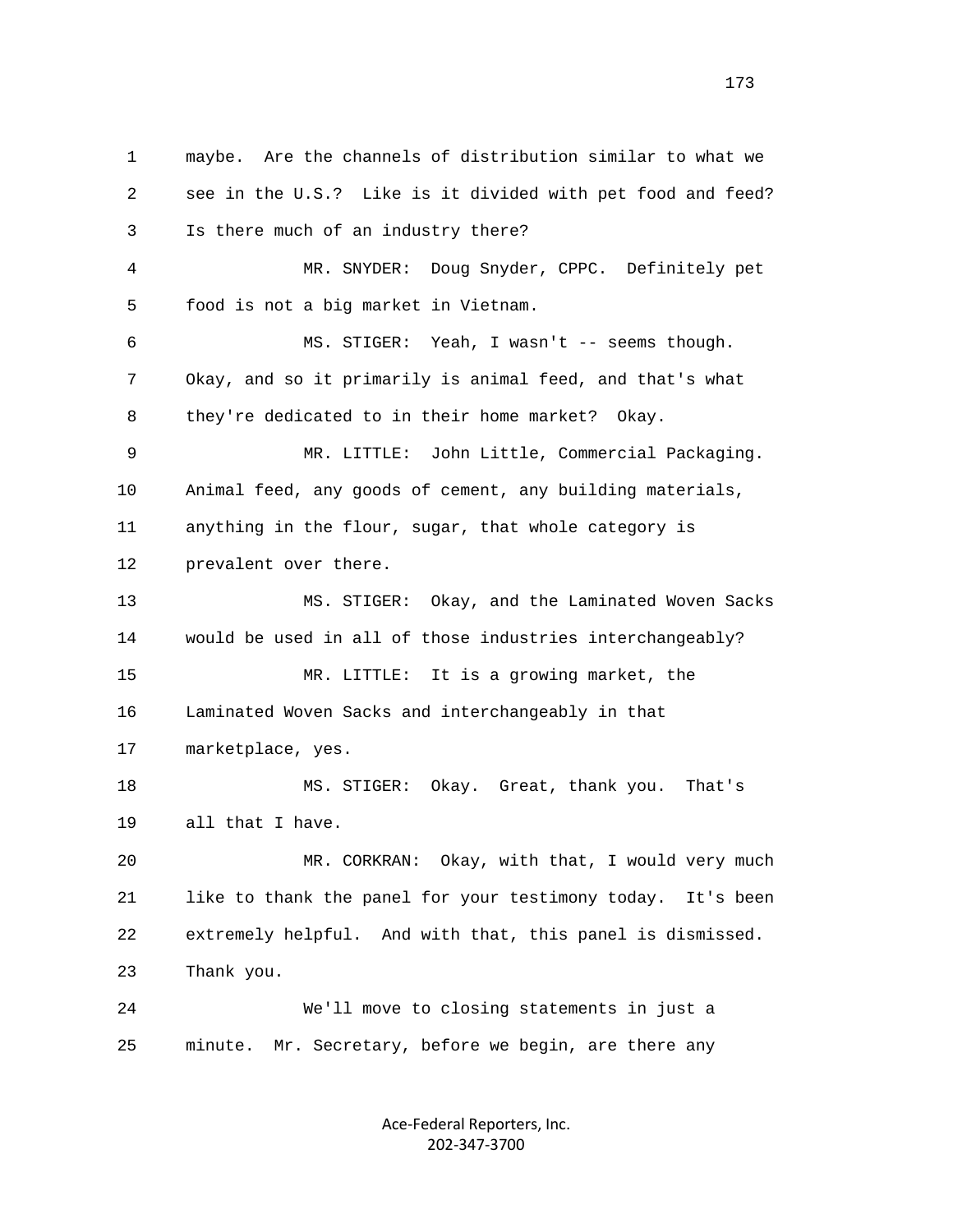maybe. Are the channels of distribution similar to what we see in the U.S.? Like is it divided with pet food and feed? Is there much of an industry there?

MR. SNYDER: Doug Snyder, CPPC. Definitely pet food is not a big market in Vietnam.

MS. STIGER: Yeah, I wasn't -- seems though. Okay, and so it primarily is animal feed, and that's what they're dedicated to in their home market? Okay.

MR. LITTLE: John Little, Commercial Packaging. Animal feed, any goods of cement, any building materials, anything in the flour, sugar, that whole category is prevalent over there.

MS. STIGER: Okay, and the Laminated Woven Sacks would be used in all of those industries interchangeably?

MR. LITTLE: It is a growing market, the Laminated Woven Sacks and interchangeably in that marketplace, yes.

MS. STIGER: Okay. Great, thank you. That's all that I have.

MR. CORKRAN: Okay, with that, I would very much like to thank the panel for your testimony today. It's been extremely helpful. And with that, this panel is dismissed. Thank you.

We'll move to closing statements in just a minute. Mr. Secretary, before we begin, are there any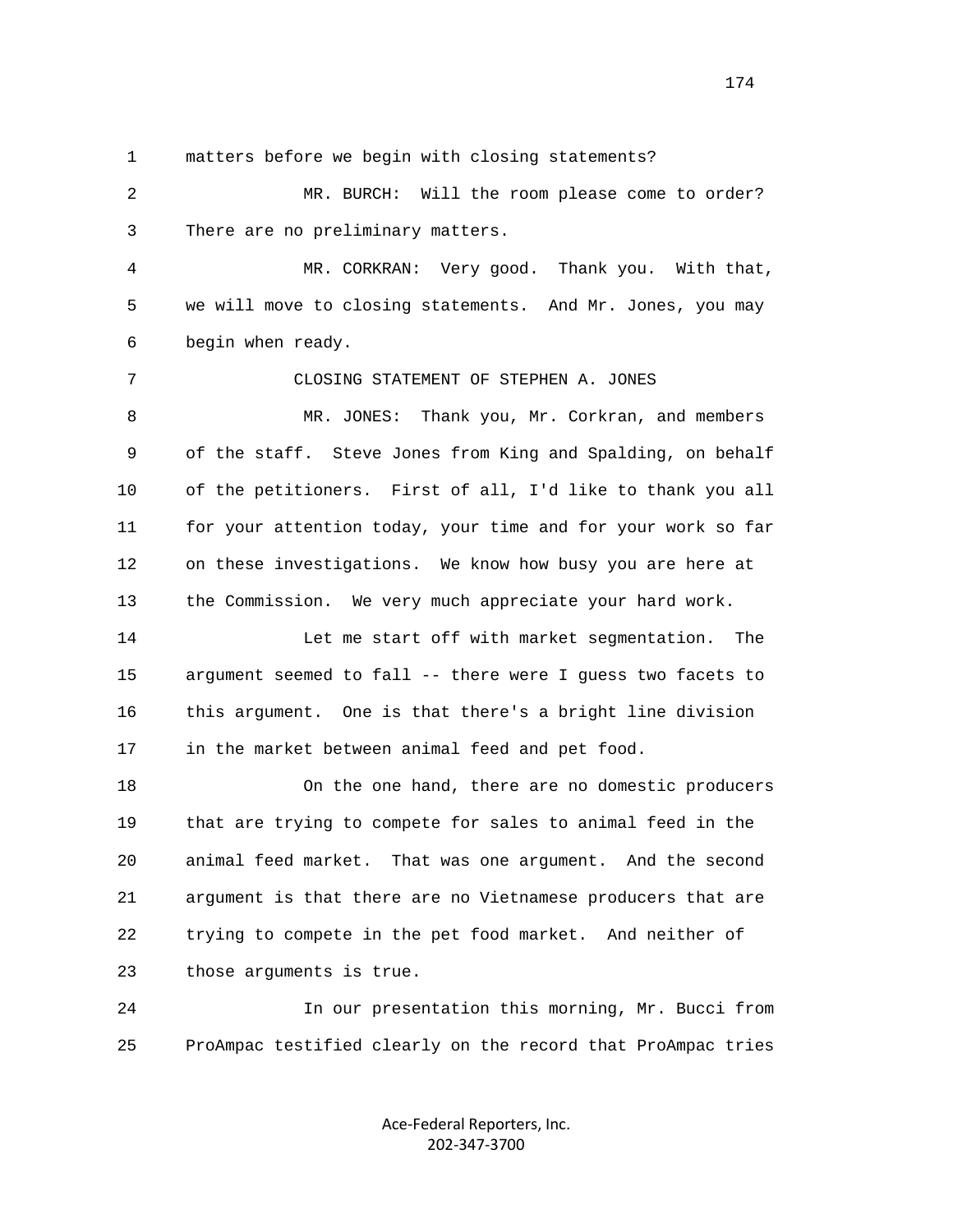matters before we begin with closing statements?

MR. BURCH: Will the room please come to order? There are no preliminary matters.

MR. CORKRAN: Very good. Thank you. With that, we will move to closing statements. And Mr. Jones, you may begin when ready.

CLOSING STATEMENT OF STEPHEN A. JONES

MR. JONES: Thank you, Mr. Corkran, and members of the staff. Steve Jones from King and Spalding, on behalf of the petitioners. First of all, I'd like to thank you all for your attention today, your time and for your work so far on these investigations. We know how busy you are here at the Commission. We very much appreciate your hard work.

Let me start off with market segmentation. The argument seemed to fall -- there were I guess two facets to this argument. One is that there's a bright line division in the market between animal feed and pet food.

On the one hand, there are no domestic producers that are trying to compete for sales to animal feed in the animal feed market. That was one argument. And the second argument is that there are no Vietnamese producers that are trying to compete in the pet food market. And neither of those arguments is true.

In our presentation this morning, Mr. Bucci from ProAmpac testified clearly on the record that ProAmpac tries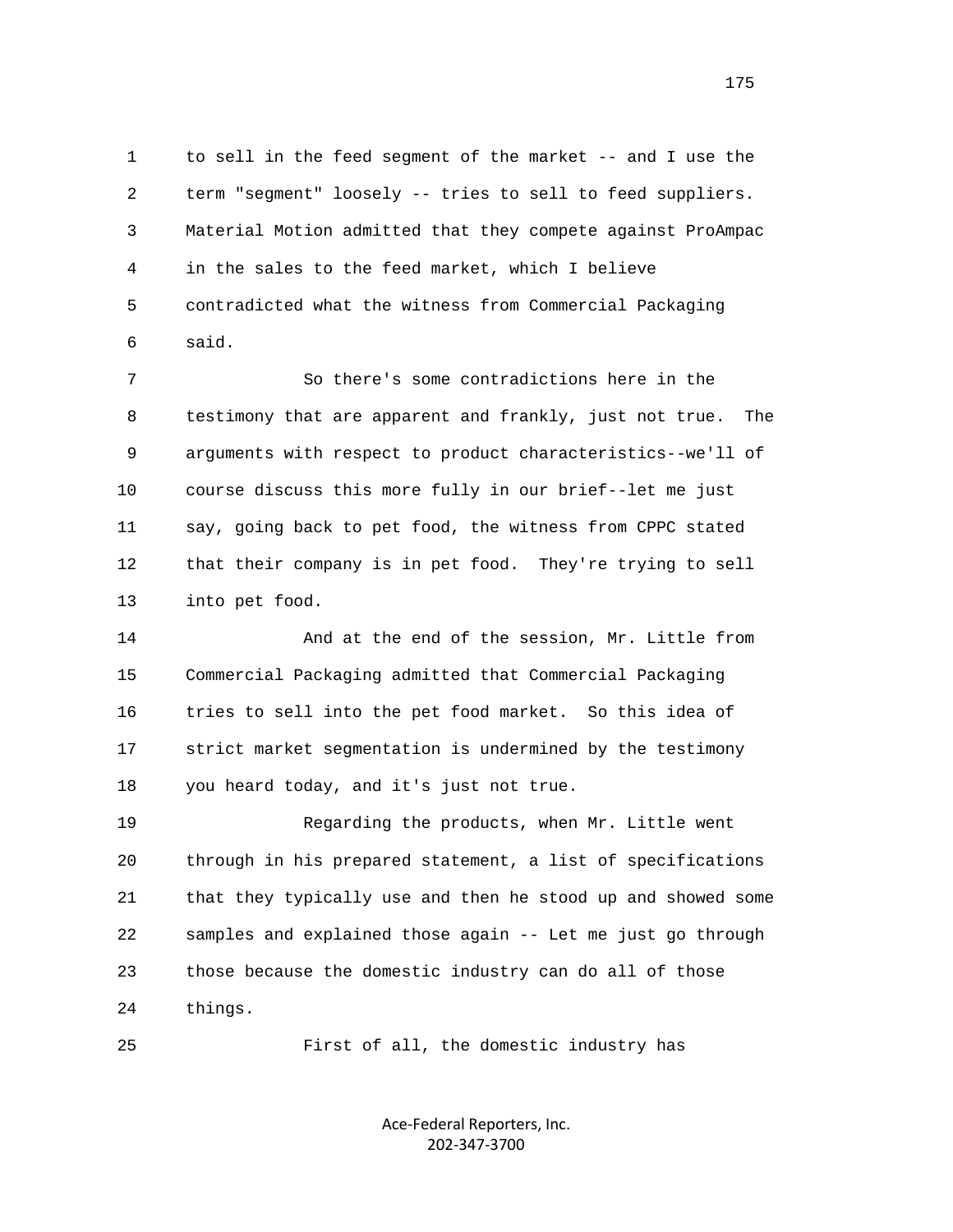to sell in the feed segment of the market -- and I use the term "segment" loosely -- tries to sell to feed suppliers. Material Motion admitted that they compete against ProAmpac in the sales to the feed market, which I believe contradicted what the witness from Commercial Packaging said.

So there's some contradictions here in the testimony that are apparent and frankly, just not true. The arguments with respect to product characteristics--we'll of course discuss this more fully in our brief--let me just say, going back to pet food, the witness from CPPC stated that their company is in pet food. They're trying to sell into pet food.

And at the end of the session, Mr. Little from Commercial Packaging admitted that Commercial Packaging tries to sell into the pet food market. So this idea of strict market segmentation is undermined by the testimony you heard today, and it's just not true.

Regarding the products, when Mr. Little went through in his prepared statement, a list of specifications that they typically use and then he stood up and showed some samples and explained those again -- Let me just go through those because the domestic industry can do all of those things.

First of all, the domestic industry has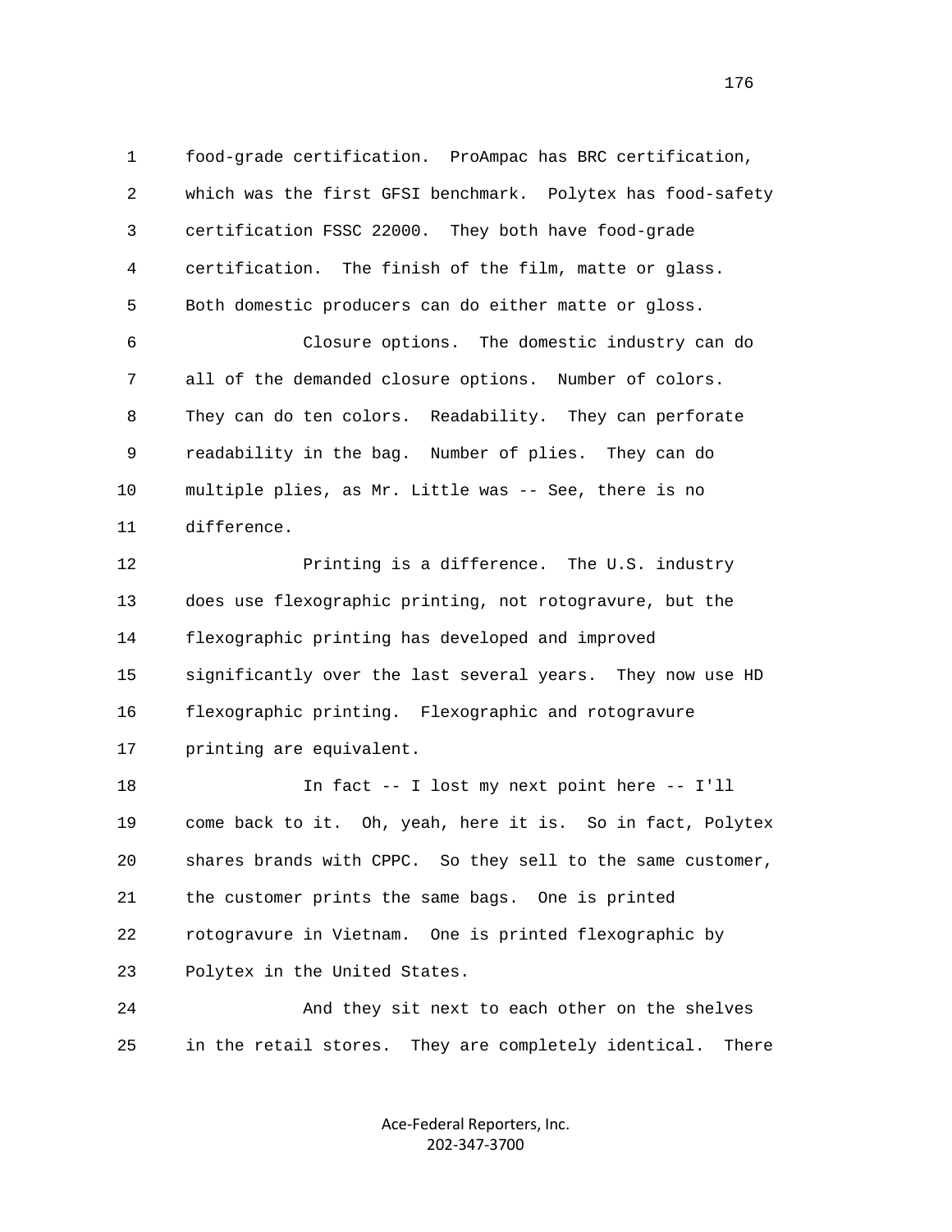food-grade certification. ProAmpac has BRC certification, which was the first GFSI benchmark. Polytex has food-safety certification FSSC 22000. They both have food-grade certification. The finish of the film, matte or glass. Both domestic producers can do either matte or gloss.

Closure options. The domestic industry can do all of the demanded closure options. Number of colors. They can do ten colors. Readability. They can perforate readability in the bag. Number of plies. They can do multiple plies, as Mr. Little was -- See, there is no difference.

Printing is a difference. The U.S. industry does use flexographic printing, not rotogravure, but the flexographic printing has developed and improved significantly over the last several years. They now use HD flexographic printing. Flexographic and rotogravure printing are equivalent.

In fact -- I lost my next point here -- I'll come back to it. Oh, yeah, here it is. So in fact, Polytex shares brands with CPPC. So they sell to the same customer, the customer prints the same bags. One is printed rotogravure in Vietnam. One is printed flexographic by Polytex in the United States.

And they sit next to each other on the shelves in the retail stores. They are completely identical. There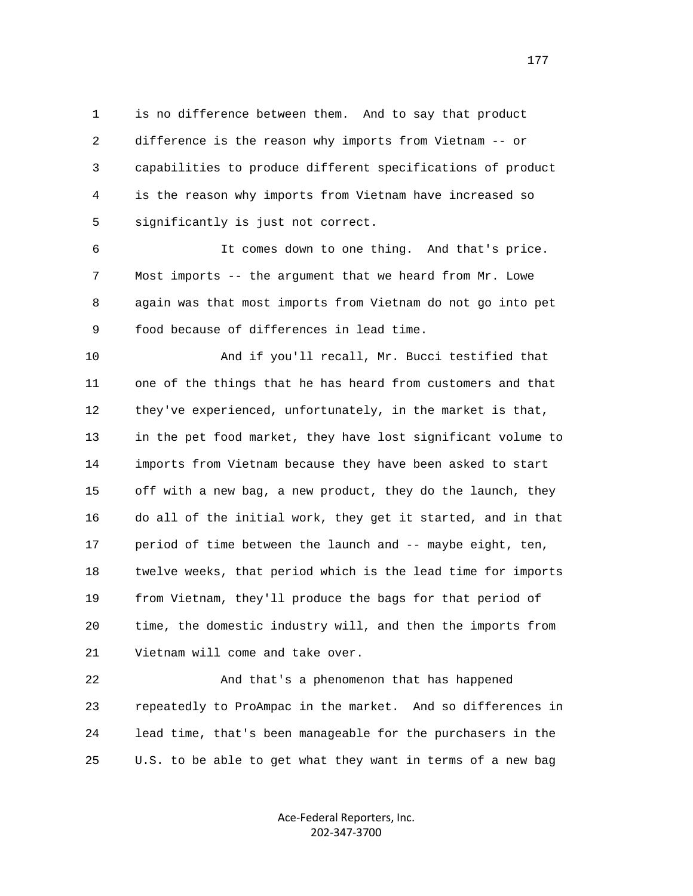is no difference between them. And to say that product difference is the reason why imports from Vietnam -- or capabilities to produce different specifications of product is the reason why imports from Vietnam have increased so significantly is just not correct.

It comes down to one thing. And that's price. Most imports -- the argument that we heard from Mr. Lowe again was that most imports from Vietnam do not go into pet food because of differences in lead time.

And if you'll recall, Mr. Bucci testified that one of the things that he has heard from customers and that they've experienced, unfortunately, in the market is that, in the pet food market, they have lost significant volume to imports from Vietnam because they have been asked to start off with a new bag, a new product, they do the launch, they do all of the initial work, they get it started, and in that period of time between the launch and -- maybe eight, ten, twelve weeks, that period which is the lead time for imports from Vietnam, they'll produce the bags for that period of time, the domestic industry will, and then the imports from Vietnam will come and take over.

And that's a phenomenon that has happened repeatedly to ProAmpac in the market. And so differences in lead time, that's been manageable for the purchasers in the U.S. to be able to get what they want in terms of a new bag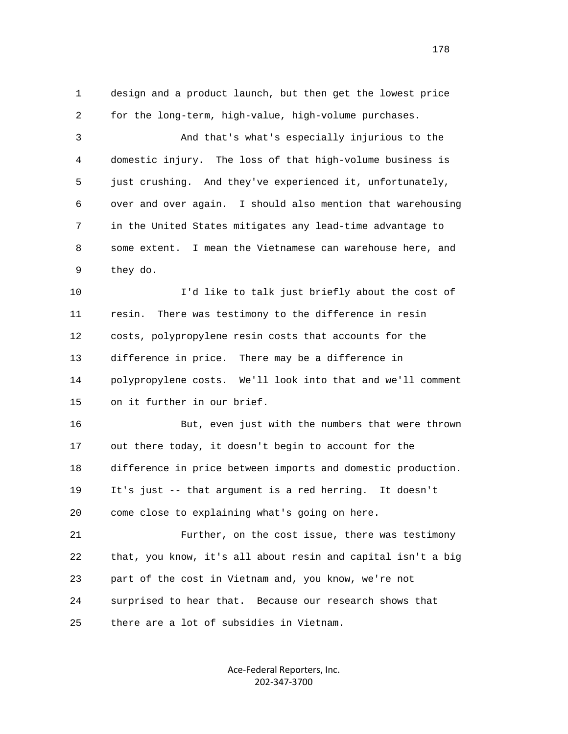design and a product launch, but then get the lowest price for the long-term, high-value, high-volume purchases.

And that's what's especially injurious to the domestic injury. The loss of that high-volume business is just crushing. And they've experienced it, unfortunately, over and over again. I should also mention that warehousing in the United States mitigates any lead-time advantage to some extent. I mean the Vietnamese can warehouse here, and they do.

I'd like to talk just briefly about the cost of resin. There was testimony to the difference in resin costs, polypropylene resin costs that accounts for the difference in price. There may be a difference in polypropylene costs. We'll look into that and we'll comment on it further in our brief.

But, even just with the numbers that were thrown out there today, it doesn't begin to account for the difference in price between imports and domestic production. It's just -- that argument is a red herring. It doesn't come close to explaining what's going on here.

Further, on the cost issue, there was testimony that, you know, it's all about resin and capital isn't a big part of the cost in Vietnam and, you know, we're not surprised to hear that. Because our research shows that there are a lot of subsidies in Vietnam.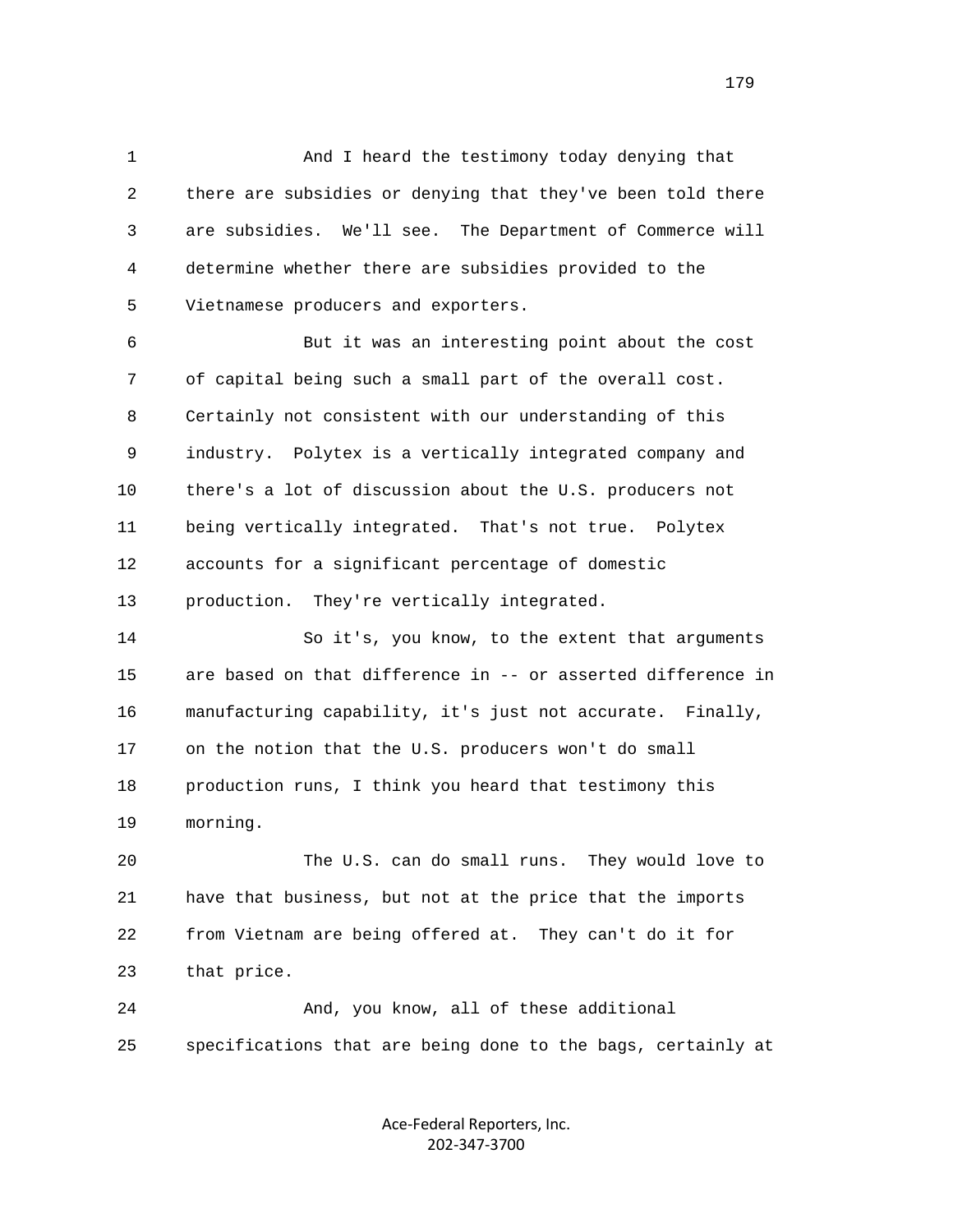And I heard the testimony today denying that there are subsidies or denying that they've been told there are subsidies. We'll see. The Department of Commerce will determine whether there are subsidies provided to the Vietnamese producers and exporters.

But it was an interesting point about the cost of capital being such a small part of the overall cost. Certainly not consistent with our understanding of this industry. Polytex is a vertically integrated company and there's a lot of discussion about the U.S. producers not being vertically integrated. That's not true. Polytex accounts for a significant percentage of domestic production. They're vertically integrated.

So it's, you know, to the extent that arguments are based on that difference in -- or asserted difference in manufacturing capability, it's just not accurate. Finally, on the notion that the U.S. producers won't do small production runs, I think you heard that testimony this morning.

The U.S. can do small runs. They would love to have that business, but not at the price that the imports from Vietnam are being offered at. They can't do it for that price.

And, you know, all of these additional specifications that are being done to the bags, certainly at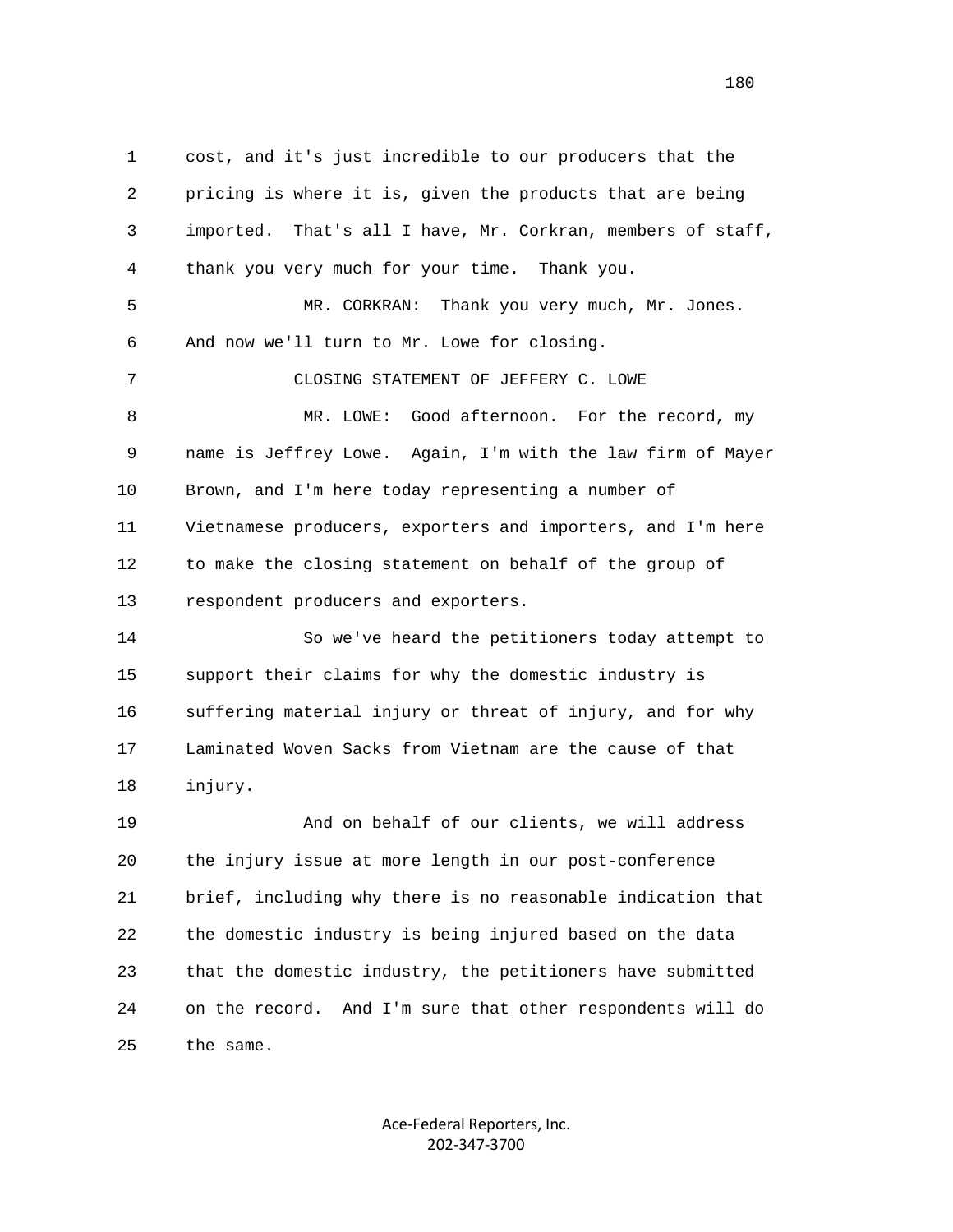1 cost, and it's just incredible to our producers that the
2 pricing is where it is, given the products that are being
3 imported. That's all I have, Mr. Corkran, members of staff,
4 thank you very much for your time. Thank you.
5 MR. CORKRAN: Thank you very much, Mr. Jones.
6 And now we'll turn to Mr. Lowe for closing.
7 CLOSING STATEMENT OF JEFFERY C. LOWE
8 MR. LOWE: Good afternoon. For the record, my
9 name is Jeffrey Lowe. Again, I'm with the law firm of Mayer
10 Brown, and I'm here today representing a number of
11 Vietnamese producers, exporters and importers, and I'm here
12 to make the closing statement on behalf of the group of
13 respondent producers and exporters.
14 So we've heard the petitioners today attempt to
15 support their claims for why the domestic industry is
16 suffering material injury or threat of injury, and for why
17 Laminated Woven Sacks from Vietnam are the cause of that
18 injury.
19 And on behalf of our clients, we will address
20 the injury issue at more length in our post-conference
21 brief, including why there is no reasonable indication that
22 the domestic industry is being injured based on the data
23 that the domestic industry, the petitioners have submitted
24 on the record. And I'm sure that other respondents will do
25 the same.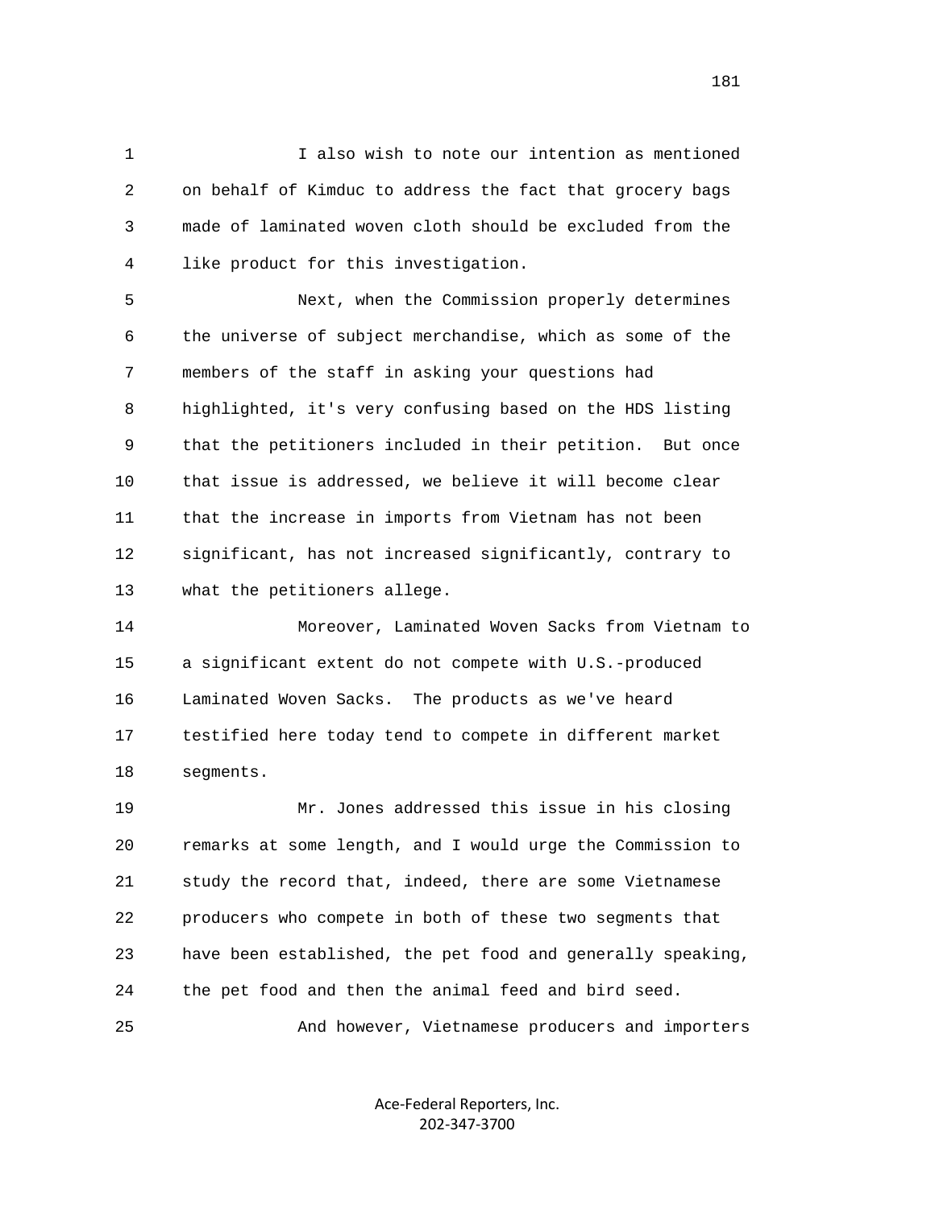I also wish to note our intention as mentioned on behalf of Kimduc to address the fact that grocery bags made of laminated woven cloth should be excluded from the like product for this investigation.

Next, when the Commission properly determines the universe of subject merchandise, which as some of the members of the staff in asking your questions had highlighted, it's very confusing based on the HDS listing that the petitioners included in their petition. But once that issue is addressed, we believe it will become clear that the increase in imports from Vietnam has not been significant, has not increased significantly, contrary to what the petitioners allege.

Moreover, Laminated Woven Sacks from Vietnam to a significant extent do not compete with U.S.-produced Laminated Woven Sacks. The products as we've heard testified here today tend to compete in different market segments.

Mr. Jones addressed this issue in his closing remarks at some length, and I would urge the Commission to study the record that, indeed, there are some Vietnamese producers who compete in both of these two segments that have been established, the pet food and generally speaking, the pet food and then the animal feed and bird seed.

And however, Vietnamese producers and importers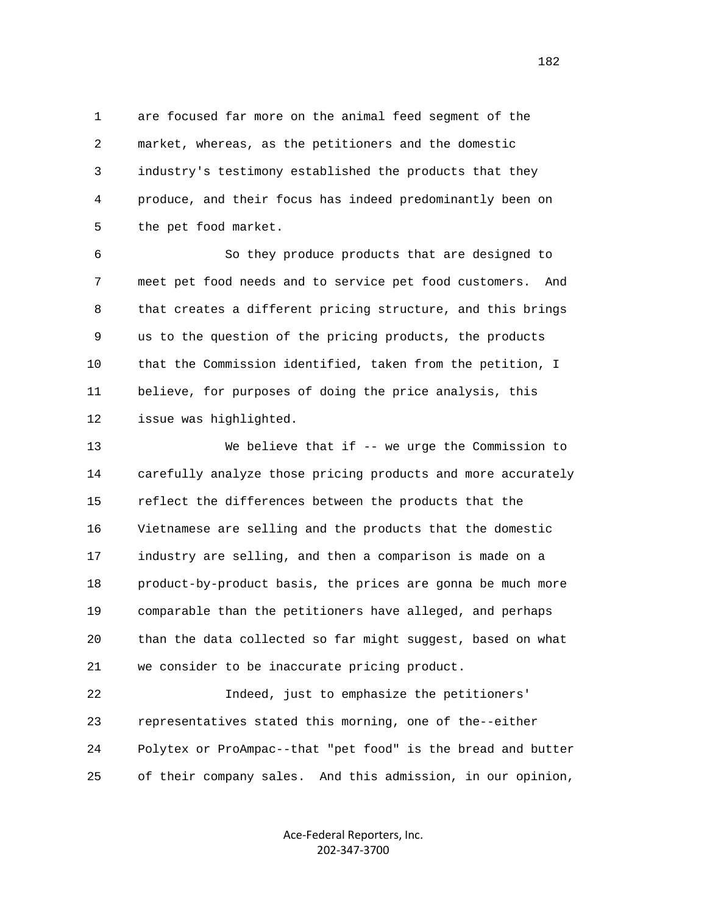are focused far more on the animal feed segment of the market, whereas, as the petitioners and the domestic industry's testimony established the products that they produce, and their focus has indeed predominantly been on the pet food market.

So they produce products that are designed to meet pet food needs and to service pet food customers. And that creates a different pricing structure, and this brings us to the question of the pricing products, the products that the Commission identified, taken from the petition, I believe, for purposes of doing the price analysis, this issue was highlighted.

We believe that if -- we urge the Commission to carefully analyze those pricing products and more accurately reflect the differences between the products that the Vietnamese are selling and the products that the domestic industry are selling, and then a comparison is made on a product-by-product basis, the prices are gonna be much more comparable than the petitioners have alleged, and perhaps than the data collected so far might suggest, based on what we consider to be inaccurate pricing product.

Indeed, just to emphasize the petitioners' representatives stated this morning, one of the--either Polytex or ProAmpac--that "pet food" is the bread and butter of their company sales. And this admission, in our opinion,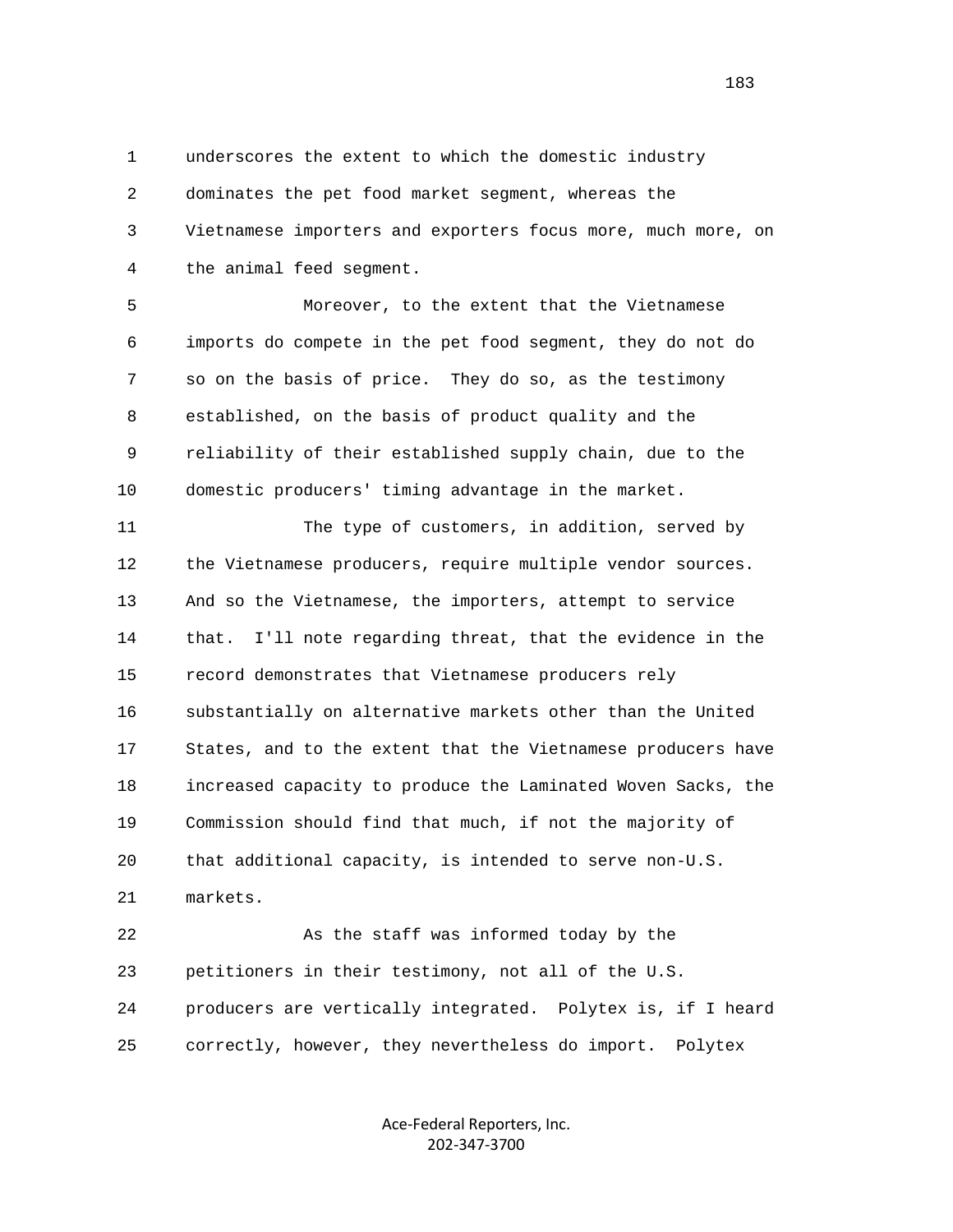1 underscores the extent to which the domestic industry
2 dominates the pet food market segment, whereas the
3 Vietnamese importers and exporters focus more, much more, on
4 the animal feed segment.

5 Moreover, to the extent that the Vietnamese
6 imports do compete in the pet food segment, they do not do
7 so on the basis of price. They do so, as the testimony
8 established, on the basis of product quality and the
9 reliability of their established supply chain, due to the
10 domestic producers' timing advantage in the market.

11 The type of customers, in addition, served by
12 the Vietnamese producers, require multiple vendor sources.
13 And so the Vietnamese, the importers, attempt to service
14 that. I'll note regarding threat, that the evidence in the
15 record demonstrates that Vietnamese producers rely
16 substantially on alternative markets other than the United
17 States, and to the extent that the Vietnamese producers have
18 increased capacity to produce the Laminated Woven Sacks, the
19 Commission should find that much, if not the majority of
20 that additional capacity, is intended to serve non-U.S.
21 markets.

22 As the staff was informed today by the
23 petitioners in their testimony, not all of the U.S.
24 producers are vertically integrated. Polytex is, if I heard
25 correctly, however, they nevertheless do import. Polytex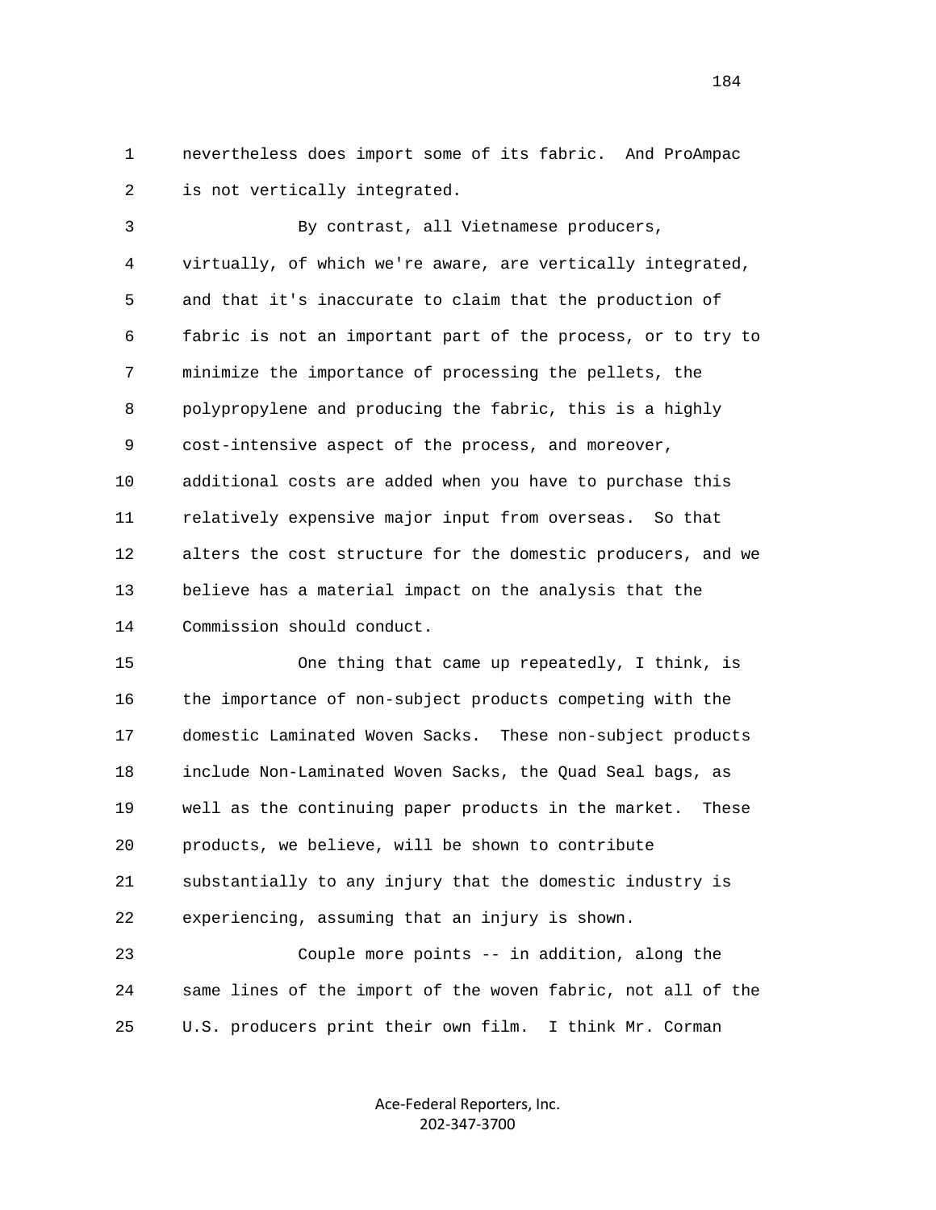1 nevertheless does import some of its fabric. And ProAmpac
2 is not vertically integrated.

3 By contrast, all Vietnamese producers,
4 virtually, of which we're aware, are vertically integrated,
5 and that it's inaccurate to claim that the production of
6 fabric is not an important part of the process, or to try to
7 minimize the importance of processing the pellets, the
8 polypropylene and producing the fabric, this is a highly
9 cost-intensive aspect of the process, and moreover,
10 additional costs are added when you have to purchase this
11 relatively expensive major input from overseas. So that
12 alters the cost structure for the domestic producers, and we
13 believe has a material impact on the analysis that the
14 Commission should conduct.

15 One thing that came up repeatedly, I think, is
16 the importance of non-subject products competing with the
17 domestic Laminated Woven Sacks. These non-subject products
18 include Non-Laminated Woven Sacks, the Quad Seal bags, as
19 well as the continuing paper products in the market. These
20 products, we believe, will be shown to contribute
21 substantially to any injury that the domestic industry is
22 experiencing, assuming that an injury is shown.

23 Couple more points -- in addition, along the
24 same lines of the import of the woven fabric, not all of the
25 U.S. producers print their own film. I think Mr. Corman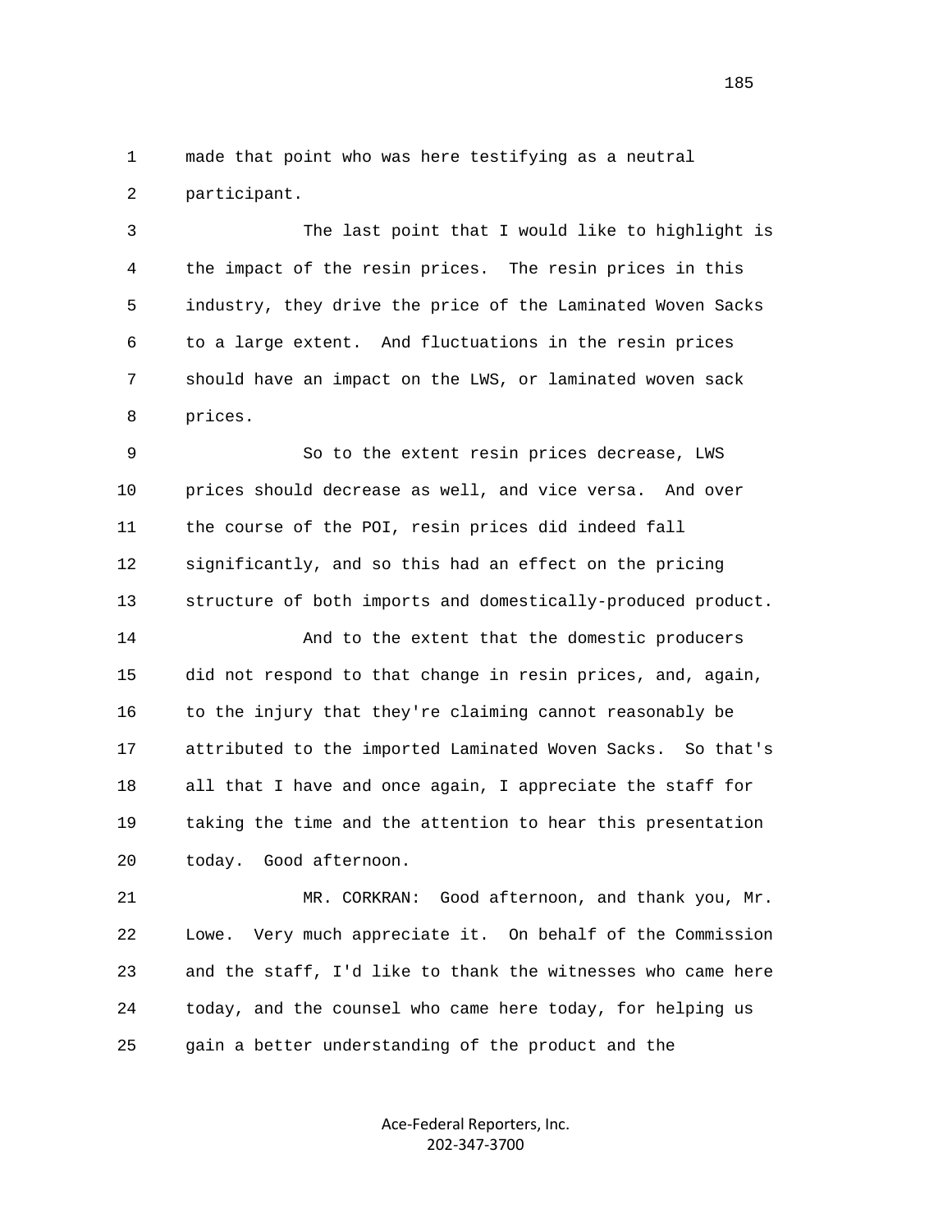made that point who was here testifying as a neutral participant.

The last point that I would like to highlight is the impact of the resin prices. The resin prices in this industry, they drive the price of the Laminated Woven Sacks to a large extent. And fluctuations in the resin prices should have an impact on the LWS, or laminated woven sack prices.

So to the extent resin prices decrease, LWS prices should decrease as well, and vice versa. And over the course of the POI, resin prices did indeed fall significantly, and so this had an effect on the pricing structure of both imports and domestically-produced product.

And to the extent that the domestic producers did not respond to that change in resin prices, and, again, to the injury that they're claiming cannot reasonably be attributed to the imported Laminated Woven Sacks. So that's all that I have and once again, I appreciate the staff for taking the time and the attention to hear this presentation today. Good afternoon.

MR. CORKRAN: Good afternoon, and thank you, Mr. Lowe. Very much appreciate it. On behalf of the Commission and the staff, I'd like to thank the witnesses who came here today, and the counsel who came here today, for helping us gain a better understanding of the product and the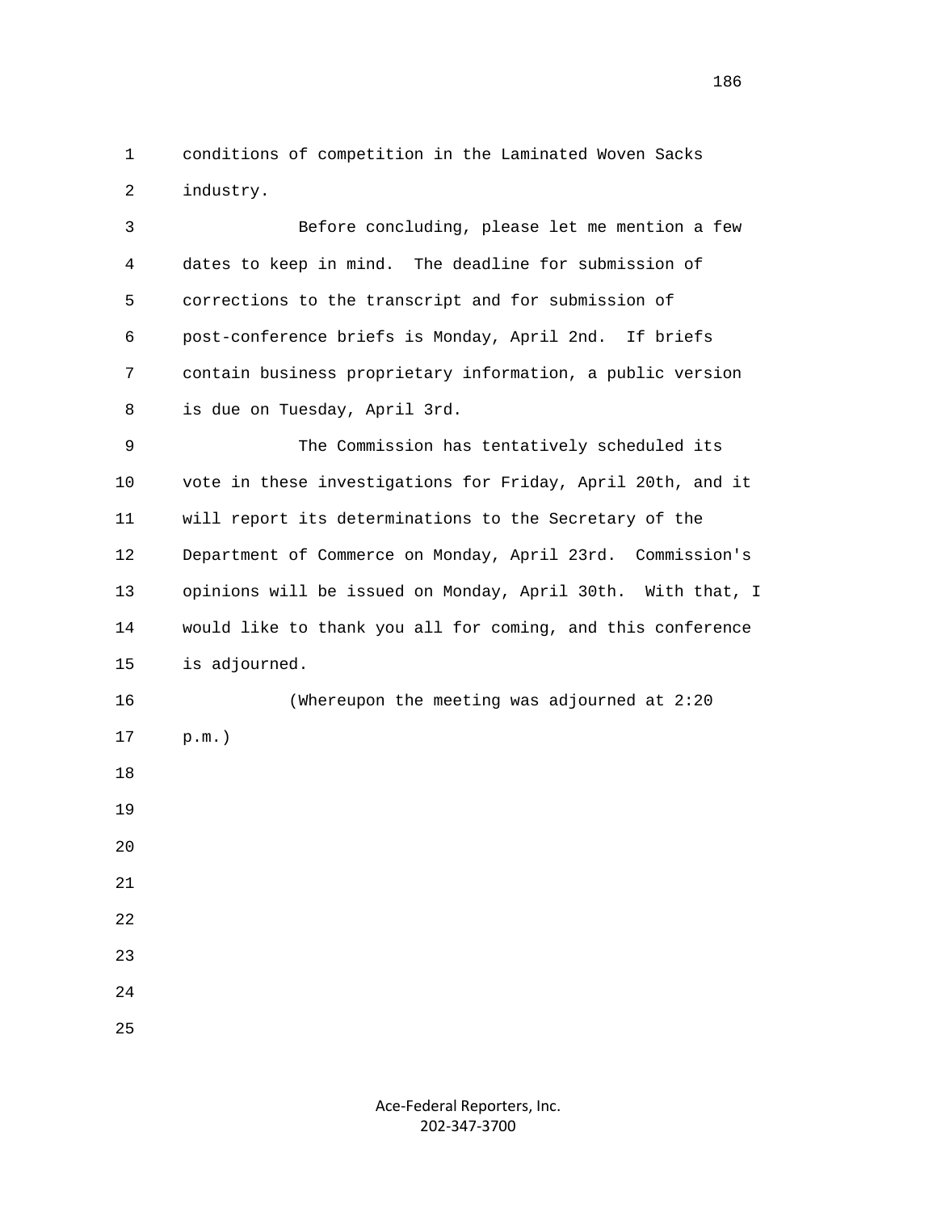conditions of competition in the Laminated Woven Sacks industry.

Before concluding, please let me mention a few dates to keep in mind. The deadline for submission of corrections to the transcript and for submission of post-conference briefs is Monday, April 2nd. If briefs contain business proprietary information, a public version is due on Tuesday, April 3rd.

The Commission has tentatively scheduled its vote in these investigations for Friday, April 20th, and it will report its determinations to the Secretary of the Department of Commerce on Monday, April 23rd. Commission's opinions will be issued on Monday, April 30th. With that, I would like to thank you all for coming, and this conference is adjourned.

(Whereupon the meeting was adjourned at 2:20 p.m.)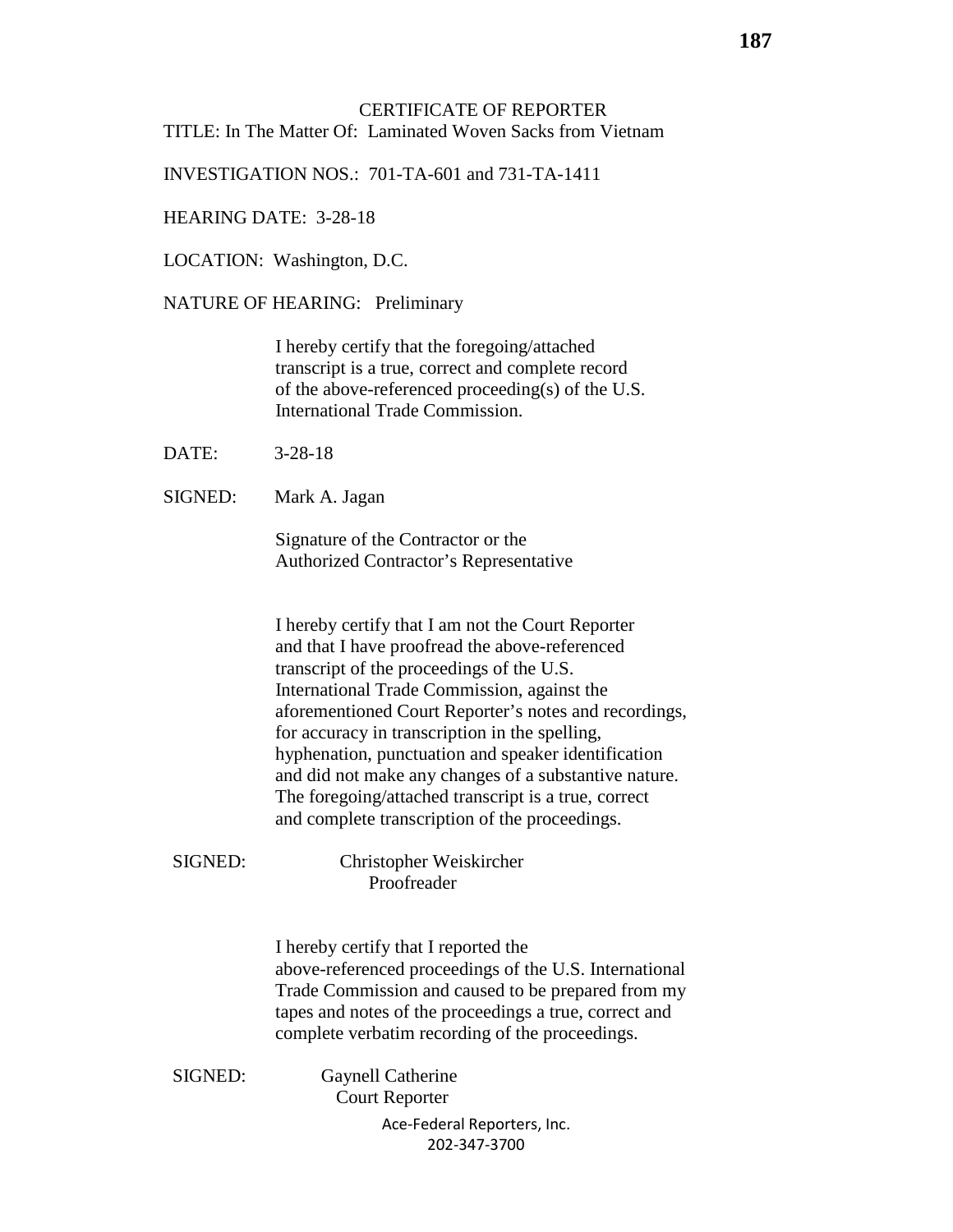# CERTIFICATE OF REPORTER

TITLE: In The Matter Of: Laminated Woven Sacks from Vietnam

INVESTIGATION NOS.: 701-TA-601 and 731-TA-1411

HEARING DATE: 3-28-18

LOCATION: Washington, D.C.

NATURE OF HEARING: Preliminary

I hereby certify that the foregoing/attached transcript is a true, correct and complete record of the above-referenced proceeding(s) of the U.S. International Trade Commission.

DATE: 3-28-18

SIGNED: Mark A. Jagan

Signature of the Contractor or the Authorized Contractor's Representative

I hereby certify that I am not the Court Reporter and that I have proofread the above-referenced transcript of the proceedings of the U.S. International Trade Commission, against the aforementioned Court Reporter's notes and recordings, for accuracy in transcription in the spelling, hyphenation, punctuation and speaker identification and did not make any changes of a substantive nature. The foregoing/attached transcript is a true, correct and complete transcription of the proceedings.

SIGNED: Christopher Weiskircher
Proofreader

I hereby certify that I reported the above-referenced proceedings of the U.S. International Trade Commission and caused to be prepared from my tapes and notes of the proceedings a true, correct and complete verbatim recording of the proceedings.

SIGNED: Gaynell Catherine
Court Reporter